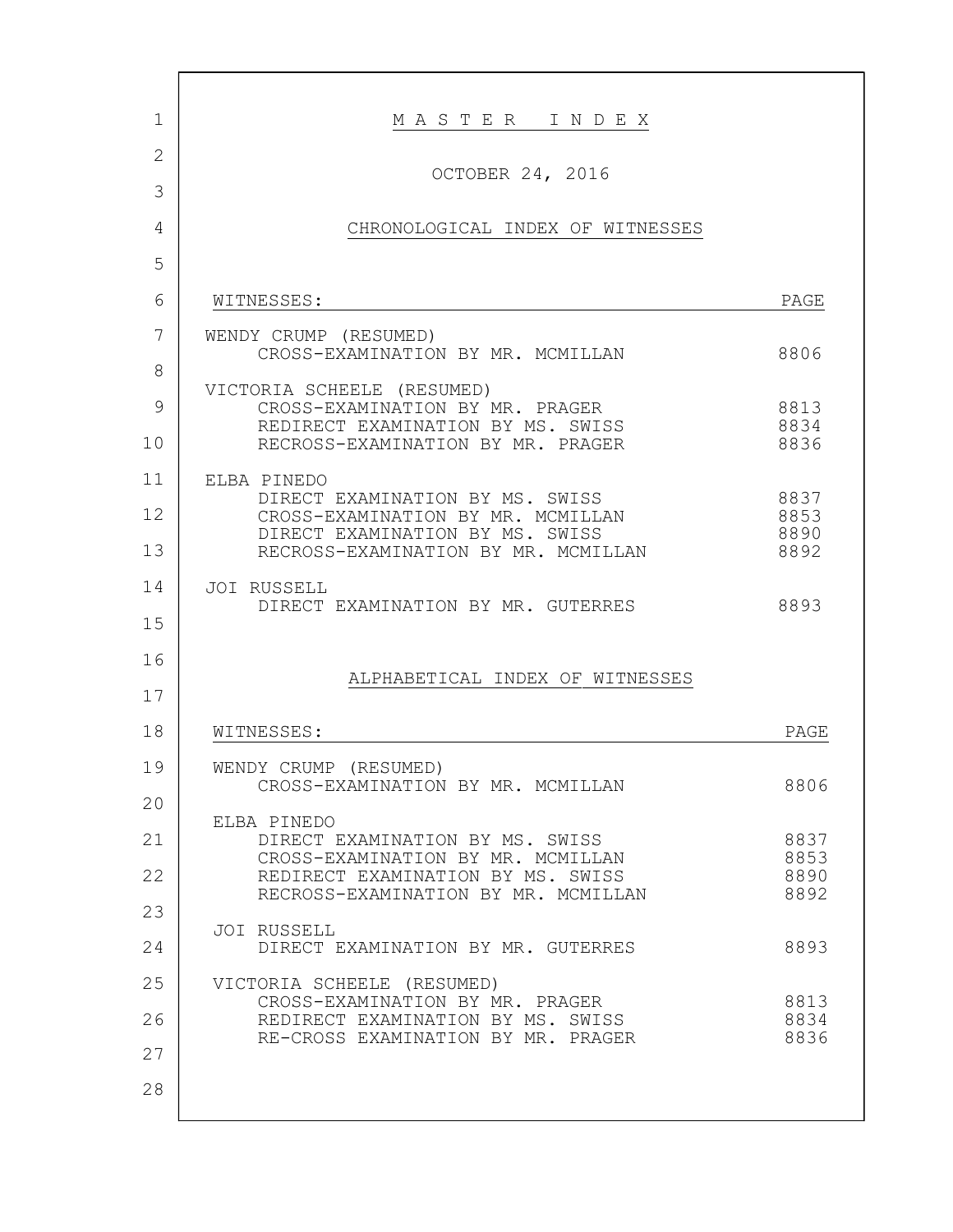# MASTER INDEX

OCTOBER 24, 2016

## CHRONOLOGICAL INDEX OF WITNESSES

| WITNESSES: | PAGE |
| --- | --- |
| WENDY CRUMP (RESUMED) | |
| CROSS-EXAMINATION BY MR. MCMILLAN | 8806 |
| VICTORIA SCHEELE (RESUMED) | |
| CROSS-EXAMINATION BY MR. PRAGER | 8813 |
| REDIRECT EXAMINATION BY MS. SWISS | 8834 |
| RECROSS-EXAMINATION BY MR. PRAGER | 8836 |
| ELBA PINEDO | |
| DIRECT EXAMINATION BY MS. SWISS | 8837 |
| CROSS-EXAMINATION BY MR. MCMILLAN | 8853 |
| DIRECT EXAMINATION BY MS. SWISS | 8890 |
| RECROSS-EXAMINATION BY MR. MCMILLAN | 8892 |
| JOI RUSSELL | |
| DIRECT EXAMINATION BY MR. GUTERRES | 8893 |

## ALPHABETICAL INDEX OF WITNESSES

| WITNESSES: | PAGE |
| --- | --- |
| WENDY CRUMP (RESUMED) | |
| CROSS-EXAMINATION BY MR. MCMILLAN | 8806 |
| ELBA PINEDO | |
| DIRECT EXAMINATION BY MS. SWISS | 8837 |
| CROSS-EXAMINATION BY MR. MCMILLAN | 8853 |
| REDIRECT EXAMINATION BY MS. SWISS | 8890 |
| RECROSS-EXAMINATION BY MR. MCMILLAN | 8892 |
| JOI RUSSELL | |
| DIRECT EXAMINATION BY MR. GUTERRES | 8893 |
| VICTORIA SCHEELE (RESUMED) | |
| CROSS-EXAMINATION BY MR. PRAGER | 8813 |
| REDIRECT EXAMINATION BY MS. SWISS | 8834 |
| RE-CROSS EXAMINATION BY MR. PRAGER | 8836 |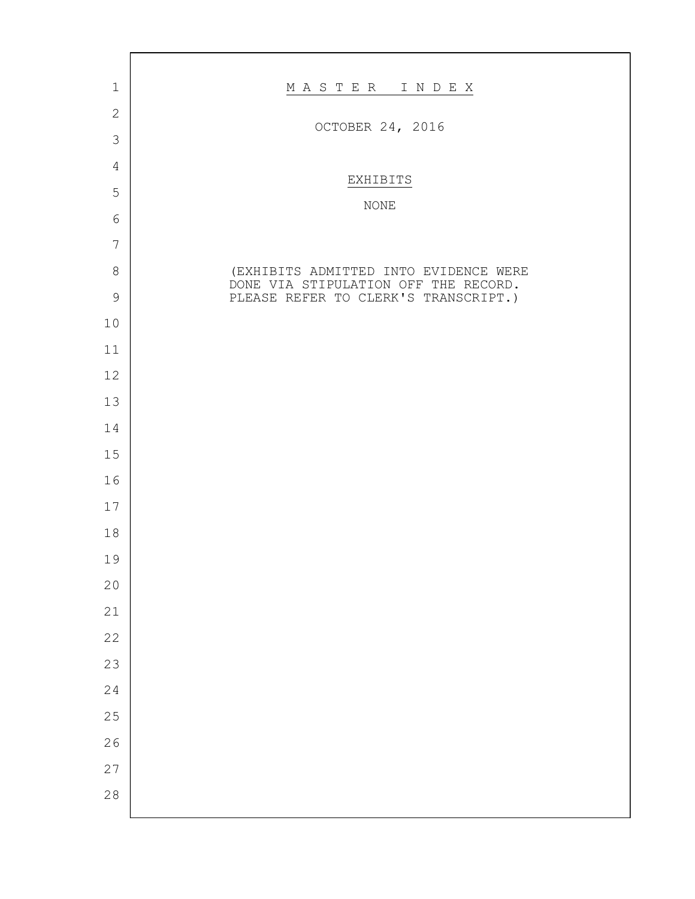# MASTER INDEX

OCTOBER 24, 2016

## EXHIBITS

NONE

(EXHIBITS ADMITTED INTO EVIDENCE WERE DONE VIA STIPULATION OFF THE RECORD. PLEASE REFER TO CLERK'S TRANSCRIPT.)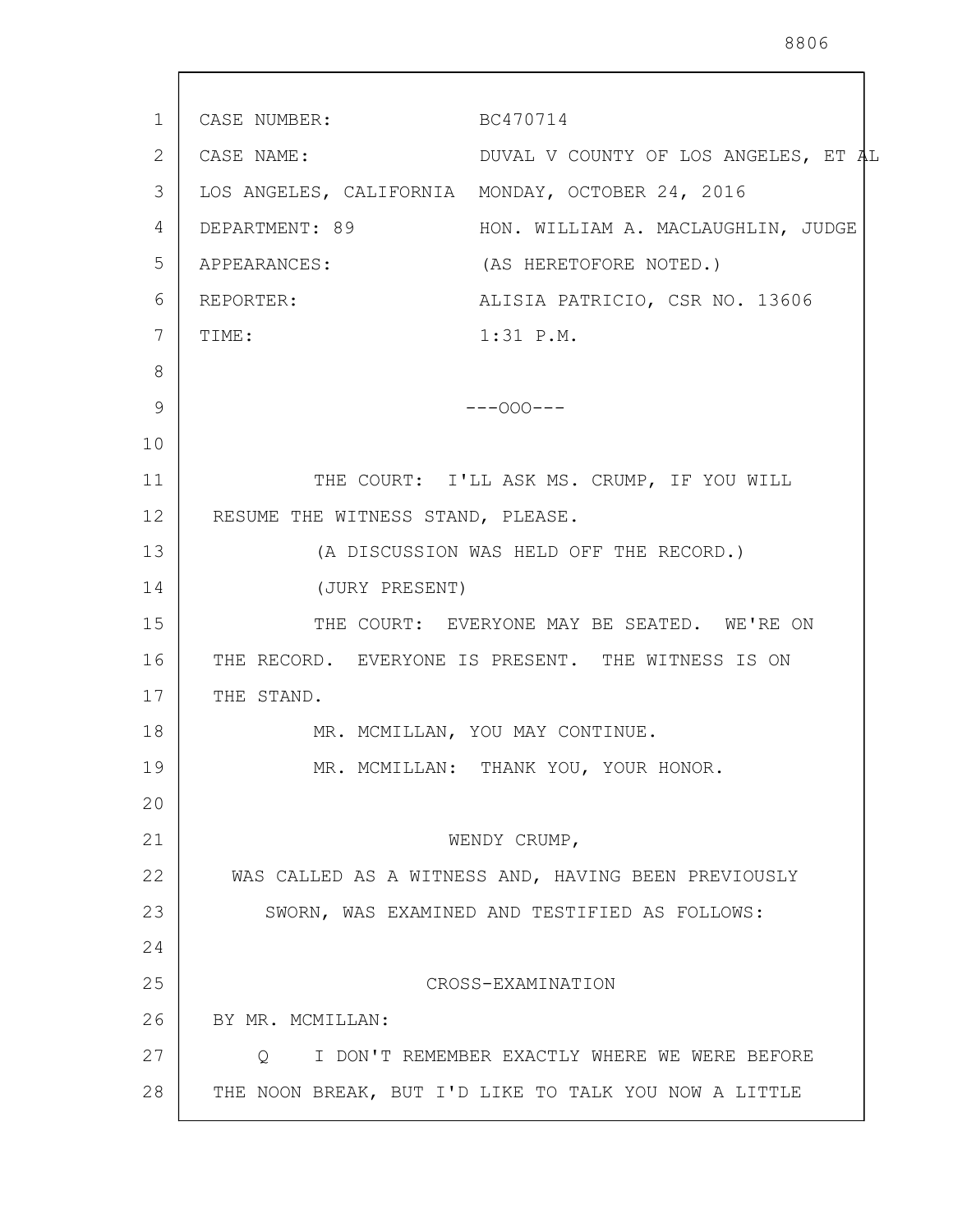CASE NUMBER: BC470714

CASE NAME: DUVAL V COUNTY OF LOS ANGELES, ET AL

LOS ANGELES, CALIFORNIA MONDAY, OCTOBER 24, 2016

DEPARTMENT: 89 HON. WILLIAM A. MACLAUGHLIN, JUDGE

APPEARANCES: (AS HERETOFORE NOTED.)

REPORTER: ALISIA PATRICIO, CSR NO. 13606

TIME: 1:31 P.M.

---OOO---

THE COURT: I'LL ASK MS. CRUMP, IF YOU WILL RESUME THE WITNESS STAND, PLEASE.

(A DISCUSSION WAS HELD OFF THE RECORD.)

(JURY PRESENT)

THE COURT: EVERYONE MAY BE SEATED. WE'RE ON THE RECORD. EVERYONE IS PRESENT. THE WITNESS IS ON THE STAND.

MR. MCMILLAN, YOU MAY CONTINUE.

MR. MCMILLAN: THANK YOU, YOUR HONOR.

WENDY CRUMP,

WAS CALLED AS A WITNESS AND, HAVING BEEN PREVIOUSLY SWORN, WAS EXAMINED AND TESTIFIED AS FOLLOWS:

CROSS-EXAMINATION

BY MR. MCMILLAN:

Q I DON'T REMEMBER EXACTLY WHERE WE WERE BEFORE THE NOON BREAK, BUT I'D LIKE TO TALK YOU NOW A LITTLE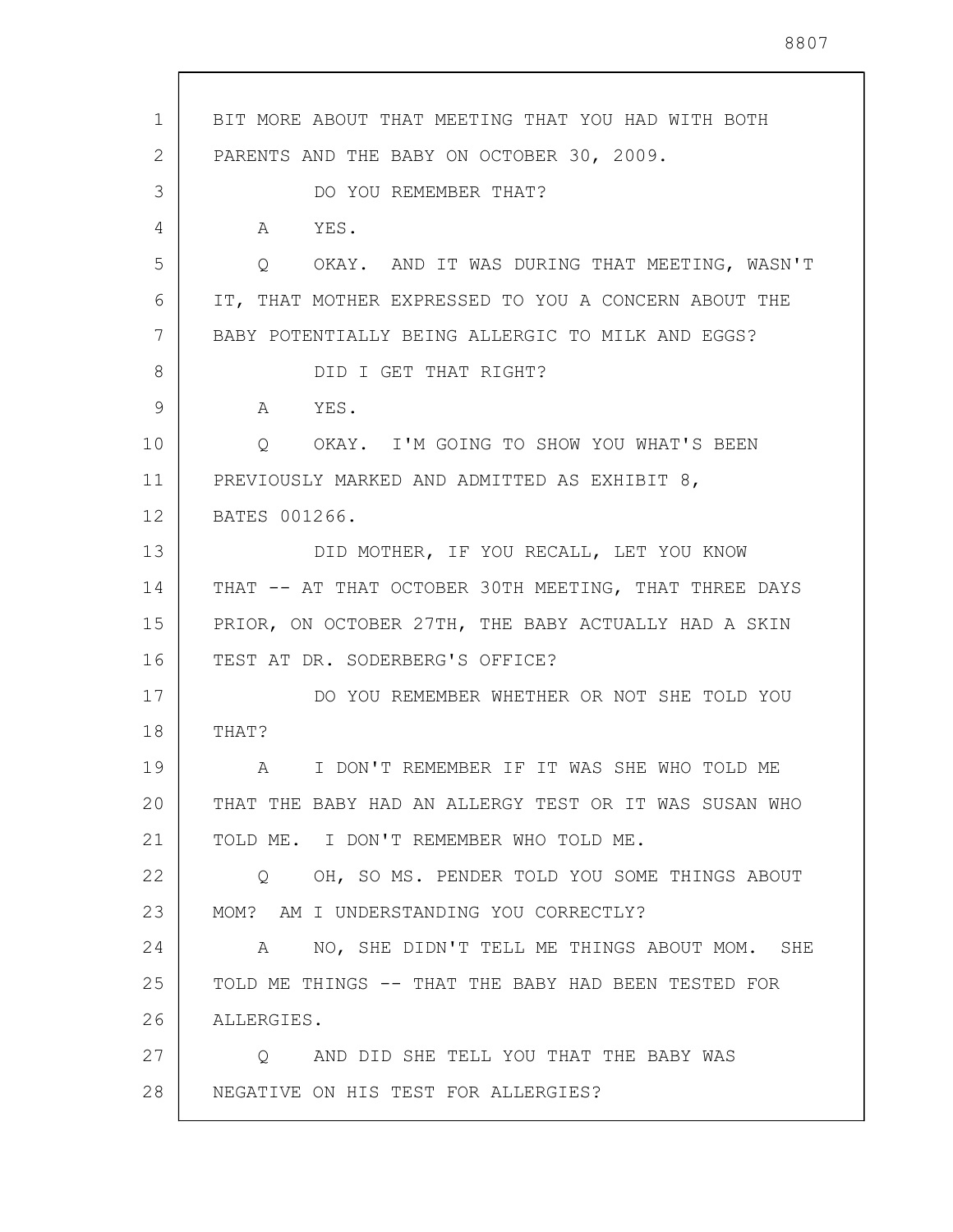BIT MORE ABOUT THAT MEETING THAT YOU HAD WITH BOTH PARENTS AND THE BABY ON OCTOBER 30, 2009.

DO YOU REMEMBER THAT?

A YES.

Q OKAY. AND IT WAS DURING THAT MEETING, WASN'T IT, THAT MOTHER EXPRESSED TO YOU A CONCERN ABOUT THE BABY POTENTIALLY BEING ALLERGIC TO MILK AND EGGS?

DID I GET THAT RIGHT?

A YES.

Q OKAY. I'M GOING TO SHOW YOU WHAT'S BEEN PREVIOUSLY MARKED AND ADMITTED AS EXHIBIT 8, BATES 001266.

DID MOTHER, IF YOU RECALL, LET YOU KNOW THAT -- AT THAT OCTOBER 30TH MEETING, THAT THREE DAYS PRIOR, ON OCTOBER 27TH, THE BABY ACTUALLY HAD A SKIN TEST AT DR. SODERBERG'S OFFICE?

DO YOU REMEMBER WHETHER OR NOT SHE TOLD YOU THAT?

A I DON'T REMEMBER IF IT WAS SHE WHO TOLD ME THAT THE BABY HAD AN ALLERGY TEST OR IT WAS SUSAN WHO TOLD ME. I DON'T REMEMBER WHO TOLD ME.

Q OH, SO MS. PENDER TOLD YOU SOME THINGS ABOUT MOM? AM I UNDERSTANDING YOU CORRECTLY?

A NO, SHE DIDN'T TELL ME THINGS ABOUT MOM. SHE TOLD ME THINGS -- THAT THE BABY HAD BEEN TESTED FOR ALLERGIES.

Q AND DID SHE TELL YOU THAT THE BABY WAS NEGATIVE ON HIS TEST FOR ALLERGIES?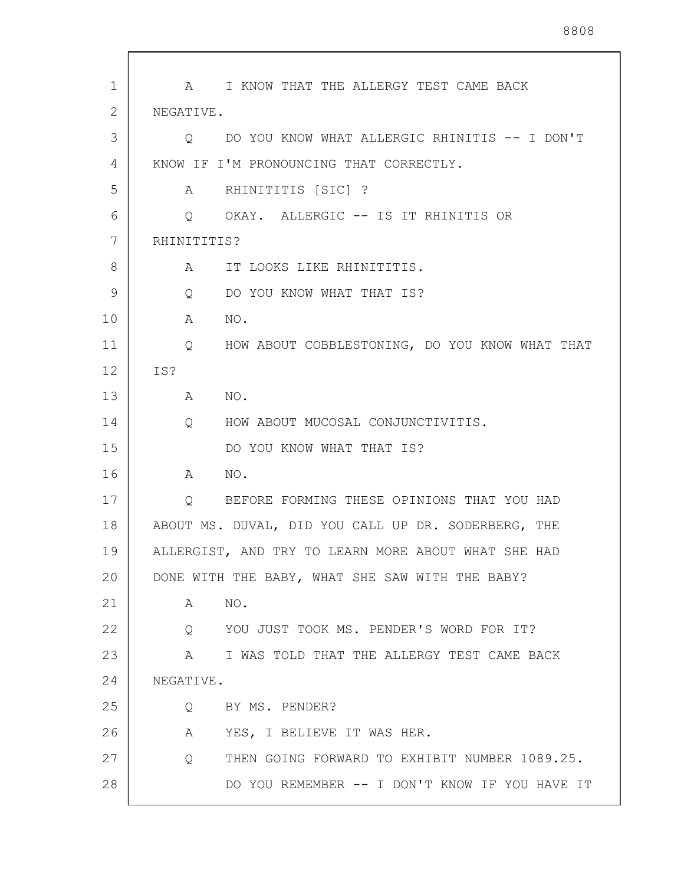A I KNOW THAT THE ALLERGY TEST CAME BACK NEGATIVE.

Q DO YOU KNOW WHAT ALLERGIC RHINITIS -- I DON'T KNOW IF I'M PRONOUNCING THAT CORRECTLY.

A RHINITITIS [SIC] ?

Q OKAY. ALLERGIC -- IS IT RHINITIS OR RHINITITIS?

A IT LOOKS LIKE RHINITITIS.

Q DO YOU KNOW WHAT THAT IS?

A NO.

Q HOW ABOUT COBBLESTONING, DO YOU KNOW WHAT THAT IS?

A NO.

Q HOW ABOUT MUCOSAL CONJUNCTIVITIS.

DO YOU KNOW WHAT THAT IS?

A NO.

Q BEFORE FORMING THESE OPINIONS THAT YOU HAD ABOUT MS. DUVAL, DID YOU CALL UP DR. SODERBERG, THE ALLERGIST, AND TRY TO LEARN MORE ABOUT WHAT SHE HAD DONE WITH THE BABY, WHAT SHE SAW WITH THE BABY?

A NO.

Q YOU JUST TOOK MS. PENDER'S WORD FOR IT?

A I WAS TOLD THAT THE ALLERGY TEST CAME BACK NEGATIVE.

Q BY MS. PENDER?

A YES, I BELIEVE IT WAS HER.

Q THEN GOING FORWARD TO EXHIBIT NUMBER 1089.25.

DO YOU REMEMBER -- I DON'T KNOW IF YOU HAVE IT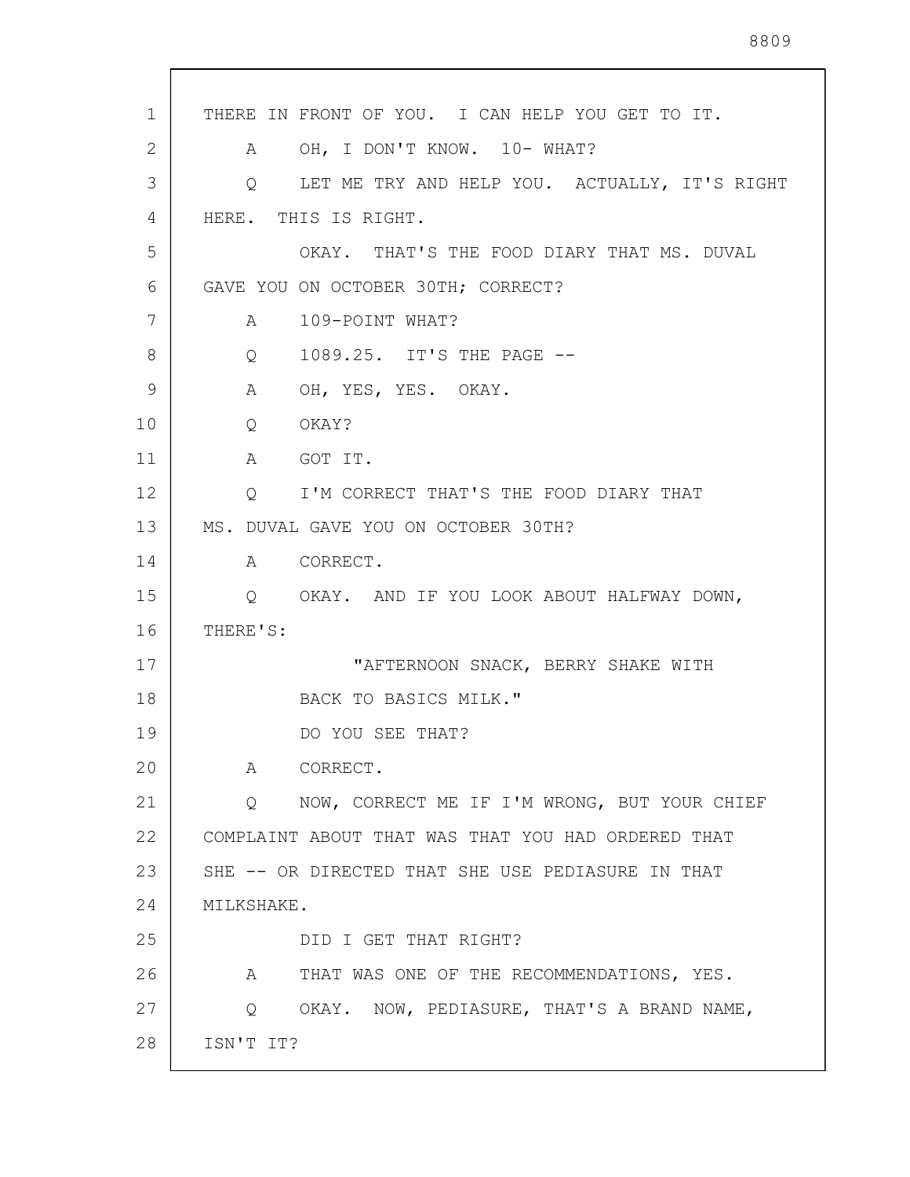THERE IN FRONT OF YOU. I CAN HELP YOU GET TO IT.

A OH, I DON'T KNOW. 10- WHAT?

Q LET ME TRY AND HELP YOU. ACTUALLY, IT'S RIGHT HERE. THIS IS RIGHT.

OKAY. THAT'S THE FOOD DIARY THAT MS. DUVAL GAVE YOU ON OCTOBER 30TH; CORRECT?

A 109-POINT WHAT?

Q 1089.25. IT'S THE PAGE --

A OH, YES, YES. OKAY.

Q OKAY?

A GOT IT.

Q I'M CORRECT THAT'S THE FOOD DIARY THAT MS. DUVAL GAVE YOU ON OCTOBER 30TH?

A CORRECT.

Q OKAY. AND IF YOU LOOK ABOUT HALFWAY DOWN, THERE'S:

"AFTERNOON SNACK, BERRY SHAKE WITH BACK TO BASICS MILK."

DO YOU SEE THAT?

A CORRECT.

Q NOW, CORRECT ME IF I'M WRONG, BUT YOUR CHIEF COMPLAINT ABOUT THAT WAS THAT YOU HAD ORDERED THAT SHE -- OR DIRECTED THAT SHE USE PEDIASURE IN THAT MILKSHAKE.

DID I GET THAT RIGHT?

A THAT WAS ONE OF THE RECOMMENDATIONS, YES.

Q OKAY. NOW, PEDIASURE, THAT'S A BRAND NAME, ISN'T IT?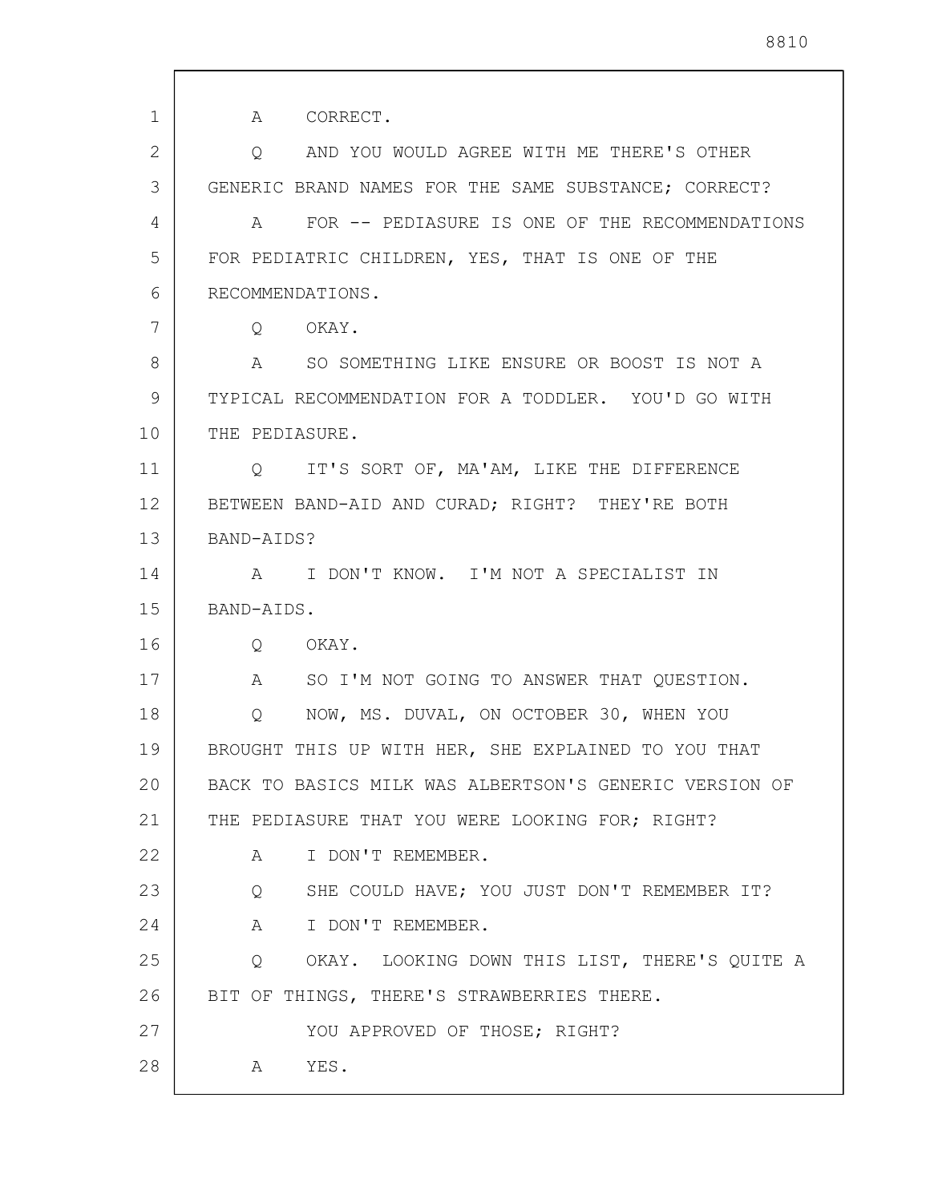A CORRECT.

Q AND YOU WOULD AGREE WITH ME THERE'S OTHER GENERIC BRAND NAMES FOR THE SAME SUBSTANCE; CORRECT?

A FOR -- PEDIASURE IS ONE OF THE RECOMMENDATIONS FOR PEDIATRIC CHILDREN, YES, THAT IS ONE OF THE RECOMMENDATIONS.

Q OKAY.

A SO SOMETHING LIKE ENSURE OR BOOST IS NOT A TYPICAL RECOMMENDATION FOR A TODDLER. YOU'D GO WITH THE PEDIASURE.

Q IT'S SORT OF, MA'AM, LIKE THE DIFFERENCE BETWEEN BAND-AID AND CURAD; RIGHT? THEY'RE BOTH BAND-AIDS?

A I DON'T KNOW. I'M NOT A SPECIALIST IN BAND-AIDS.

Q OKAY.

A SO I'M NOT GOING TO ANSWER THAT QUESTION.

Q NOW, MS. DUVAL, ON OCTOBER 30, WHEN YOU BROUGHT THIS UP WITH HER, SHE EXPLAINED TO YOU THAT BACK TO BASICS MILK WAS ALBERTSON'S GENERIC VERSION OF THE PEDIASURE THAT YOU WERE LOOKING FOR; RIGHT?

A I DON'T REMEMBER.

Q SHE COULD HAVE; YOU JUST DON'T REMEMBER IT?

A I DON'T REMEMBER.

Q OKAY. LOOKING DOWN THIS LIST, THERE'S QUITE A BIT OF THINGS, THERE'S STRAWBERRIES THERE.

YOU APPROVED OF THOSE; RIGHT?

A YES.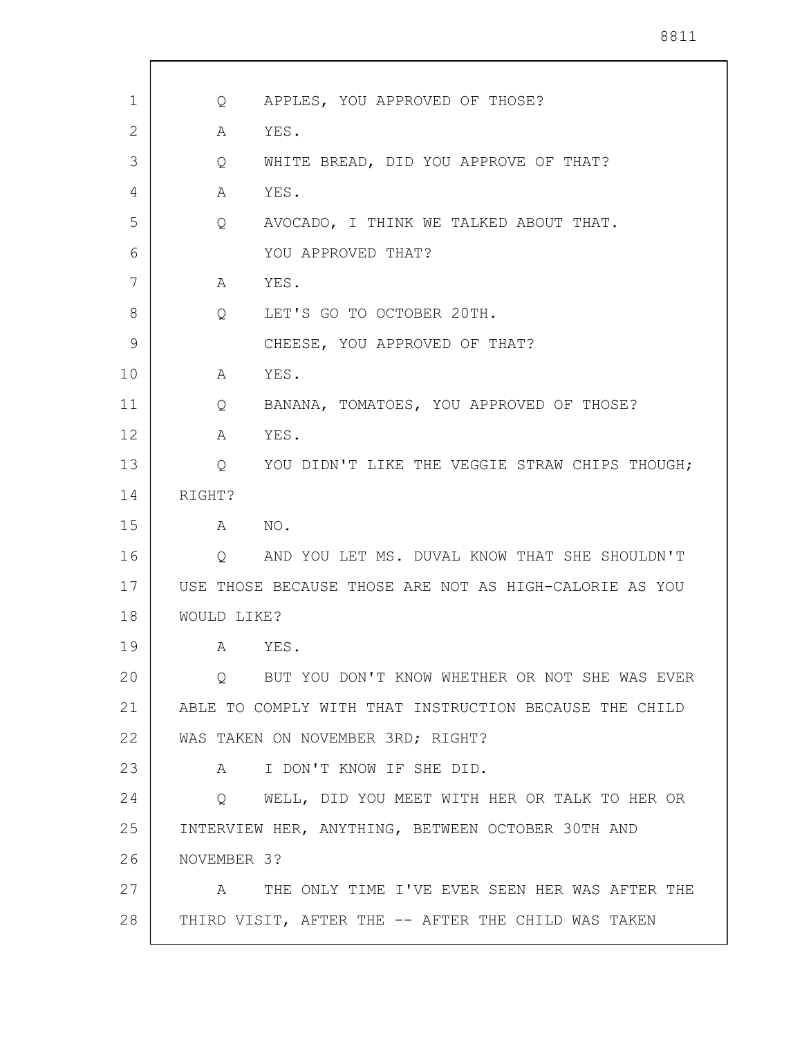Q APPLES, YOU APPROVED OF THOSE?

A YES.

Q WHITE BREAD, DID YOU APPROVE OF THAT?

A YES.

Q AVOCADO, I THINK WE TALKED ABOUT THAT.
YOU APPROVED THAT?

A YES.

Q LET'S GO TO OCTOBER 20TH.
CHEESE, YOU APPROVED OF THAT?

A YES.

Q BANANA, TOMATOES, YOU APPROVED OF THOSE?

A YES.

Q YOU DIDN'T LIKE THE VEGGIE STRAW CHIPS THOUGH; RIGHT?

A NO.

Q AND YOU LET MS. DUVAL KNOW THAT SHE SHOULDN'T USE THOSE BECAUSE THOSE ARE NOT AS HIGH-CALORIE AS YOU WOULD LIKE?

A YES.

Q BUT YOU DON'T KNOW WHETHER OR NOT SHE WAS EVER ABLE TO COMPLY WITH THAT INSTRUCTION BECAUSE THE CHILD WAS TAKEN ON NOVEMBER 3RD; RIGHT?

A I DON'T KNOW IF SHE DID.

Q WELL, DID YOU MEET WITH HER OR TALK TO HER OR INTERVIEW HER, ANYTHING, BETWEEN OCTOBER 30TH AND NOVEMBER 3?

A THE ONLY TIME I'VE EVER SEEN HER WAS AFTER THE THIRD VISIT, AFTER THE -- AFTER THE CHILD WAS TAKEN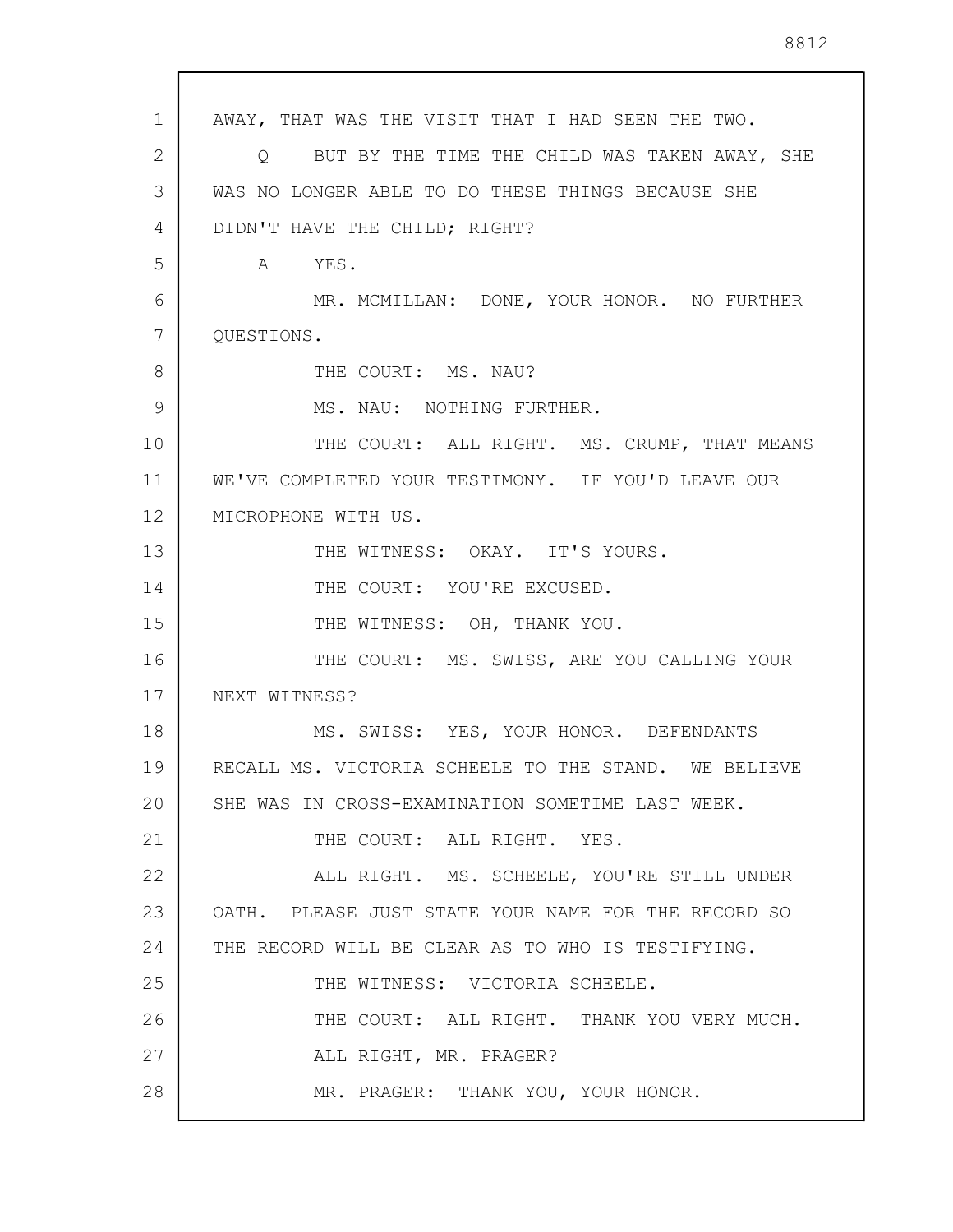AWAY, THAT WAS THE VISIT THAT I HAD SEEN THE TWO.

Q BUT BY THE TIME THE CHILD WAS TAKEN AWAY, SHE WAS NO LONGER ABLE TO DO THESE THINGS BECAUSE SHE DIDN'T HAVE THE CHILD; RIGHT?

A YES.

MR. MCMILLAN: DONE, YOUR HONOR. NO FURTHER QUESTIONS.

THE COURT: MS. NAU?

MS. NAU: NOTHING FURTHER.

THE COURT: ALL RIGHT. MS. CRUMP, THAT MEANS WE'VE COMPLETED YOUR TESTIMONY. IF YOU'D LEAVE OUR MICROPHONE WITH US.

THE WITNESS: OKAY. IT'S YOURS.

THE COURT: YOU'RE EXCUSED.

THE WITNESS: OH, THANK YOU.

THE COURT: MS. SWISS, ARE YOU CALLING YOUR NEXT WITNESS?

MS. SWISS: YES, YOUR HONOR. DEFENDANTS RECALL MS. VICTORIA SCHEELE TO THE STAND. WE BELIEVE SHE WAS IN CROSS-EXAMINATION SOMETIME LAST WEEK.

THE COURT: ALL RIGHT. YES.

ALL RIGHT. MS. SCHEELE, YOU'RE STILL UNDER OATH. PLEASE JUST STATE YOUR NAME FOR THE RECORD SO THE RECORD WILL BE CLEAR AS TO WHO IS TESTIFYING.

THE WITNESS: VICTORIA SCHEELE.

THE COURT: ALL RIGHT. THANK YOU VERY MUCH.

ALL RIGHT, MR. PRAGER?

MR. PRAGER: THANK YOU, YOUR HONOR.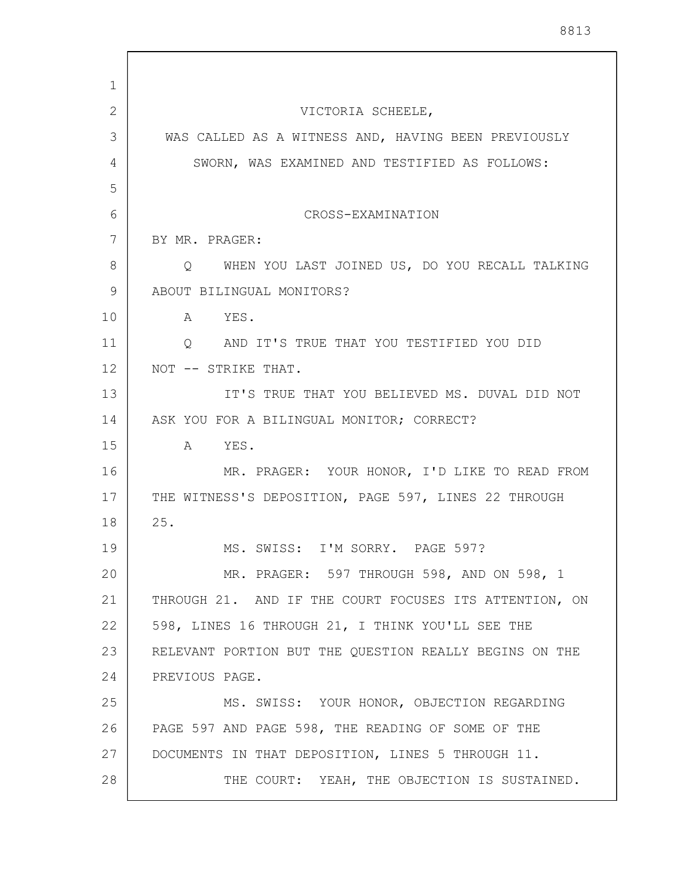VICTORIA SCHEELE,

WAS CALLED AS A WITNESS AND, HAVING BEEN PREVIOUSLY SWORN, WAS EXAMINED AND TESTIFIED AS FOLLOWS:

CROSS-EXAMINATION

BY MR. PRAGER:

Q WHEN YOU LAST JOINED US, DO YOU RECALL TALKING ABOUT BILINGUAL MONITORS?

A YES.

Q AND IT'S TRUE THAT YOU TESTIFIED YOU DID NOT -- STRIKE THAT.

IT'S TRUE THAT YOU BELIEVED MS. DUVAL DID NOT ASK YOU FOR A BILINGUAL MONITOR; CORRECT?

A YES.

MR. PRAGER: YOUR HONOR, I'D LIKE TO READ FROM THE WITNESS'S DEPOSITION, PAGE 597, LINES 22 THROUGH 25.

MS. SWISS: I'M SORRY. PAGE 597?

MR. PRAGER: 597 THROUGH 598, AND ON 598, 1 THROUGH 21. AND IF THE COURT FOCUSES ITS ATTENTION, ON 598, LINES 16 THROUGH 21, I THINK YOU'LL SEE THE RELEVANT PORTION BUT THE QUESTION REALLY BEGINS ON THE PREVIOUS PAGE.

MS. SWISS: YOUR HONOR, OBJECTION REGARDING PAGE 597 AND PAGE 598, THE READING OF SOME OF THE DOCUMENTS IN THAT DEPOSITION, LINES 5 THROUGH 11.

THE COURT: YEAH, THE OBJECTION IS SUSTAINED.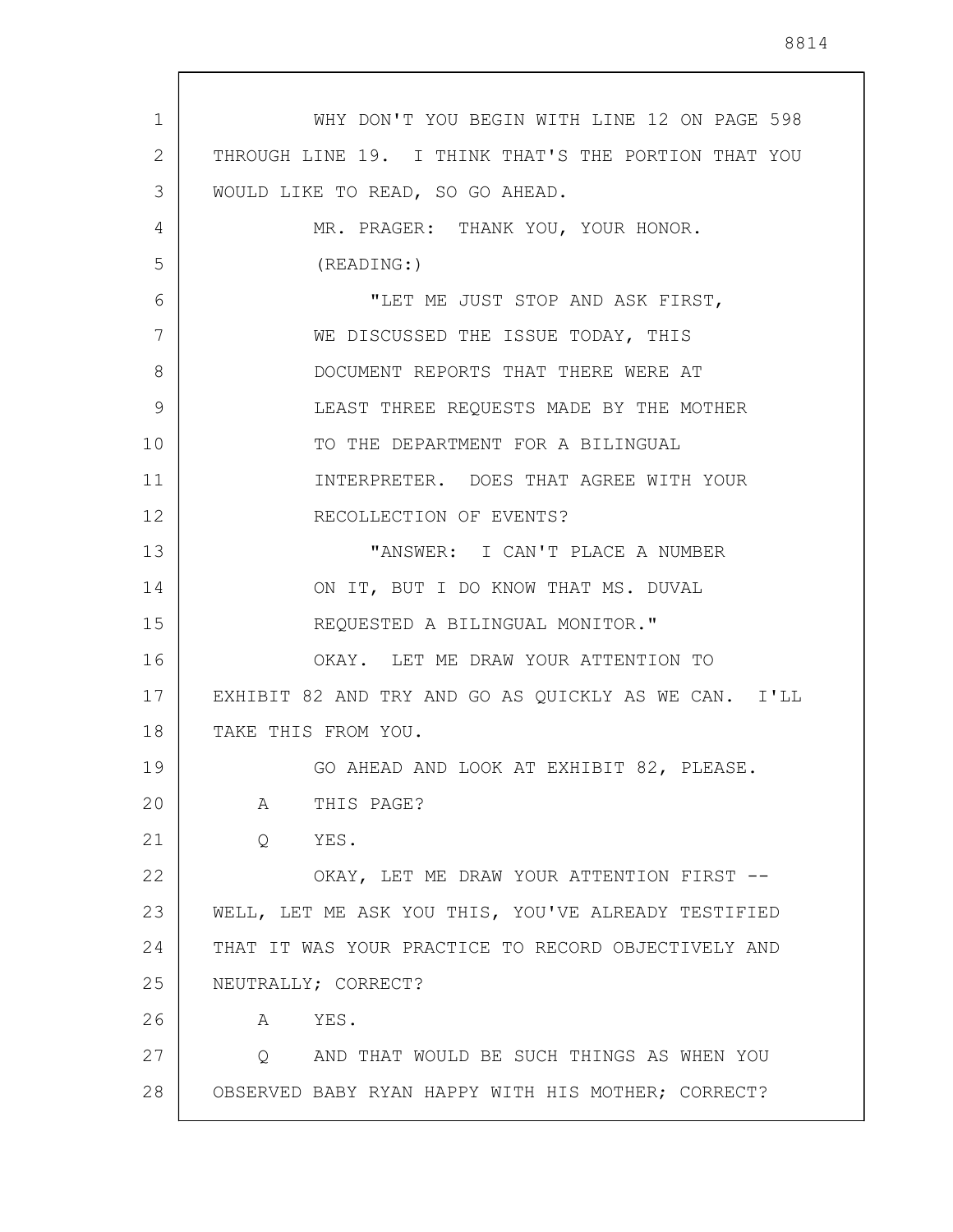WHY DON'T YOU BEGIN WITH LINE 12 ON PAGE 598 THROUGH LINE 19. I THINK THAT'S THE PORTION THAT YOU WOULD LIKE TO READ, SO GO AHEAD.

MR. PRAGER: THANK YOU, YOUR HONOR.

(READING:)

"LET ME JUST STOP AND ASK FIRST, WE DISCUSSED THE ISSUE TODAY, THIS DOCUMENT REPORTS THAT THERE WERE AT LEAST THREE REQUESTS MADE BY THE MOTHER TO THE DEPARTMENT FOR A BILINGUAL INTERPRETER. DOES THAT AGREE WITH YOUR RECOLLECTION OF EVENTS?

"ANSWER: I CAN'T PLACE A NUMBER ON IT, BUT I DO KNOW THAT MS. DUVAL REQUESTED A BILINGUAL MONITOR."

OKAY. LET ME DRAW YOUR ATTENTION TO EXHIBIT 82 AND TRY AND GO AS QUICKLY AS WE CAN. I'LL TAKE THIS FROM YOU.

GO AHEAD AND LOOK AT EXHIBIT 82, PLEASE.

A THIS PAGE?

Q YES.

OKAY, LET ME DRAW YOUR ATTENTION FIRST -- WELL, LET ME ASK YOU THIS, YOU'VE ALREADY TESTIFIED THAT IT WAS YOUR PRACTICE TO RECORD OBJECTIVELY AND NEUTRALLY; CORRECT?

A YES.

Q AND THAT WOULD BE SUCH THINGS AS WHEN YOU OBSERVED BABY RYAN HAPPY WITH HIS MOTHER; CORRECT?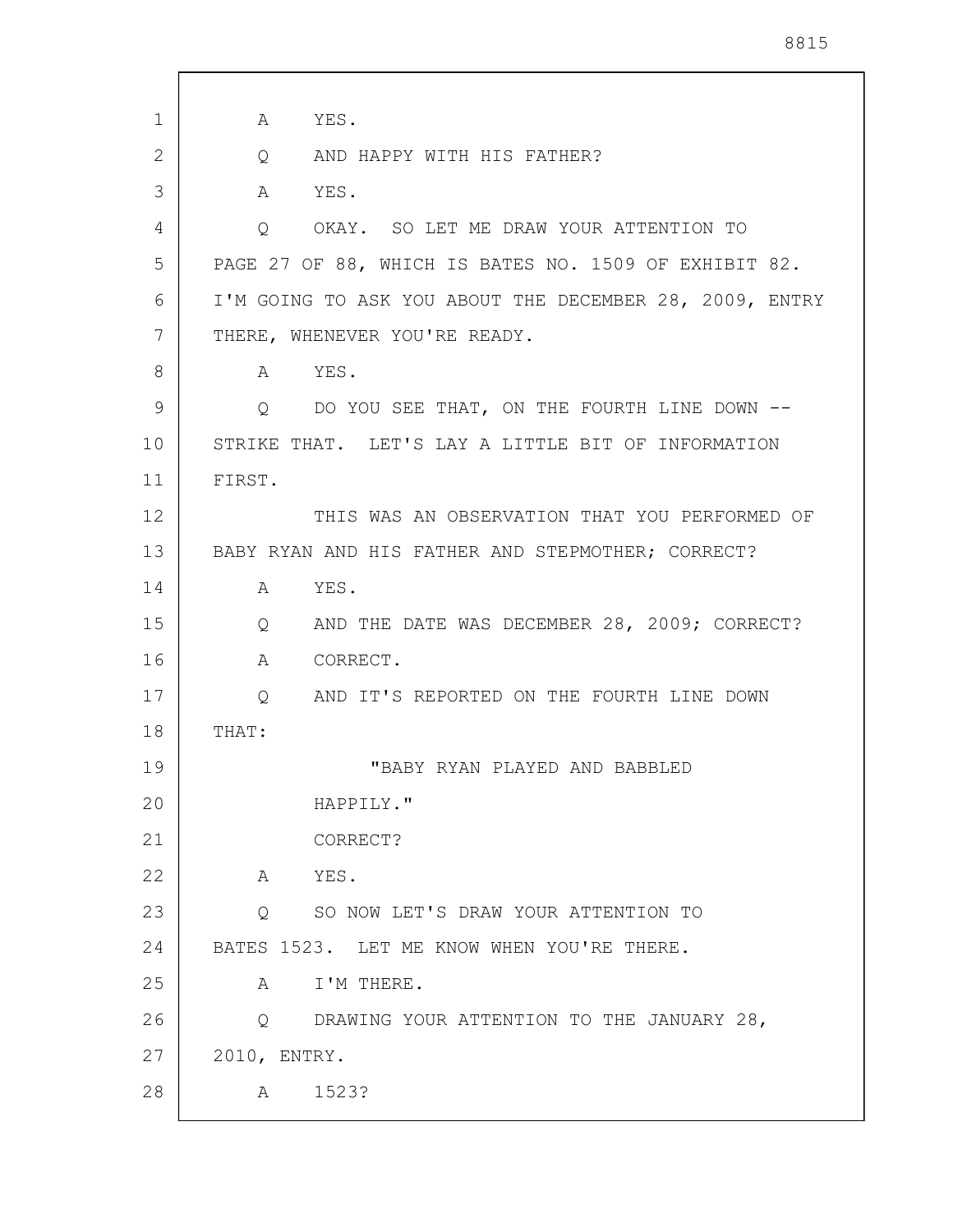1 A YES.

2 Q AND HAPPY WITH HIS FATHER?

3 A YES.

4 Q OKAY. SO LET ME DRAW YOUR ATTENTION TO

5 PAGE 27 OF 88, WHICH IS BATES NO. 1509 OF EXHIBIT 82.

6 I'M GOING TO ASK YOU ABOUT THE DECEMBER 28, 2009, ENTRY

7 THERE, WHENEVER YOU'RE READY.

8 A YES.

9 Q DO YOU SEE THAT, ON THE FOURTH LINE DOWN --

10 STRIKE THAT. LET'S LAY A LITTLE BIT OF INFORMATION

11 FIRST.

12 THIS WAS AN OBSERVATION THAT YOU PERFORMED OF

13 BABY RYAN AND HIS FATHER AND STEPMOTHER; CORRECT?

14 A YES.

15 Q AND THE DATE WAS DECEMBER 28, 2009; CORRECT?

16 A CORRECT.

17 Q AND IT'S REPORTED ON THE FOURTH LINE DOWN

18 THAT:

19 "BABY RYAN PLAYED AND BABBLED

20 HAPPILY."

21 CORRECT?

22 A YES.

23 Q SO NOW LET'S DRAW YOUR ATTENTION TO

24 BATES 1523. LET ME KNOW WHEN YOU'RE THERE.

25 A I'M THERE.

26 Q DRAWING YOUR ATTENTION TO THE JANUARY 28,

27 2010, ENTRY.

28 A 1523?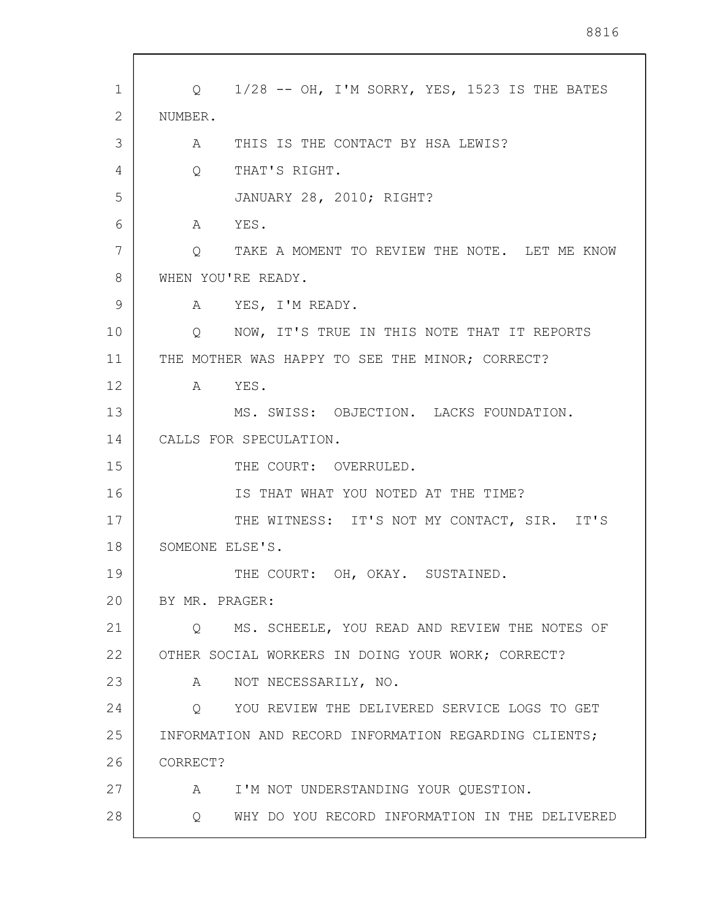Q 1/28 -- OH, I'M SORRY, YES, 1523 IS THE BATES NUMBER.

A THIS IS THE CONTACT BY HSA LEWIS?

Q THAT'S RIGHT.

JANUARY 28, 2010; RIGHT?

A YES.

Q TAKE A MOMENT TO REVIEW THE NOTE. LET ME KNOW WHEN YOU'RE READY.

A YES, I'M READY.

Q NOW, IT'S TRUE IN THIS NOTE THAT IT REPORTS THE MOTHER WAS HAPPY TO SEE THE MINOR; CORRECT?

A YES.

MS. SWISS: OBJECTION. LACKS FOUNDATION. CALLS FOR SPECULATION.

THE COURT: OVERRULED.

IS THAT WHAT YOU NOTED AT THE TIME?

THE WITNESS: IT'S NOT MY CONTACT, SIR. IT'S SOMEONE ELSE'S.

THE COURT: OH, OKAY. SUSTAINED.

BY MR. PRAGER:

Q MS. SCHEELE, YOU READ AND REVIEW THE NOTES OF OTHER SOCIAL WORKERS IN DOING YOUR WORK; CORRECT?

A NOT NECESSARILY, NO.

Q YOU REVIEW THE DELIVERED SERVICE LOGS TO GET INFORMATION AND RECORD INFORMATION REGARDING CLIENTS; CORRECT?

A I'M NOT UNDERSTANDING YOUR QUESTION.

Q WHY DO YOU RECORD INFORMATION IN THE DELIVERED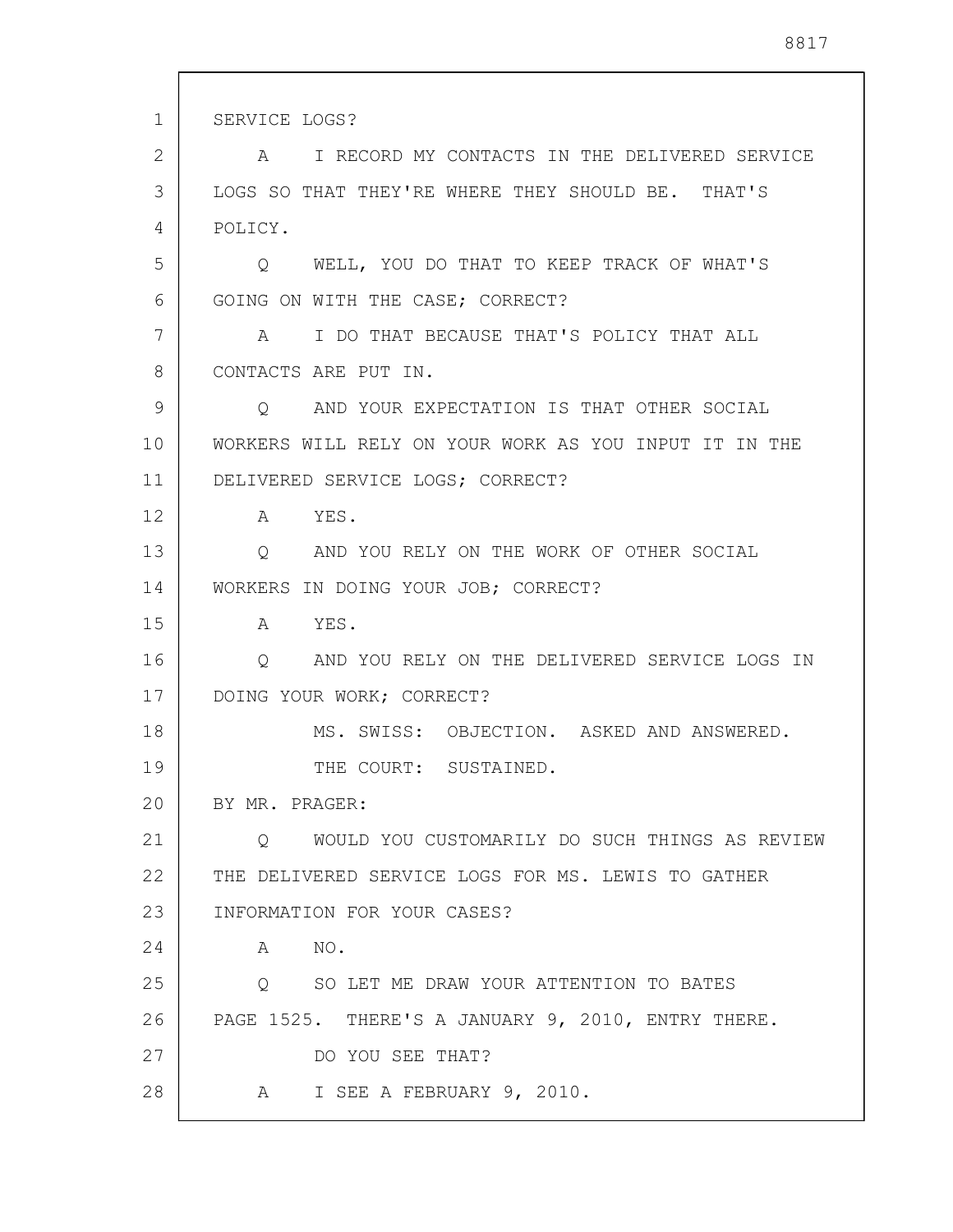SERVICE LOGS?

A I RECORD MY CONTACTS IN THE DELIVERED SERVICE LOGS SO THAT THEY'RE WHERE THEY SHOULD BE. THAT'S POLICY.

Q WELL, YOU DO THAT TO KEEP TRACK OF WHAT'S GOING ON WITH THE CASE; CORRECT?

A I DO THAT BECAUSE THAT'S POLICY THAT ALL CONTACTS ARE PUT IN.

Q AND YOUR EXPECTATION IS THAT OTHER SOCIAL WORKERS WILL RELY ON YOUR WORK AS YOU INPUT IT IN THE DELIVERED SERVICE LOGS; CORRECT?

A YES.

Q AND YOU RELY ON THE WORK OF OTHER SOCIAL WORKERS IN DOING YOUR JOB; CORRECT?

A YES.

Q AND YOU RELY ON THE DELIVERED SERVICE LOGS IN DOING YOUR WORK; CORRECT?

MS. SWISS: OBJECTION. ASKED AND ANSWERED.

THE COURT: SUSTAINED.

BY MR. PRAGER:

Q WOULD YOU CUSTOMARILY DO SUCH THINGS AS REVIEW THE DELIVERED SERVICE LOGS FOR MS. LEWIS TO GATHER INFORMATION FOR YOUR CASES?

A NO.

Q SO LET ME DRAW YOUR ATTENTION TO BATES PAGE 1525. THERE'S A JANUARY 9, 2010, ENTRY THERE.

DO YOU SEE THAT?

A I SEE A FEBRUARY 9, 2010.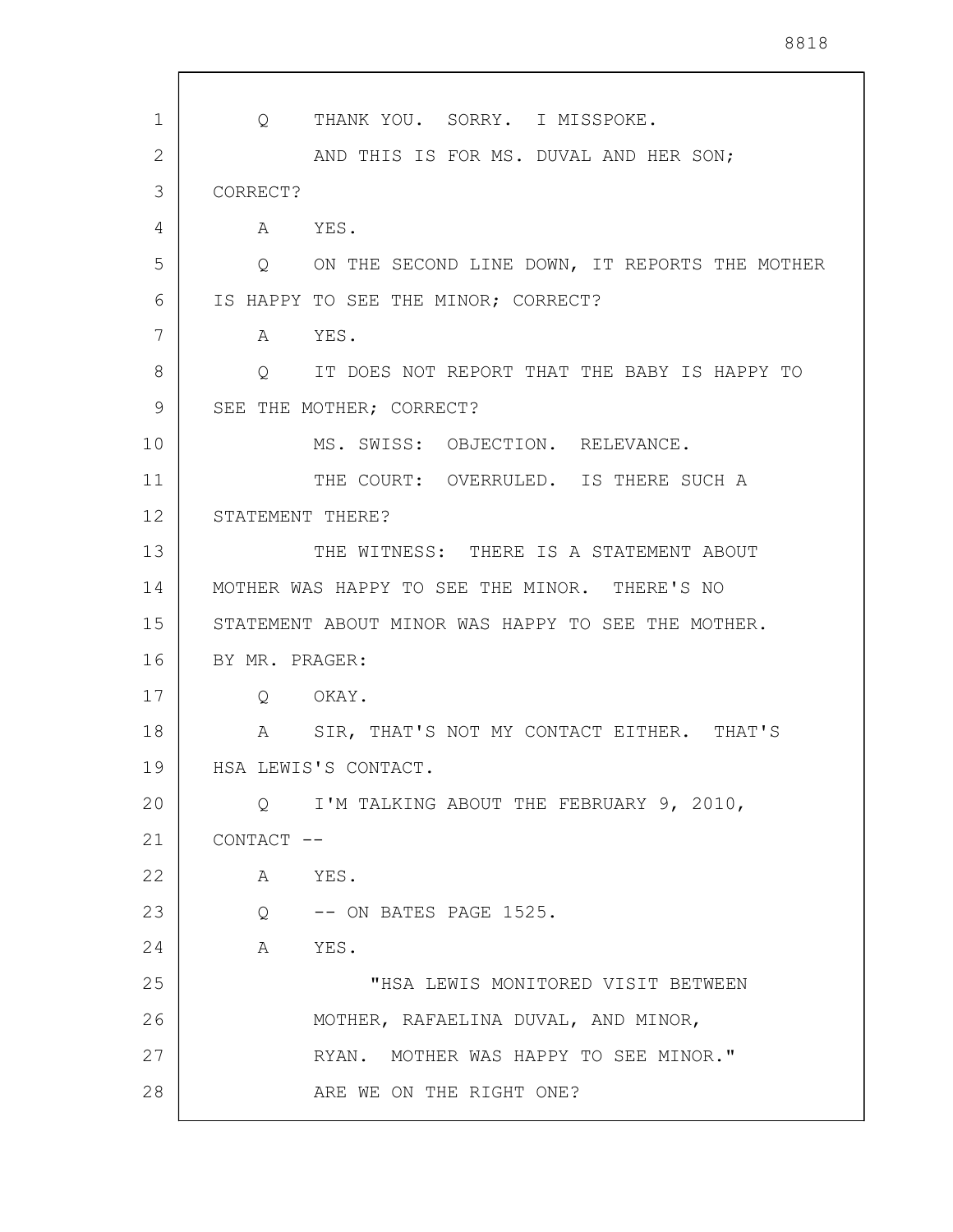Q THANK YOU. SORRY. I MISSPOKE.

AND THIS IS FOR MS. DUVAL AND HER SON; CORRECT?

A YES.

Q ON THE SECOND LINE DOWN, IT REPORTS THE MOTHER IS HAPPY TO SEE THE MINOR; CORRECT?

A YES.

Q IT DOES NOT REPORT THAT THE BABY IS HAPPY TO SEE THE MOTHER; CORRECT?

MS. SWISS: OBJECTION. RELEVANCE.

THE COURT: OVERRULED. IS THERE SUCH A STATEMENT THERE?

THE WITNESS: THERE IS A STATEMENT ABOUT MOTHER WAS HAPPY TO SEE THE MINOR. THERE'S NO STATEMENT ABOUT MINOR WAS HAPPY TO SEE THE MOTHER.

BY MR. PRAGER:

Q OKAY.

A SIR, THAT'S NOT MY CONTACT EITHER. THAT'S HSA LEWIS'S CONTACT.

Q I'M TALKING ABOUT THE FEBRUARY 9, 2010, CONTACT --

A YES.

Q -- ON BATES PAGE 1525.

A YES.

"HSA LEWIS MONITORED VISIT BETWEEN MOTHER, RAFAELINA DUVAL, AND MINOR, RYAN. MOTHER WAS HAPPY TO SEE MINOR."

ARE WE ON THE RIGHT ONE?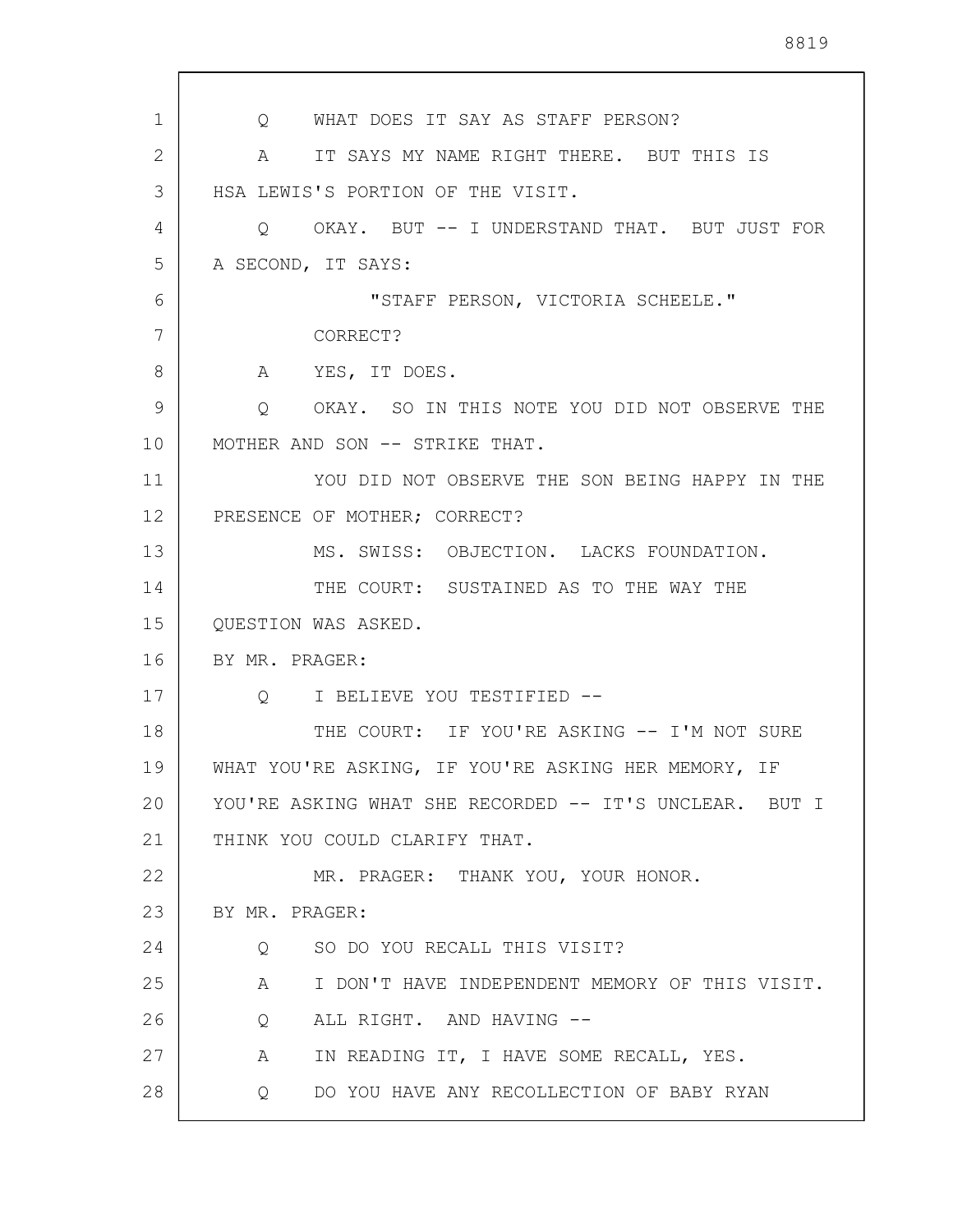Q WHAT DOES IT SAY AS STAFF PERSON?

A IT SAYS MY NAME RIGHT THERE. BUT THIS IS HSA LEWIS'S PORTION OF THE VISIT.

Q OKAY. BUT -- I UNDERSTAND THAT. BUT JUST FOR A SECOND, IT SAYS:

"STAFF PERSON, VICTORIA SCHEELE."

CORRECT?

A YES, IT DOES.

Q OKAY. SO IN THIS NOTE YOU DID NOT OBSERVE THE MOTHER AND SON -- STRIKE THAT.

YOU DID NOT OBSERVE THE SON BEING HAPPY IN THE PRESENCE OF MOTHER; CORRECT?

MS. SWISS: OBJECTION. LACKS FOUNDATION.

THE COURT: SUSTAINED AS TO THE WAY THE QUESTION WAS ASKED.

BY MR. PRAGER:

Q I BELIEVE YOU TESTIFIED --

THE COURT: IF YOU'RE ASKING -- I'M NOT SURE WHAT YOU'RE ASKING, IF YOU'RE ASKING HER MEMORY, IF YOU'RE ASKING WHAT SHE RECORDED -- IT'S UNCLEAR. BUT I THINK YOU COULD CLARIFY THAT.

MR. PRAGER: THANK YOU, YOUR HONOR.

BY MR. PRAGER:

Q SO DO YOU RECALL THIS VISIT?

A I DON'T HAVE INDEPENDENT MEMORY OF THIS VISIT.

Q ALL RIGHT. AND HAVING --

A IN READING IT, I HAVE SOME RECALL, YES.

Q DO YOU HAVE ANY RECOLLECTION OF BABY RYAN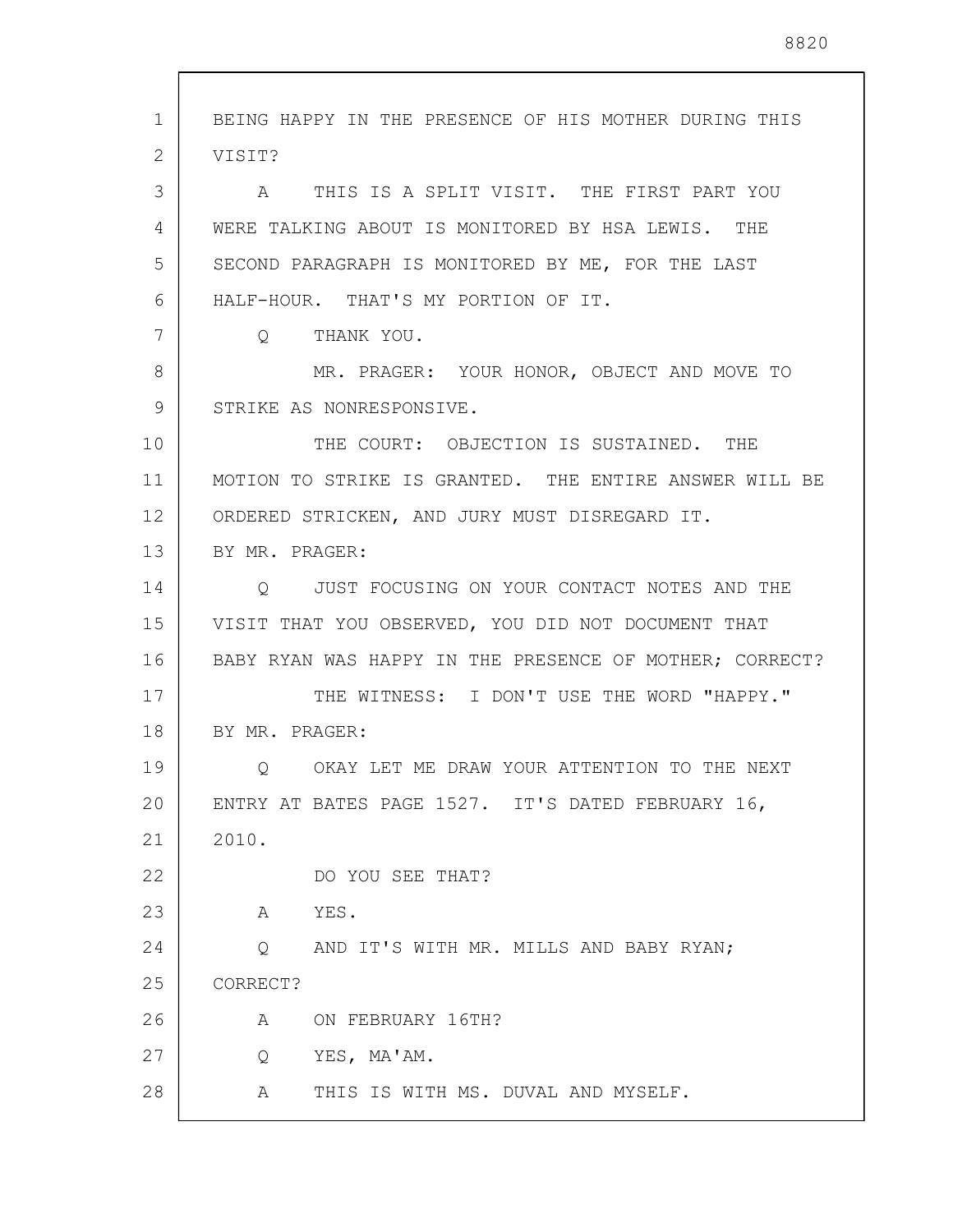BEING HAPPY IN THE PRESENCE OF HIS MOTHER DURING THIS VISIT?

A THIS IS A SPLIT VISIT. THE FIRST PART YOU WERE TALKING ABOUT IS MONITORED BY HSA LEWIS. THE SECOND PARAGRAPH IS MONITORED BY ME, FOR THE LAST HALF-HOUR. THAT'S MY PORTION OF IT.

Q THANK YOU.

MR. PRAGER: YOUR HONOR, OBJECT AND MOVE TO STRIKE AS NONRESPONSIVE.

THE COURT: OBJECTION IS SUSTAINED. THE MOTION TO STRIKE IS GRANTED. THE ENTIRE ANSWER WILL BE ORDERED STRICKEN, AND JURY MUST DISREGARD IT.

BY MR. PRAGER:

Q JUST FOCUSING ON YOUR CONTACT NOTES AND THE VISIT THAT YOU OBSERVED, YOU DID NOT DOCUMENT THAT BABY RYAN WAS HAPPY IN THE PRESENCE OF MOTHER; CORRECT?

THE WITNESS: I DON'T USE THE WORD "HAPPY."

BY MR. PRAGER:

Q OKAY LET ME DRAW YOUR ATTENTION TO THE NEXT ENTRY AT BATES PAGE 1527. IT'S DATED FEBRUARY 16, 2010.

DO YOU SEE THAT?

A YES.

Q AND IT'S WITH MR. MILLS AND BABY RYAN; CORRECT?

A ON FEBRUARY 16TH?

Q YES, MA'AM.

A THIS IS WITH MS. DUVAL AND MYSELF.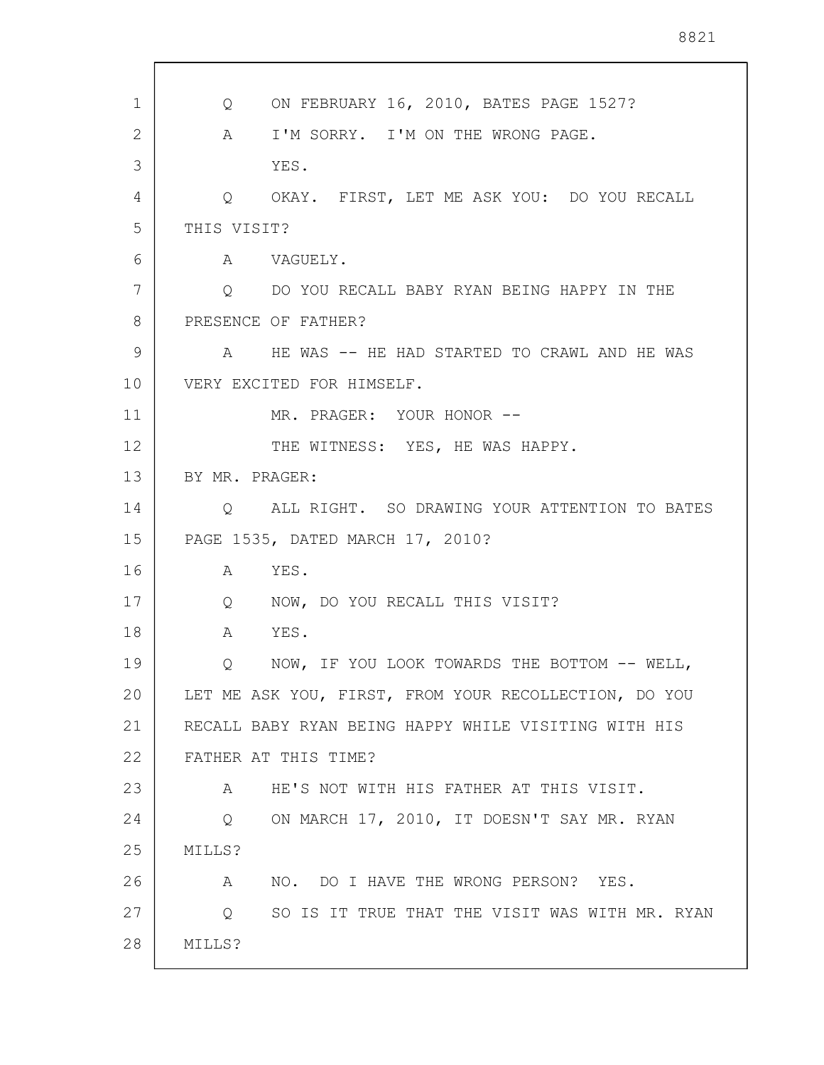Q ON FEBRUARY 16, 2010, BATES PAGE 1527?

A I'M SORRY. I'M ON THE WRONG PAGE.

YES.

Q OKAY. FIRST, LET ME ASK YOU: DO YOU RECALL THIS VISIT?

A VAGUELY.

Q DO YOU RECALL BABY RYAN BEING HAPPY IN THE PRESENCE OF FATHER?

A HE WAS -- HE HAD STARTED TO CRAWL AND HE WAS VERY EXCITED FOR HIMSELF.

MR. PRAGER: YOUR HONOR --

THE WITNESS: YES, HE WAS HAPPY.

BY MR. PRAGER:

Q ALL RIGHT. SO DRAWING YOUR ATTENTION TO BATES PAGE 1535, DATED MARCH 17, 2010?

A YES.

Q NOW, DO YOU RECALL THIS VISIT?

A YES.

Q NOW, IF YOU LOOK TOWARDS THE BOTTOM -- WELL, LET ME ASK YOU, FIRST, FROM YOUR RECOLLECTION, DO YOU RECALL BABY RYAN BEING HAPPY WHILE VISITING WITH HIS FATHER AT THIS TIME?

A HE'S NOT WITH HIS FATHER AT THIS VISIT.

Q ON MARCH 17, 2010, IT DOESN'T SAY MR. RYAN MILLS?

A NO. DO I HAVE THE WRONG PERSON? YES.

Q SO IS IT TRUE THAT THE VISIT WAS WITH MR. RYAN MILLS?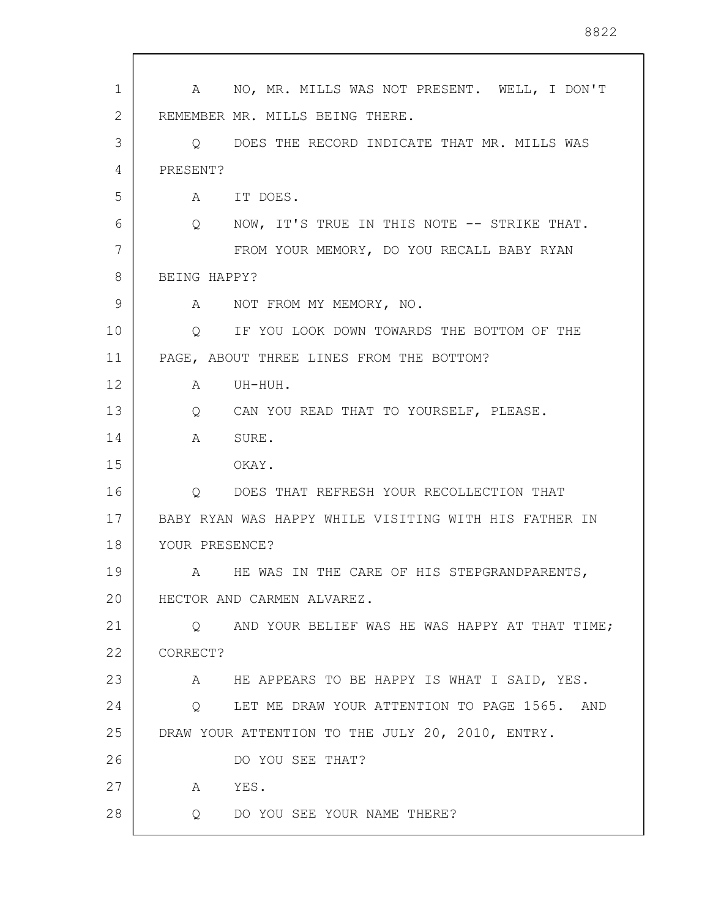A NO, MR. MILLS WAS NOT PRESENT. WELL, I DON'T REMEMBER MR. MILLS BEING THERE.

Q DOES THE RECORD INDICATE THAT MR. MILLS WAS PRESENT?

A IT DOES.

Q NOW, IT'S TRUE IN THIS NOTE -- STRIKE THAT.

FROM YOUR MEMORY, DO YOU RECALL BABY RYAN BEING HAPPY?

A NOT FROM MY MEMORY, NO.

Q IF YOU LOOK DOWN TOWARDS THE BOTTOM OF THE PAGE, ABOUT THREE LINES FROM THE BOTTOM?

A UH-HUH.

Q CAN YOU READ THAT TO YOURSELF, PLEASE.

A SURE.

OKAY.

Q DOES THAT REFRESH YOUR RECOLLECTION THAT BABY RYAN WAS HAPPY WHILE VISITING WITH HIS FATHER IN YOUR PRESENCE?

A HE WAS IN THE CARE OF HIS STEPGRANDPARENTS, HECTOR AND CARMEN ALVAREZ.

Q AND YOUR BELIEF WAS HE WAS HAPPY AT THAT TIME; CORRECT?

A HE APPEARS TO BE HAPPY IS WHAT I SAID, YES.

Q LET ME DRAW YOUR ATTENTION TO PAGE 1565. AND DRAW YOUR ATTENTION TO THE JULY 20, 2010, ENTRY.

DO YOU SEE THAT?

A YES.

Q DO YOU SEE YOUR NAME THERE?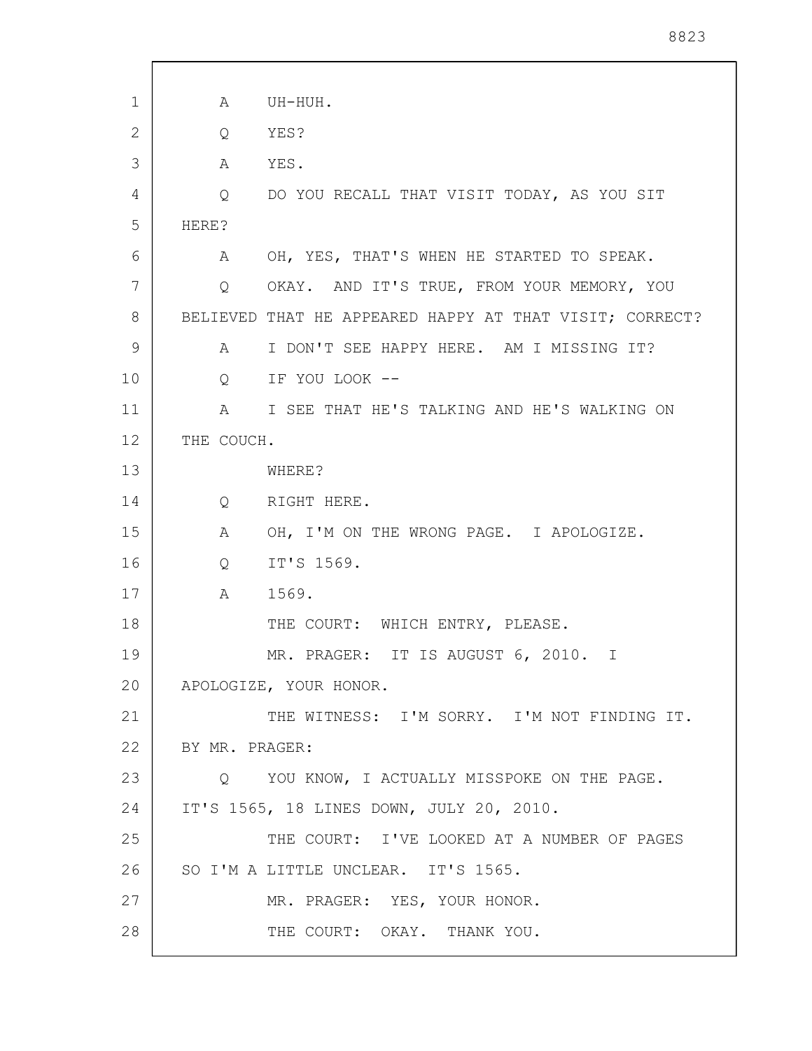A UH-HUH.

Q YES?

A YES.

Q DO YOU RECALL THAT VISIT TODAY, AS YOU SIT HERE?

A OH, YES, THAT'S WHEN HE STARTED TO SPEAK.

Q OKAY. AND IT'S TRUE, FROM YOUR MEMORY, YOU BELIEVED THAT HE APPEARED HAPPY AT THAT VISIT; CORRECT?

A I DON'T SEE HAPPY HERE. AM I MISSING IT?

Q IF YOU LOOK --

A I SEE THAT HE'S TALKING AND HE'S WALKING ON THE COUCH.

WHERE?

Q RIGHT HERE.

A OH, I'M ON THE WRONG PAGE. I APOLOGIZE.

Q IT'S 1569.

A 1569.

THE COURT: WHICH ENTRY, PLEASE.

MR. PRAGER: IT IS AUGUST 6, 2010. I APOLOGIZE, YOUR HONOR.

THE WITNESS: I'M SORRY. I'M NOT FINDING IT.

BY MR. PRAGER:

Q YOU KNOW, I ACTUALLY MISSPOKE ON THE PAGE. IT'S 1565, 18 LINES DOWN, JULY 20, 2010.

THE COURT: I'VE LOOKED AT A NUMBER OF PAGES SO I'M A LITTLE UNCLEAR. IT'S 1565.

MR. PRAGER: YES, YOUR HONOR.

THE COURT: OKAY. THANK YOU.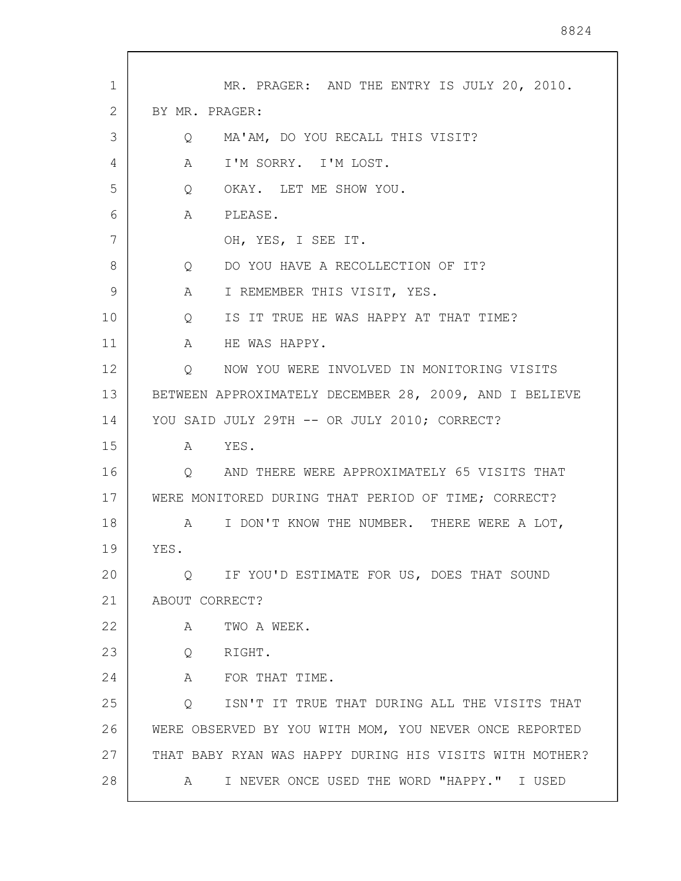MR. PRAGER: AND THE ENTRY IS JULY 20, 2010.

BY MR. PRAGER:

Q MA'AM, DO YOU RECALL THIS VISIT?

A I'M SORRY. I'M LOST.

Q OKAY. LET ME SHOW YOU.

A PLEASE.

OH, YES, I SEE IT.

Q DO YOU HAVE A RECOLLECTION OF IT?

A I REMEMBER THIS VISIT, YES.

Q IS IT TRUE HE WAS HAPPY AT THAT TIME?

A HE WAS HAPPY.

Q NOW YOU WERE INVOLVED IN MONITORING VISITS BETWEEN APPROXIMATELY DECEMBER 28, 2009, AND I BELIEVE YOU SAID JULY 29TH -- OR JULY 2010; CORRECT?

A YES.

Q AND THERE WERE APPROXIMATELY 65 VISITS THAT WERE MONITORED DURING THAT PERIOD OF TIME; CORRECT?

A I DON'T KNOW THE NUMBER. THERE WERE A LOT, YES.

Q IF YOU'D ESTIMATE FOR US, DOES THAT SOUND ABOUT CORRECT?

A TWO A WEEK.

Q RIGHT.

A FOR THAT TIME.

Q ISN'T IT TRUE THAT DURING ALL THE VISITS THAT WERE OBSERVED BY YOU WITH MOM, YOU NEVER ONCE REPORTED THAT BABY RYAN WAS HAPPY DURING HIS VISITS WITH MOTHER?

A I NEVER ONCE USED THE WORD "HAPPY." I USED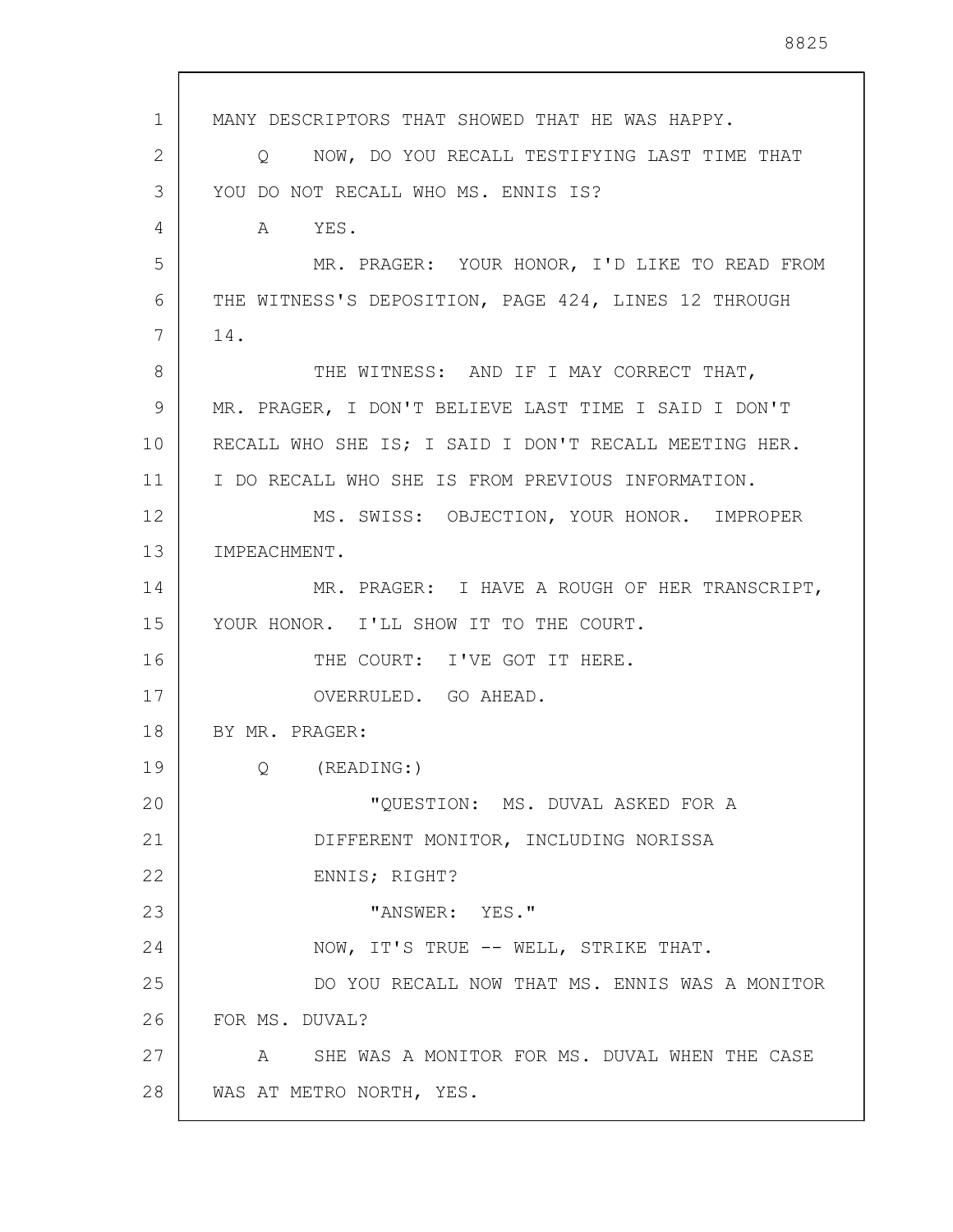MANY DESCRIPTORS THAT SHOWED THAT HE WAS HAPPY.

Q NOW, DO YOU RECALL TESTIFYING LAST TIME THAT YOU DO NOT RECALL WHO MS. ENNIS IS?

A YES.

MR. PRAGER: YOUR HONOR, I'D LIKE TO READ FROM THE WITNESS'S DEPOSITION, PAGE 424, LINES 12 THROUGH 14.

THE WITNESS: AND IF I MAY CORRECT THAT, MR. PRAGER, I DON'T BELIEVE LAST TIME I SAID I DON'T RECALL WHO SHE IS; I SAID I DON'T RECALL MEETING HER. I DO RECALL WHO SHE IS FROM PREVIOUS INFORMATION.

MS. SWISS: OBJECTION, YOUR HONOR. IMPROPER IMPEACHMENT.

MR. PRAGER: I HAVE A ROUGH OF HER TRANSCRIPT, YOUR HONOR. I'LL SHOW IT TO THE COURT.

THE COURT: I'VE GOT IT HERE.

OVERRULED. GO AHEAD.

BY MR. PRAGER:

Q (READING:)

"QUESTION: MS. DUVAL ASKED FOR A DIFFERENT MONITOR, INCLUDING NORISSA ENNIS; RIGHT?

"ANSWER: YES."

NOW, IT'S TRUE -- WELL, STRIKE THAT.

DO YOU RECALL NOW THAT MS. ENNIS WAS A MONITOR FOR MS. DUVAL?

A SHE WAS A MONITOR FOR MS. DUVAL WHEN THE CASE WAS AT METRO NORTH, YES.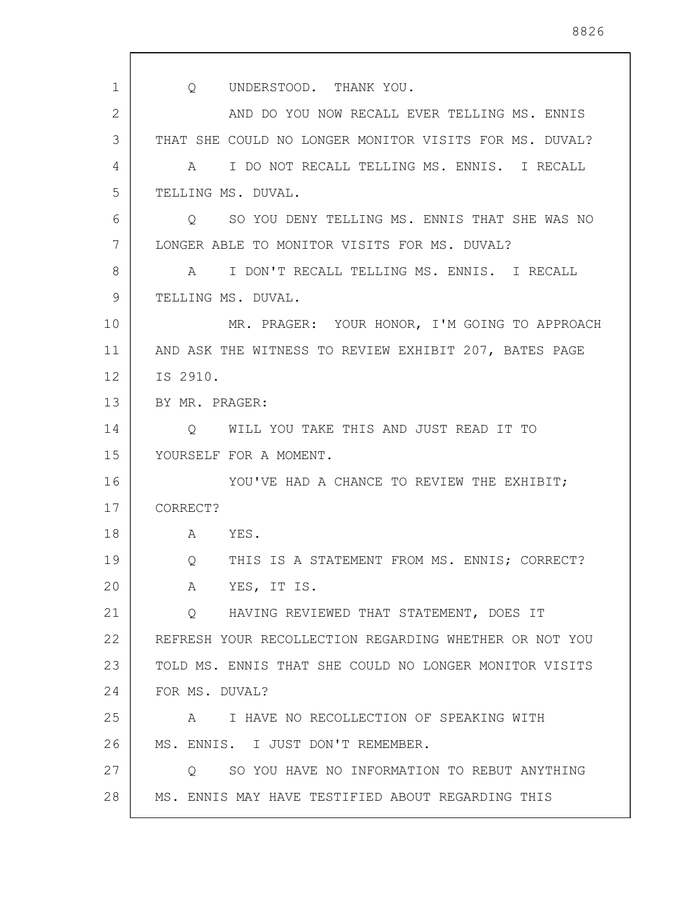Q UNDERSTOOD. THANK YOU.

AND DO YOU NOW RECALL EVER TELLING MS. ENNIS THAT SHE COULD NO LONGER MONITOR VISITS FOR MS. DUVAL?

A I DO NOT RECALL TELLING MS. ENNIS. I RECALL TELLING MS. DUVAL.

Q SO YOU DENY TELLING MS. ENNIS THAT SHE WAS NO LONGER ABLE TO MONITOR VISITS FOR MS. DUVAL?

A I DON'T RECALL TELLING MS. ENNIS. I RECALL TELLING MS. DUVAL.

MR. PRAGER: YOUR HONOR, I'M GOING TO APPROACH AND ASK THE WITNESS TO REVIEW EXHIBIT 207, BATES PAGE IS 2910.

BY MR. PRAGER:

Q WILL YOU TAKE THIS AND JUST READ IT TO YOURSELF FOR A MOMENT.

YOU'VE HAD A CHANCE TO REVIEW THE EXHIBIT; CORRECT?

A YES.

Q THIS IS A STATEMENT FROM MS. ENNIS; CORRECT?

A YES, IT IS.

Q HAVING REVIEWED THAT STATEMENT, DOES IT REFRESH YOUR RECOLLECTION REGARDING WHETHER OR NOT YOU TOLD MS. ENNIS THAT SHE COULD NO LONGER MONITOR VISITS FOR MS. DUVAL?

A I HAVE NO RECOLLECTION OF SPEAKING WITH MS. ENNIS. I JUST DON'T REMEMBER.

Q SO YOU HAVE NO INFORMATION TO REBUT ANYTHING MS. ENNIS MAY HAVE TESTIFIED ABOUT REGARDING THIS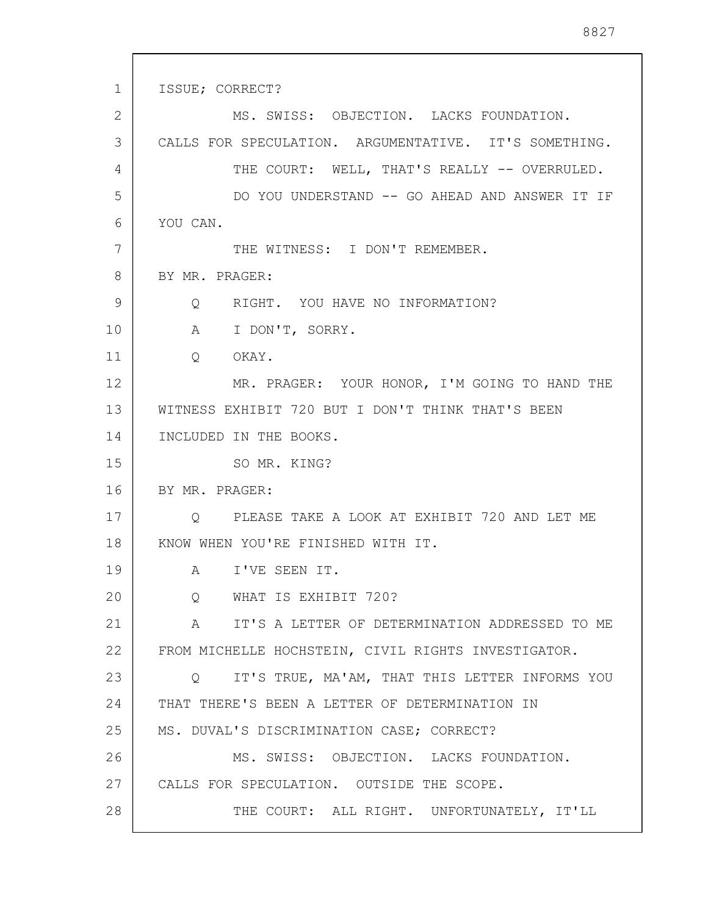ISSUE; CORRECT?

MS. SWISS: OBJECTION. LACKS FOUNDATION. CALLS FOR SPECULATION. ARGUMENTATIVE. IT'S SOMETHING.

THE COURT: WELL, THAT'S REALLY -- OVERRULED.

DO YOU UNDERSTAND -- GO AHEAD AND ANSWER IT IF YOU CAN.

THE WITNESS: I DON'T REMEMBER.

BY MR. PRAGER:

Q RIGHT. YOU HAVE NO INFORMATION?

A I DON'T, SORRY.

Q OKAY.

MR. PRAGER: YOUR HONOR, I'M GOING TO HAND THE WITNESS EXHIBIT 720 BUT I DON'T THINK THAT'S BEEN INCLUDED IN THE BOOKS.

SO MR. KING?

BY MR. PRAGER:

Q PLEASE TAKE A LOOK AT EXHIBIT 720 AND LET ME KNOW WHEN YOU'RE FINISHED WITH IT.

A I'VE SEEN IT.

Q WHAT IS EXHIBIT 720?

A IT'S A LETTER OF DETERMINATION ADDRESSED TO ME FROM MICHELLE HOCHSTEIN, CIVIL RIGHTS INVESTIGATOR.

Q IT'S TRUE, MA'AM, THAT THIS LETTER INFORMS YOU THAT THERE'S BEEN A LETTER OF DETERMINATION IN MS. DUVAL'S DISCRIMINATION CASE; CORRECT?

MS. SWISS: OBJECTION. LACKS FOUNDATION. CALLS FOR SPECULATION. OUTSIDE THE SCOPE.

THE COURT: ALL RIGHT. UNFORTUNATELY, IT'LL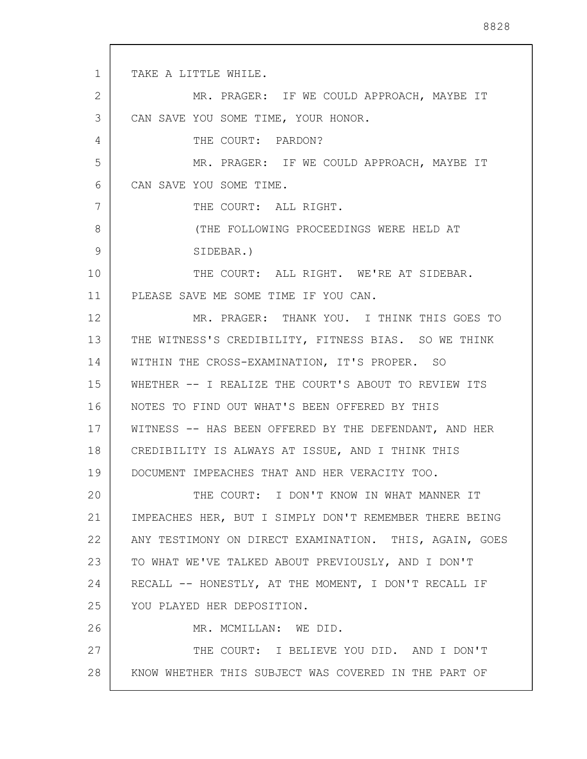TAKE A LITTLE WHILE.

MR. PRAGER: IF WE COULD APPROACH, MAYBE IT CAN SAVE YOU SOME TIME, YOUR HONOR.

THE COURT: PARDON?

MR. PRAGER: IF WE COULD APPROACH, MAYBE IT CAN SAVE YOU SOME TIME.

THE COURT: ALL RIGHT.

(THE FOLLOWING PROCEEDINGS WERE HELD AT SIDEBAR.)

THE COURT: ALL RIGHT. WE'RE AT SIDEBAR. PLEASE SAVE ME SOME TIME IF YOU CAN.

MR. PRAGER: THANK YOU. I THINK THIS GOES TO THE WITNESS'S CREDIBILITY, FITNESS BIAS. SO WE THINK WITHIN THE CROSS-EXAMINATION, IT'S PROPER. SO WHETHER -- I REALIZE THE COURT'S ABOUT TO REVIEW ITS NOTES TO FIND OUT WHAT'S BEEN OFFERED BY THIS WITNESS -- HAS BEEN OFFERED BY THE DEFENDANT, AND HER CREDIBILITY IS ALWAYS AT ISSUE, AND I THINK THIS DOCUMENT IMPEACHES THAT AND HER VERACITY TOO.

THE COURT: I DON'T KNOW IN WHAT MANNER IT IMPEACHES HER, BUT I SIMPLY DON'T REMEMBER THERE BEING ANY TESTIMONY ON DIRECT EXAMINATION. THIS, AGAIN, GOES TO WHAT WE'VE TALKED ABOUT PREVIOUSLY, AND I DON'T RECALL -- HONESTLY, AT THE MOMENT, I DON'T RECALL IF YOU PLAYED HER DEPOSITION.

MR. MCMILLAN: WE DID.

THE COURT: I BELIEVE YOU DID. AND I DON'T KNOW WHETHER THIS SUBJECT WAS COVERED IN THE PART OF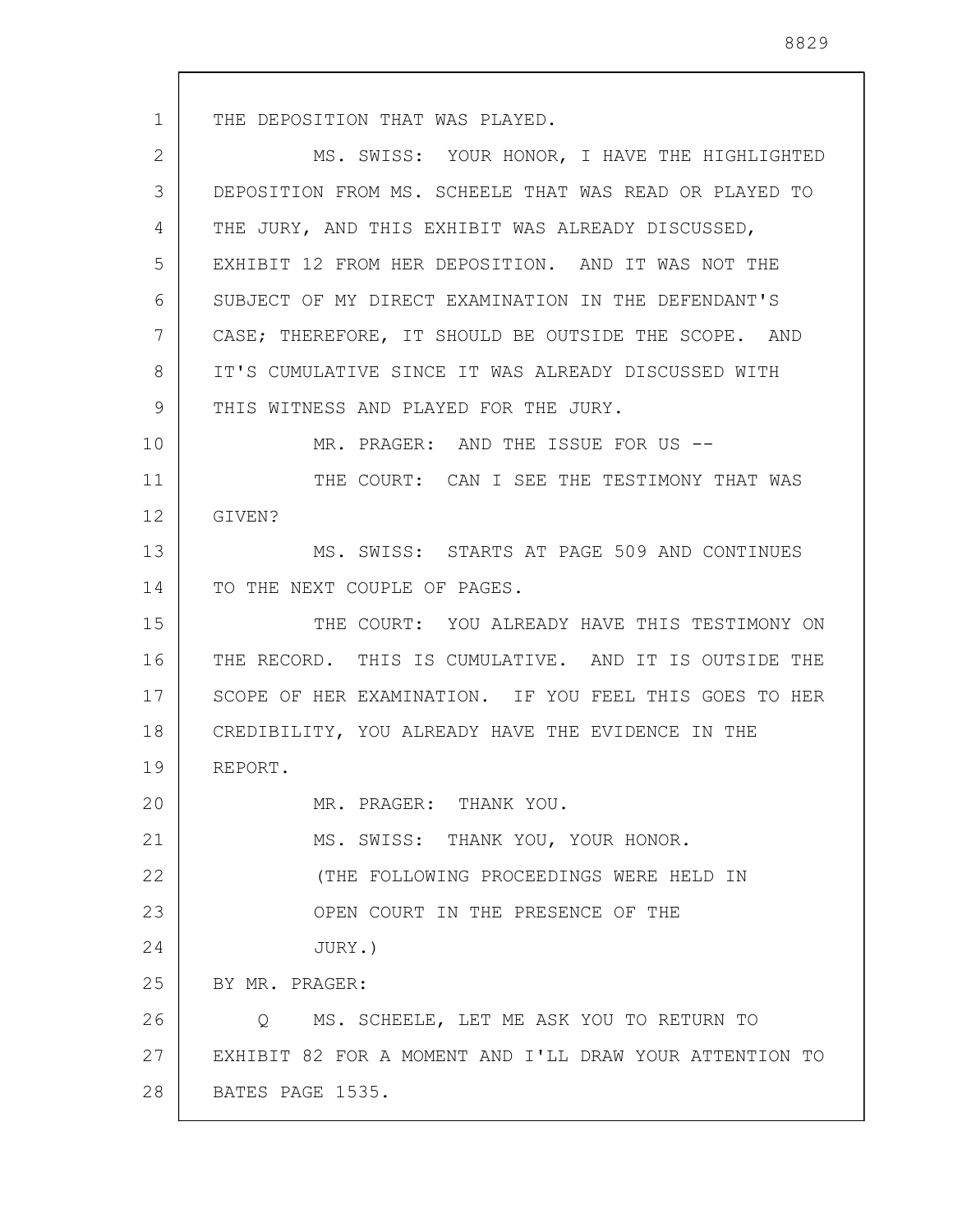THE DEPOSITION THAT WAS PLAYED.

MS. SWISS: YOUR HONOR, I HAVE THE HIGHLIGHTED DEPOSITION FROM MS. SCHEELE THAT WAS READ OR PLAYED TO THE JURY, AND THIS EXHIBIT WAS ALREADY DISCUSSED, EXHIBIT 12 FROM HER DEPOSITION. AND IT WAS NOT THE SUBJECT OF MY DIRECT EXAMINATION IN THE DEFENDANT'S CASE; THEREFORE, IT SHOULD BE OUTSIDE THE SCOPE. AND IT'S CUMULATIVE SINCE IT WAS ALREADY DISCUSSED WITH THIS WITNESS AND PLAYED FOR THE JURY.

MR. PRAGER: AND THE ISSUE FOR US --

THE COURT: CAN I SEE THE TESTIMONY THAT WAS GIVEN?

MS. SWISS: STARTS AT PAGE 509 AND CONTINUES TO THE NEXT COUPLE OF PAGES.

THE COURT: YOU ALREADY HAVE THIS TESTIMONY ON THE RECORD. THIS IS CUMULATIVE. AND IT IS OUTSIDE THE SCOPE OF HER EXAMINATION. IF YOU FEEL THIS GOES TO HER CREDIBILITY, YOU ALREADY HAVE THE EVIDENCE IN THE REPORT.

MR. PRAGER: THANK YOU.

MS. SWISS: THANK YOU, YOUR HONOR.

(THE FOLLOWING PROCEEDINGS WERE HELD IN OPEN COURT IN THE PRESENCE OF THE JURY.)

BY MR. PRAGER:

Q MS. SCHEELE, LET ME ASK YOU TO RETURN TO EXHIBIT 82 FOR A MOMENT AND I'LL DRAW YOUR ATTENTION TO BATES PAGE 1535.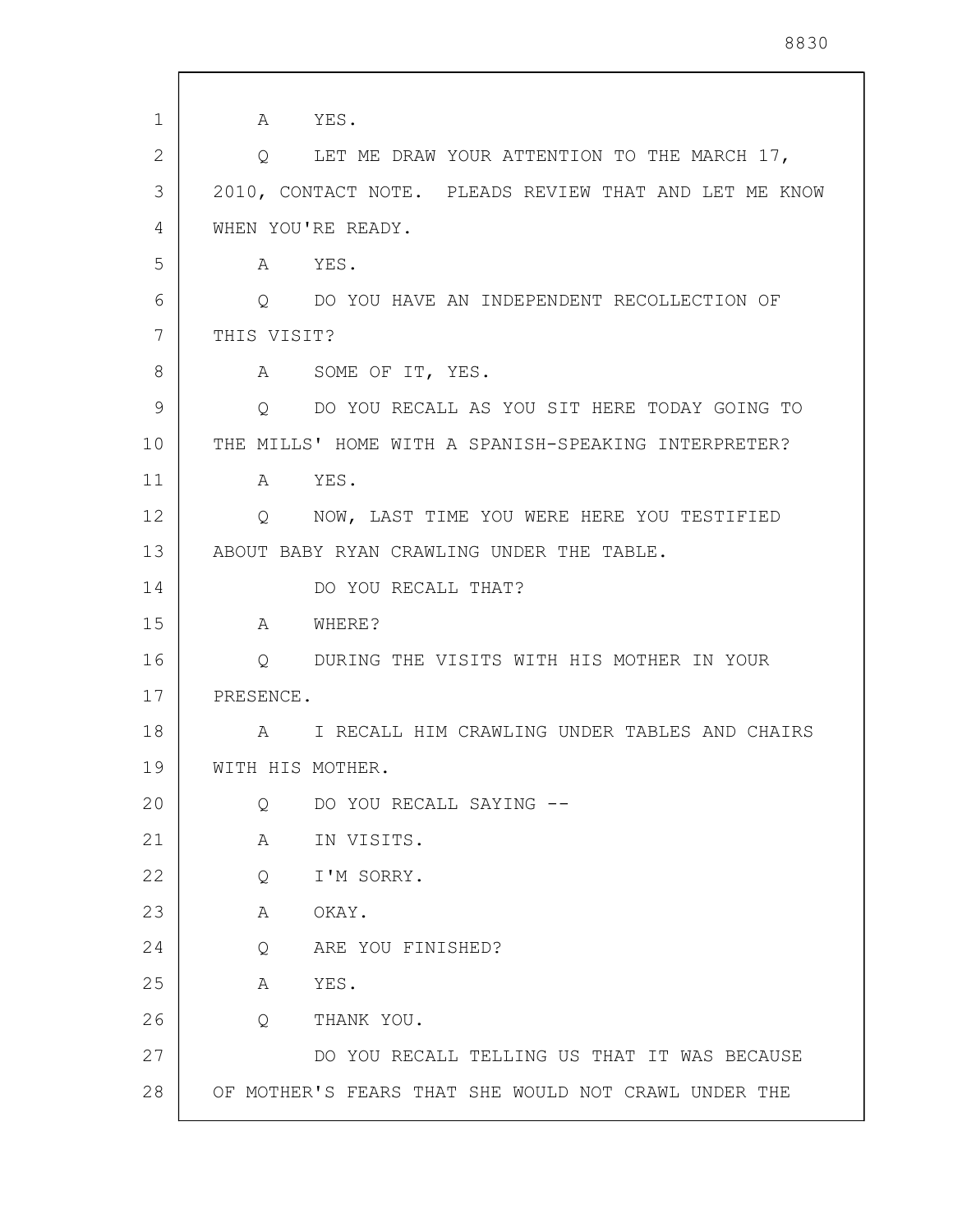1 A YES.

2 Q LET ME DRAW YOUR ATTENTION TO THE MARCH 17,

3 2010, CONTACT NOTE. PLEADS REVIEW THAT AND LET ME KNOW

4 WHEN YOU'RE READY.

5 A YES.

6 Q DO YOU HAVE AN INDEPENDENT RECOLLECTION OF

7 THIS VISIT?

8 A SOME OF IT, YES.

9 Q DO YOU RECALL AS YOU SIT HERE TODAY GOING TO

10 THE MILLS' HOME WITH A SPANISH-SPEAKING INTERPRETER?

11 A YES.

12 Q NOW, LAST TIME YOU WERE HERE YOU TESTIFIED

13 ABOUT BABY RYAN CRAWLING UNDER THE TABLE.

14 DO YOU RECALL THAT?

15 A WHERE?

16 Q DURING THE VISITS WITH HIS MOTHER IN YOUR

17 PRESENCE.

18 A I RECALL HIM CRAWLING UNDER TABLES AND CHAIRS

19 WITH HIS MOTHER.

20 Q DO YOU RECALL SAYING --

21 A IN VISITS.

22 Q I'M SORRY.

23 A OKAY.

24 Q ARE YOU FINISHED?

25 A YES.

26 Q THANK YOU.

27 DO YOU RECALL TELLING US THAT IT WAS BECAUSE

28 OF MOTHER'S FEARS THAT SHE WOULD NOT CRAWL UNDER THE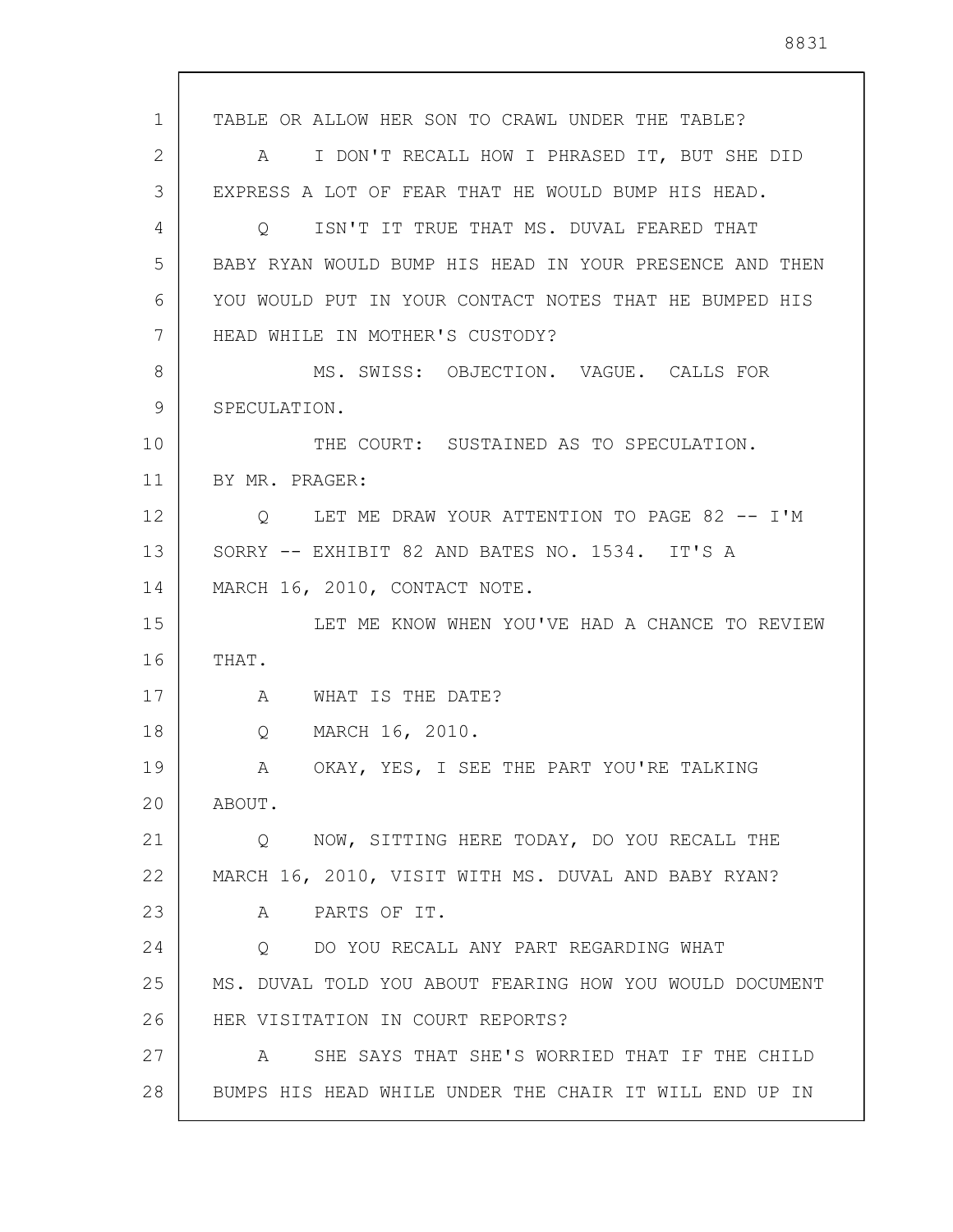TABLE OR ALLOW HER SON TO CRAWL UNDER THE TABLE?

A I DON'T RECALL HOW I PHRASED IT, BUT SHE DID EXPRESS A LOT OF FEAR THAT HE WOULD BUMP HIS HEAD.

Q ISN'T IT TRUE THAT MS. DUVAL FEARED THAT BABY RYAN WOULD BUMP HIS HEAD IN YOUR PRESENCE AND THEN YOU WOULD PUT IN YOUR CONTACT NOTES THAT HE BUMPED HIS HEAD WHILE IN MOTHER'S CUSTODY?

MS. SWISS: OBJECTION. VAGUE. CALLS FOR SPECULATION.

THE COURT: SUSTAINED AS TO SPECULATION.

BY MR. PRAGER:

Q LET ME DRAW YOUR ATTENTION TO PAGE 82 -- I'M SORRY -- EXHIBIT 82 AND BATES NO. 1534. IT'S A MARCH 16, 2010, CONTACT NOTE.

LET ME KNOW WHEN YOU'VE HAD A CHANCE TO REVIEW THAT.

A WHAT IS THE DATE?

Q MARCH 16, 2010.

A OKAY, YES, I SEE THE PART YOU'RE TALKING ABOUT.

Q NOW, SITTING HERE TODAY, DO YOU RECALL THE MARCH 16, 2010, VISIT WITH MS. DUVAL AND BABY RYAN?

A PARTS OF IT.

Q DO YOU RECALL ANY PART REGARDING WHAT MS. DUVAL TOLD YOU ABOUT FEARING HOW YOU WOULD DOCUMENT HER VISITATION IN COURT REPORTS?

A SHE SAYS THAT SHE'S WORRIED THAT IF THE CHILD BUMPS HIS HEAD WHILE UNDER THE CHAIR IT WILL END UP IN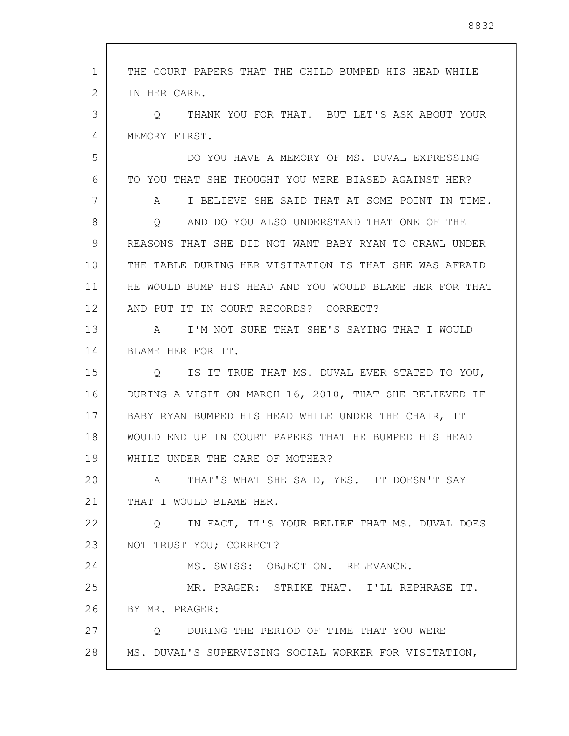THE COURT PAPERS THAT THE CHILD BUMPED HIS HEAD WHILE IN HER CARE.

Q THANK YOU FOR THAT. BUT LET'S ASK ABOUT YOUR MEMORY FIRST.

DO YOU HAVE A MEMORY OF MS. DUVAL EXPRESSING TO YOU THAT SHE THOUGHT YOU WERE BIASED AGAINST HER?

A I BELIEVE SHE SAID THAT AT SOME POINT IN TIME.

Q AND DO YOU ALSO UNDERSTAND THAT ONE OF THE REASONS THAT SHE DID NOT WANT BABY RYAN TO CRAWL UNDER THE TABLE DURING HER VISITATION IS THAT SHE WAS AFRAID HE WOULD BUMP HIS HEAD AND YOU WOULD BLAME HER FOR THAT AND PUT IT IN COURT RECORDS? CORRECT?

A I'M NOT SURE THAT SHE'S SAYING THAT I WOULD BLAME HER FOR IT.

Q IS IT TRUE THAT MS. DUVAL EVER STATED TO YOU, DURING A VISIT ON MARCH 16, 2010, THAT SHE BELIEVED IF BABY RYAN BUMPED HIS HEAD WHILE UNDER THE CHAIR, IT WOULD END UP IN COURT PAPERS THAT HE BUMPED HIS HEAD WHILE UNDER THE CARE OF MOTHER?

A THAT'S WHAT SHE SAID, YES. IT DOESN'T SAY THAT I WOULD BLAME HER.

Q IN FACT, IT'S YOUR BELIEF THAT MS. DUVAL DOES NOT TRUST YOU; CORRECT?

MS. SWISS: OBJECTION. RELEVANCE.

MR. PRAGER: STRIKE THAT. I'LL REPHRASE IT.

BY MR. PRAGER:

Q DURING THE PERIOD OF TIME THAT YOU WERE MS. DUVAL'S SUPERVISING SOCIAL WORKER FOR VISITATION,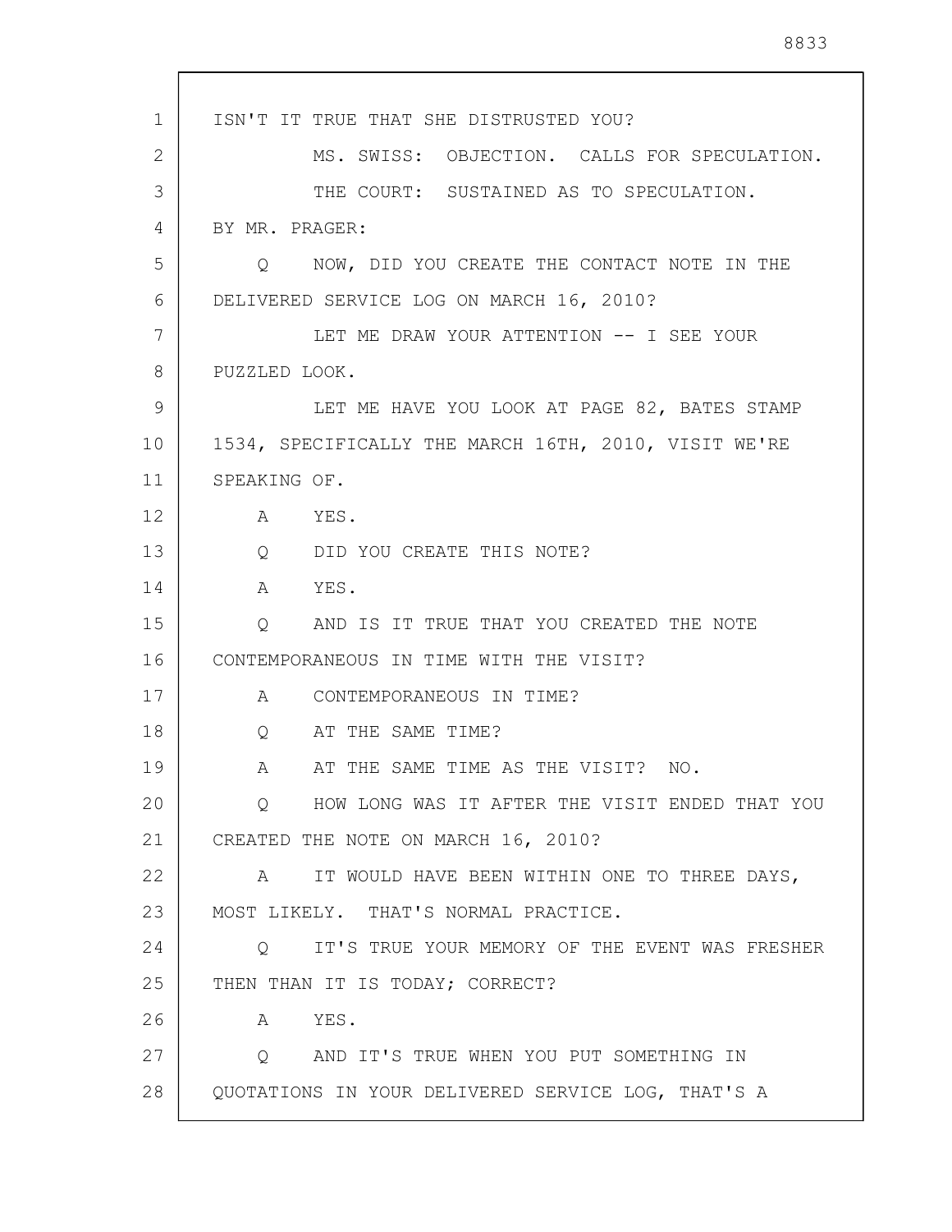ISN'T IT TRUE THAT SHE DISTRUSTED YOU?

MS. SWISS: OBJECTION. CALLS FOR SPECULATION.

THE COURT: SUSTAINED AS TO SPECULATION.

BY MR. PRAGER:

Q NOW, DID YOU CREATE THE CONTACT NOTE IN THE DELIVERED SERVICE LOG ON MARCH 16, 2010?

LET ME DRAW YOUR ATTENTION -- I SEE YOUR PUZZLED LOOK.

LET ME HAVE YOU LOOK AT PAGE 82, BATES STAMP 1534, SPECIFICALLY THE MARCH 16TH, 2010, VISIT WE'RE SPEAKING OF.

A YES.

Q DID YOU CREATE THIS NOTE?

A YES.

Q AND IS IT TRUE THAT YOU CREATED THE NOTE CONTEMPORANEOUS IN TIME WITH THE VISIT?

A CONTEMPORANEOUS IN TIME?

Q AT THE SAME TIME?

A AT THE SAME TIME AS THE VISIT? NO.

Q HOW LONG WAS IT AFTER THE VISIT ENDED THAT YOU CREATED THE NOTE ON MARCH 16, 2010?

A IT WOULD HAVE BEEN WITHIN ONE TO THREE DAYS, MOST LIKELY. THAT'S NORMAL PRACTICE.

Q IT'S TRUE YOUR MEMORY OF THE EVENT WAS FRESHER THEN THAN IT IS TODAY; CORRECT?

A YES.

Q AND IT'S TRUE WHEN YOU PUT SOMETHING IN QUOTATIONS IN YOUR DELIVERED SERVICE LOG, THAT'S A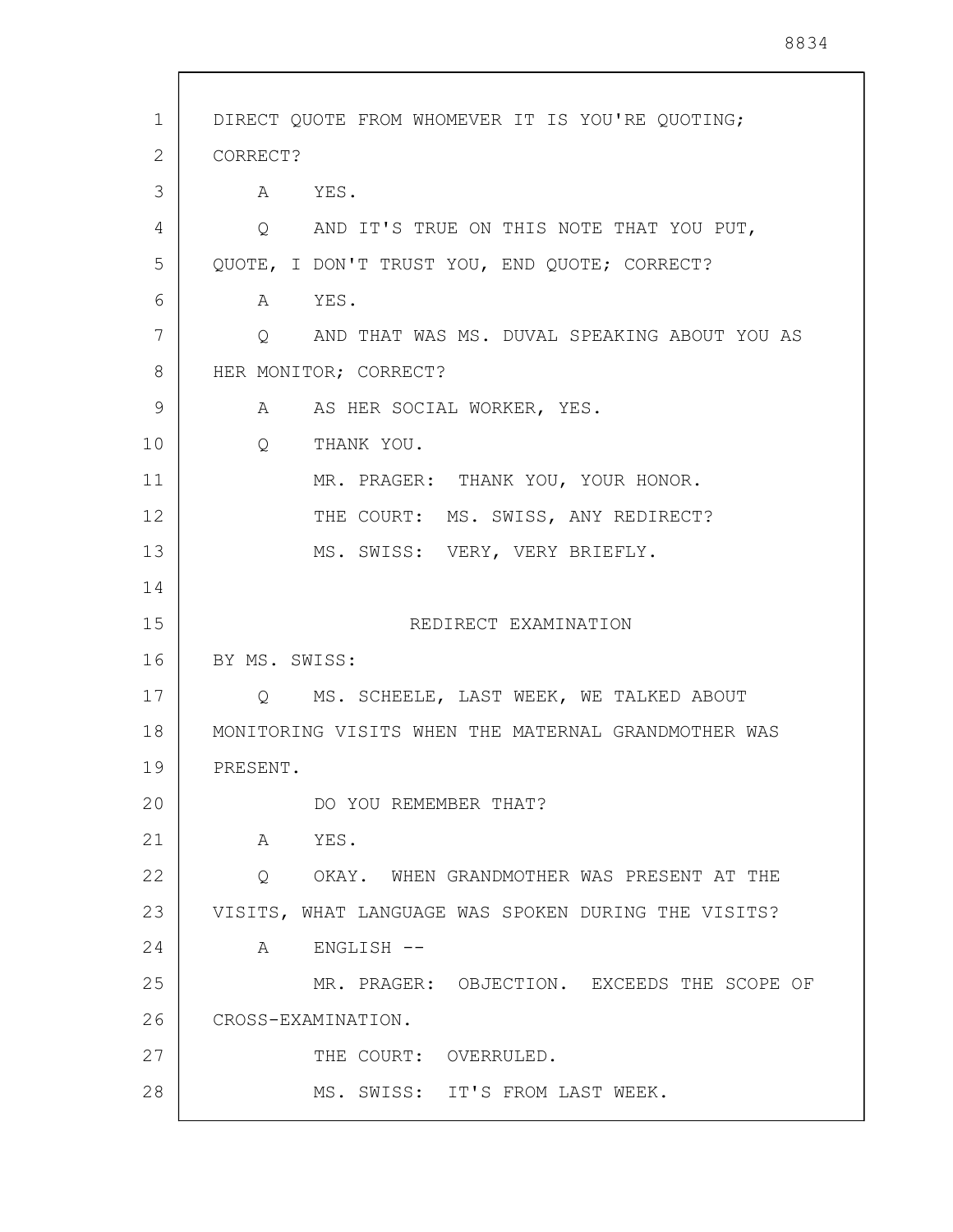DIRECT QUOTE FROM WHOMEVER IT IS YOU'RE QUOTING; CORRECT?

A YES.

Q AND IT'S TRUE ON THIS NOTE THAT YOU PUT, QUOTE, I DON'T TRUST YOU, END QUOTE; CORRECT?

A YES.

Q AND THAT WAS MS. DUVAL SPEAKING ABOUT YOU AS HER MONITOR; CORRECT?

A AS HER SOCIAL WORKER, YES.

Q THANK YOU.

MR. PRAGER: THANK YOU, YOUR HONOR.

THE COURT: MS. SWISS, ANY REDIRECT?

MS. SWISS: VERY, VERY BRIEFLY.

## REDIRECT EXAMINATION

BY MS. SWISS:

Q MS. SCHEELE, LAST WEEK, WE TALKED ABOUT MONITORING VISITS WHEN THE MATERNAL GRANDMOTHER WAS PRESENT.

DO YOU REMEMBER THAT?

A YES.

Q OKAY. WHEN GRANDMOTHER WAS PRESENT AT THE VISITS, WHAT LANGUAGE WAS SPOKEN DURING THE VISITS?

A ENGLISH --

MR. PRAGER: OBJECTION. EXCEEDS THE SCOPE OF CROSS-EXAMINATION.

THE COURT: OVERRULED.

MS. SWISS: IT'S FROM LAST WEEK.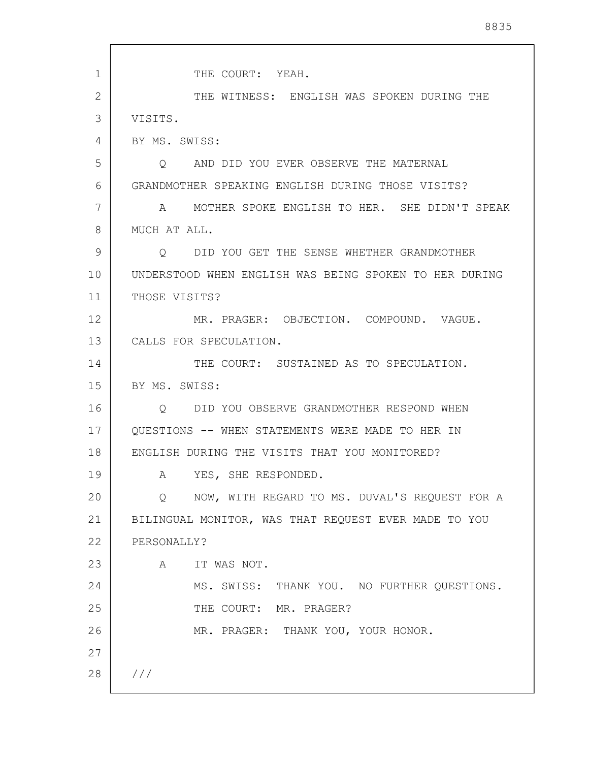THE COURT: YEAH.

THE WITNESS: ENGLISH WAS SPOKEN DURING THE VISITS.

BY MS. SWISS:

Q AND DID YOU EVER OBSERVE THE MATERNAL GRANDMOTHER SPEAKING ENGLISH DURING THOSE VISITS?

A MOTHER SPOKE ENGLISH TO HER. SHE DIDN'T SPEAK MUCH AT ALL.

Q DID YOU GET THE SENSE WHETHER GRANDMOTHER UNDERSTOOD WHEN ENGLISH WAS BEING SPOKEN TO HER DURING THOSE VISITS?

MR. PRAGER: OBJECTION. COMPOUND. VAGUE. CALLS FOR SPECULATION.

THE COURT: SUSTAINED AS TO SPECULATION.

BY MS. SWISS:

Q DID YOU OBSERVE GRANDMOTHER RESPOND WHEN QUESTIONS -- WHEN STATEMENTS WERE MADE TO HER IN ENGLISH DURING THE VISITS THAT YOU MONITORED?

A YES, SHE RESPONDED.

Q NOW, WITH REGARD TO MS. DUVAL'S REQUEST FOR A BILINGUAL MONITOR, WAS THAT REQUEST EVER MADE TO YOU PERSONALLY?

A IT WAS NOT.

MS. SWISS: THANK YOU. NO FURTHER QUESTIONS.

THE COURT: MR. PRAGER?

MR. PRAGER: THANK YOU, YOUR HONOR.

///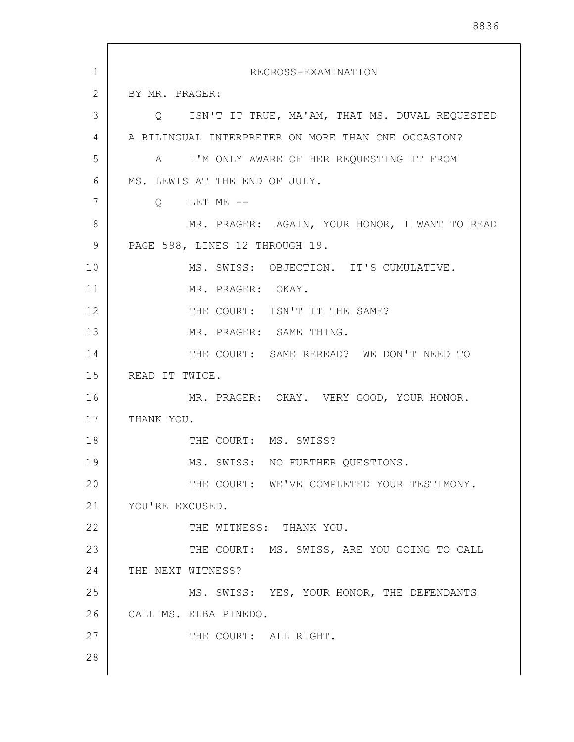RECROSS-EXAMINATION

BY MR. PRAGER:

Q ISN'T IT TRUE, MA'AM, THAT MS. DUVAL REQUESTED A BILINGUAL INTERPRETER ON MORE THAN ONE OCCASION?

A I'M ONLY AWARE OF HER REQUESTING IT FROM MS. LEWIS AT THE END OF JULY.

Q LET ME --

MR. PRAGER: AGAIN, YOUR HONOR, I WANT TO READ PAGE 598, LINES 12 THROUGH 19.

MS. SWISS: OBJECTION. IT'S CUMULATIVE.

MR. PRAGER: OKAY.

THE COURT: ISN'T IT THE SAME?

MR. PRAGER: SAME THING.

THE COURT: SAME REREAD? WE DON'T NEED TO READ IT TWICE.

MR. PRAGER: OKAY. VERY GOOD, YOUR HONOR. THANK YOU.

THE COURT: MS. SWISS?

MS. SWISS: NO FURTHER QUESTIONS.

THE COURT: WE'VE COMPLETED YOUR TESTIMONY. YOU'RE EXCUSED.

THE WITNESS: THANK YOU.

THE COURT: MS. SWISS, ARE YOU GOING TO CALL THE NEXT WITNESS?

MS. SWISS: YES, YOUR HONOR, THE DEFENDANTS CALL MS. ELBA PINEDO.

THE COURT: ALL RIGHT.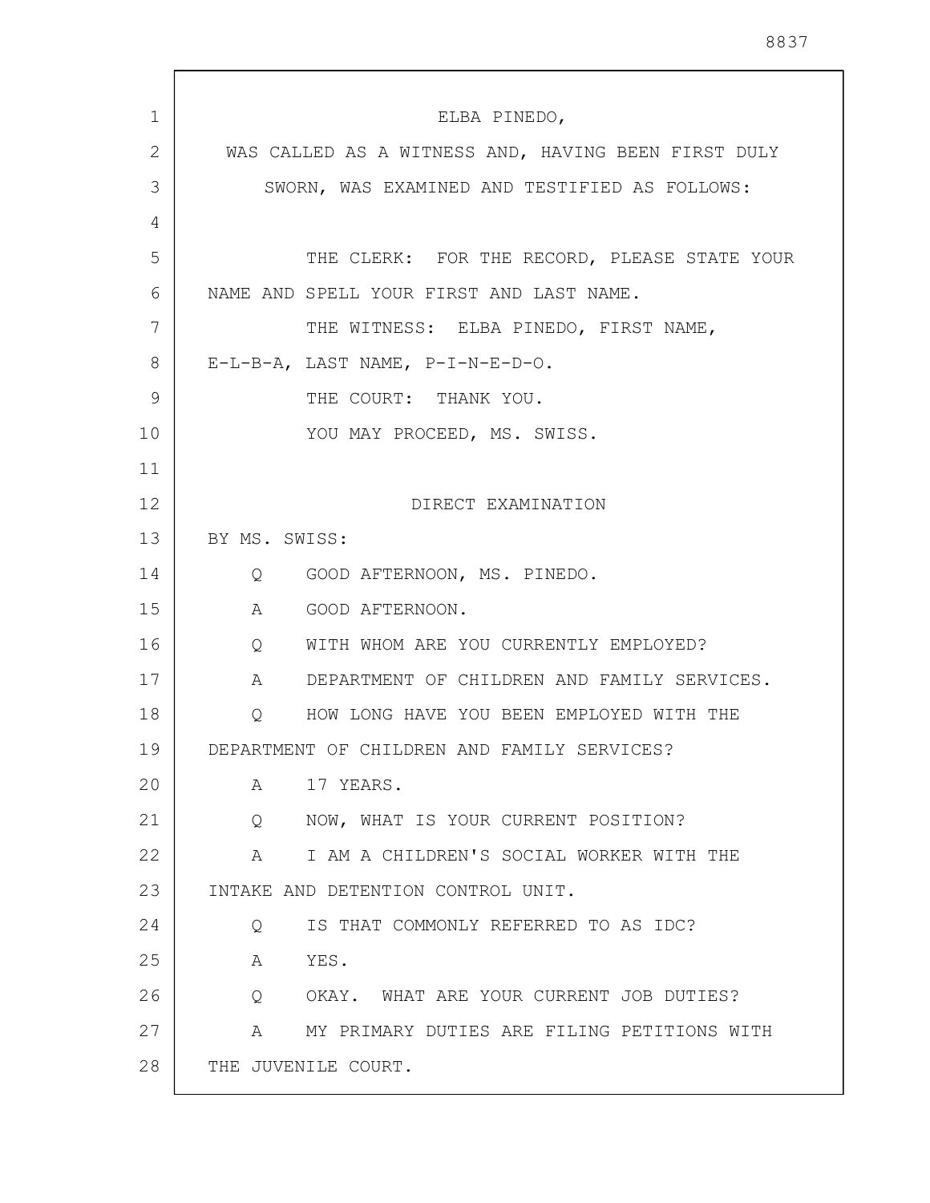ELBA PINEDO,

WAS CALLED AS A WITNESS AND, HAVING BEEN FIRST DULY SWORN, WAS EXAMINED AND TESTIFIED AS FOLLOWS:

THE CLERK: FOR THE RECORD, PLEASE STATE YOUR NAME AND SPELL YOUR FIRST AND LAST NAME.

THE WITNESS: ELBA PINEDO, FIRST NAME, E-L-B-A, LAST NAME, P-I-N-E-D-O.

THE COURT: THANK YOU.

YOU MAY PROCEED, MS. SWISS.

DIRECT EXAMINATION

BY MS. SWISS:

Q GOOD AFTERNOON, MS. PINEDO.

A GOOD AFTERNOON.

Q WITH WHOM ARE YOU CURRENTLY EMPLOYED?

A DEPARTMENT OF CHILDREN AND FAMILY SERVICES.

Q HOW LONG HAVE YOU BEEN EMPLOYED WITH THE DEPARTMENT OF CHILDREN AND FAMILY SERVICES?

A 17 YEARS.

Q NOW, WHAT IS YOUR CURRENT POSITION?

A I AM A CHILDREN'S SOCIAL WORKER WITH THE INTAKE AND DETENTION CONTROL UNIT.

Q IS THAT COMMONLY REFERRED TO AS IDC?

A YES.

Q OKAY. WHAT ARE YOUR CURRENT JOB DUTIES?

A MY PRIMARY DUTIES ARE FILING PETITIONS WITH THE JUVENILE COURT.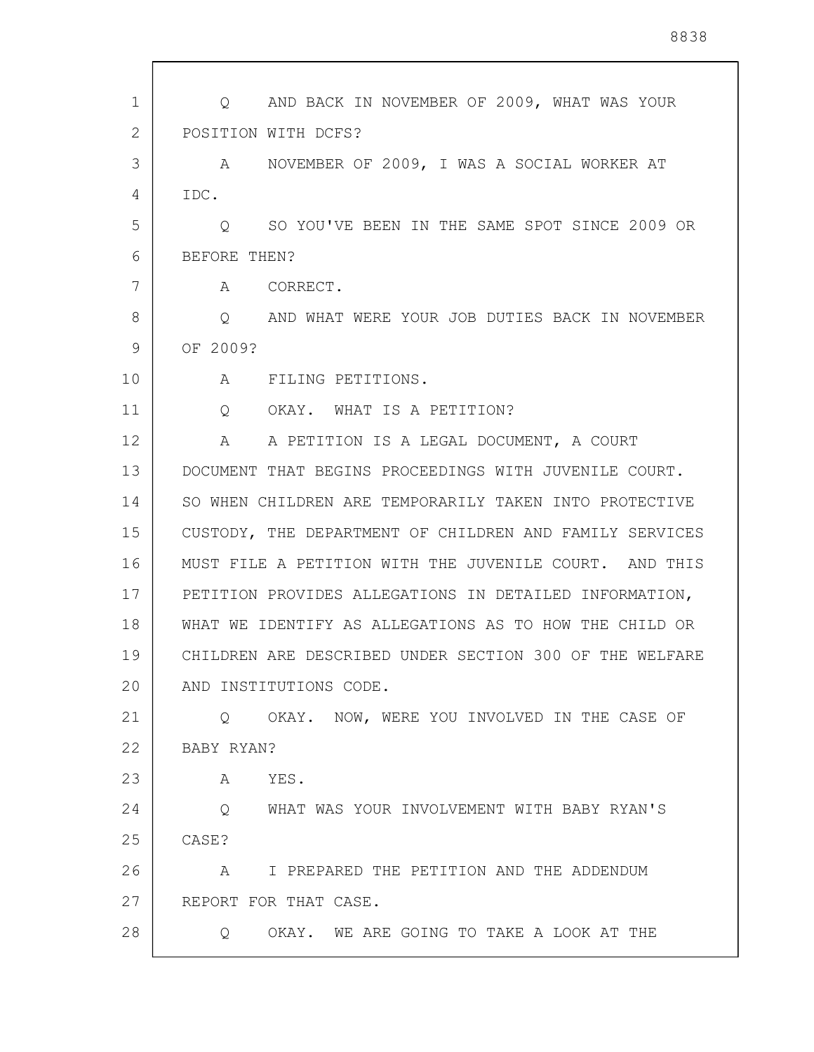Q AND BACK IN NOVEMBER OF 2009, WHAT WAS YOUR POSITION WITH DCFS?

A NOVEMBER OF 2009, I WAS A SOCIAL WORKER AT IDC.

Q SO YOU'VE BEEN IN THE SAME SPOT SINCE 2009 OR BEFORE THEN?

A CORRECT.

Q AND WHAT WERE YOUR JOB DUTIES BACK IN NOVEMBER OF 2009?

A FILING PETITIONS.

Q OKAY. WHAT IS A PETITION?

A A PETITION IS A LEGAL DOCUMENT, A COURT DOCUMENT THAT BEGINS PROCEEDINGS WITH JUVENILE COURT. SO WHEN CHILDREN ARE TEMPORARILY TAKEN INTO PROTECTIVE CUSTODY, THE DEPARTMENT OF CHILDREN AND FAMILY SERVICES MUST FILE A PETITION WITH THE JUVENILE COURT. AND THIS PETITION PROVIDES ALLEGATIONS IN DETAILED INFORMATION, WHAT WE IDENTIFY AS ALLEGATIONS AS TO HOW THE CHILD OR CHILDREN ARE DESCRIBED UNDER SECTION 300 OF THE WELFARE AND INSTITUTIONS CODE.

Q OKAY. NOW, WERE YOU INVOLVED IN THE CASE OF BABY RYAN?

A YES.

Q WHAT WAS YOUR INVOLVEMENT WITH BABY RYAN'S CASE?

A I PREPARED THE PETITION AND THE ADDENDUM REPORT FOR THAT CASE.

Q OKAY. WE ARE GOING TO TAKE A LOOK AT THE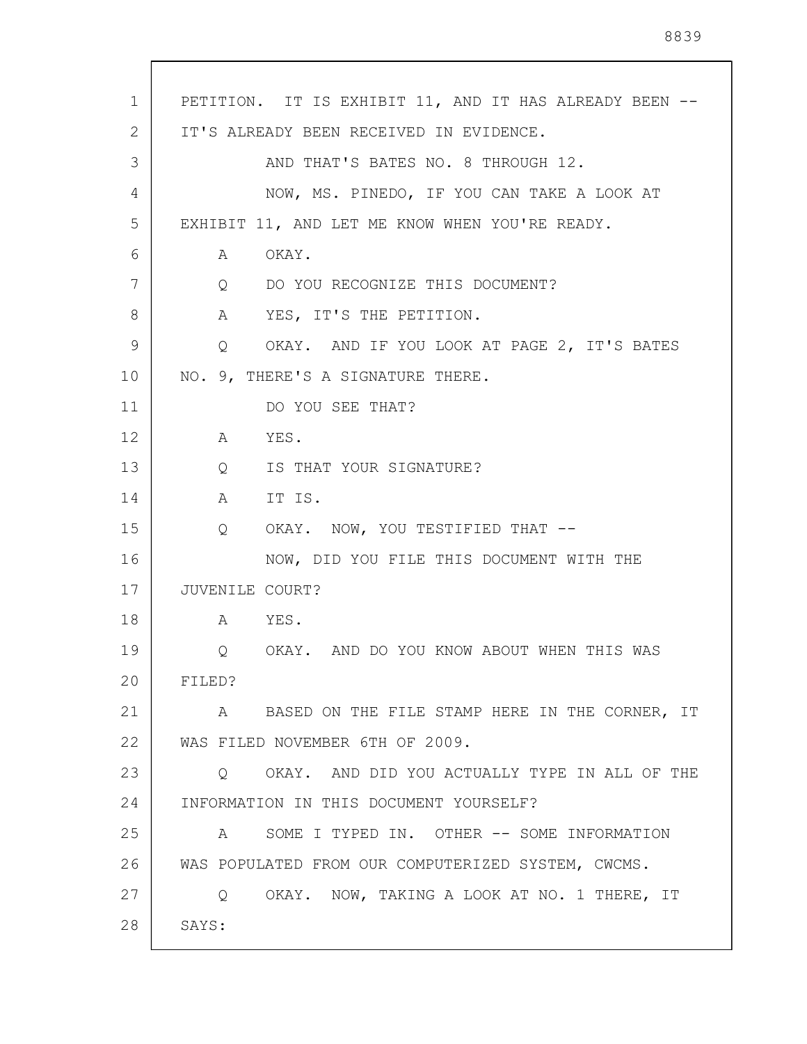PETITION. IT IS EXHIBIT 11, AND IT HAS ALREADY BEEN -- IT'S ALREADY BEEN RECEIVED IN EVIDENCE.

AND THAT'S BATES NO. 8 THROUGH 12.

NOW, MS. PINEDO, IF YOU CAN TAKE A LOOK AT EXHIBIT 11, AND LET ME KNOW WHEN YOU'RE READY.

A OKAY.

Q DO YOU RECOGNIZE THIS DOCUMENT?

A YES, IT'S THE PETITION.

Q OKAY. AND IF YOU LOOK AT PAGE 2, IT'S BATES NO. 9, THERE'S A SIGNATURE THERE.

DO YOU SEE THAT?

A YES.

Q IS THAT YOUR SIGNATURE?

A IT IS.

Q OKAY. NOW, YOU TESTIFIED THAT --

NOW, DID YOU FILE THIS DOCUMENT WITH THE JUVENILE COURT?

A YES.

Q OKAY. AND DO YOU KNOW ABOUT WHEN THIS WAS FILED?

A BASED ON THE FILE STAMP HERE IN THE CORNER, IT WAS FILED NOVEMBER 6TH OF 2009.

Q OKAY. AND DID YOU ACTUALLY TYPE IN ALL OF THE INFORMATION IN THIS DOCUMENT YOURSELF?

A SOME I TYPED IN. OTHER -- SOME INFORMATION WAS POPULATED FROM OUR COMPUTERIZED SYSTEM, CWCMS.

Q OKAY. NOW, TAKING A LOOK AT NO. 1 THERE, IT SAYS: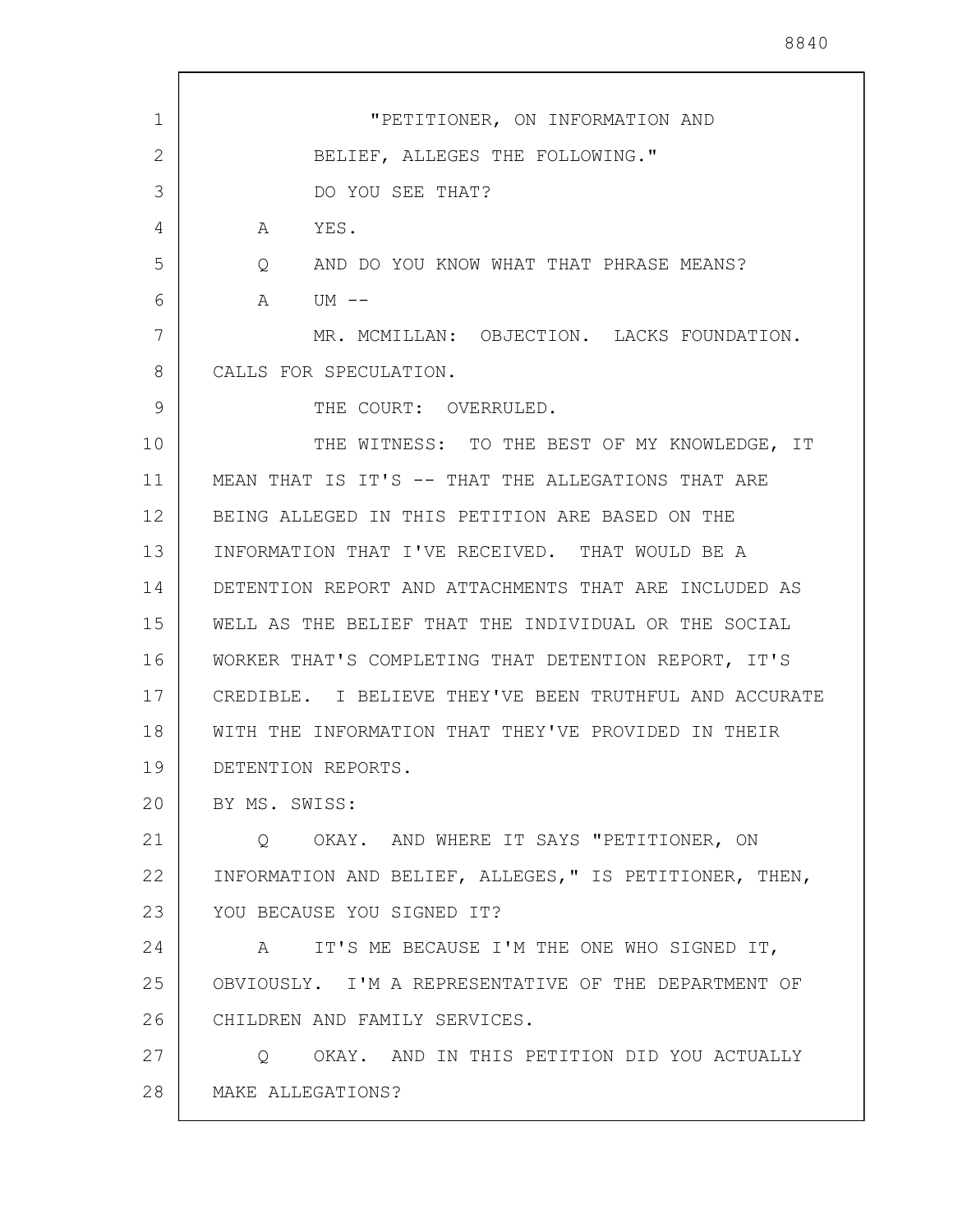"PETITIONER, ON INFORMATION AND BELIEF, ALLEGES THE FOLLOWING."

DO YOU SEE THAT?

A YES.

Q AND DO YOU KNOW WHAT THAT PHRASE MEANS?

A UM --

MR. MCMILLAN: OBJECTION. LACKS FOUNDATION. CALLS FOR SPECULATION.

THE COURT: OVERRULED.

THE WITNESS: TO THE BEST OF MY KNOWLEDGE, IT MEAN THAT IS IT'S -- THAT THE ALLEGATIONS THAT ARE BEING ALLEGED IN THIS PETITION ARE BASED ON THE INFORMATION THAT I'VE RECEIVED. THAT WOULD BE A DETENTION REPORT AND ATTACHMENTS THAT ARE INCLUDED AS WELL AS THE BELIEF THAT THE INDIVIDUAL OR THE SOCIAL WORKER THAT'S COMPLETING THAT DETENTION REPORT, IT'S CREDIBLE. I BELIEVE THEY'VE BEEN TRUTHFUL AND ACCURATE WITH THE INFORMATION THAT THEY'VE PROVIDED IN THEIR DETENTION REPORTS.

BY MS. SWISS:

Q OKAY. AND WHERE IT SAYS "PETITIONER, ON INFORMATION AND BELIEF, ALLEGES," IS PETITIONER, THEN, YOU BECAUSE YOU SIGNED IT?

A IT'S ME BECAUSE I'M THE ONE WHO SIGNED IT, OBVIOUSLY. I'M A REPRESENTATIVE OF THE DEPARTMENT OF CHILDREN AND FAMILY SERVICES.

Q OKAY. AND IN THIS PETITION DID YOU ACTUALLY MAKE ALLEGATIONS?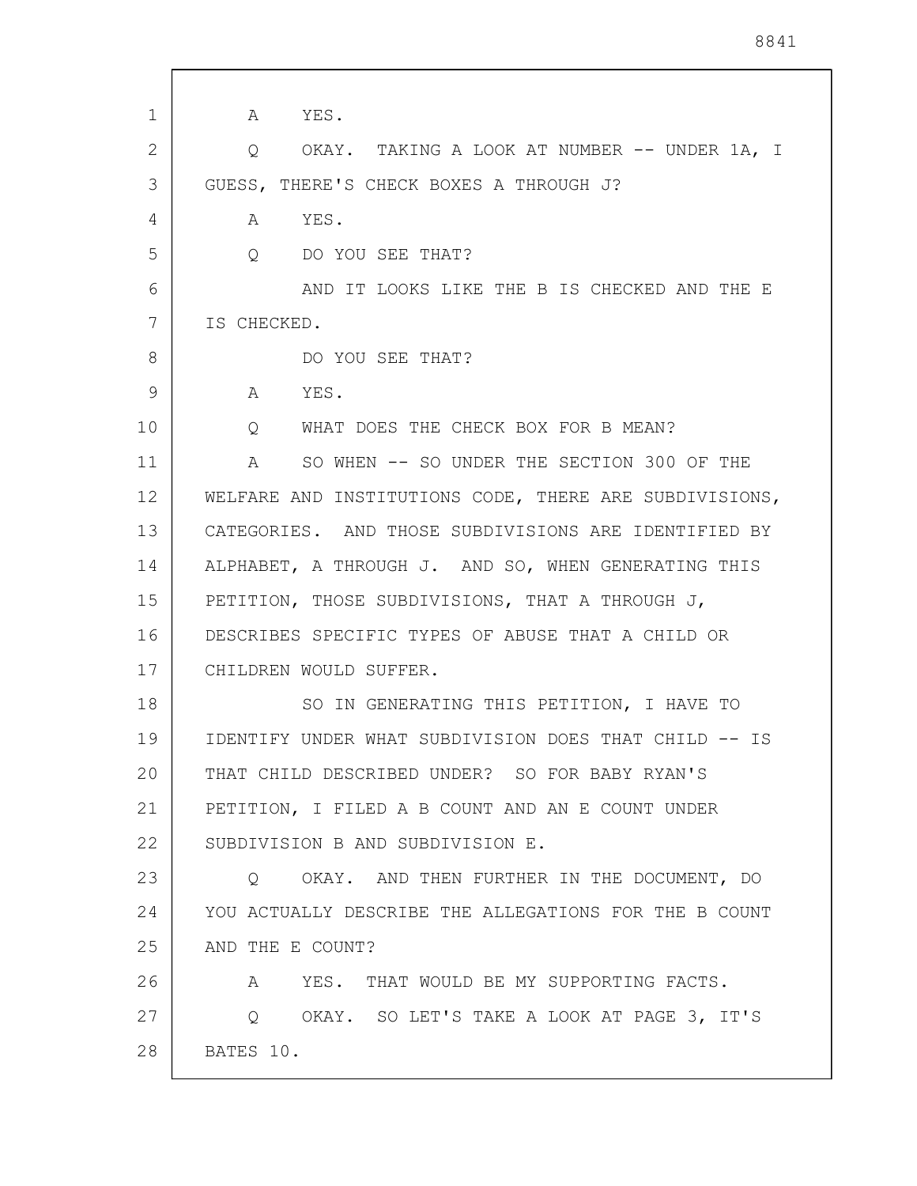A YES.

Q OKAY. TAKING A LOOK AT NUMBER -- UNDER 1A, I GUESS, THERE'S CHECK BOXES A THROUGH J?

A YES.

Q DO YOU SEE THAT?

AND IT LOOKS LIKE THE B IS CHECKED AND THE E IS CHECKED.

DO YOU SEE THAT?

A YES.

Q WHAT DOES THE CHECK BOX FOR B MEAN?

A SO WHEN -- SO UNDER THE SECTION 300 OF THE WELFARE AND INSTITUTIONS CODE, THERE ARE SUBDIVISIONS, CATEGORIES. AND THOSE SUBDIVISIONS ARE IDENTIFIED BY ALPHABET, A THROUGH J. AND SO, WHEN GENERATING THIS PETITION, THOSE SUBDIVISIONS, THAT A THROUGH J, DESCRIBES SPECIFIC TYPES OF ABUSE THAT A CHILD OR CHILDREN WOULD SUFFER.

SO IN GENERATING THIS PETITION, I HAVE TO IDENTIFY UNDER WHAT SUBDIVISION DOES THAT CHILD -- IS THAT CHILD DESCRIBED UNDER? SO FOR BABY RYAN'S PETITION, I FILED A B COUNT AND AN E COUNT UNDER SUBDIVISION B AND SUBDIVISION E.

Q OKAY. AND THEN FURTHER IN THE DOCUMENT, DO YOU ACTUALLY DESCRIBE THE ALLEGATIONS FOR THE B COUNT AND THE E COUNT?

A YES. THAT WOULD BE MY SUPPORTING FACTS.

Q OKAY. SO LET'S TAKE A LOOK AT PAGE 3, IT'S BATES 10.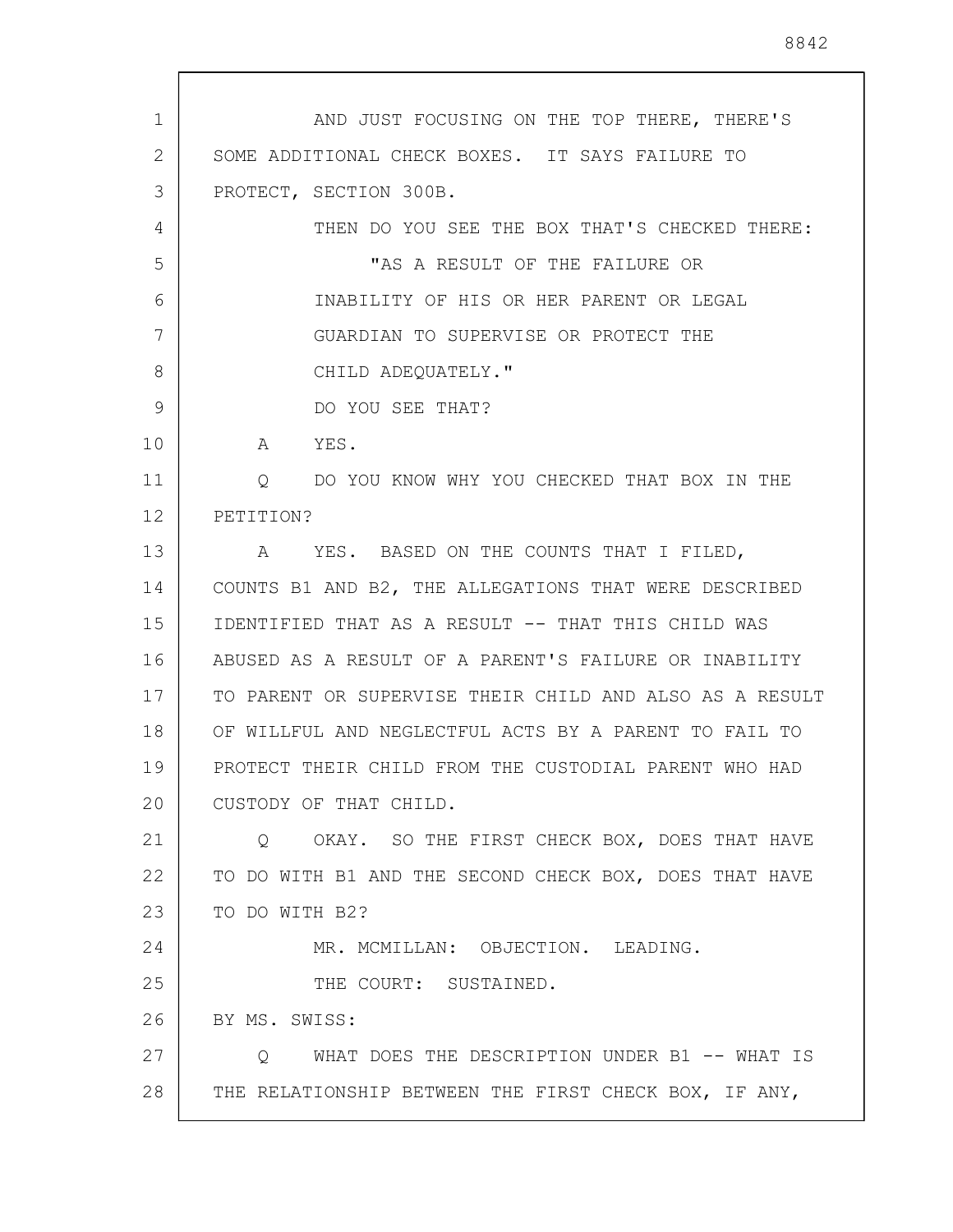AND JUST FOCUSING ON THE TOP THERE, THERE'S SOME ADDITIONAL CHECK BOXES. IT SAYS FAILURE TO PROTECT, SECTION 300B.

THEN DO YOU SEE THE BOX THAT'S CHECKED THERE:

> "AS A RESULT OF THE FAILURE OR INABILITY OF HIS OR HER PARENT OR LEGAL GUARDIAN TO SUPERVISE OR PROTECT THE CHILD ADEQUATELY."

DO YOU SEE THAT?

A YES.

Q DO YOU KNOW WHY YOU CHECKED THAT BOX IN THE PETITION?

A YES. BASED ON THE COUNTS THAT I FILED, COUNTS B1 AND B2, THE ALLEGATIONS THAT WERE DESCRIBED IDENTIFIED THAT AS A RESULT -- THAT THIS CHILD WAS ABUSED AS A RESULT OF A PARENT'S FAILURE OR INABILITY TO PARENT OR SUPERVISE THEIR CHILD AND ALSO AS A RESULT OF WILLFUL AND NEGLECTFUL ACTS BY A PARENT TO FAIL TO PROTECT THEIR CHILD FROM THE CUSTODIAL PARENT WHO HAD CUSTODY OF THAT CHILD.

Q OKAY. SO THE FIRST CHECK BOX, DOES THAT HAVE TO DO WITH B1 AND THE SECOND CHECK BOX, DOES THAT HAVE TO DO WITH B2?

MR. MCMILLAN: OBJECTION. LEADING.

THE COURT: SUSTAINED.

BY MS. SWISS:

Q WHAT DOES THE DESCRIPTION UNDER B1 -- WHAT IS THE RELATIONSHIP BETWEEN THE FIRST CHECK BOX, IF ANY,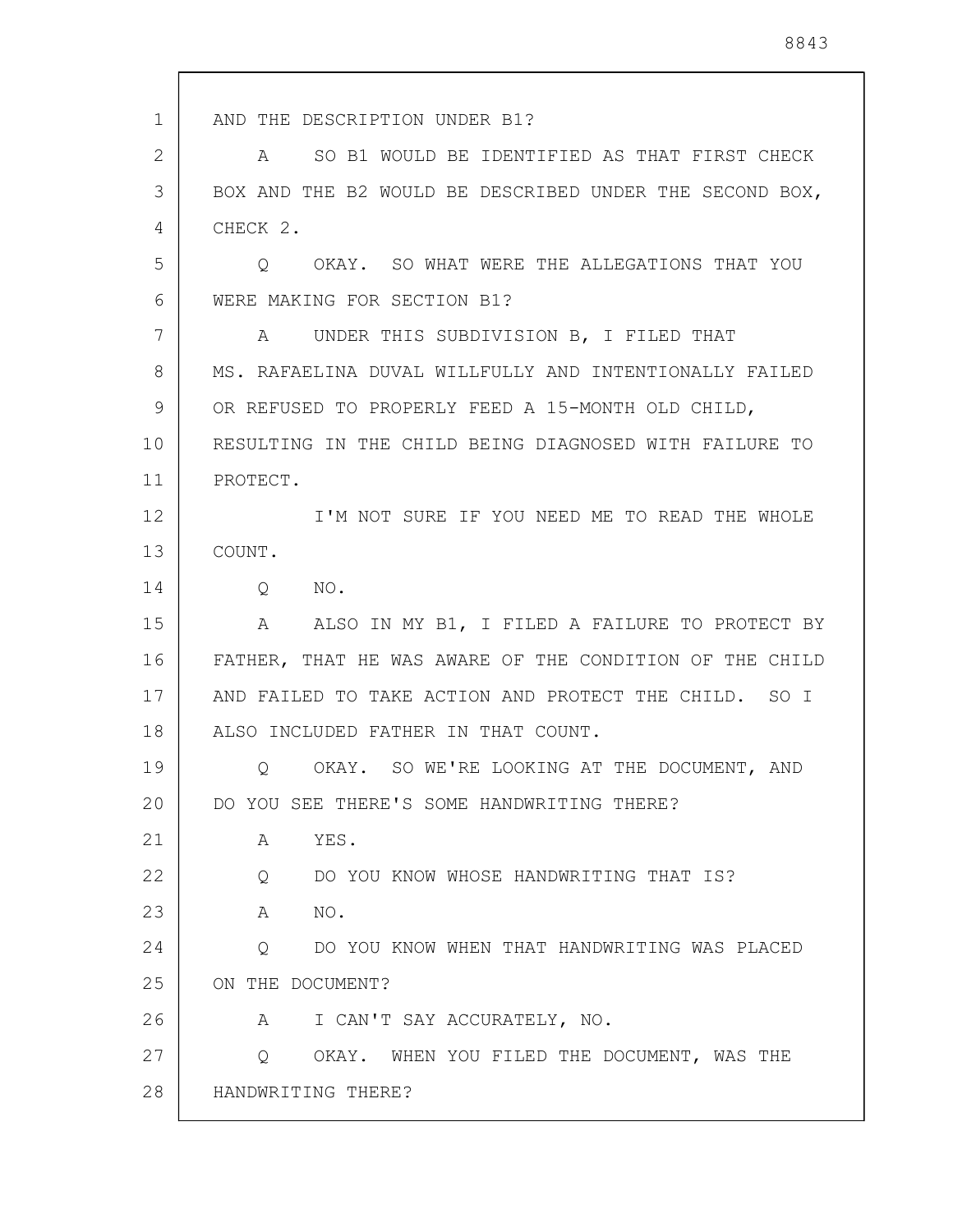AND THE DESCRIPTION UNDER B1?

A SO B1 WOULD BE IDENTIFIED AS THAT FIRST CHECK BOX AND THE B2 WOULD BE DESCRIBED UNDER THE SECOND BOX, CHECK 2.

Q OKAY. SO WHAT WERE THE ALLEGATIONS THAT YOU WERE MAKING FOR SECTION B1?

A UNDER THIS SUBDIVISION B, I FILED THAT MS. RAFAELINA DUVAL WILLFULLY AND INTENTIONALLY FAILED OR REFUSED TO PROPERLY FEED A 15-MONTH OLD CHILD, RESULTING IN THE CHILD BEING DIAGNOSED WITH FAILURE TO PROTECT.

I'M NOT SURE IF YOU NEED ME TO READ THE WHOLE COUNT.

Q NO.

A ALSO IN MY B1, I FILED A FAILURE TO PROTECT BY FATHER, THAT HE WAS AWARE OF THE CONDITION OF THE CHILD AND FAILED TO TAKE ACTION AND PROTECT THE CHILD. SO I ALSO INCLUDED FATHER IN THAT COUNT.

Q OKAY. SO WE'RE LOOKING AT THE DOCUMENT, AND DO YOU SEE THERE'S SOME HANDWRITING THERE?

A YES.

Q DO YOU KNOW WHOSE HANDWRITING THAT IS?

A NO.

Q DO YOU KNOW WHEN THAT HANDWRITING WAS PLACED ON THE DOCUMENT?

A I CAN'T SAY ACCURATELY, NO.

Q OKAY. WHEN YOU FILED THE DOCUMENT, WAS THE HANDWRITING THERE?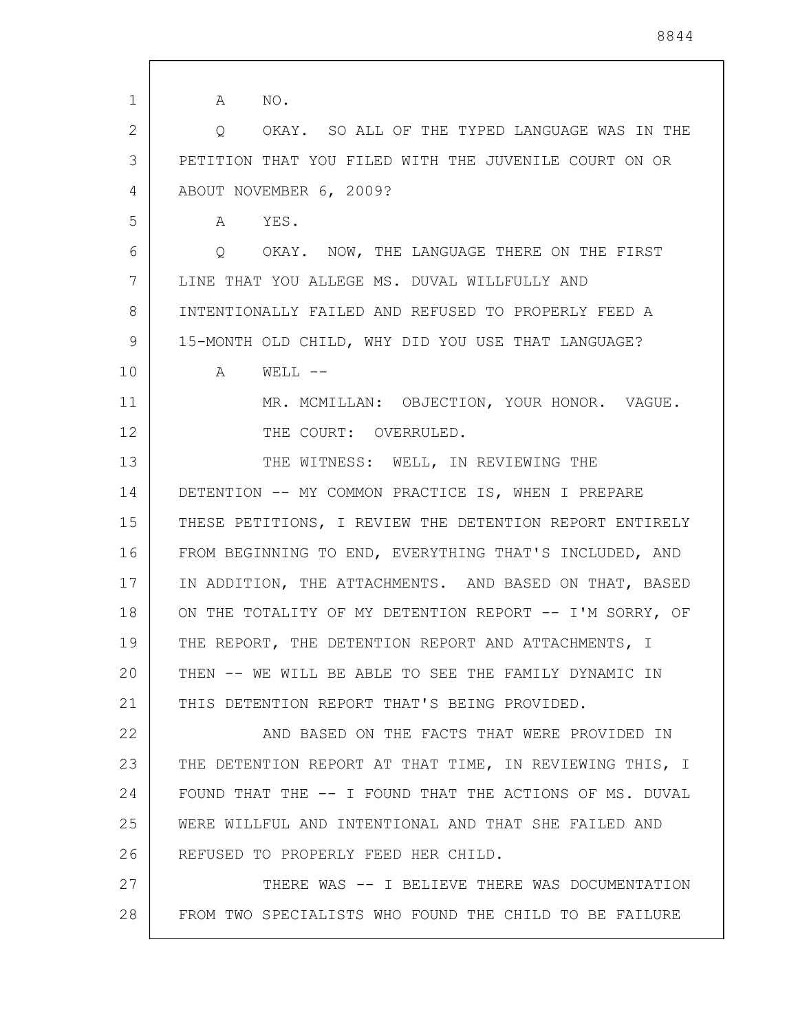A NO.

Q OKAY. SO ALL OF THE TYPED LANGUAGE WAS IN THE PETITION THAT YOU FILED WITH THE JUVENILE COURT ON OR ABOUT NOVEMBER 6, 2009?

A YES.

Q OKAY. NOW, THE LANGUAGE THERE ON THE FIRST LINE THAT YOU ALLEGE MS. DUVAL WILLFULLY AND INTENTIONALLY FAILED AND REFUSED TO PROPERLY FEED A 15-MONTH OLD CHILD, WHY DID YOU USE THAT LANGUAGE?

A WELL --

MR. MCMILLAN: OBJECTION, YOUR HONOR. VAGUE.

THE COURT: OVERRULED.

THE WITNESS: WELL, IN REVIEWING THE DETENTION -- MY COMMON PRACTICE IS, WHEN I PREPARE THESE PETITIONS, I REVIEW THE DETENTION REPORT ENTIRELY FROM BEGINNING TO END, EVERYTHING THAT'S INCLUDED, AND IN ADDITION, THE ATTACHMENTS. AND BASED ON THAT, BASED ON THE TOTALITY OF MY DETENTION REPORT -- I'M SORRY, OF THE REPORT, THE DETENTION REPORT AND ATTACHMENTS, I THEN -- WE WILL BE ABLE TO SEE THE FAMILY DYNAMIC IN THIS DETENTION REPORT THAT'S BEING PROVIDED.

AND BASED ON THE FACTS THAT WERE PROVIDED IN THE DETENTION REPORT AT THAT TIME, IN REVIEWING THIS, I FOUND THAT THE -- I FOUND THAT THE ACTIONS OF MS. DUVAL WERE WILLFUL AND INTENTIONAL AND THAT SHE FAILED AND REFUSED TO PROPERLY FEED HER CHILD.

THERE WAS -- I BELIEVE THERE WAS DOCUMENTATION FROM TWO SPECIALISTS WHO FOUND THE CHILD TO BE FAILURE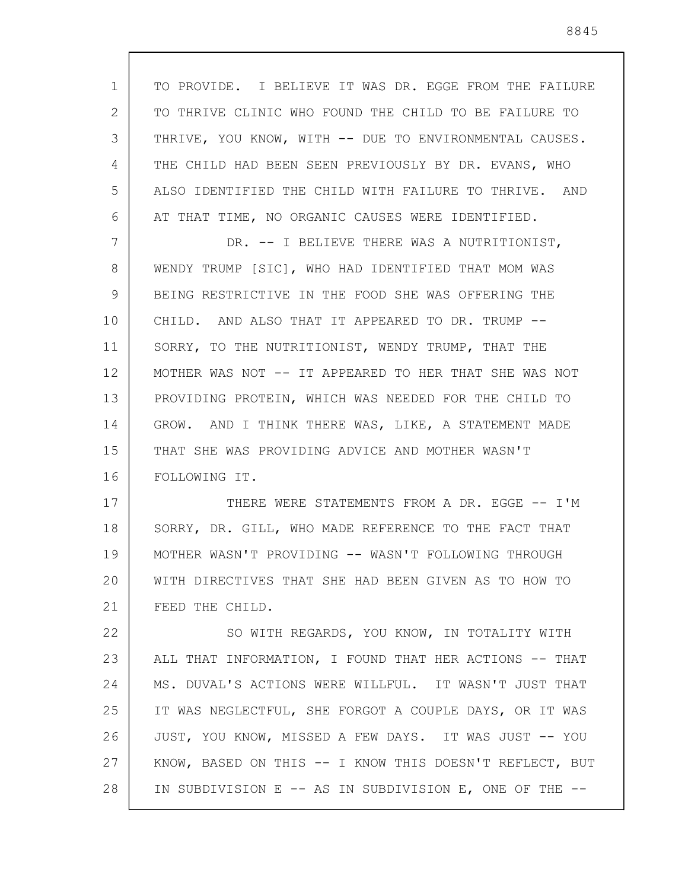TO PROVIDE. I BELIEVE IT WAS DR. EGGE FROM THE FAILURE TO THRIVE CLINIC WHO FOUND THE CHILD TO BE FAILURE TO THRIVE, YOU KNOW, WITH -- DUE TO ENVIRONMENTAL CAUSES. THE CHILD HAD BEEN SEEN PREVIOUSLY BY DR. EVANS, WHO ALSO IDENTIFIED THE CHILD WITH FAILURE TO THRIVE. AND AT THAT TIME, NO ORGANIC CAUSES WERE IDENTIFIED.

DR. -- I BELIEVE THERE WAS A NUTRITIONIST, WENDY TRUMP [SIC], WHO HAD IDENTIFIED THAT MOM WAS BEING RESTRICTIVE IN THE FOOD SHE WAS OFFERING THE CHILD. AND ALSO THAT IT APPEARED TO DR. TRUMP -- SORRY, TO THE NUTRITIONIST, WENDY TRUMP, THAT THE MOTHER WAS NOT -- IT APPEARED TO HER THAT SHE WAS NOT PROVIDING PROTEIN, WHICH WAS NEEDED FOR THE CHILD TO GROW. AND I THINK THERE WAS, LIKE, A STATEMENT MADE THAT SHE WAS PROVIDING ADVICE AND MOTHER WASN'T FOLLOWING IT.

THERE WERE STATEMENTS FROM A DR. EGGE -- I'M SORRY, DR. GILL, WHO MADE REFERENCE TO THE FACT THAT MOTHER WASN'T PROVIDING -- WASN'T FOLLOWING THROUGH WITH DIRECTIVES THAT SHE HAD BEEN GIVEN AS TO HOW TO FEED THE CHILD.

SO WITH REGARDS, YOU KNOW, IN TOTALITY WITH ALL THAT INFORMATION, I FOUND THAT HER ACTIONS -- THAT MS. DUVAL'S ACTIONS WERE WILLFUL. IT WASN'T JUST THAT IT WAS NEGLECTFUL, SHE FORGOT A COUPLE DAYS, OR IT WAS JUST, YOU KNOW, MISSED A FEW DAYS. IT WAS JUST -- YOU KNOW, BASED ON THIS -- I KNOW THIS DOESN'T REFLECT, BUT IN SUBDIVISION E -- AS IN SUBDIVISION E, ONE OF THE --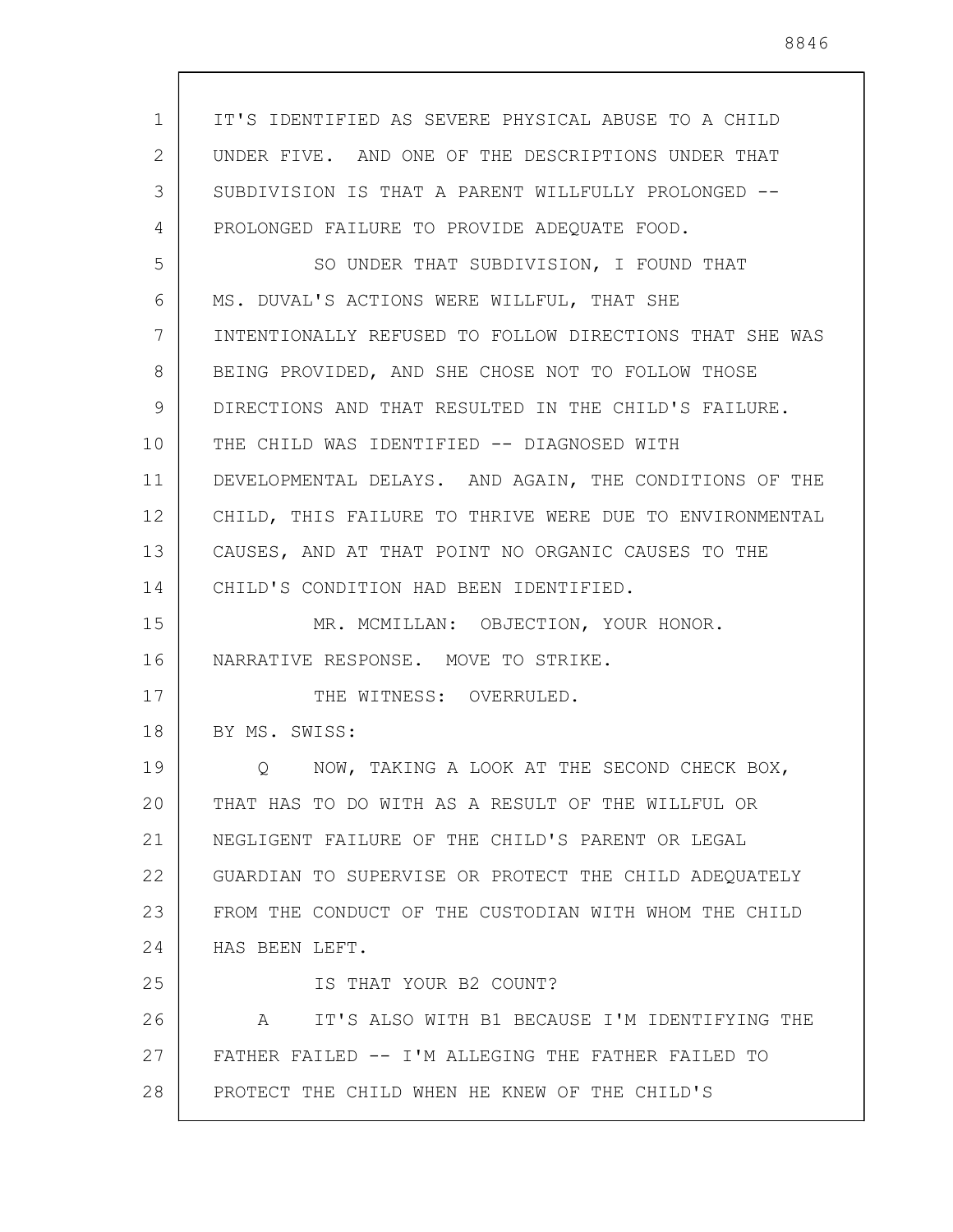IT'S IDENTIFIED AS SEVERE PHYSICAL ABUSE TO A CHILD UNDER FIVE. AND ONE OF THE DESCRIPTIONS UNDER THAT SUBDIVISION IS THAT A PARENT WILLFULLY PROLONGED -- PROLONGED FAILURE TO PROVIDE ADEQUATE FOOD.

SO UNDER THAT SUBDIVISION, I FOUND THAT MS. DUVAL'S ACTIONS WERE WILLFUL, THAT SHE INTENTIONALLY REFUSED TO FOLLOW DIRECTIONS THAT SHE WAS BEING PROVIDED, AND SHE CHOSE NOT TO FOLLOW THOSE DIRECTIONS AND THAT RESULTED IN THE CHILD'S FAILURE. THE CHILD WAS IDENTIFIED -- DIAGNOSED WITH DEVELOPMENTAL DELAYS. AND AGAIN, THE CONDITIONS OF THE CHILD, THIS FAILURE TO THRIVE WERE DUE TO ENVIRONMENTAL CAUSES, AND AT THAT POINT NO ORGANIC CAUSES TO THE CHILD'S CONDITION HAD BEEN IDENTIFIED.

MR. MCMILLAN: OBJECTION, YOUR HONOR. NARRATIVE RESPONSE. MOVE TO STRIKE.

THE WITNESS: OVERRULED.

BY MS. SWISS:

Q NOW, TAKING A LOOK AT THE SECOND CHECK BOX, THAT HAS TO DO WITH AS A RESULT OF THE WILLFUL OR NEGLIGENT FAILURE OF THE CHILD'S PARENT OR LEGAL GUARDIAN TO SUPERVISE OR PROTECT THE CHILD ADEQUATELY FROM THE CONDUCT OF THE CUSTODIAN WITH WHOM THE CHILD HAS BEEN LEFT.

IS THAT YOUR B2 COUNT?

A IT'S ALSO WITH B1 BECAUSE I'M IDENTIFYING THE FATHER FAILED -- I'M ALLEGING THE FATHER FAILED TO PROTECT THE CHILD WHEN HE KNEW OF THE CHILD'S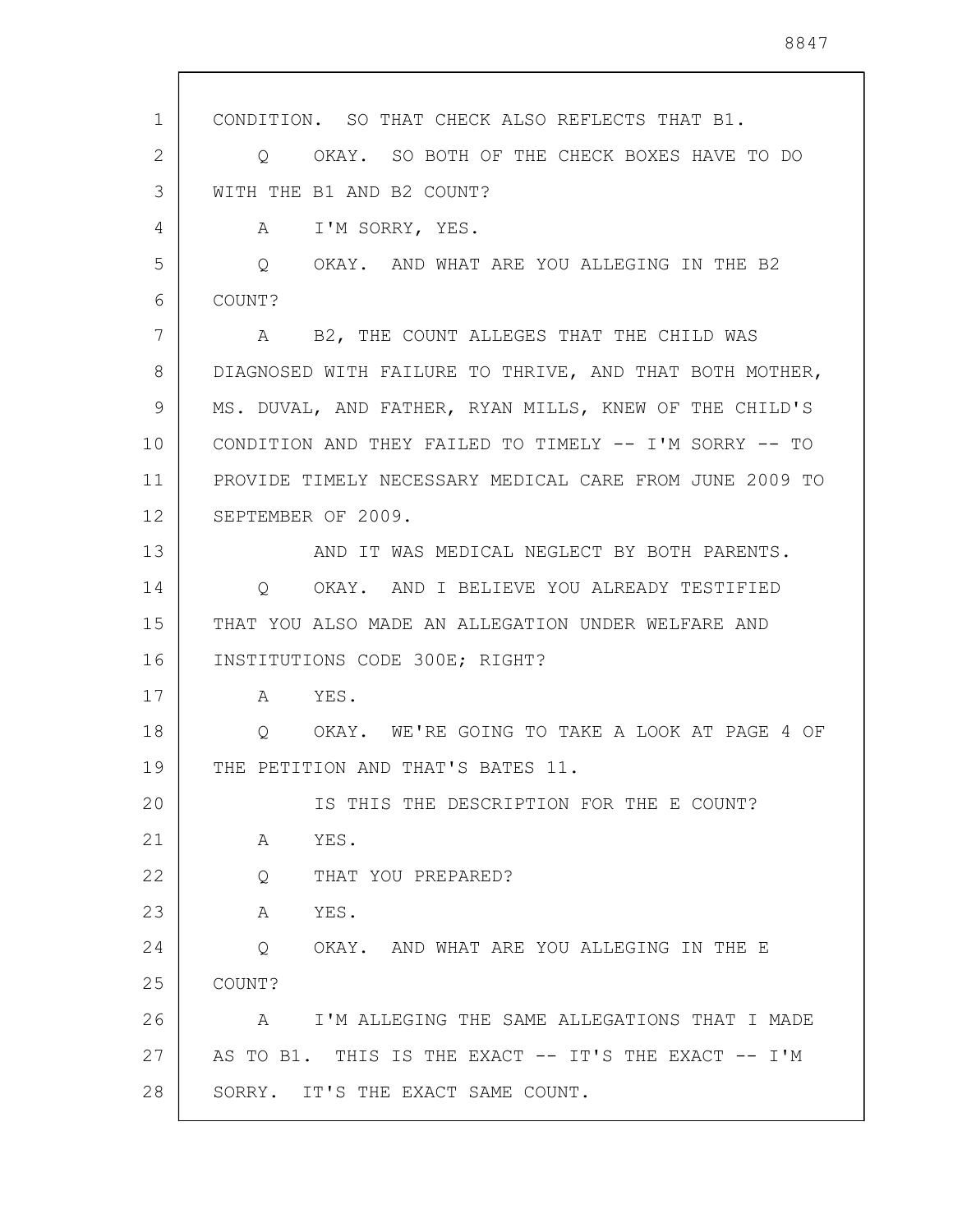CONDITION. SO THAT CHECK ALSO REFLECTS THAT B1.

Q OKAY. SO BOTH OF THE CHECK BOXES HAVE TO DO WITH THE B1 AND B2 COUNT?

A I'M SORRY, YES.

Q OKAY. AND WHAT ARE YOU ALLEGING IN THE B2 COUNT?

A B2, THE COUNT ALLEGES THAT THE CHILD WAS DIAGNOSED WITH FAILURE TO THRIVE, AND THAT BOTH MOTHER, MS. DUVAL, AND FATHER, RYAN MILLS, KNEW OF THE CHILD'S CONDITION AND THEY FAILED TO TIMELY -- I'M SORRY -- TO PROVIDE TIMELY NECESSARY MEDICAL CARE FROM JUNE 2009 TO SEPTEMBER OF 2009.

AND IT WAS MEDICAL NEGLECT BY BOTH PARENTS.

Q OKAY. AND I BELIEVE YOU ALREADY TESTIFIED THAT YOU ALSO MADE AN ALLEGATION UNDER WELFARE AND INSTITUTIONS CODE 300E; RIGHT?

A YES.

Q OKAY. WE'RE GOING TO TAKE A LOOK AT PAGE 4 OF THE PETITION AND THAT'S BATES 11.

IS THIS THE DESCRIPTION FOR THE E COUNT?

A YES.

Q THAT YOU PREPARED?

A YES.

Q OKAY. AND WHAT ARE YOU ALLEGING IN THE E COUNT?

A I'M ALLEGING THE SAME ALLEGATIONS THAT I MADE AS TO B1. THIS IS THE EXACT -- IT'S THE EXACT -- I'M SORRY. IT'S THE EXACT SAME COUNT.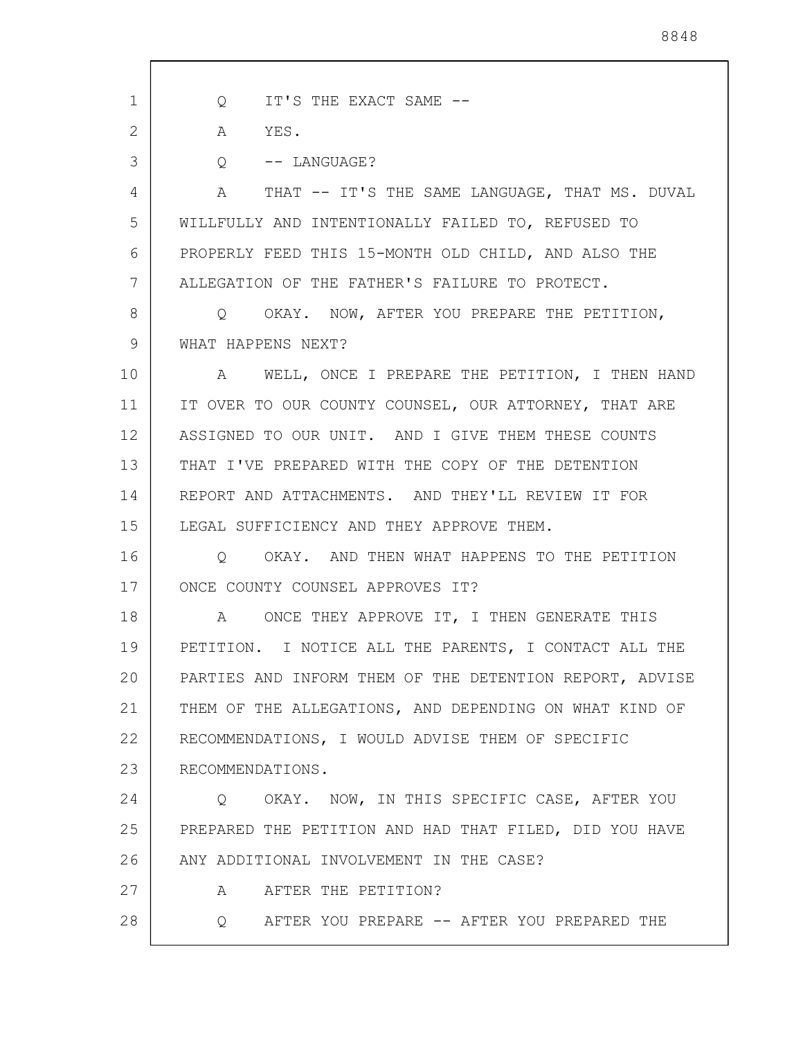Q IT'S THE EXACT SAME --

A YES.

Q -- LANGUAGE?

A THAT -- IT'S THE SAME LANGUAGE, THAT MS. DUVAL WILLFULLY AND INTENTIONALLY FAILED TO, REFUSED TO PROPERLY FEED THIS 15-MONTH OLD CHILD, AND ALSO THE ALLEGATION OF THE FATHER'S FAILURE TO PROTECT.

Q OKAY. NOW, AFTER YOU PREPARE THE PETITION, WHAT HAPPENS NEXT?

A WELL, ONCE I PREPARE THE PETITION, I THEN HAND IT OVER TO OUR COUNTY COUNSEL, OUR ATTORNEY, THAT ARE ASSIGNED TO OUR UNIT. AND I GIVE THEM THESE COUNTS THAT I'VE PREPARED WITH THE COPY OF THE DETENTION REPORT AND ATTACHMENTS. AND THEY'LL REVIEW IT FOR LEGAL SUFFICIENCY AND THEY APPROVE THEM.

Q OKAY. AND THEN WHAT HAPPENS TO THE PETITION ONCE COUNTY COUNSEL APPROVES IT?

A ONCE THEY APPROVE IT, I THEN GENERATE THIS PETITION. I NOTICE ALL THE PARENTS, I CONTACT ALL THE PARTIES AND INFORM THEM OF THE DETENTION REPORT, ADVISE THEM OF THE ALLEGATIONS, AND DEPENDING ON WHAT KIND OF RECOMMENDATIONS, I WOULD ADVISE THEM OF SPECIFIC RECOMMENDATIONS.

Q OKAY. NOW, IN THIS SPECIFIC CASE, AFTER YOU PREPARED THE PETITION AND HAD THAT FILED, DID YOU HAVE ANY ADDITIONAL INVOLVEMENT IN THE CASE?

A AFTER THE PETITION?

Q AFTER YOU PREPARE -- AFTER YOU PREPARED THE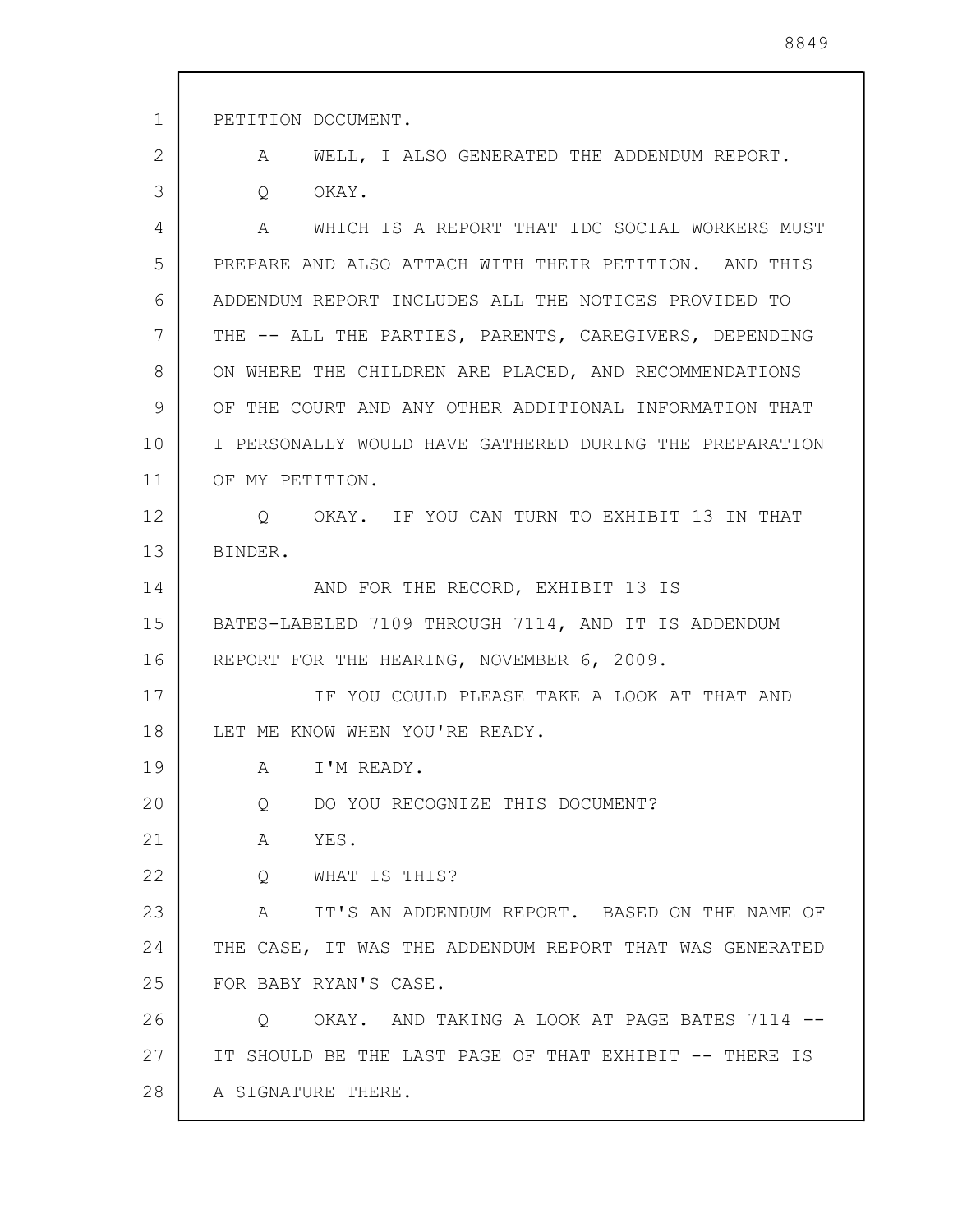PETITION DOCUMENT.

A WELL, I ALSO GENERATED THE ADDENDUM REPORT.

Q OKAY.

A WHICH IS A REPORT THAT IDC SOCIAL WORKERS MUST PREPARE AND ALSO ATTACH WITH THEIR PETITION. AND THIS ADDENDUM REPORT INCLUDES ALL THE NOTICES PROVIDED TO THE -- ALL THE PARTIES, PARENTS, CAREGIVERS, DEPENDING ON WHERE THE CHILDREN ARE PLACED, AND RECOMMENDATIONS OF THE COURT AND ANY OTHER ADDITIONAL INFORMATION THAT I PERSONALLY WOULD HAVE GATHERED DURING THE PREPARATION OF MY PETITION.

Q OKAY. IF YOU CAN TURN TO EXHIBIT 13 IN THAT BINDER.

AND FOR THE RECORD, EXHIBIT 13 IS BATES-LABELED 7109 THROUGH 7114, AND IT IS ADDENDUM REPORT FOR THE HEARING, NOVEMBER 6, 2009.

IF YOU COULD PLEASE TAKE A LOOK AT THAT AND LET ME KNOW WHEN YOU'RE READY.

A I'M READY.

Q DO YOU RECOGNIZE THIS DOCUMENT?

A YES.

Q WHAT IS THIS?

A IT'S AN ADDENDUM REPORT. BASED ON THE NAME OF THE CASE, IT WAS THE ADDENDUM REPORT THAT WAS GENERATED FOR BABY RYAN'S CASE.

Q OKAY. AND TAKING A LOOK AT PAGE BATES 7114 -- IT SHOULD BE THE LAST PAGE OF THAT EXHIBIT -- THERE IS A SIGNATURE THERE.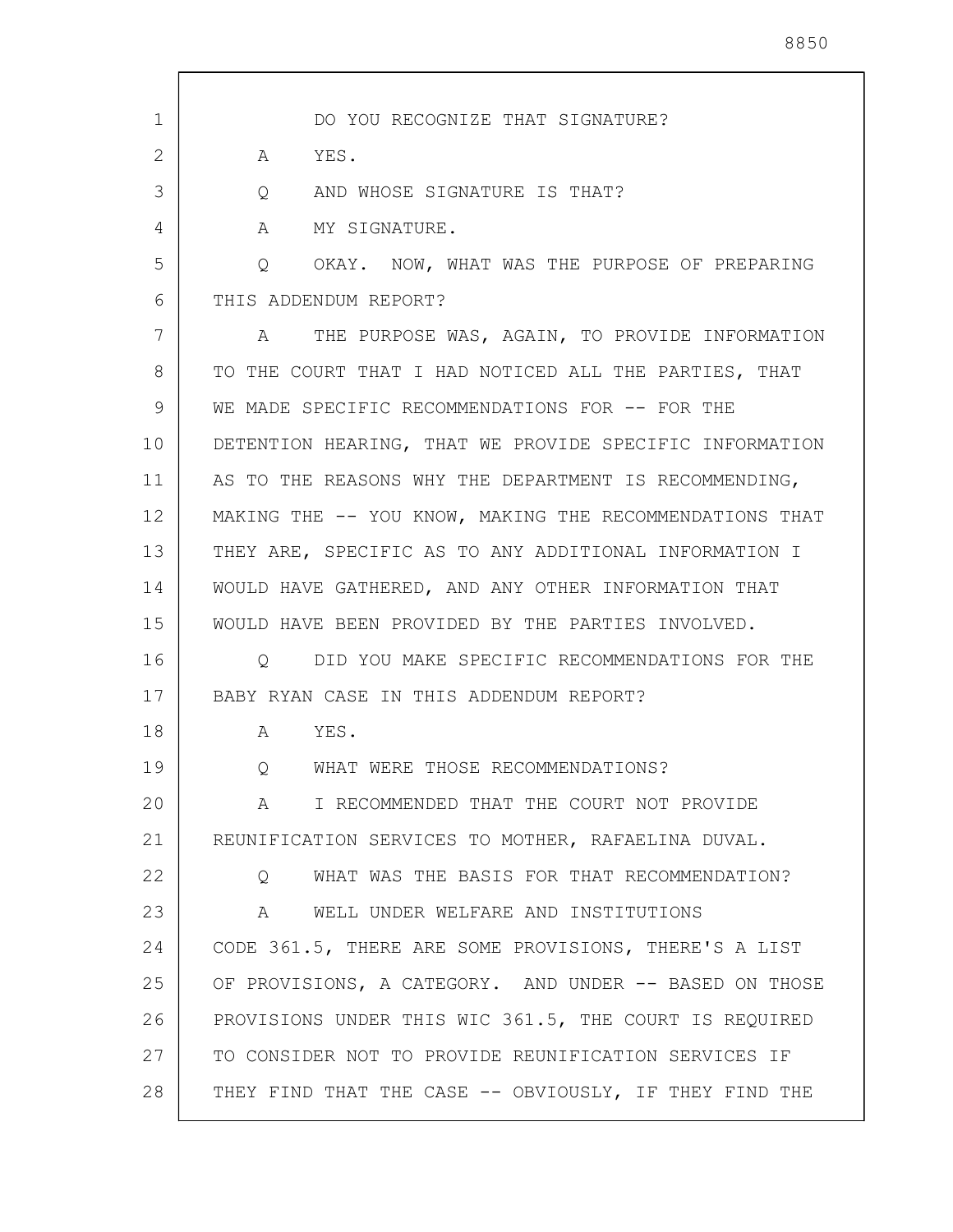DO YOU RECOGNIZE THAT SIGNATURE?

A YES.

Q AND WHOSE SIGNATURE IS THAT?

A MY SIGNATURE.

Q OKAY. NOW, WHAT WAS THE PURPOSE OF PREPARING THIS ADDENDUM REPORT?

A THE PURPOSE WAS, AGAIN, TO PROVIDE INFORMATION TO THE COURT THAT I HAD NOTICED ALL THE PARTIES, THAT WE MADE SPECIFIC RECOMMENDATIONS FOR -- FOR THE DETENTION HEARING, THAT WE PROVIDE SPECIFIC INFORMATION AS TO THE REASONS WHY THE DEPARTMENT IS RECOMMENDING, MAKING THE -- YOU KNOW, MAKING THE RECOMMENDATIONS THAT THEY ARE, SPECIFIC AS TO ANY ADDITIONAL INFORMATION I WOULD HAVE GATHERED, AND ANY OTHER INFORMATION THAT WOULD HAVE BEEN PROVIDED BY THE PARTIES INVOLVED.

Q DID YOU MAKE SPECIFIC RECOMMENDATIONS FOR THE BABY RYAN CASE IN THIS ADDENDUM REPORT?

A YES.

Q WHAT WERE THOSE RECOMMENDATIONS?

A I RECOMMENDED THAT THE COURT NOT PROVIDE REUNIFICATION SERVICES TO MOTHER, RAFAELINA DUVAL.

Q WHAT WAS THE BASIS FOR THAT RECOMMENDATION?

A WELL UNDER WELFARE AND INSTITUTIONS CODE 361.5, THERE ARE SOME PROVISIONS, THERE'S A LIST OF PROVISIONS, A CATEGORY. AND UNDER -- BASED ON THOSE PROVISIONS UNDER THIS WIC 361.5, THE COURT IS REQUIRED TO CONSIDER NOT TO PROVIDE REUNIFICATION SERVICES IF THEY FIND THAT THE CASE -- OBVIOUSLY, IF THEY FIND THE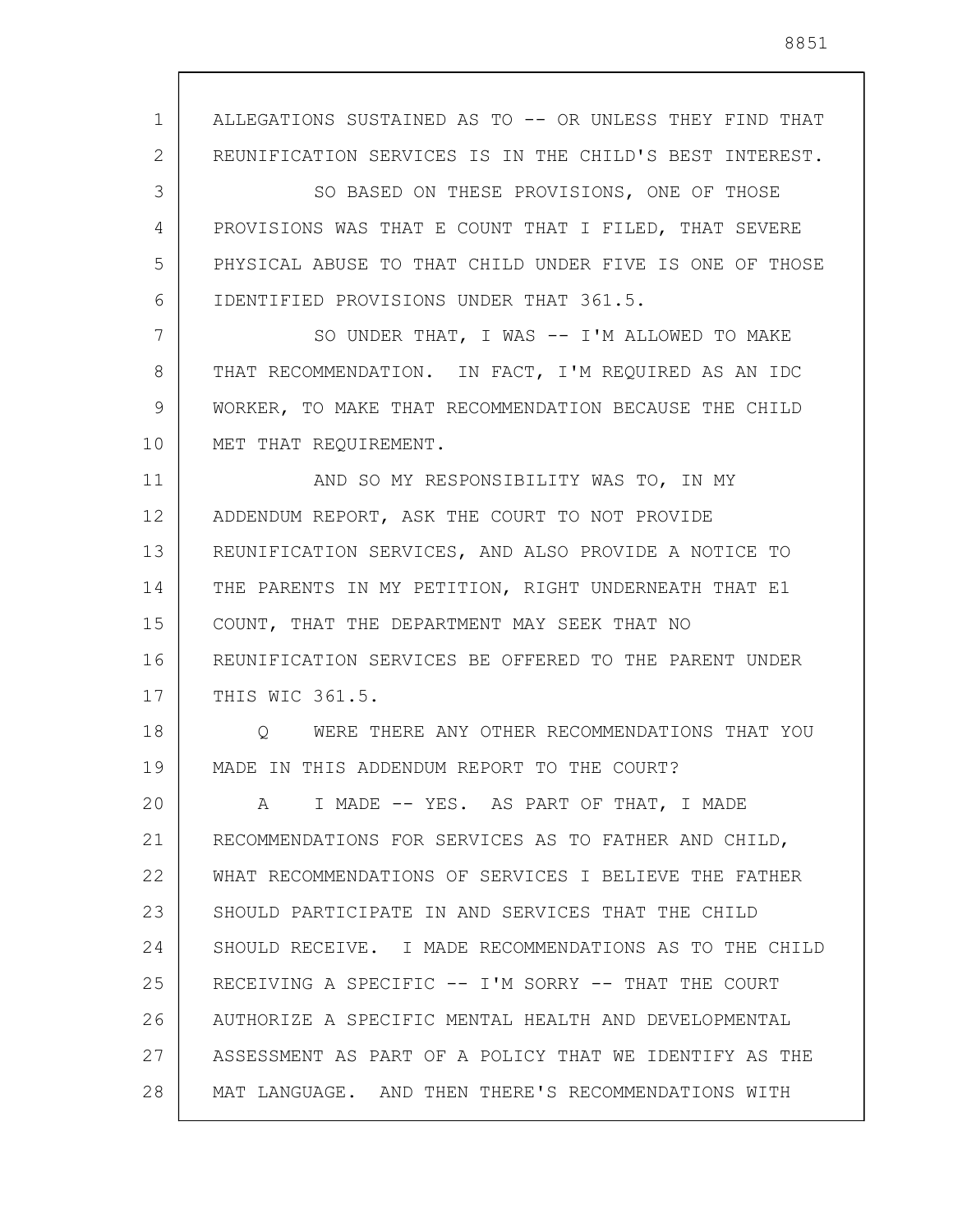ALLEGATIONS SUSTAINED AS TO -- OR UNLESS THEY FIND THAT REUNIFICATION SERVICES IS IN THE CHILD'S BEST INTEREST.

SO BASED ON THESE PROVISIONS, ONE OF THOSE PROVISIONS WAS THAT E COUNT THAT I FILED, THAT SEVERE PHYSICAL ABUSE TO THAT CHILD UNDER FIVE IS ONE OF THOSE IDENTIFIED PROVISIONS UNDER THAT 361.5.

SO UNDER THAT, I WAS -- I'M ALLOWED TO MAKE THAT RECOMMENDATION. IN FACT, I'M REQUIRED AS AN IDC WORKER, TO MAKE THAT RECOMMENDATION BECAUSE THE CHILD MET THAT REQUIREMENT.

AND SO MY RESPONSIBILITY WAS TO, IN MY ADDENDUM REPORT, ASK THE COURT TO NOT PROVIDE REUNIFICATION SERVICES, AND ALSO PROVIDE A NOTICE TO THE PARENTS IN MY PETITION, RIGHT UNDERNEATH THAT E1 COUNT, THAT THE DEPARTMENT MAY SEEK THAT NO REUNIFICATION SERVICES BE OFFERED TO THE PARENT UNDER THIS WIC 361.5.

Q WERE THERE ANY OTHER RECOMMENDATIONS THAT YOU MADE IN THIS ADDENDUM REPORT TO THE COURT?

A I MADE -- YES. AS PART OF THAT, I MADE RECOMMENDATIONS FOR SERVICES AS TO FATHER AND CHILD, WHAT RECOMMENDATIONS OF SERVICES I BELIEVE THE FATHER SHOULD PARTICIPATE IN AND SERVICES THAT THE CHILD SHOULD RECEIVE. I MADE RECOMMENDATIONS AS TO THE CHILD RECEIVING A SPECIFIC -- I'M SORRY -- THAT THE COURT AUTHORIZE A SPECIFIC MENTAL HEALTH AND DEVELOPMENTAL ASSESSMENT AS PART OF A POLICY THAT WE IDENTIFY AS THE MAT LANGUAGE. AND THEN THERE'S RECOMMENDATIONS WITH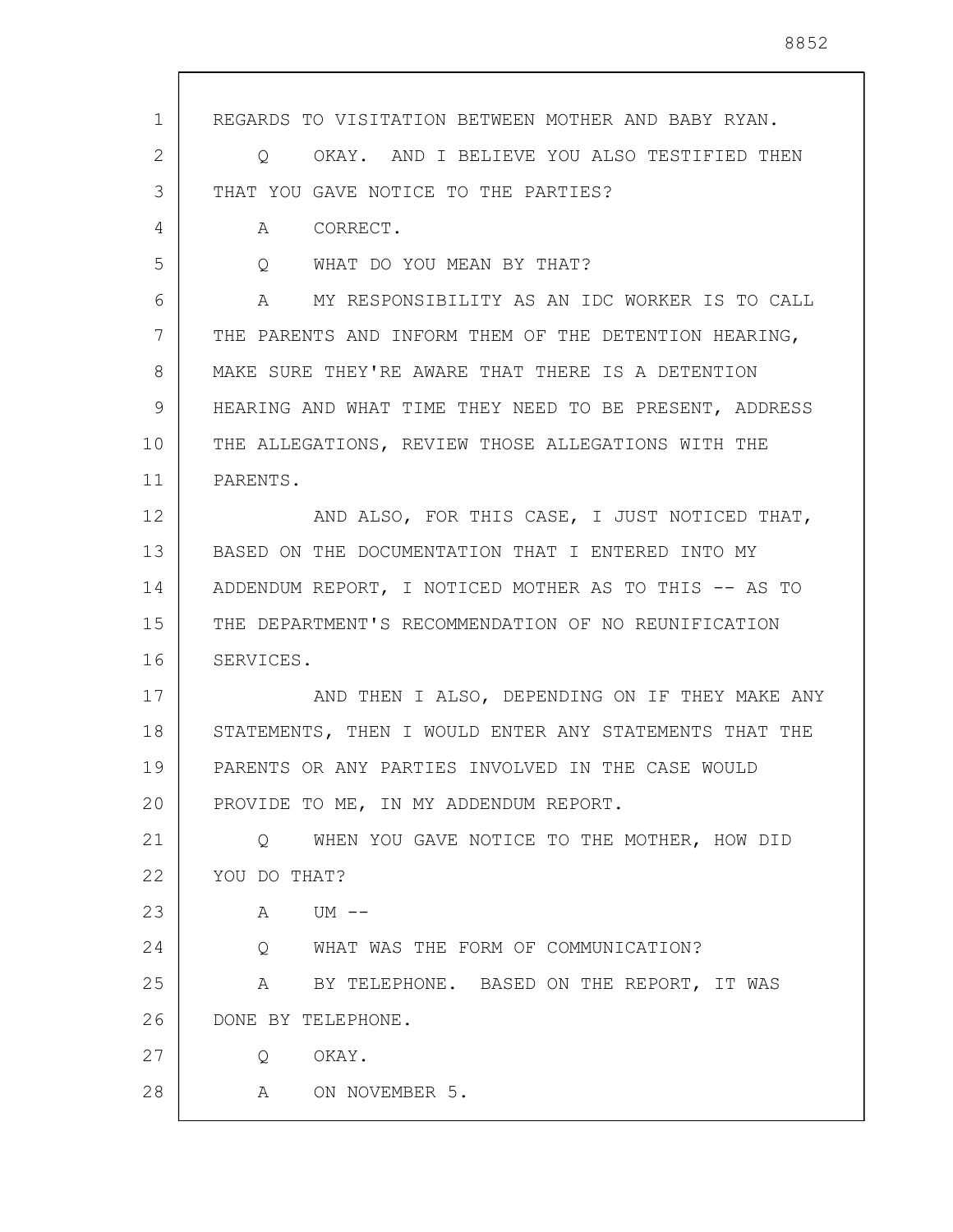REGARDS TO VISITATION BETWEEN MOTHER AND BABY RYAN.

Q    OKAY. AND I BELIEVE YOU ALSO TESTIFIED THEN THAT YOU GAVE NOTICE TO THE PARTIES?

A    CORRECT.

Q    WHAT DO YOU MEAN BY THAT?

A    MY RESPONSIBILITY AS AN IDC WORKER IS TO CALL THE PARENTS AND INFORM THEM OF THE DETENTION HEARING, MAKE SURE THEY'RE AWARE THAT THERE IS A DETENTION HEARING AND WHAT TIME THEY NEED TO BE PRESENT, ADDRESS THE ALLEGATIONS, REVIEW THOSE ALLEGATIONS WITH THE PARENTS.

AND ALSO, FOR THIS CASE, I JUST NOTICED THAT, BASED ON THE DOCUMENTATION THAT I ENTERED INTO MY ADDENDUM REPORT, I NOTICED MOTHER AS TO THIS -- AS TO THE DEPARTMENT'S RECOMMENDATION OF NO REUNIFICATION SERVICES.

AND THEN I ALSO, DEPENDING ON IF THEY MAKE ANY STATEMENTS, THEN I WOULD ENTER ANY STATEMENTS THAT THE PARENTS OR ANY PARTIES INVOLVED IN THE CASE WOULD PROVIDE TO ME, IN MY ADDENDUM REPORT.

Q    WHEN YOU GAVE NOTICE TO THE MOTHER, HOW DID YOU DO THAT?

A    UM --

Q    WHAT WAS THE FORM OF COMMUNICATION?

A    BY TELEPHONE. BASED ON THE REPORT, IT WAS DONE BY TELEPHONE.

Q    OKAY.

A    ON NOVEMBER 5.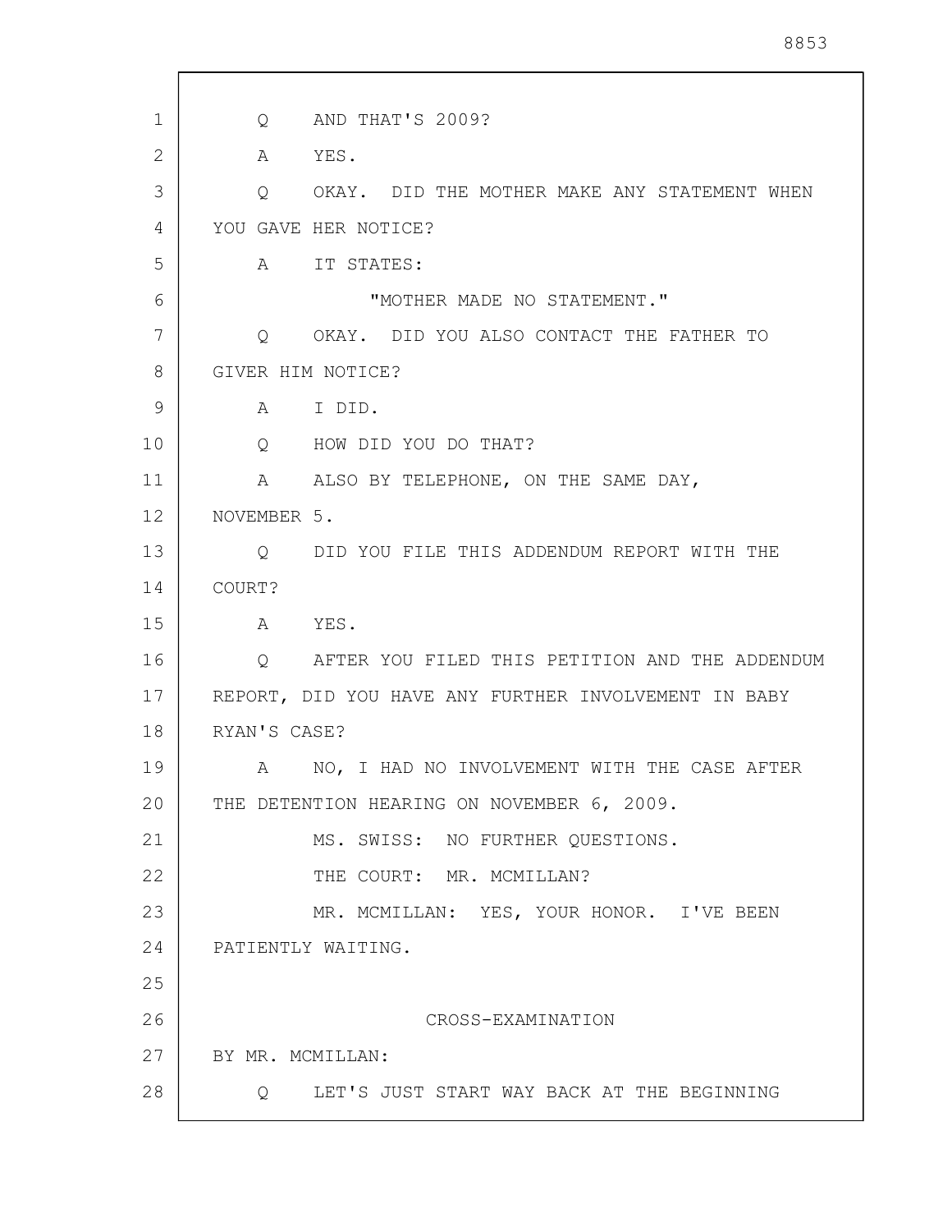Q AND THAT'S 2009?

A YES.

Q OKAY. DID THE MOTHER MAKE ANY STATEMENT WHEN YOU GAVE HER NOTICE?

A IT STATES:

"MOTHER MADE NO STATEMENT."

Q OKAY. DID YOU ALSO CONTACT THE FATHER TO GIVER HIM NOTICE?

A I DID.

Q HOW DID YOU DO THAT?

A ALSO BY TELEPHONE, ON THE SAME DAY, NOVEMBER 5.

Q DID YOU FILE THIS ADDENDUM REPORT WITH THE COURT?

A YES.

Q AFTER YOU FILED THIS PETITION AND THE ADDENDUM REPORT, DID YOU HAVE ANY FURTHER INVOLVEMENT IN BABY RYAN'S CASE?

A NO, I HAD NO INVOLVEMENT WITH THE CASE AFTER THE DETENTION HEARING ON NOVEMBER 6, 2009.

MS. SWISS: NO FURTHER QUESTIONS.

THE COURT: MR. MCMILLAN?

MR. MCMILLAN: YES, YOUR HONOR. I'VE BEEN PATIENTLY WAITING.

## CROSS-EXAMINATION

BY MR. MCMILLAN:

Q LET'S JUST START WAY BACK AT THE BEGINNING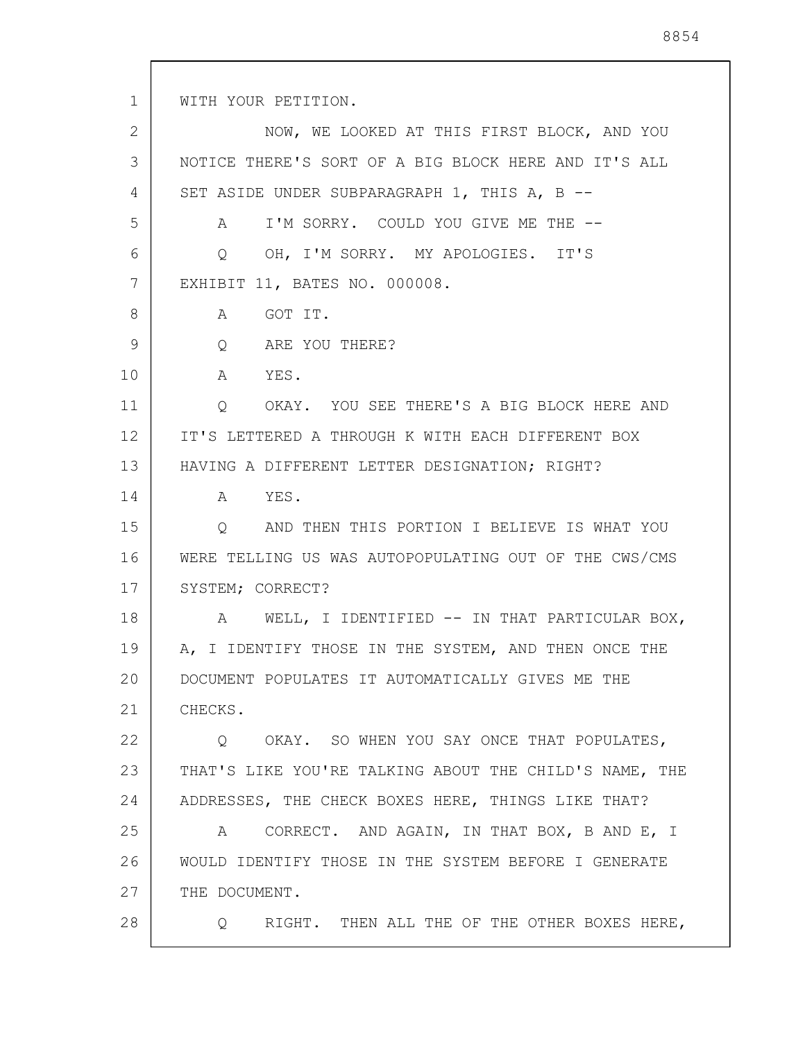WITH YOUR PETITION.

NOW, WE LOOKED AT THIS FIRST BLOCK, AND YOU NOTICE THERE'S SORT OF A BIG BLOCK HERE AND IT'S ALL SET ASIDE UNDER SUBPARAGRAPH 1, THIS A, B --

A I'M SORRY. COULD YOU GIVE ME THE --

Q OH, I'M SORRY. MY APOLOGIES. IT'S EXHIBIT 11, BATES NO. 000008.

A GOT IT.

Q ARE YOU THERE?

A YES.

Q OKAY. YOU SEE THERE'S A BIG BLOCK HERE AND IT'S LETTERED A THROUGH K WITH EACH DIFFERENT BOX HAVING A DIFFERENT LETTER DESIGNATION; RIGHT?

A YES.

Q AND THEN THIS PORTION I BELIEVE IS WHAT YOU WERE TELLING US WAS AUTOPOPULATING OUT OF THE CWS/CMS SYSTEM; CORRECT?

A WELL, I IDENTIFIED -- IN THAT PARTICULAR BOX, A, I IDENTIFY THOSE IN THE SYSTEM, AND THEN ONCE THE DOCUMENT POPULATES IT AUTOMATICALLY GIVES ME THE CHECKS.

Q OKAY. SO WHEN YOU SAY ONCE THAT POPULATES, THAT'S LIKE YOU'RE TALKING ABOUT THE CHILD'S NAME, THE ADDRESSES, THE CHECK BOXES HERE, THINGS LIKE THAT?

A CORRECT. AND AGAIN, IN THAT BOX, B AND E, I WOULD IDENTIFY THOSE IN THE SYSTEM BEFORE I GENERATE THE DOCUMENT.

Q RIGHT. THEN ALL THE OF THE OTHER BOXES HERE,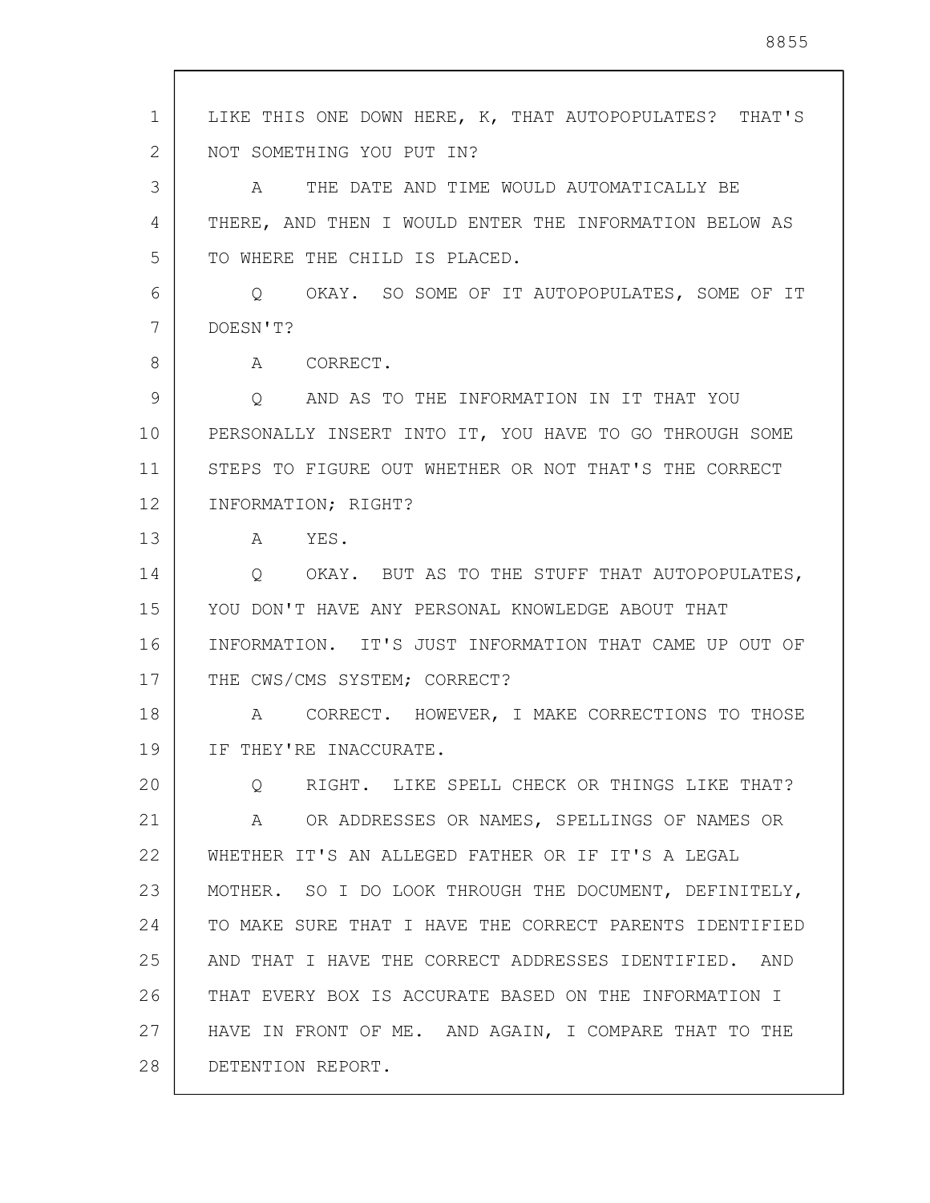LIKE THIS ONE DOWN HERE, K, THAT AUTOPOPULATES? THAT'S NOT SOMETHING YOU PUT IN?

A THE DATE AND TIME WOULD AUTOMATICALLY BE THERE, AND THEN I WOULD ENTER THE INFORMATION BELOW AS TO WHERE THE CHILD IS PLACED.

Q OKAY. SO SOME OF IT AUTOPOPULATES, SOME OF IT DOESN'T?

A CORRECT.

Q AND AS TO THE INFORMATION IN IT THAT YOU PERSONALLY INSERT INTO IT, YOU HAVE TO GO THROUGH SOME STEPS TO FIGURE OUT WHETHER OR NOT THAT'S THE CORRECT INFORMATION; RIGHT?

A YES.

Q OKAY. BUT AS TO THE STUFF THAT AUTOPOPULATES, YOU DON'T HAVE ANY PERSONAL KNOWLEDGE ABOUT THAT INFORMATION. IT'S JUST INFORMATION THAT CAME UP OUT OF THE CWS/CMS SYSTEM; CORRECT?

A CORRECT. HOWEVER, I MAKE CORRECTIONS TO THOSE IF THEY'RE INACCURATE.

Q RIGHT. LIKE SPELL CHECK OR THINGS LIKE THAT?

A OR ADDRESSES OR NAMES, SPELLINGS OF NAMES OR WHETHER IT'S AN ALLEGED FATHER OR IF IT'S A LEGAL MOTHER. SO I DO LOOK THROUGH THE DOCUMENT, DEFINITELY, TO MAKE SURE THAT I HAVE THE CORRECT PARENTS IDENTIFIED AND THAT I HAVE THE CORRECT ADDRESSES IDENTIFIED. AND THAT EVERY BOX IS ACCURATE BASED ON THE INFORMATION I HAVE IN FRONT OF ME. AND AGAIN, I COMPARE THAT TO THE DETENTION REPORT.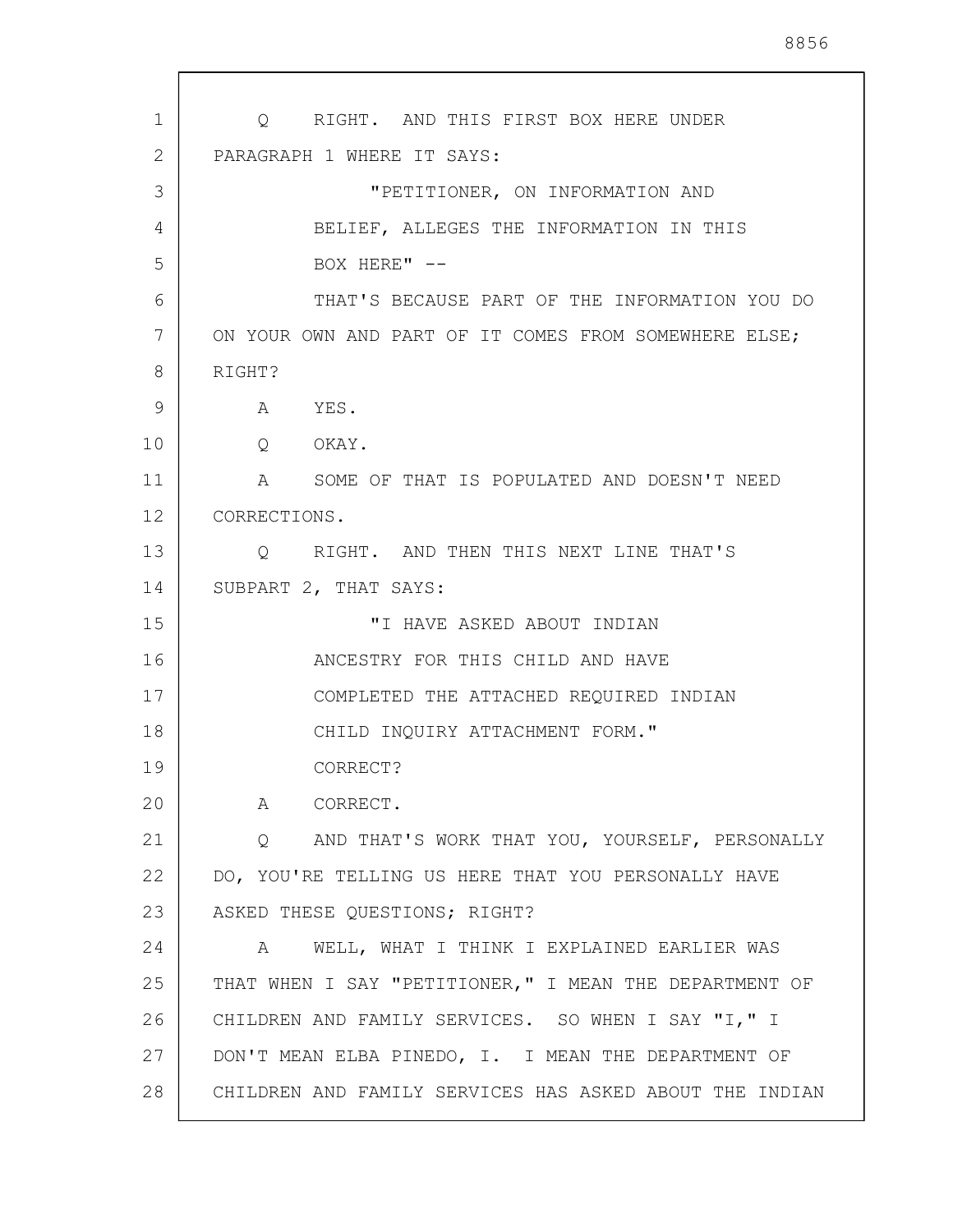Q RIGHT. AND THIS FIRST BOX HERE UNDER PARAGRAPH 1 WHERE IT SAYS:

"PETITIONER, ON INFORMATION AND BELIEF, ALLEGES THE INFORMATION IN THIS BOX HERE" --

THAT'S BECAUSE PART OF THE INFORMATION YOU DO ON YOUR OWN AND PART OF IT COMES FROM SOMEWHERE ELSE; RIGHT?

A YES.

Q OKAY.

A SOME OF THAT IS POPULATED AND DOESN'T NEED CORRECTIONS.

Q RIGHT. AND THEN THIS NEXT LINE THAT'S SUBPART 2, THAT SAYS:

"I HAVE ASKED ABOUT INDIAN ANCESTRY FOR THIS CHILD AND HAVE COMPLETED THE ATTACHED REQUIRED INDIAN CHILD INQUIRY ATTACHMENT FORM."

CORRECT?

A CORRECT.

Q AND THAT'S WORK THAT YOU, YOURSELF, PERSONALLY DO, YOU'RE TELLING US HERE THAT YOU PERSONALLY HAVE ASKED THESE QUESTIONS; RIGHT?

A WELL, WHAT I THINK I EXPLAINED EARLIER WAS THAT WHEN I SAY "PETITIONER," I MEAN THE DEPARTMENT OF CHILDREN AND FAMILY SERVICES. SO WHEN I SAY "I," I DON'T MEAN ELBA PINEDO, I. I MEAN THE DEPARTMENT OF CHILDREN AND FAMILY SERVICES HAS ASKED ABOUT THE INDIAN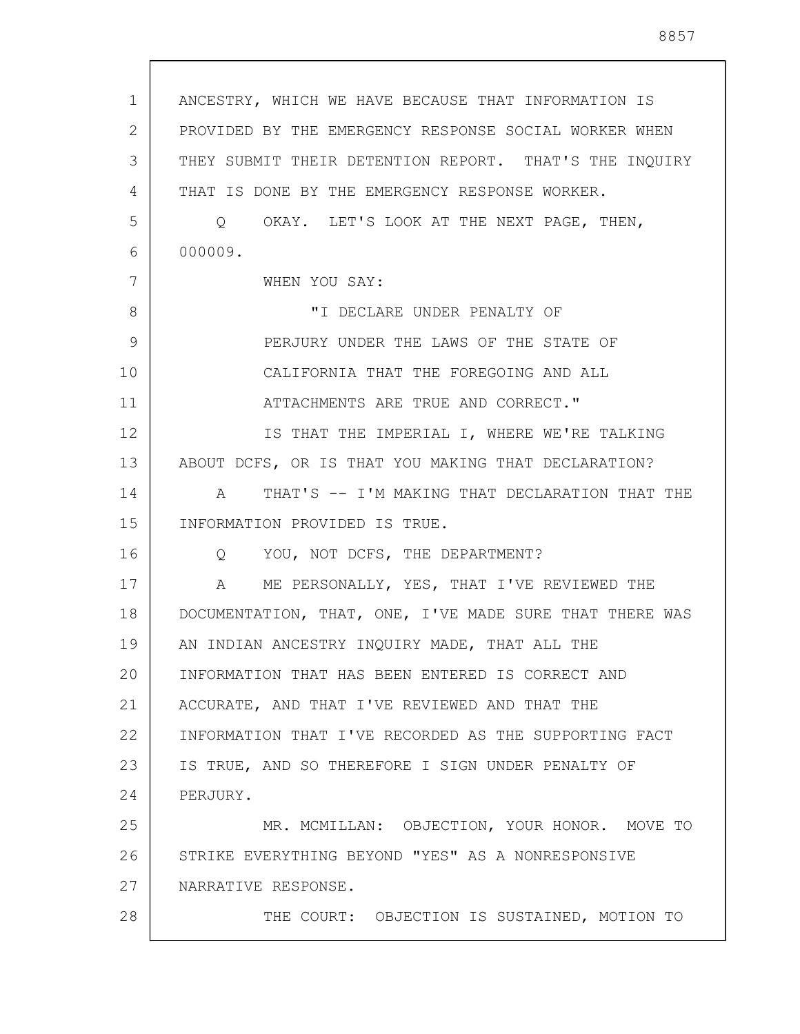ANCESTRY, WHICH WE HAVE BECAUSE THAT INFORMATION IS PROVIDED BY THE EMERGENCY RESPONSE SOCIAL WORKER WHEN THEY SUBMIT THEIR DETENTION REPORT. THAT'S THE INQUIRY THAT IS DONE BY THE EMERGENCY RESPONSE WORKER.

Q OKAY. LET'S LOOK AT THE NEXT PAGE, THEN, 000009.

WHEN YOU SAY:

> "I DECLARE UNDER PENALTY OF PERJURY UNDER THE LAWS OF THE STATE OF CALIFORNIA THAT THE FOREGOING AND ALL ATTACHMENTS ARE TRUE AND CORRECT."

IS THAT THE IMPERIAL I, WHERE WE'RE TALKING ABOUT DCFS, OR IS THAT YOU MAKING THAT DECLARATION?

A THAT'S -- I'M MAKING THAT DECLARATION THAT THE INFORMATION PROVIDED IS TRUE.

Q YOU, NOT DCFS, THE DEPARTMENT?

A ME PERSONALLY, YES, THAT I'VE REVIEWED THE DOCUMENTATION, THAT, ONE, I'VE MADE SURE THAT THERE WAS AN INDIAN ANCESTRY INQUIRY MADE, THAT ALL THE INFORMATION THAT HAS BEEN ENTERED IS CORRECT AND ACCURATE, AND THAT I'VE REVIEWED AND THAT THE INFORMATION THAT I'VE RECORDED AS THE SUPPORTING FACT IS TRUE, AND SO THEREFORE I SIGN UNDER PENALTY OF PERJURY.

MR. MCMILLAN: OBJECTION, YOUR HONOR. MOVE TO STRIKE EVERYTHING BEYOND "YES" AS A NONRESPONSIVE NARRATIVE RESPONSE.

THE COURT: OBJECTION IS SUSTAINED, MOTION TO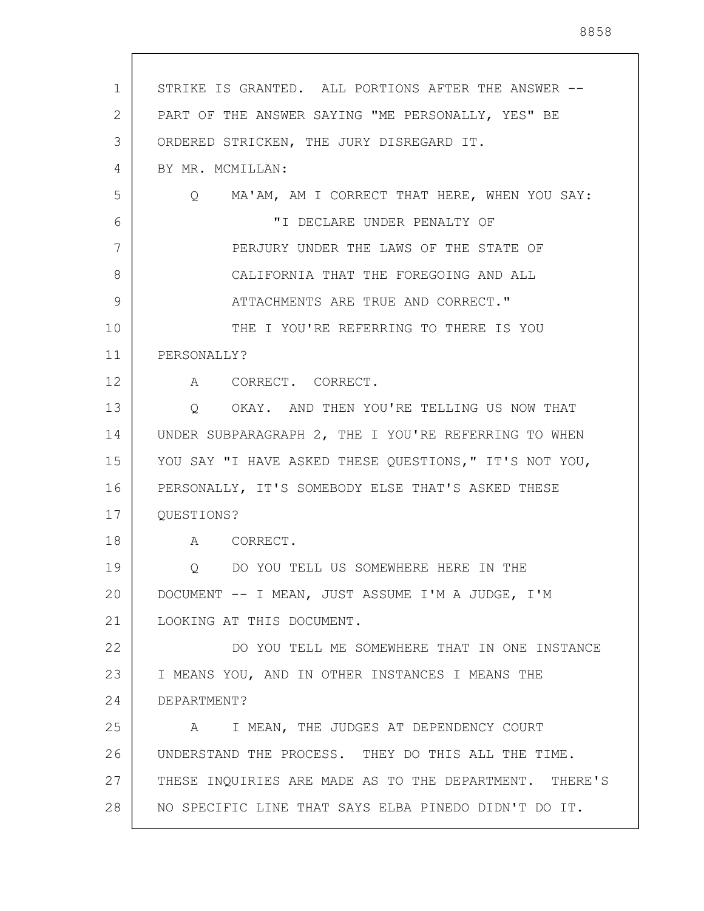STRIKE IS GRANTED. ALL PORTIONS AFTER THE ANSWER -- PART OF THE ANSWER SAYING "ME PERSONALLY, YES" BE ORDERED STRICKEN, THE JURY DISREGARD IT.

BY MR. MCMILLAN:

Q MA'AM, AM I CORRECT THAT HERE, WHEN YOU SAY:

"I DECLARE UNDER PENALTY OF PERJURY UNDER THE LAWS OF THE STATE OF CALIFORNIA THAT THE FOREGOING AND ALL ATTACHMENTS ARE TRUE AND CORRECT."

THE I YOU'RE REFERRING TO THERE IS YOU PERSONALLY?

A CORRECT. CORRECT.

Q OKAY. AND THEN YOU'RE TELLING US NOW THAT UNDER SUBPARAGRAPH 2, THE I YOU'RE REFERRING TO WHEN YOU SAY "I HAVE ASKED THESE QUESTIONS," IT'S NOT YOU, PERSONALLY, IT'S SOMEBODY ELSE THAT'S ASKED THESE QUESTIONS?

A CORRECT.

Q DO YOU TELL US SOMEWHERE HERE IN THE DOCUMENT -- I MEAN, JUST ASSUME I'M A JUDGE, I'M LOOKING AT THIS DOCUMENT.

DO YOU TELL ME SOMEWHERE THAT IN ONE INSTANCE I MEANS YOU, AND IN OTHER INSTANCES I MEANS THE DEPARTMENT?

A I MEAN, THE JUDGES AT DEPENDENCY COURT UNDERSTAND THE PROCESS. THEY DO THIS ALL THE TIME. THESE INQUIRIES ARE MADE AS TO THE DEPARTMENT. THERE'S NO SPECIFIC LINE THAT SAYS ELBA PINEDO DIDN'T DO IT.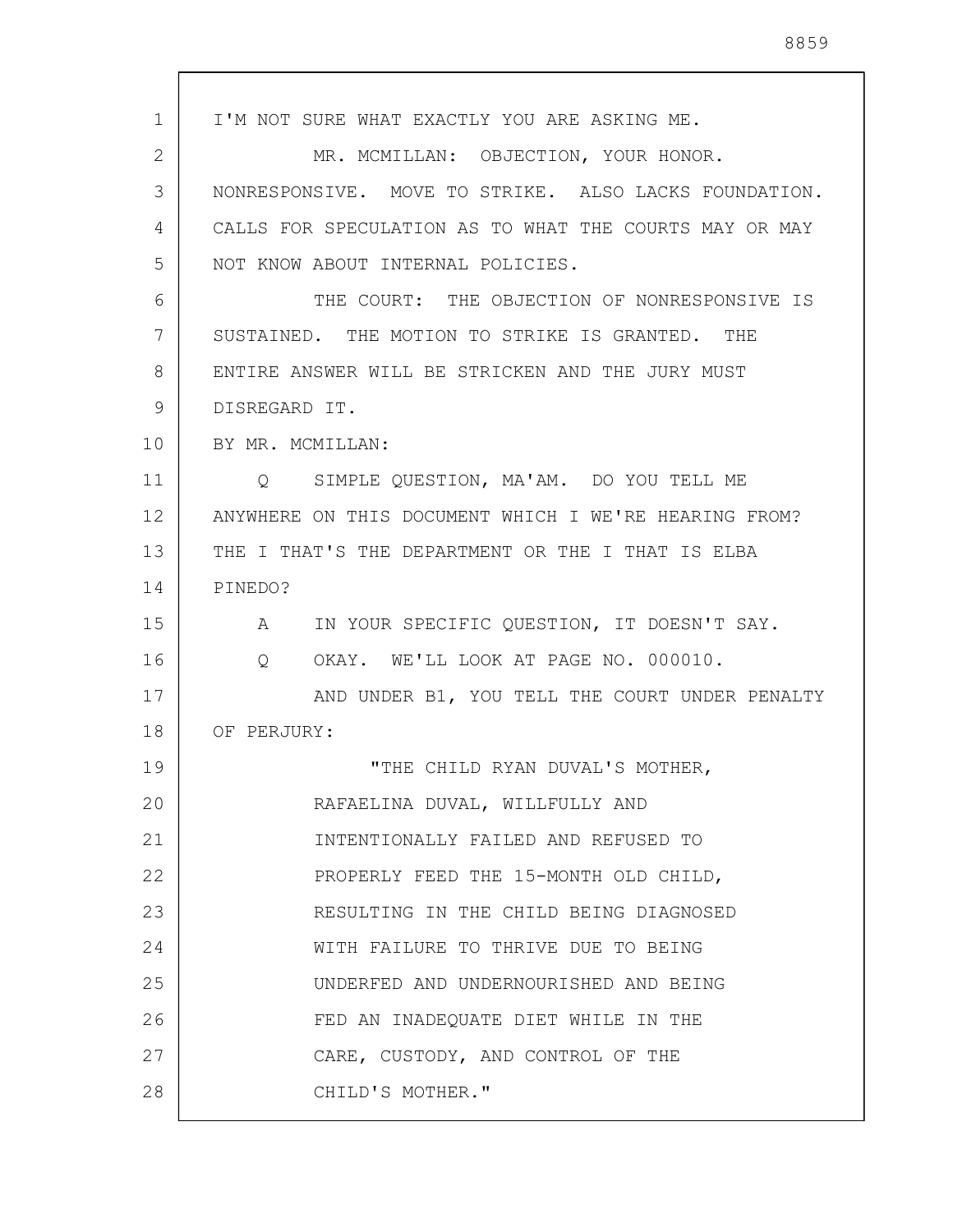I'M NOT SURE WHAT EXACTLY YOU ARE ASKING ME.

MR. MCMILLAN: OBJECTION, YOUR HONOR. NONRESPONSIVE. MOVE TO STRIKE. ALSO LACKS FOUNDATION. CALLS FOR SPECULATION AS TO WHAT THE COURTS MAY OR MAY NOT KNOW ABOUT INTERNAL POLICIES.

THE COURT: THE OBJECTION OF NONRESPONSIVE IS SUSTAINED. THE MOTION TO STRIKE IS GRANTED. THE ENTIRE ANSWER WILL BE STRICKEN AND THE JURY MUST DISREGARD IT.

BY MR. MCMILLAN:

Q SIMPLE QUESTION, MA'AM. DO YOU TELL ME ANYWHERE ON THIS DOCUMENT WHICH I WE'RE HEARING FROM? THE I THAT'S THE DEPARTMENT OR THE I THAT IS ELBA PINEDO?

A IN YOUR SPECIFIC QUESTION, IT DOESN'T SAY.

Q OKAY. WE'LL LOOK AT PAGE NO. 000010.

AND UNDER B1, YOU TELL THE COURT UNDER PENALTY OF PERJURY:

> "THE CHILD RYAN DUVAL'S MOTHER, RAFAELINA DUVAL, WILLFULLY AND INTENTIONALLY FAILED AND REFUSED TO PROPERLY FEED THE 15-MONTH OLD CHILD, RESULTING IN THE CHILD BEING DIAGNOSED WITH FAILURE TO THRIVE DUE TO BEING UNDERFED AND UNDERNOURISHED AND BEING FED AN INADEQUATE DIET WHILE IN THE CARE, CUSTODY, AND CONTROL OF THE CHILD'S MOTHER."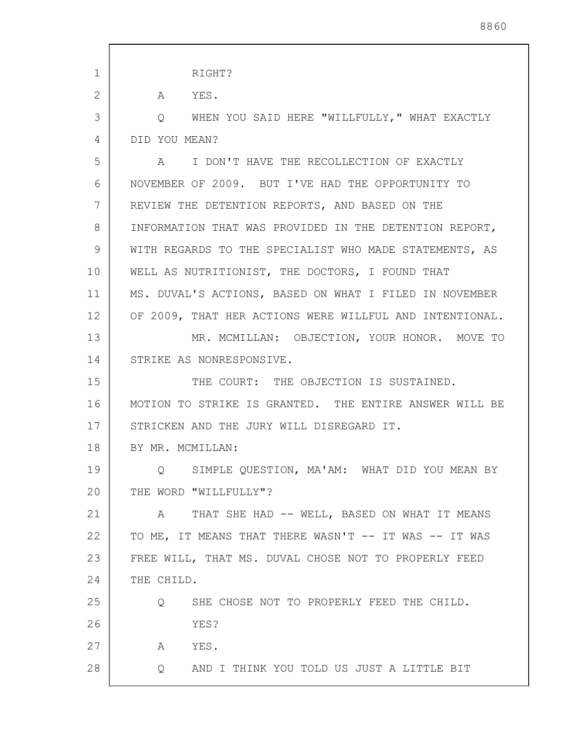RIGHT?

A YES.

Q WHEN YOU SAID HERE "WILLFULLY," WHAT EXACTLY DID YOU MEAN?

A I DON'T HAVE THE RECOLLECTION OF EXACTLY NOVEMBER OF 2009. BUT I'VE HAD THE OPPORTUNITY TO REVIEW THE DETENTION REPORTS, AND BASED ON THE INFORMATION THAT WAS PROVIDED IN THE DETENTION REPORT, WITH REGARDS TO THE SPECIALIST WHO MADE STATEMENTS, AS WELL AS NUTRITIONIST, THE DOCTORS, I FOUND THAT MS. DUVAL'S ACTIONS, BASED ON WHAT I FILED IN NOVEMBER OF 2009, THAT HER ACTIONS WERE WILLFUL AND INTENTIONAL.

MR. MCMILLAN: OBJECTION, YOUR HONOR. MOVE TO STRIKE AS NONRESPONSIVE.

THE COURT: THE OBJECTION IS SUSTAINED. MOTION TO STRIKE IS GRANTED. THE ENTIRE ANSWER WILL BE STRICKEN AND THE JURY WILL DISREGARD IT.

BY MR. MCMILLAN:

Q SIMPLE QUESTION, MA'AM: WHAT DID YOU MEAN BY THE WORD "WILLFULLY"?

A THAT SHE HAD -- WELL, BASED ON WHAT IT MEANS TO ME, IT MEANS THAT THERE WASN'T -- IT WAS -- IT WAS FREE WILL, THAT MS. DUVAL CHOSE NOT TO PROPERLY FEED THE CHILD.

Q SHE CHOSE NOT TO PROPERLY FEED THE CHILD. YES?

A YES.

Q AND I THINK YOU TOLD US JUST A LITTLE BIT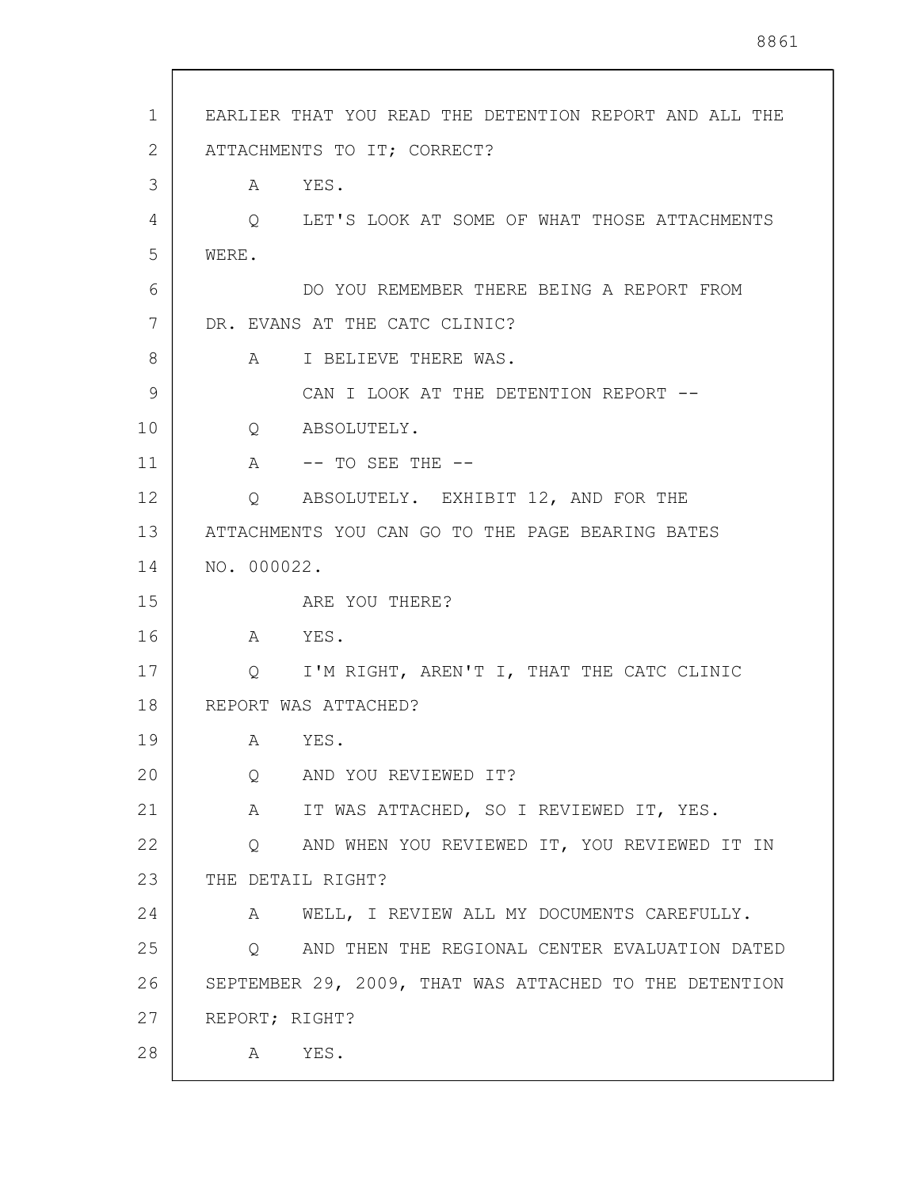EARLIER THAT YOU READ THE DETENTION REPORT AND ALL THE ATTACHMENTS TO IT; CORRECT?

A YES.

Q LET'S LOOK AT SOME OF WHAT THOSE ATTACHMENTS WERE.

DO YOU REMEMBER THERE BEING A REPORT FROM DR. EVANS AT THE CATC CLINIC?

A I BELIEVE THERE WAS.

CAN I LOOK AT THE DETENTION REPORT --

Q ABSOLUTELY.

A -- TO SEE THE --

Q ABSOLUTELY. EXHIBIT 12, AND FOR THE ATTACHMENTS YOU CAN GO TO THE PAGE BEARING BATES NO. 000022.

ARE YOU THERE?

A YES.

Q I'M RIGHT, AREN'T I, THAT THE CATC CLINIC REPORT WAS ATTACHED?

A YES.

Q AND YOU REVIEWED IT?

A IT WAS ATTACHED, SO I REVIEWED IT, YES.

Q AND WHEN YOU REVIEWED IT, YOU REVIEWED IT IN THE DETAIL RIGHT?

A WELL, I REVIEW ALL MY DOCUMENTS CAREFULLY.

Q AND THEN THE REGIONAL CENTER EVALUATION DATED SEPTEMBER 29, 2009, THAT WAS ATTACHED TO THE DETENTION REPORT; RIGHT?

A YES.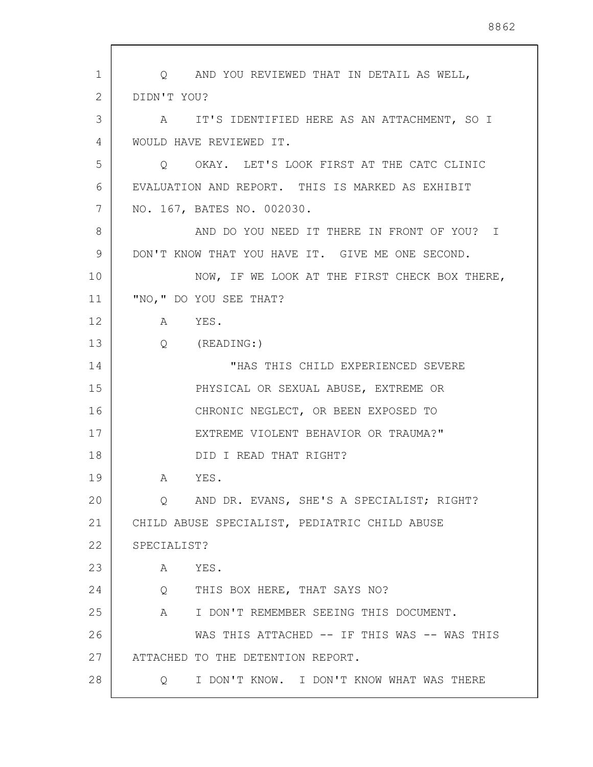Q AND YOU REVIEWED THAT IN DETAIL AS WELL, DIDN'T YOU?

A IT'S IDENTIFIED HERE AS AN ATTACHMENT, SO I WOULD HAVE REVIEWED IT.

Q OKAY. LET'S LOOK FIRST AT THE CATC CLINIC EVALUATION AND REPORT. THIS IS MARKED AS EXHIBIT NO. 167, BATES NO. 002030.

AND DO YOU NEED IT THERE IN FRONT OF YOU? I DON'T KNOW THAT YOU HAVE IT. GIVE ME ONE SECOND.

NOW, IF WE LOOK AT THE FIRST CHECK BOX THERE, "NO," DO YOU SEE THAT?

A YES.

Q (READING:)

> "HAS THIS CHILD EXPERIENCED SEVERE PHYSICAL OR SEXUAL ABUSE, EXTREME OR CHRONIC NEGLECT, OR BEEN EXPOSED TO EXTREME VIOLENT BEHAVIOR OR TRAUMA?"

DID I READ THAT RIGHT?

A YES.

Q AND DR. EVANS, SHE'S A SPECIALIST; RIGHT? CHILD ABUSE SPECIALIST, PEDIATRIC CHILD ABUSE SPECIALIST?

A YES.

Q THIS BOX HERE, THAT SAYS NO?

A I DON'T REMEMBER SEEING THIS DOCUMENT.

WAS THIS ATTACHED -- IF THIS WAS -- WAS THIS ATTACHED TO THE DETENTION REPORT.

Q I DON'T KNOW. I DON'T KNOW WHAT WAS THERE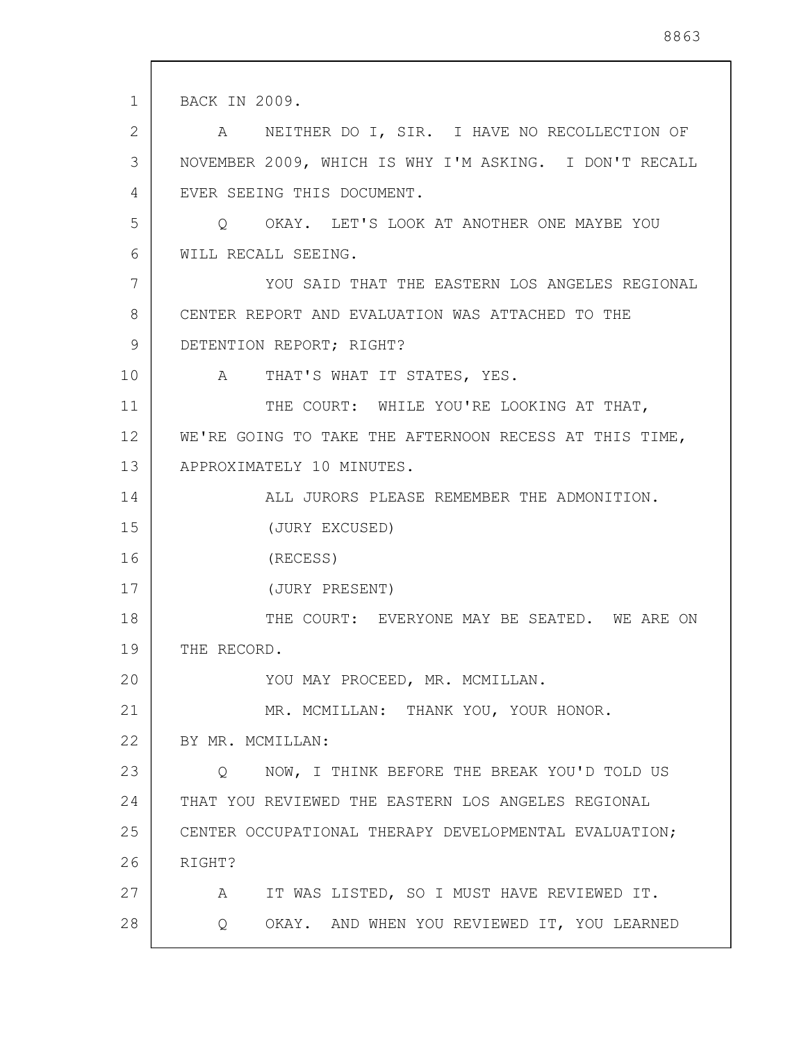BACK IN 2009.

A NEITHER DO I, SIR. I HAVE NO RECOLLECTION OF NOVEMBER 2009, WHICH IS WHY I'M ASKING. I DON'T RECALL EVER SEEING THIS DOCUMENT.

Q OKAY. LET'S LOOK AT ANOTHER ONE MAYBE YOU WILL RECALL SEEING.

YOU SAID THAT THE EASTERN LOS ANGELES REGIONAL CENTER REPORT AND EVALUATION WAS ATTACHED TO THE DETENTION REPORT; RIGHT?

A THAT'S WHAT IT STATES, YES.

THE COURT: WHILE YOU'RE LOOKING AT THAT, WE'RE GOING TO TAKE THE AFTERNOON RECESS AT THIS TIME, APPROXIMATELY 10 MINUTES.

ALL JURORS PLEASE REMEMBER THE ADMONITION.

(JURY EXCUSED)

(RECESS)

(JURY PRESENT)

THE COURT: EVERYONE MAY BE SEATED. WE ARE ON THE RECORD.

YOU MAY PROCEED, MR. MCMILLAN.

MR. MCMILLAN: THANK YOU, YOUR HONOR.

BY MR. MCMILLAN:

Q NOW, I THINK BEFORE THE BREAK YOU'D TOLD US THAT YOU REVIEWED THE EASTERN LOS ANGELES REGIONAL CENTER OCCUPATIONAL THERAPY DEVELOPMENTAL EVALUATION; RIGHT?

A IT WAS LISTED, SO I MUST HAVE REVIEWED IT.

Q OKAY. AND WHEN YOU REVIEWED IT, YOU LEARNED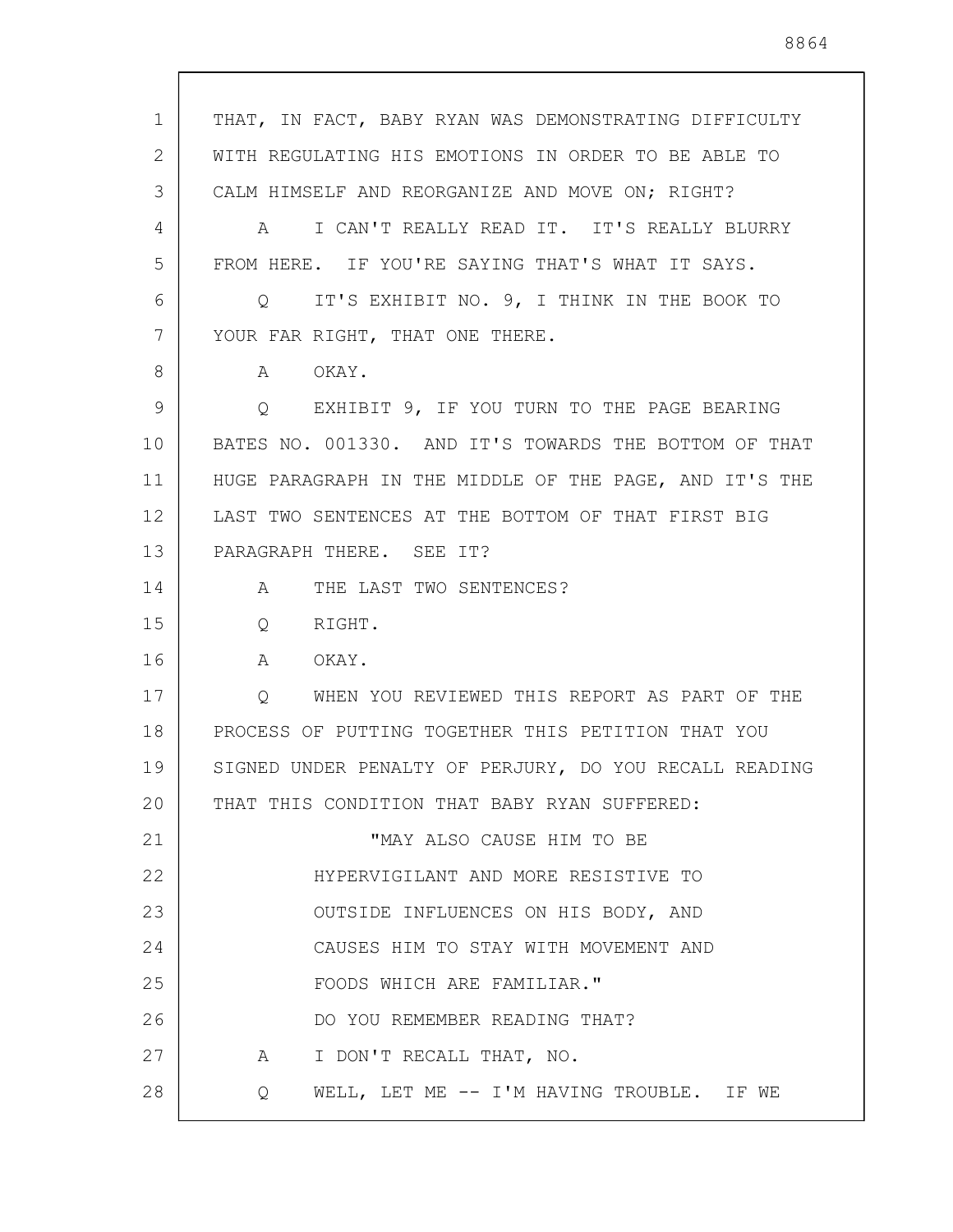THAT, IN FACT, BABY RYAN WAS DEMONSTRATING DIFFICULTY WITH REGULATING HIS EMOTIONS IN ORDER TO BE ABLE TO CALM HIMSELF AND REORGANIZE AND MOVE ON; RIGHT?

A I CAN'T REALLY READ IT. IT'S REALLY BLURRY FROM HERE. IF YOU'RE SAYING THAT'S WHAT IT SAYS.

Q IT'S EXHIBIT NO. 9, I THINK IN THE BOOK TO YOUR FAR RIGHT, THAT ONE THERE.

A OKAY.

Q EXHIBIT 9, IF YOU TURN TO THE PAGE BEARING BATES NO. 001330. AND IT'S TOWARDS THE BOTTOM OF THAT HUGE PARAGRAPH IN THE MIDDLE OF THE PAGE, AND IT'S THE LAST TWO SENTENCES AT THE BOTTOM OF THAT FIRST BIG PARAGRAPH THERE. SEE IT?

A THE LAST TWO SENTENCES?

Q RIGHT.

A OKAY.

Q WHEN YOU REVIEWED THIS REPORT AS PART OF THE PROCESS OF PUTTING TOGETHER THIS PETITION THAT YOU SIGNED UNDER PENALTY OF PERJURY, DO YOU RECALL READING THAT THIS CONDITION THAT BABY RYAN SUFFERED:

> "MAY ALSO CAUSE HIM TO BE HYPERVIGILANT AND MORE RESISTIVE TO OUTSIDE INFLUENCES ON HIS BODY, AND CAUSES HIM TO STAY WITH MOVEMENT AND FOODS WHICH ARE FAMILIAR."

DO YOU REMEMBER READING THAT?

A I DON'T RECALL THAT, NO.

Q WELL, LET ME -- I'M HAVING TROUBLE. IF WE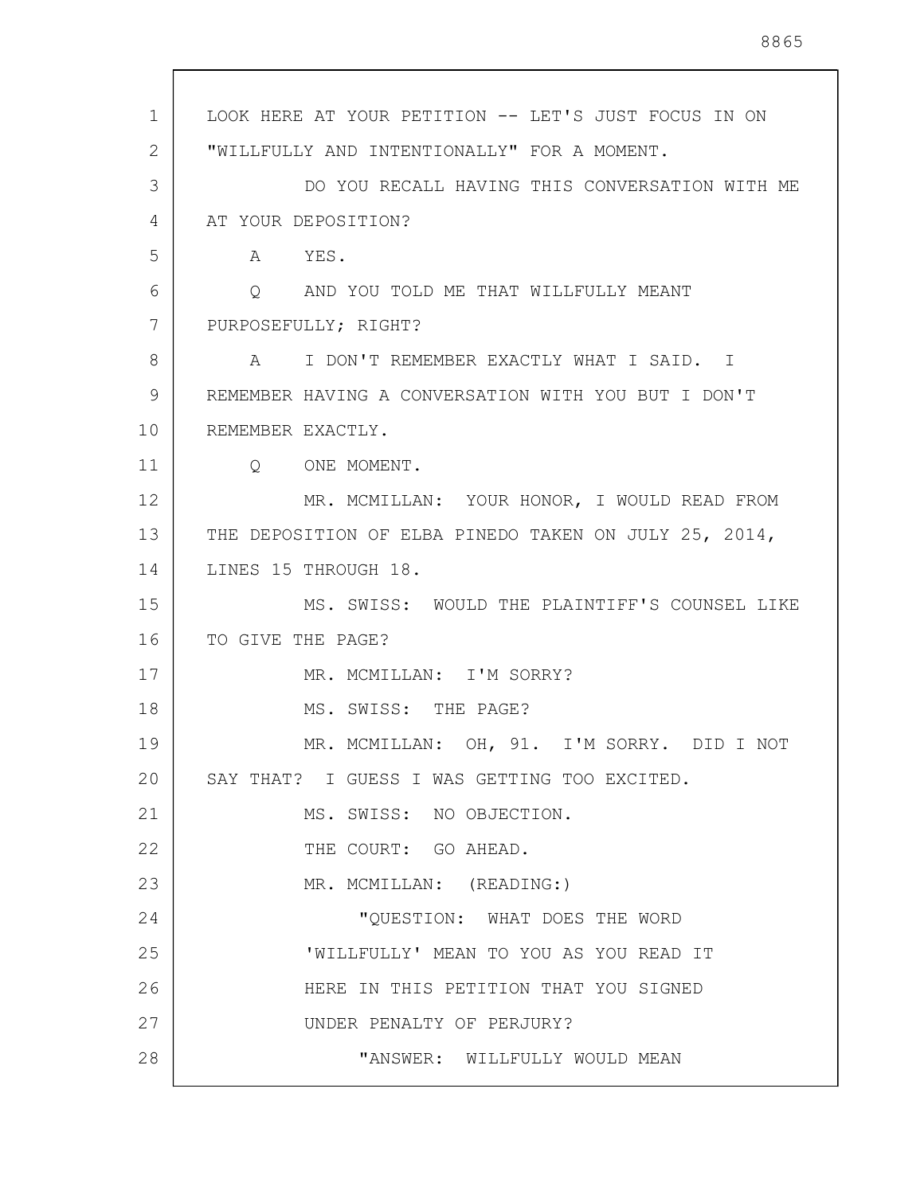LOOK HERE AT YOUR PETITION -- LET'S JUST FOCUS IN ON "WILLFULLY AND INTENTIONALLY" FOR A MOMENT.

DO YOU RECALL HAVING THIS CONVERSATION WITH ME AT YOUR DEPOSITION?

A YES.

Q AND YOU TOLD ME THAT WILLFULLY MEANT PURPOSEFULLY; RIGHT?

A I DON'T REMEMBER EXACTLY WHAT I SAID. I REMEMBER HAVING A CONVERSATION WITH YOU BUT I DON'T REMEMBER EXACTLY.

Q ONE MOMENT.

MR. MCMILLAN: YOUR HONOR, I WOULD READ FROM THE DEPOSITION OF ELBA PINEDO TAKEN ON JULY 25, 2014, LINES 15 THROUGH 18.

MS. SWISS: WOULD THE PLAINTIFF'S COUNSEL LIKE TO GIVE THE PAGE?

MR. MCMILLAN: I'M SORRY?

MS. SWISS: THE PAGE?

MR. MCMILLAN: OH, 91. I'M SORRY. DID I NOT SAY THAT? I GUESS I WAS GETTING TOO EXCITED.

MS. SWISS: NO OBJECTION.

THE COURT: GO AHEAD.

MR. MCMILLAN: (READING:)

"QUESTION: WHAT DOES THE WORD 'WILLFULLY' MEAN TO YOU AS YOU READ IT HERE IN THIS PETITION THAT YOU SIGNED UNDER PENALTY OF PERJURY?

"ANSWER: WILLFULLY WOULD MEAN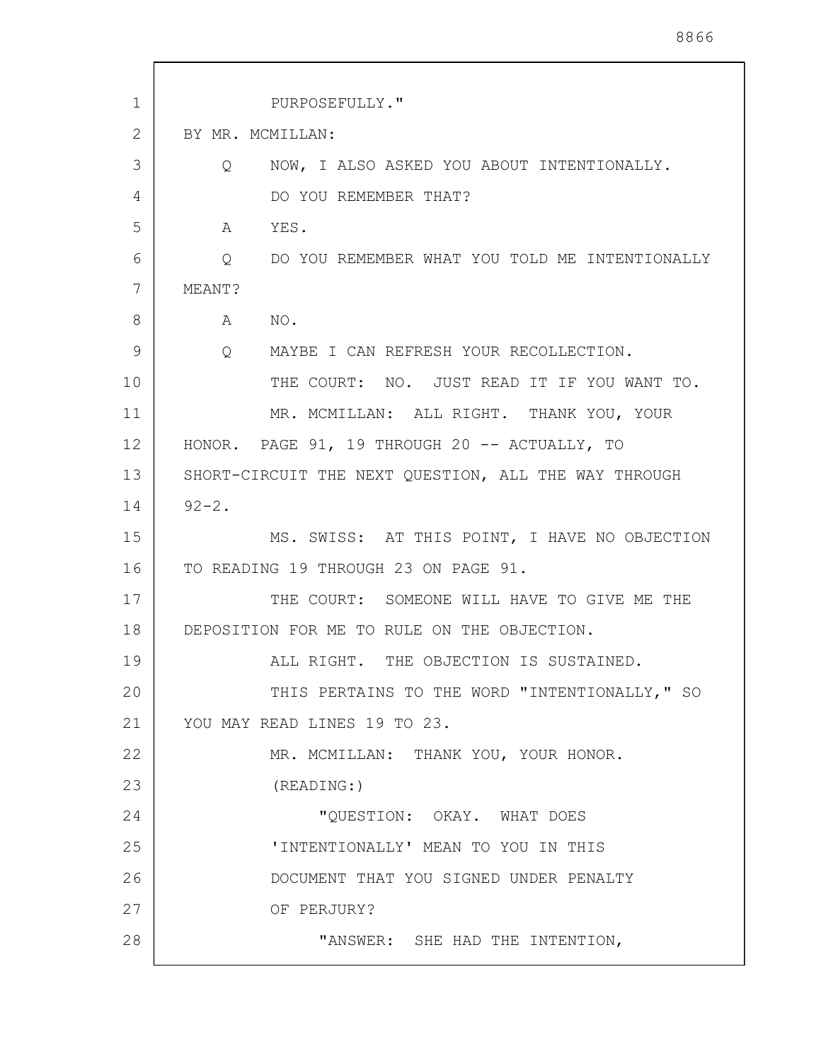PURPOSEFULLY."

BY MR. MCMILLAN:

Q NOW, I ALSO ASKED YOU ABOUT INTENTIONALLY.

DO YOU REMEMBER THAT?

A YES.

Q DO YOU REMEMBER WHAT YOU TOLD ME INTENTIONALLY MEANT?

A NO.

Q MAYBE I CAN REFRESH YOUR RECOLLECTION.

THE COURT: NO. JUST READ IT IF YOU WANT TO.

MR. MCMILLAN: ALL RIGHT. THANK YOU, YOUR HONOR. PAGE 91, 19 THROUGH 20 -- ACTUALLY, TO SHORT-CIRCUIT THE NEXT QUESTION, ALL THE WAY THROUGH 92-2.

MS. SWISS: AT THIS POINT, I HAVE NO OBJECTION TO READING 19 THROUGH 23 ON PAGE 91.

THE COURT: SOMEONE WILL HAVE TO GIVE ME THE DEPOSITION FOR ME TO RULE ON THE OBJECTION.

ALL RIGHT. THE OBJECTION IS SUSTAINED.

THIS PERTAINS TO THE WORD "INTENTIONALLY," SO YOU MAY READ LINES 19 TO 23.

MR. MCMILLAN: THANK YOU, YOUR HONOR.

(READING:)

"QUESTION: OKAY. WHAT DOES 'INTENTIONALLY' MEAN TO YOU IN THIS DOCUMENT THAT YOU SIGNED UNDER PENALTY OF PERJURY?

"ANSWER: SHE HAD THE INTENTION,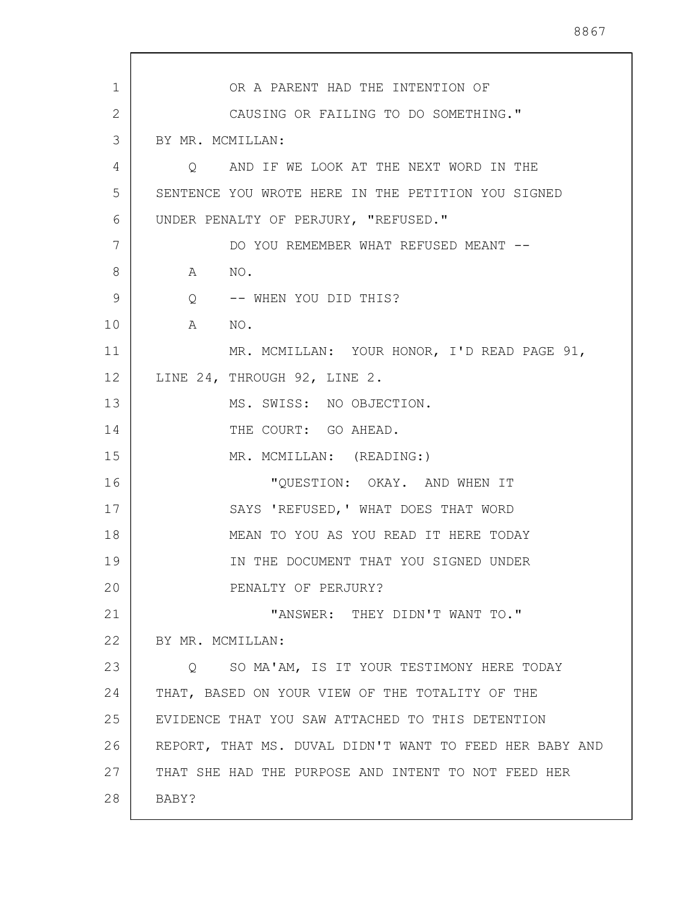OR A PARENT HAD THE INTENTION OF CAUSING OR FAILING TO DO SOMETHING."

BY MR. MCMILLAN:

Q AND IF WE LOOK AT THE NEXT WORD IN THE SENTENCE YOU WROTE HERE IN THE PETITION YOU SIGNED UNDER PENALTY OF PERJURY, "REFUSED."

DO YOU REMEMBER WHAT REFUSED MEANT --

A NO.

Q -- WHEN YOU DID THIS?

A NO.

MR. MCMILLAN: YOUR HONOR, I'D READ PAGE 91, LINE 24, THROUGH 92, LINE 2.

MS. SWISS: NO OBJECTION.

THE COURT: GO AHEAD.

MR. MCMILLAN: (READING:)

"QUESTION: OKAY. AND WHEN IT SAYS 'REFUSED,' WHAT DOES THAT WORD MEAN TO YOU AS YOU READ IT HERE TODAY IN THE DOCUMENT THAT YOU SIGNED UNDER PENALTY OF PERJURY?

"ANSWER: THEY DIDN'T WANT TO."

BY MR. MCMILLAN:

Q SO MA'AM, IS IT YOUR TESTIMONY HERE TODAY THAT, BASED ON YOUR VIEW OF THE TOTALITY OF THE EVIDENCE THAT YOU SAW ATTACHED TO THIS DETENTION REPORT, THAT MS. DUVAL DIDN'T WANT TO FEED HER BABY AND THAT SHE HAD THE PURPOSE AND INTENT TO NOT FEED HER BABY?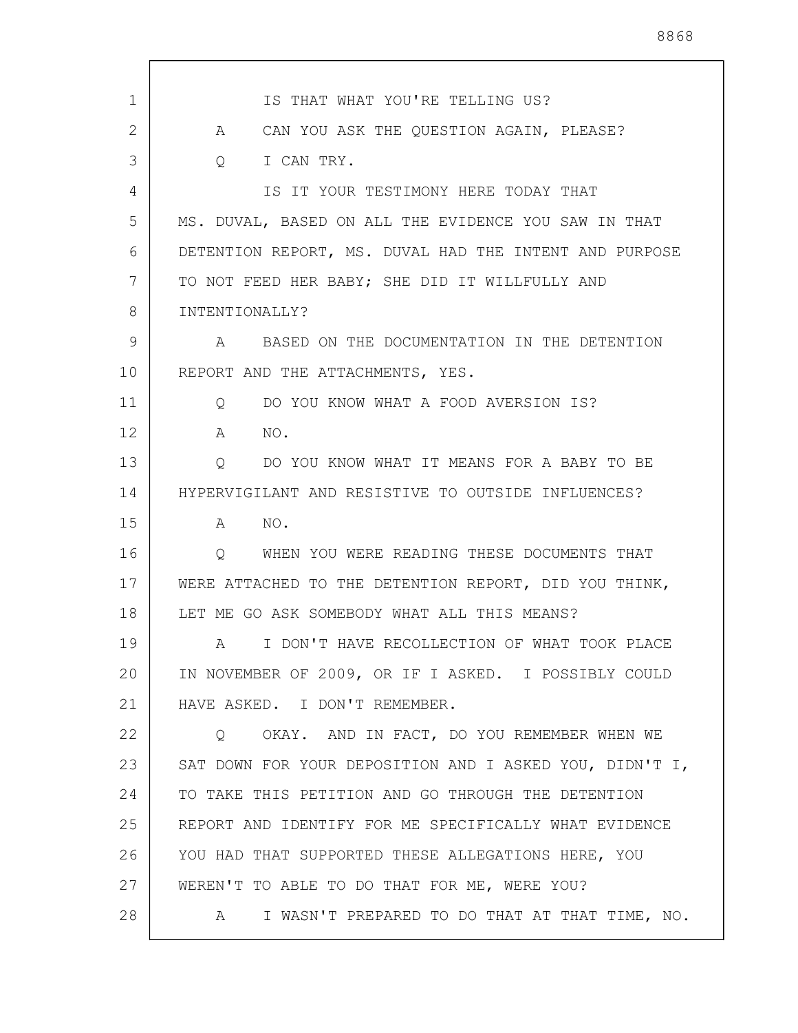IS THAT WHAT YOU'RE TELLING US?

A CAN YOU ASK THE QUESTION AGAIN, PLEASE?

Q I CAN TRY.

IS IT YOUR TESTIMONY HERE TODAY THAT MS. DUVAL, BASED ON ALL THE EVIDENCE YOU SAW IN THAT DETENTION REPORT, MS. DUVAL HAD THE INTENT AND PURPOSE TO NOT FEED HER BABY; SHE DID IT WILLFULLY AND INTENTIONALLY?

A BASED ON THE DOCUMENTATION IN THE DETENTION REPORT AND THE ATTACHMENTS, YES.

Q DO YOU KNOW WHAT A FOOD AVERSION IS?

A NO.

Q DO YOU KNOW WHAT IT MEANS FOR A BABY TO BE HYPERVIGILANT AND RESISTIVE TO OUTSIDE INFLUENCES?

A NO.

Q WHEN YOU WERE READING THESE DOCUMENTS THAT WERE ATTACHED TO THE DETENTION REPORT, DID YOU THINK, LET ME GO ASK SOMEBODY WHAT ALL THIS MEANS?

A I DON'T HAVE RECOLLECTION OF WHAT TOOK PLACE IN NOVEMBER OF 2009, OR IF I ASKED. I POSSIBLY COULD HAVE ASKED. I DON'T REMEMBER.

Q OKAY. AND IN FACT, DO YOU REMEMBER WHEN WE SAT DOWN FOR YOUR DEPOSITION AND I ASKED YOU, DIDN'T I, TO TAKE THIS PETITION AND GO THROUGH THE DETENTION REPORT AND IDENTIFY FOR ME SPECIFICALLY WHAT EVIDENCE YOU HAD THAT SUPPORTED THESE ALLEGATIONS HERE, YOU WEREN'T TO ABLE TO DO THAT FOR ME, WERE YOU?

A I WASN'T PREPARED TO DO THAT AT THAT TIME, NO.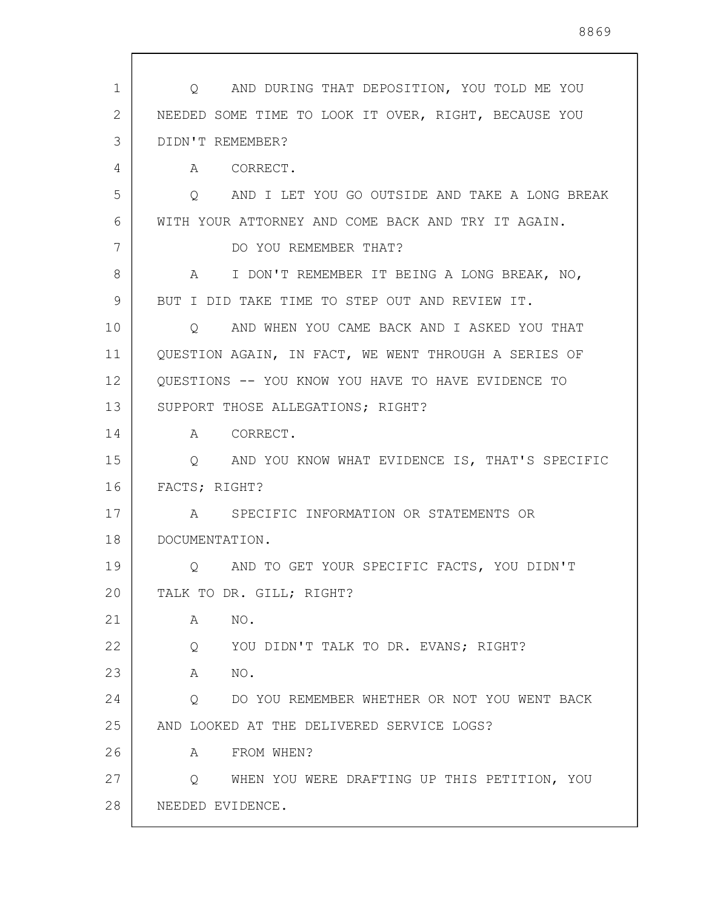Q AND DURING THAT DEPOSITION, YOU TOLD ME YOU NEEDED SOME TIME TO LOOK IT OVER, RIGHT, BECAUSE YOU DIDN'T REMEMBER?

A CORRECT.

Q AND I LET YOU GO OUTSIDE AND TAKE A LONG BREAK WITH YOUR ATTORNEY AND COME BACK AND TRY IT AGAIN.

DO YOU REMEMBER THAT?

A I DON'T REMEMBER IT BEING A LONG BREAK, NO, BUT I DID TAKE TIME TO STEP OUT AND REVIEW IT.

Q AND WHEN YOU CAME BACK AND I ASKED YOU THAT QUESTION AGAIN, IN FACT, WE WENT THROUGH A SERIES OF QUESTIONS -- YOU KNOW YOU HAVE TO HAVE EVIDENCE TO SUPPORT THOSE ALLEGATIONS; RIGHT?

A CORRECT.

Q AND YOU KNOW WHAT EVIDENCE IS, THAT'S SPECIFIC FACTS; RIGHT?

A SPECIFIC INFORMATION OR STATEMENTS OR DOCUMENTATION.

Q AND TO GET YOUR SPECIFIC FACTS, YOU DIDN'T TALK TO DR. GILL; RIGHT?

A NO.

Q YOU DIDN'T TALK TO DR. EVANS; RIGHT?

A NO.

Q DO YOU REMEMBER WHETHER OR NOT YOU WENT BACK AND LOOKED AT THE DELIVERED SERVICE LOGS?

A FROM WHEN?

Q WHEN YOU WERE DRAFTING UP THIS PETITION, YOU NEEDED EVIDENCE.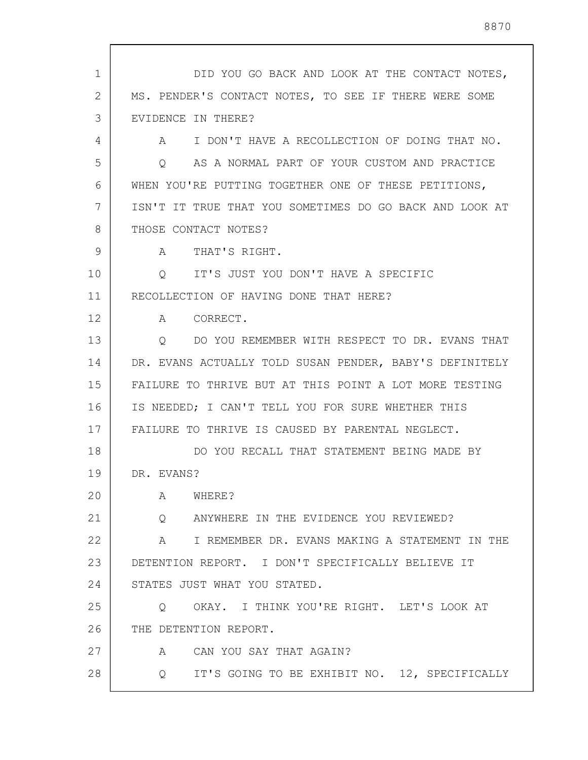DID YOU GO BACK AND LOOK AT THE CONTACT NOTES, MS. PENDER'S CONTACT NOTES, TO SEE IF THERE WERE SOME EVIDENCE IN THERE?

A I DON'T HAVE A RECOLLECTION OF DOING THAT NO.

Q AS A NORMAL PART OF YOUR CUSTOM AND PRACTICE WHEN YOU'RE PUTTING TOGETHER ONE OF THESE PETITIONS, ISN'T IT TRUE THAT YOU SOMETIMES DO GO BACK AND LOOK AT THOSE CONTACT NOTES?

A THAT'S RIGHT.

Q IT'S JUST YOU DON'T HAVE A SPECIFIC RECOLLECTION OF HAVING DONE THAT HERE?

A CORRECT.

Q DO YOU REMEMBER WITH RESPECT TO DR. EVANS THAT DR. EVANS ACTUALLY TOLD SUSAN PENDER, BABY'S DEFINITELY FAILURE TO THRIVE BUT AT THIS POINT A LOT MORE TESTING IS NEEDED; I CAN'T TELL YOU FOR SURE WHETHER THIS FAILURE TO THRIVE IS CAUSED BY PARENTAL NEGLECT.

DO YOU RECALL THAT STATEMENT BEING MADE BY DR. EVANS?

A WHERE?

Q ANYWHERE IN THE EVIDENCE YOU REVIEWED?

A I REMEMBER DR. EVANS MAKING A STATEMENT IN THE DETENTION REPORT. I DON'T SPECIFICALLY BELIEVE IT STATES JUST WHAT YOU STATED.

Q OKAY. I THINK YOU'RE RIGHT. LET'S LOOK AT THE DETENTION REPORT.

A CAN YOU SAY THAT AGAIN?

Q IT'S GOING TO BE EXHIBIT NO. 12, SPECIFICALLY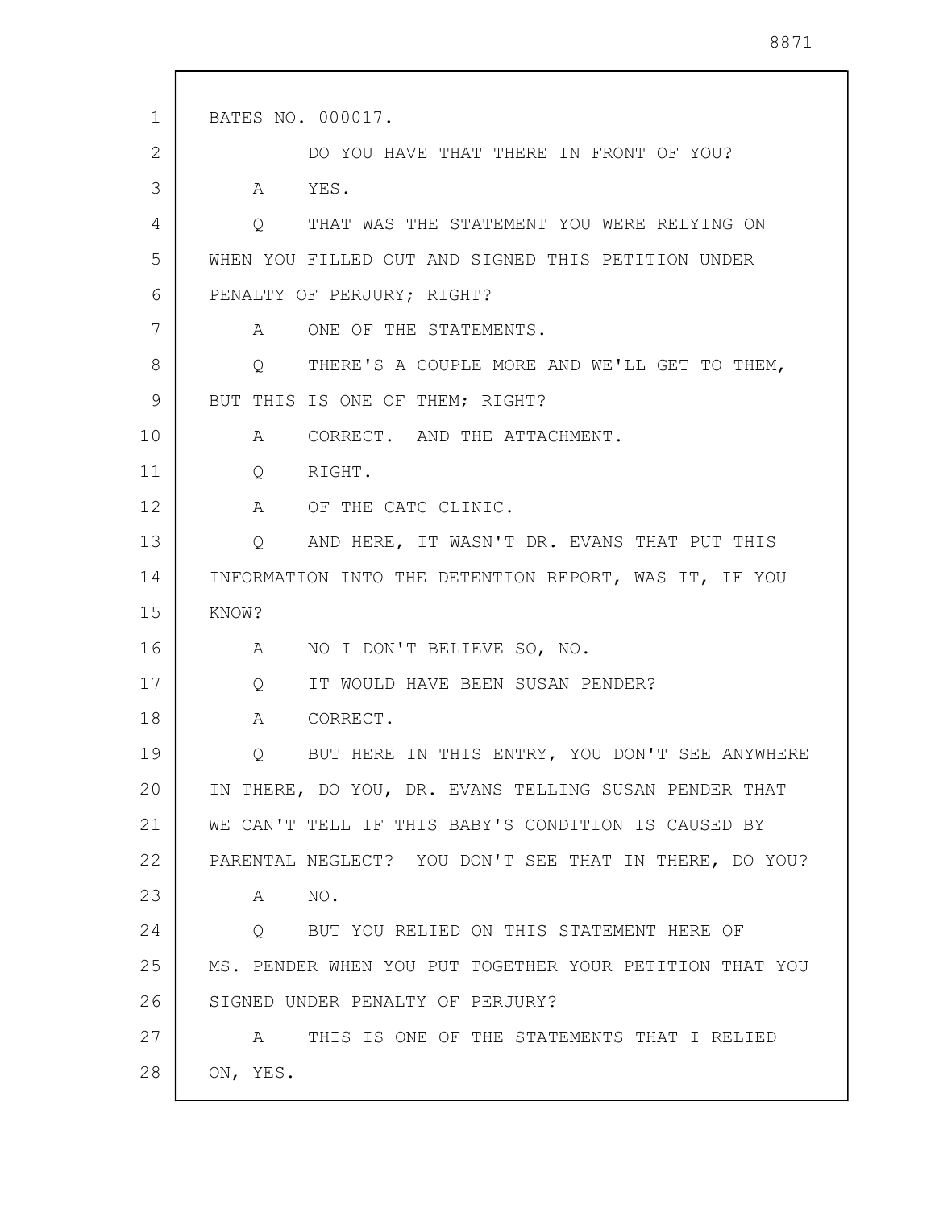BATES NO. 000017.

DO YOU HAVE THAT THERE IN FRONT OF YOU?

A YES.

Q THAT WAS THE STATEMENT YOU WERE RELYING ON WHEN YOU FILLED OUT AND SIGNED THIS PETITION UNDER PENALTY OF PERJURY; RIGHT?

A ONE OF THE STATEMENTS.

Q THERE'S A COUPLE MORE AND WE'LL GET TO THEM, BUT THIS IS ONE OF THEM; RIGHT?

A CORRECT. AND THE ATTACHMENT.

Q RIGHT.

A OF THE CATC CLINIC.

Q AND HERE, IT WASN'T DR. EVANS THAT PUT THIS INFORMATION INTO THE DETENTION REPORT, WAS IT, IF YOU KNOW?

A NO I DON'T BELIEVE SO, NO.

Q IT WOULD HAVE BEEN SUSAN PENDER?

A CORRECT.

Q BUT HERE IN THIS ENTRY, YOU DON'T SEE ANYWHERE IN THERE, DO YOU, DR. EVANS TELLING SUSAN PENDER THAT WE CAN'T TELL IF THIS BABY'S CONDITION IS CAUSED BY PARENTAL NEGLECT? YOU DON'T SEE THAT IN THERE, DO YOU?

A NO.

Q BUT YOU RELIED ON THIS STATEMENT HERE OF MS. PENDER WHEN YOU PUT TOGETHER YOUR PETITION THAT YOU SIGNED UNDER PENALTY OF PERJURY?

A THIS IS ONE OF THE STATEMENTS THAT I RELIED ON, YES.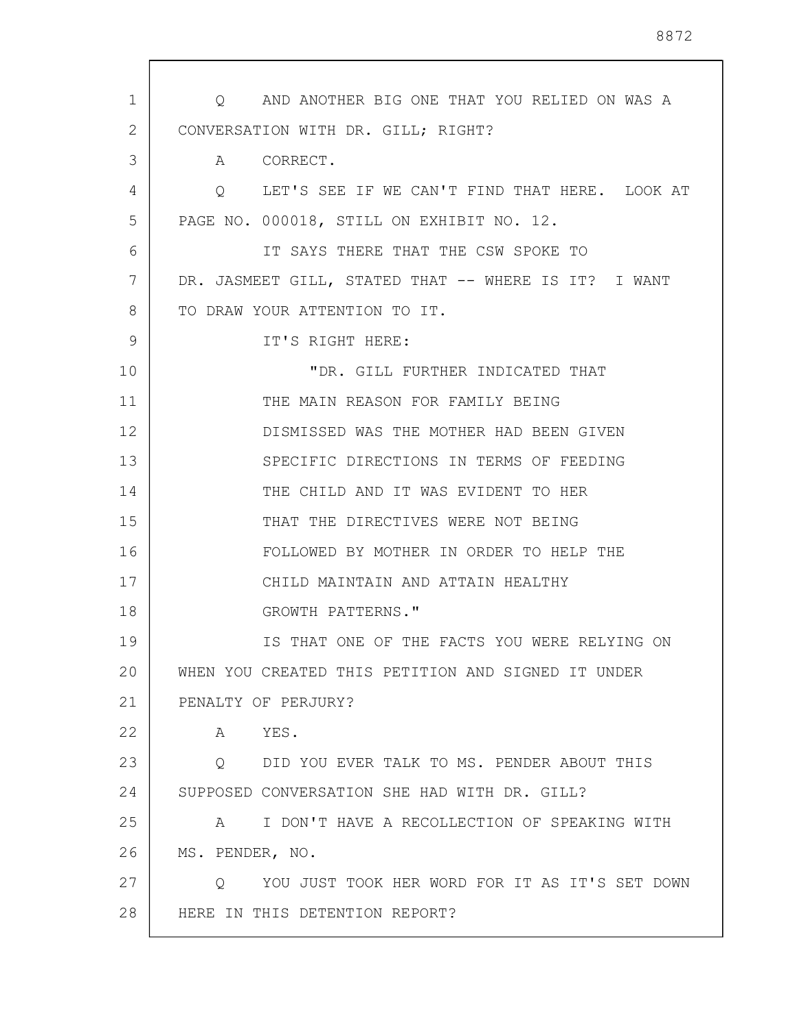Q AND ANOTHER BIG ONE THAT YOU RELIED ON WAS A CONVERSATION WITH DR. GILL; RIGHT?

A CORRECT.

Q LET'S SEE IF WE CAN'T FIND THAT HERE. LOOK AT PAGE NO. 000018, STILL ON EXHIBIT NO. 12.

IT SAYS THERE THAT THE CSW SPOKE TO DR. JASMEET GILL, STATED THAT -- WHERE IS IT? I WANT TO DRAW YOUR ATTENTION TO IT.

IT'S RIGHT HERE:

> "DR. GILL FURTHER INDICATED THAT THE MAIN REASON FOR FAMILY BEING DISMISSED WAS THE MOTHER HAD BEEN GIVEN SPECIFIC DIRECTIONS IN TERMS OF FEEDING THE CHILD AND IT WAS EVIDENT TO HER THAT THE DIRECTIVES WERE NOT BEING FOLLOWED BY MOTHER IN ORDER TO HELP THE CHILD MAINTAIN AND ATTAIN HEALTHY GROWTH PATTERNS."

IS THAT ONE OF THE FACTS YOU WERE RELYING ON WHEN YOU CREATED THIS PETITION AND SIGNED IT UNDER PENALTY OF PERJURY?

A YES.

Q DID YOU EVER TALK TO MS. PENDER ABOUT THIS SUPPOSED CONVERSATION SHE HAD WITH DR. GILL?

A I DON'T HAVE A RECOLLECTION OF SPEAKING WITH MS. PENDER, NO.

Q YOU JUST TOOK HER WORD FOR IT AS IT'S SET DOWN HERE IN THIS DETENTION REPORT?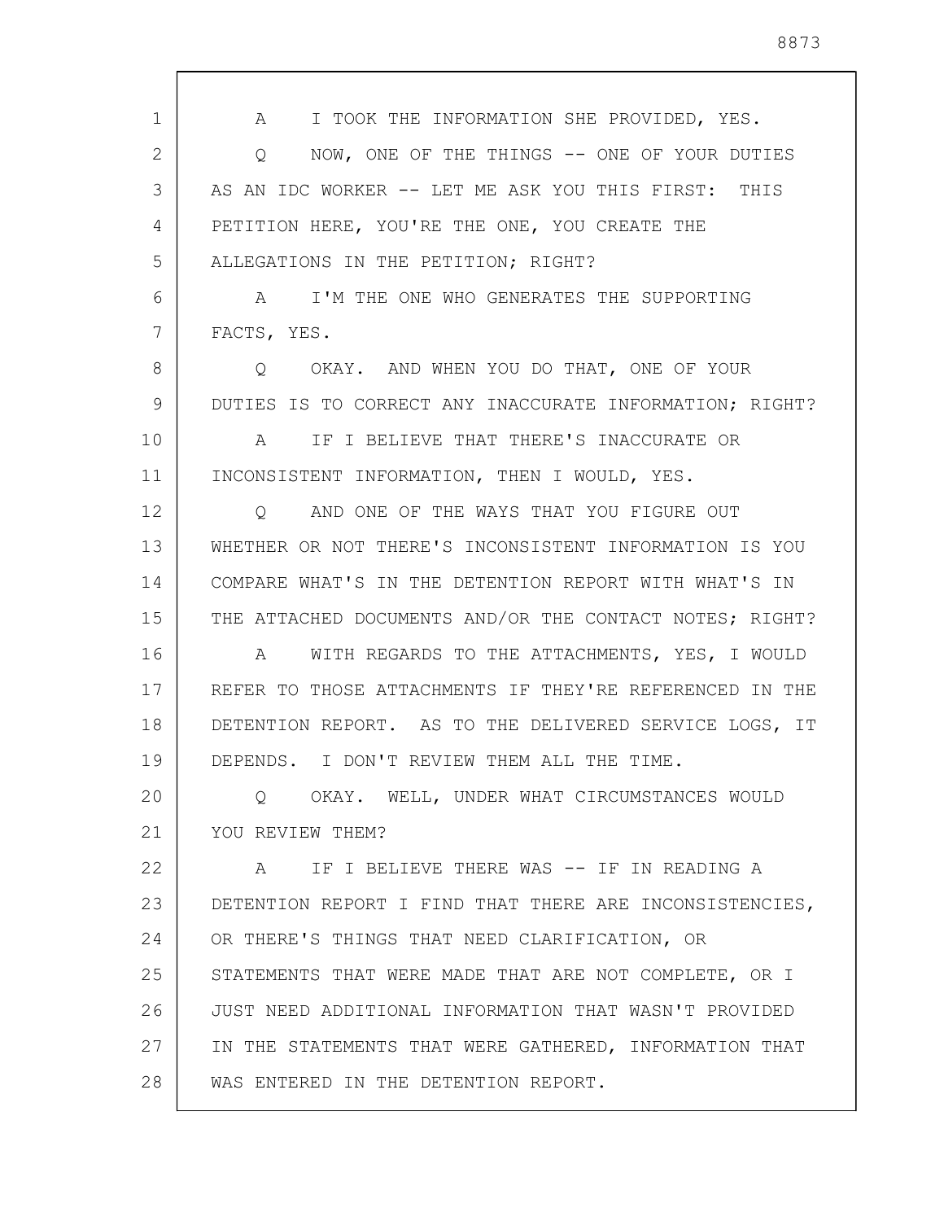A I TOOK THE INFORMATION SHE PROVIDED, YES.

Q NOW, ONE OF THE THINGS -- ONE OF YOUR DUTIES AS AN IDC WORKER -- LET ME ASK YOU THIS FIRST: THIS PETITION HERE, YOU'RE THE ONE, YOU CREATE THE ALLEGATIONS IN THE PETITION; RIGHT?

A I'M THE ONE WHO GENERATES THE SUPPORTING FACTS, YES.

Q OKAY. AND WHEN YOU DO THAT, ONE OF YOUR DUTIES IS TO CORRECT ANY INACCURATE INFORMATION; RIGHT?

A IF I BELIEVE THAT THERE'S INACCURATE OR INCONSISTENT INFORMATION, THEN I WOULD, YES.

Q AND ONE OF THE WAYS THAT YOU FIGURE OUT WHETHER OR NOT THERE'S INCONSISTENT INFORMATION IS YOU COMPARE WHAT'S IN THE DETENTION REPORT WITH WHAT'S IN THE ATTACHED DOCUMENTS AND/OR THE CONTACT NOTES; RIGHT?

A WITH REGARDS TO THE ATTACHMENTS, YES, I WOULD REFER TO THOSE ATTACHMENTS IF THEY'RE REFERENCED IN THE DETENTION REPORT. AS TO THE DELIVERED SERVICE LOGS, IT DEPENDS. I DON'T REVIEW THEM ALL THE TIME.

Q OKAY. WELL, UNDER WHAT CIRCUMSTANCES WOULD YOU REVIEW THEM?

A IF I BELIEVE THERE WAS -- IF IN READING A DETENTION REPORT I FIND THAT THERE ARE INCONSISTENCIES, OR THERE'S THINGS THAT NEED CLARIFICATION, OR STATEMENTS THAT WERE MADE THAT ARE NOT COMPLETE, OR I JUST NEED ADDITIONAL INFORMATION THAT WASN'T PROVIDED IN THE STATEMENTS THAT WERE GATHERED, INFORMATION THAT WAS ENTERED IN THE DETENTION REPORT.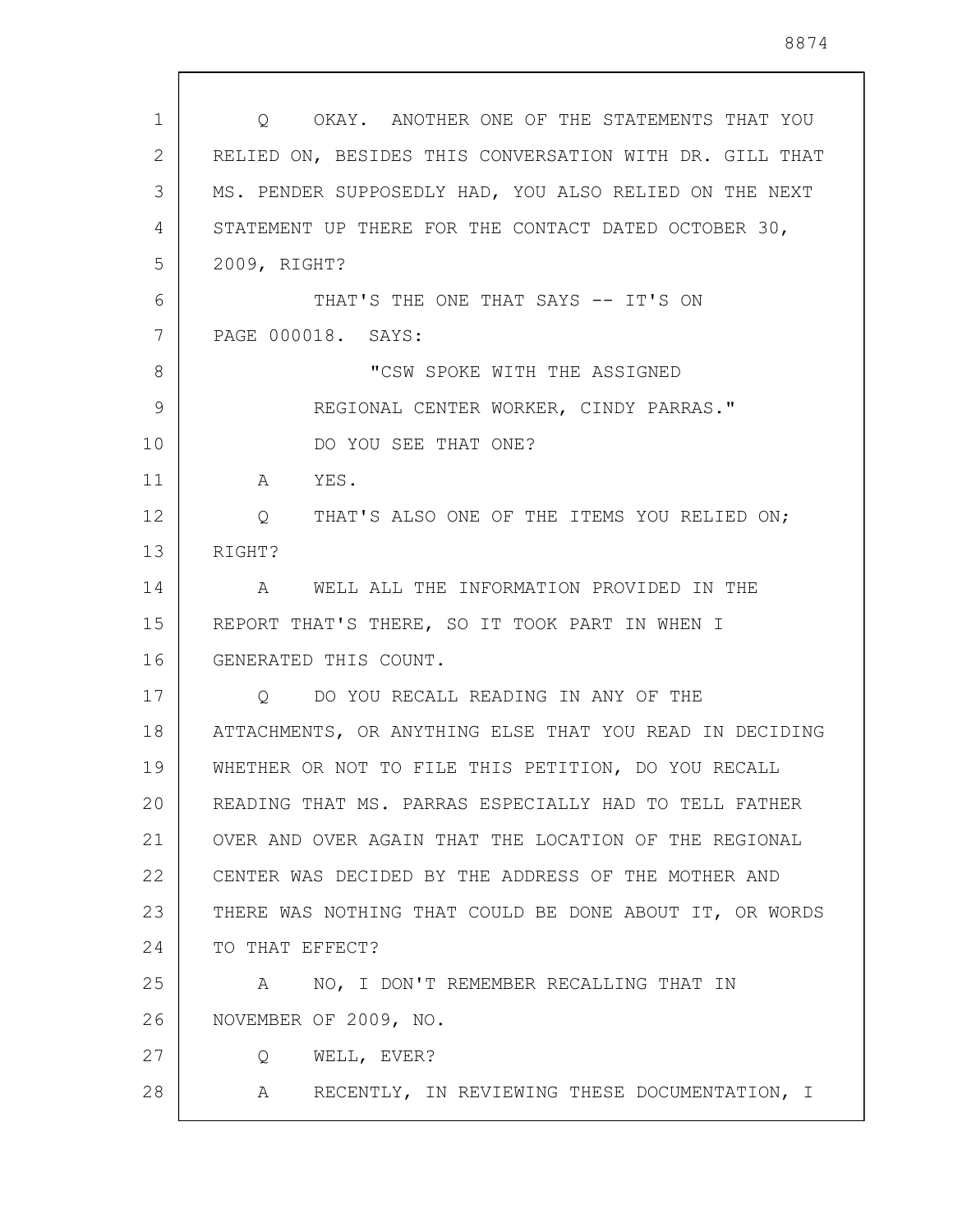Q OKAY. ANOTHER ONE OF THE STATEMENTS THAT YOU RELIED ON, BESIDES THIS CONVERSATION WITH DR. GILL THAT MS. PENDER SUPPOSEDLY HAD, YOU ALSO RELIED ON THE NEXT STATEMENT UP THERE FOR THE CONTACT DATED OCTOBER 30, 2009, RIGHT?

THAT'S THE ONE THAT SAYS -- IT'S ON PAGE 000018. SAYS:

> "CSW SPOKE WITH THE ASSIGNED REGIONAL CENTER WORKER, CINDY PARRAS."

DO YOU SEE THAT ONE?

A YES.

Q THAT'S ALSO ONE OF THE ITEMS YOU RELIED ON; RIGHT?

A WELL ALL THE INFORMATION PROVIDED IN THE REPORT THAT'S THERE, SO IT TOOK PART IN WHEN I GENERATED THIS COUNT.

Q DO YOU RECALL READING IN ANY OF THE ATTACHMENTS, OR ANYTHING ELSE THAT YOU READ IN DECIDING WHETHER OR NOT TO FILE THIS PETITION, DO YOU RECALL READING THAT MS. PARRAS ESPECIALLY HAD TO TELL FATHER OVER AND OVER AGAIN THAT THE LOCATION OF THE REGIONAL CENTER WAS DECIDED BY THE ADDRESS OF THE MOTHER AND THERE WAS NOTHING THAT COULD BE DONE ABOUT IT, OR WORDS TO THAT EFFECT?

A NO, I DON'T REMEMBER RECALLING THAT IN NOVEMBER OF 2009, NO.

Q WELL, EVER?

A RECENTLY, IN REVIEWING THESE DOCUMENTATION, I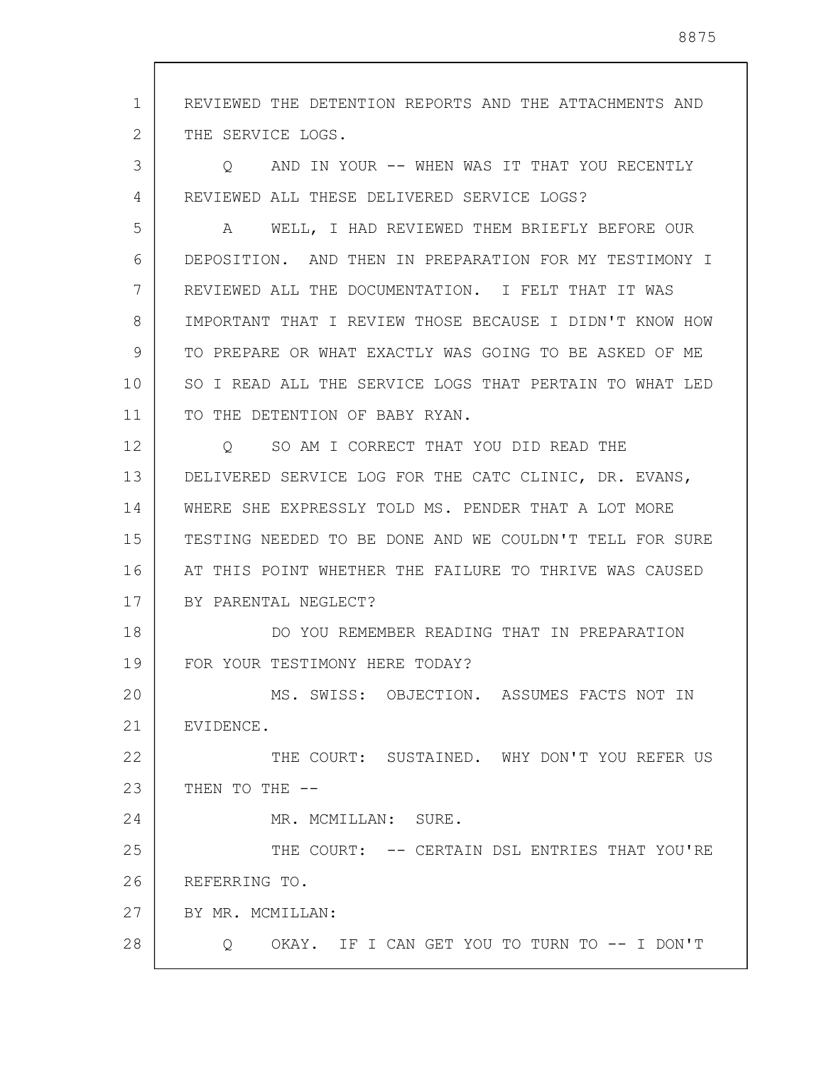REVIEWED THE DETENTION REPORTS AND THE ATTACHMENTS AND THE SERVICE LOGS.

Q AND IN YOUR -- WHEN WAS IT THAT YOU RECENTLY REVIEWED ALL THESE DELIVERED SERVICE LOGS?

A WELL, I HAD REVIEWED THEM BRIEFLY BEFORE OUR DEPOSITION. AND THEN IN PREPARATION FOR MY TESTIMONY I REVIEWED ALL THE DOCUMENTATION. I FELT THAT IT WAS IMPORTANT THAT I REVIEW THOSE BECAUSE I DIDN'T KNOW HOW TO PREPARE OR WHAT EXACTLY WAS GOING TO BE ASKED OF ME SO I READ ALL THE SERVICE LOGS THAT PERTAIN TO WHAT LED TO THE DETENTION OF BABY RYAN.

Q SO AM I CORRECT THAT YOU DID READ THE DELIVERED SERVICE LOG FOR THE CATC CLINIC, DR. EVANS, WHERE SHE EXPRESSLY TOLD MS. PENDER THAT A LOT MORE TESTING NEEDED TO BE DONE AND WE COULDN'T TELL FOR SURE AT THIS POINT WHETHER THE FAILURE TO THRIVE WAS CAUSED BY PARENTAL NEGLECT?

DO YOU REMEMBER READING THAT IN PREPARATION FOR YOUR TESTIMONY HERE TODAY?

MS. SWISS: OBJECTION. ASSUMES FACTS NOT IN EVIDENCE.

THE COURT: SUSTAINED. WHY DON'T YOU REFER US THEN TO THE --

MR. MCMILLAN: SURE.

THE COURT: -- CERTAIN DSL ENTRIES THAT YOU'RE REFERRING TO.

BY MR. MCMILLAN:

Q OKAY. IF I CAN GET YOU TO TURN TO -- I DON'T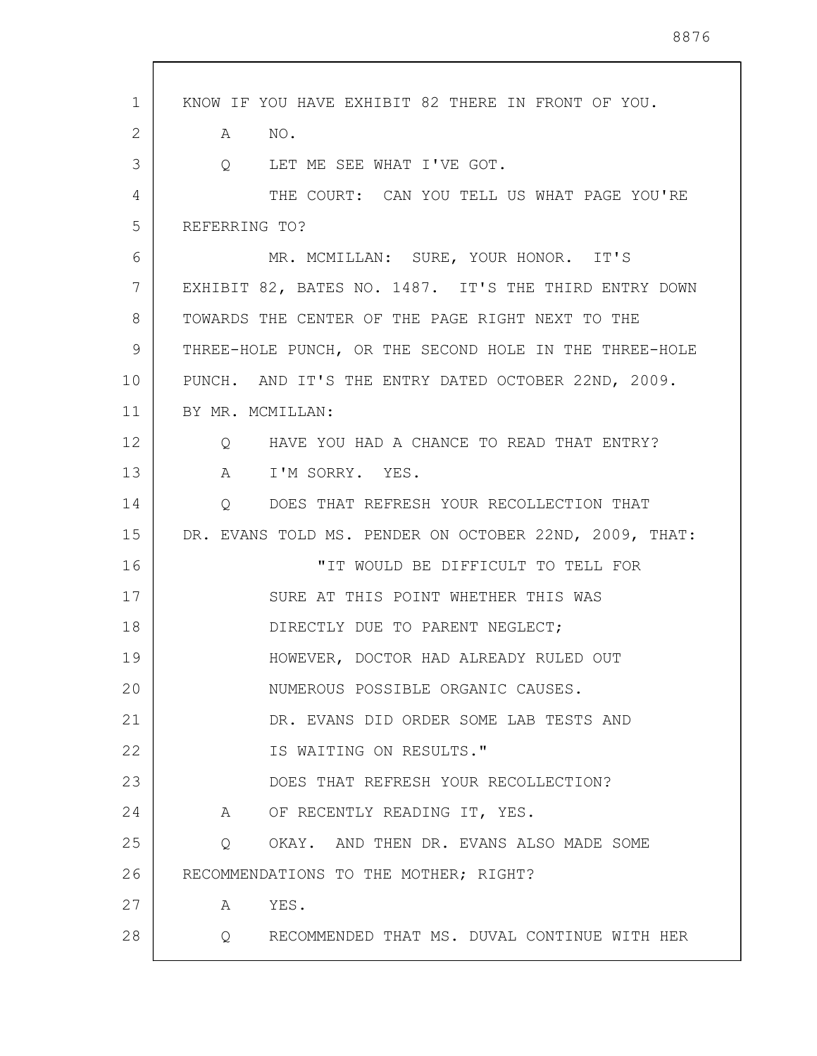KNOW IF YOU HAVE EXHIBIT 82 THERE IN FRONT OF YOU.

A NO.

Q LET ME SEE WHAT I'VE GOT.

THE COURT: CAN YOU TELL US WHAT PAGE YOU'RE REFERRING TO?

MR. MCMILLAN: SURE, YOUR HONOR. IT'S EXHIBIT 82, BATES NO. 1487. IT'S THE THIRD ENTRY DOWN TOWARDS THE CENTER OF THE PAGE RIGHT NEXT TO THE THREE-HOLE PUNCH, OR THE SECOND HOLE IN THE THREE-HOLE PUNCH. AND IT'S THE ENTRY DATED OCTOBER 22ND, 2009.

BY MR. MCMILLAN:

Q HAVE YOU HAD A CHANCE TO READ THAT ENTRY?

A I'M SORRY. YES.

Q DOES THAT REFRESH YOUR RECOLLECTION THAT DR. EVANS TOLD MS. PENDER ON OCTOBER 22ND, 2009, THAT:

> "IT WOULD BE DIFFICULT TO TELL FOR SURE AT THIS POINT WHETHER THIS WAS DIRECTLY DUE TO PARENT NEGLECT; HOWEVER, DOCTOR HAD ALREADY RULED OUT NUMEROUS POSSIBLE ORGANIC CAUSES. DR. EVANS DID ORDER SOME LAB TESTS AND IS WAITING ON RESULTS."

DOES THAT REFRESH YOUR RECOLLECTION?

A OF RECENTLY READING IT, YES.

Q OKAY. AND THEN DR. EVANS ALSO MADE SOME RECOMMENDATIONS TO THE MOTHER; RIGHT?

A YES.

Q RECOMMENDED THAT MS. DUVAL CONTINUE WITH HER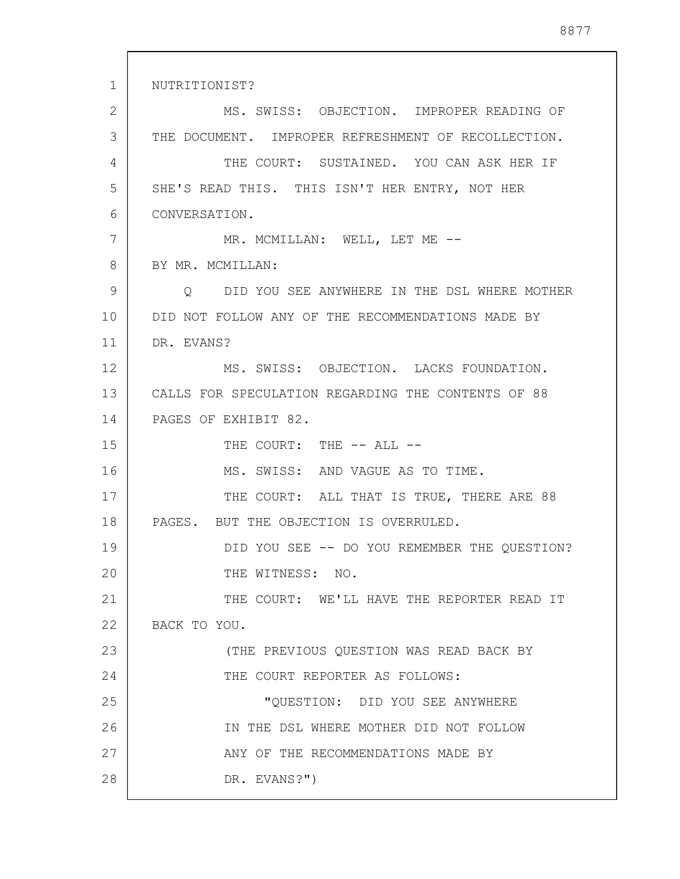NUTRITIONIST?

MS. SWISS: OBJECTION. IMPROPER READING OF THE DOCUMENT. IMPROPER REFRESHMENT OF RECOLLECTION.

THE COURT: SUSTAINED. YOU CAN ASK HER IF SHE'S READ THIS. THIS ISN'T HER ENTRY, NOT HER CONVERSATION.

MR. MCMILLAN: WELL, LET ME --

BY MR. MCMILLAN:

Q DID YOU SEE ANYWHERE IN THE DSL WHERE MOTHER DID NOT FOLLOW ANY OF THE RECOMMENDATIONS MADE BY DR. EVANS?

MS. SWISS: OBJECTION. LACKS FOUNDATION. CALLS FOR SPECULATION REGARDING THE CONTENTS OF 88 PAGES OF EXHIBIT 82.

THE COURT: THE -- ALL --

MS. SWISS: AND VAGUE AS TO TIME.

THE COURT: ALL THAT IS TRUE, THERE ARE 88 PAGES. BUT THE OBJECTION IS OVERRULED.

DID YOU SEE -- DO YOU REMEMBER THE QUESTION?

THE WITNESS: NO.

THE COURT: WE'LL HAVE THE REPORTER READ IT BACK TO YOU.

(THE PREVIOUS QUESTION WAS READ BACK BY THE COURT REPORTER AS FOLLOWS:

"QUESTION: DID YOU SEE ANYWHERE IN THE DSL WHERE MOTHER DID NOT FOLLOW ANY OF THE RECOMMENDATIONS MADE BY DR. EVANS?")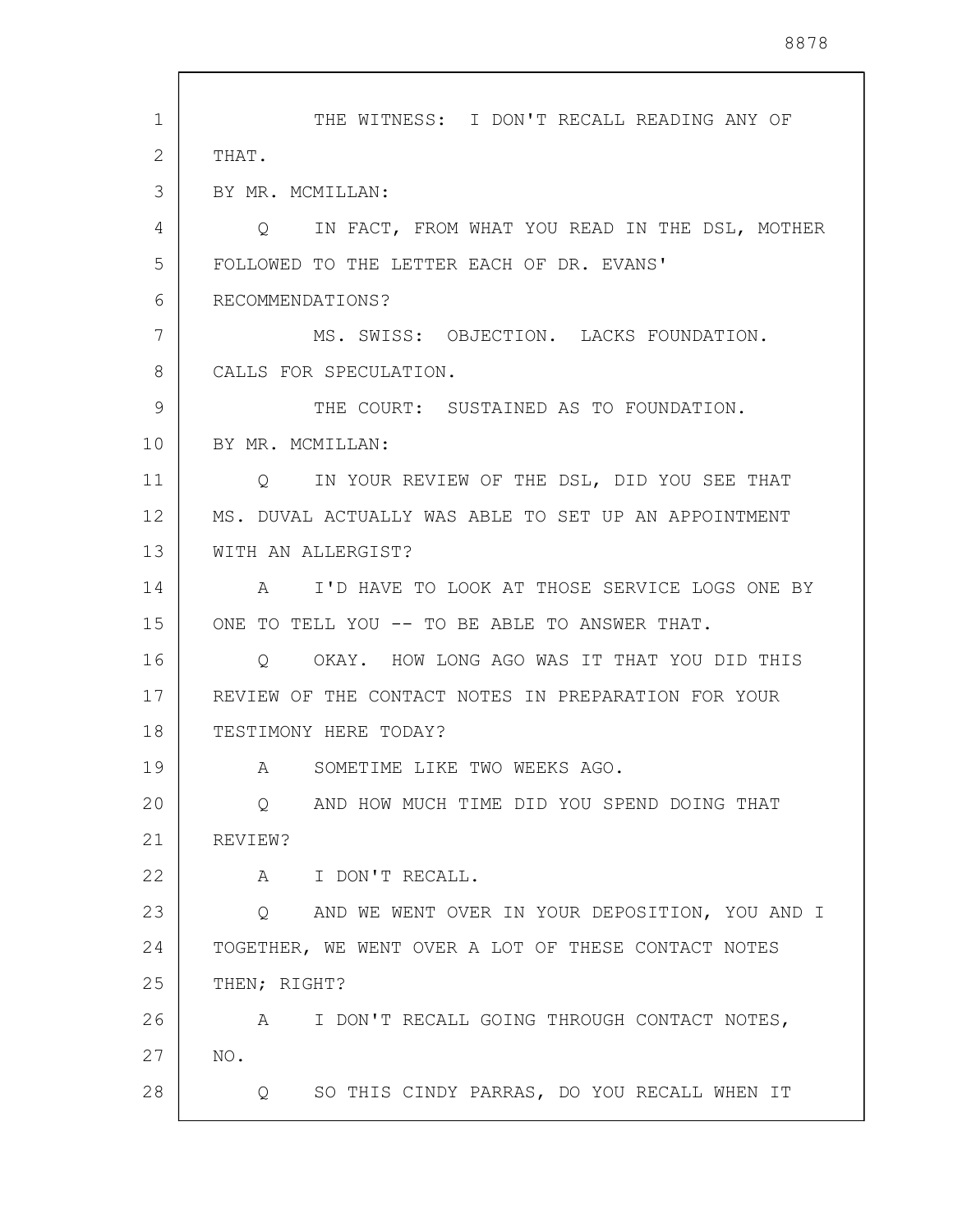THE WITNESS: I DON'T RECALL READING ANY OF THAT.

BY MR. MCMILLAN:

Q IN FACT, FROM WHAT YOU READ IN THE DSL, MOTHER FOLLOWED TO THE LETTER EACH OF DR. EVANS' RECOMMENDATIONS?

MS. SWISS: OBJECTION. LACKS FOUNDATION. CALLS FOR SPECULATION.

THE COURT: SUSTAINED AS TO FOUNDATION.

BY MR. MCMILLAN:

Q IN YOUR REVIEW OF THE DSL, DID YOU SEE THAT MS. DUVAL ACTUALLY WAS ABLE TO SET UP AN APPOINTMENT WITH AN ALLERGIST?

A I'D HAVE TO LOOK AT THOSE SERVICE LOGS ONE BY ONE TO TELL YOU -- TO BE ABLE TO ANSWER THAT.

Q OKAY. HOW LONG AGO WAS IT THAT YOU DID THIS REVIEW OF THE CONTACT NOTES IN PREPARATION FOR YOUR TESTIMONY HERE TODAY?

A SOMETIME LIKE TWO WEEKS AGO.

Q AND HOW MUCH TIME DID YOU SPEND DOING THAT REVIEW?

A I DON'T RECALL.

Q AND WE WENT OVER IN YOUR DEPOSITION, YOU AND I TOGETHER, WE WENT OVER A LOT OF THESE CONTACT NOTES THEN; RIGHT?

A I DON'T RECALL GOING THROUGH CONTACT NOTES, NO.

Q SO THIS CINDY PARRAS, DO YOU RECALL WHEN IT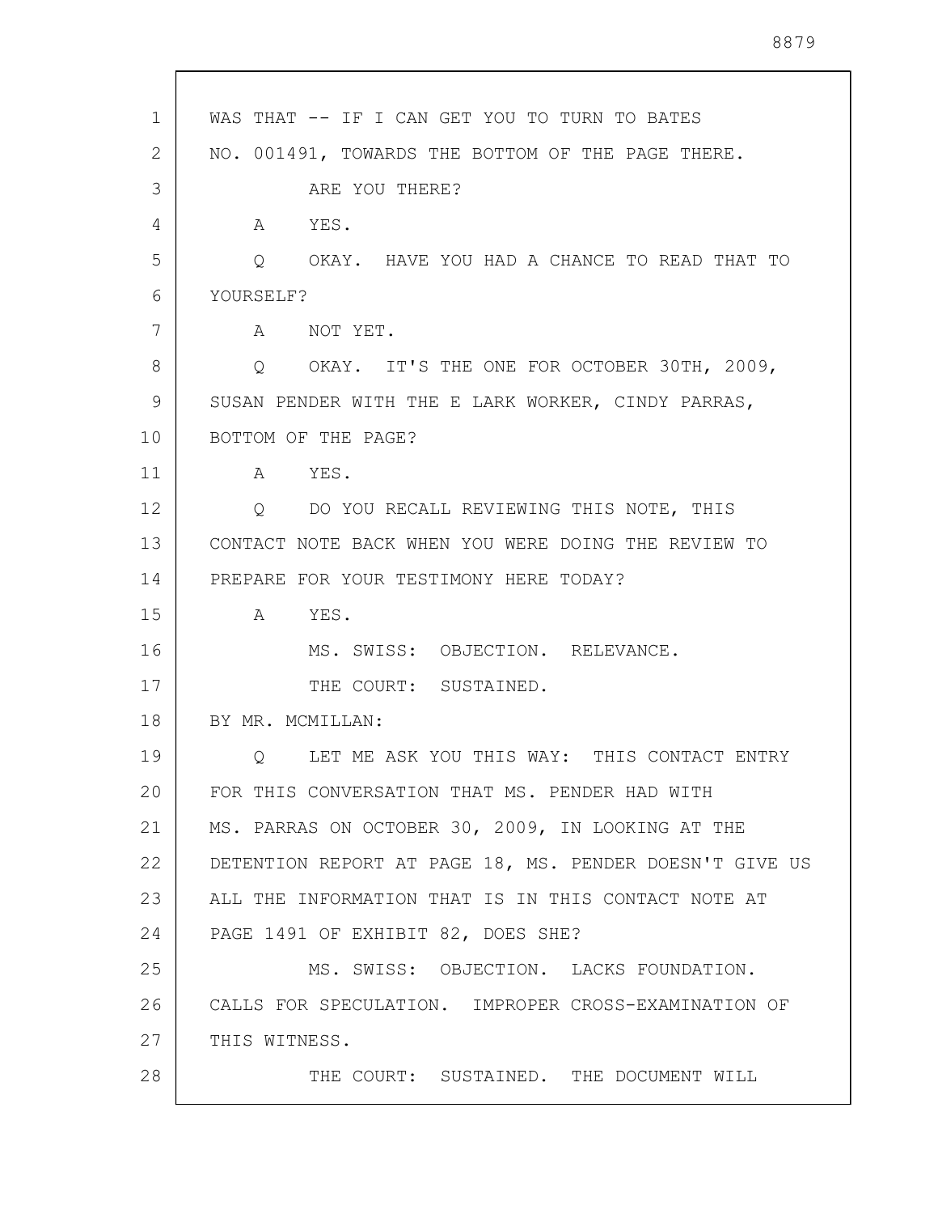WAS THAT -- IF I CAN GET YOU TO TURN TO BATES NO. 001491, TOWARDS THE BOTTOM OF THE PAGE THERE.

ARE YOU THERE?

A YES.

Q OKAY. HAVE YOU HAD A CHANCE TO READ THAT TO YOURSELF?

A NOT YET.

Q OKAY. IT'S THE ONE FOR OCTOBER 30TH, 2009, SUSAN PENDER WITH THE E LARK WORKER, CINDY PARRAS, BOTTOM OF THE PAGE?

A YES.

Q DO YOU RECALL REVIEWING THIS NOTE, THIS CONTACT NOTE BACK WHEN YOU WERE DOING THE REVIEW TO PREPARE FOR YOUR TESTIMONY HERE TODAY?

A YES.

MS. SWISS: OBJECTION. RELEVANCE.

THE COURT: SUSTAINED.

BY MR. MCMILLAN:

Q LET ME ASK YOU THIS WAY: THIS CONTACT ENTRY FOR THIS CONVERSATION THAT MS. PENDER HAD WITH MS. PARRAS ON OCTOBER 30, 2009, IN LOOKING AT THE DETENTION REPORT AT PAGE 18, MS. PENDER DOESN'T GIVE US ALL THE INFORMATION THAT IS IN THIS CONTACT NOTE AT PAGE 1491 OF EXHIBIT 82, DOES SHE?

MS. SWISS: OBJECTION. LACKS FOUNDATION. CALLS FOR SPECULATION. IMPROPER CROSS-EXAMINATION OF THIS WITNESS.

THE COURT: SUSTAINED. THE DOCUMENT WILL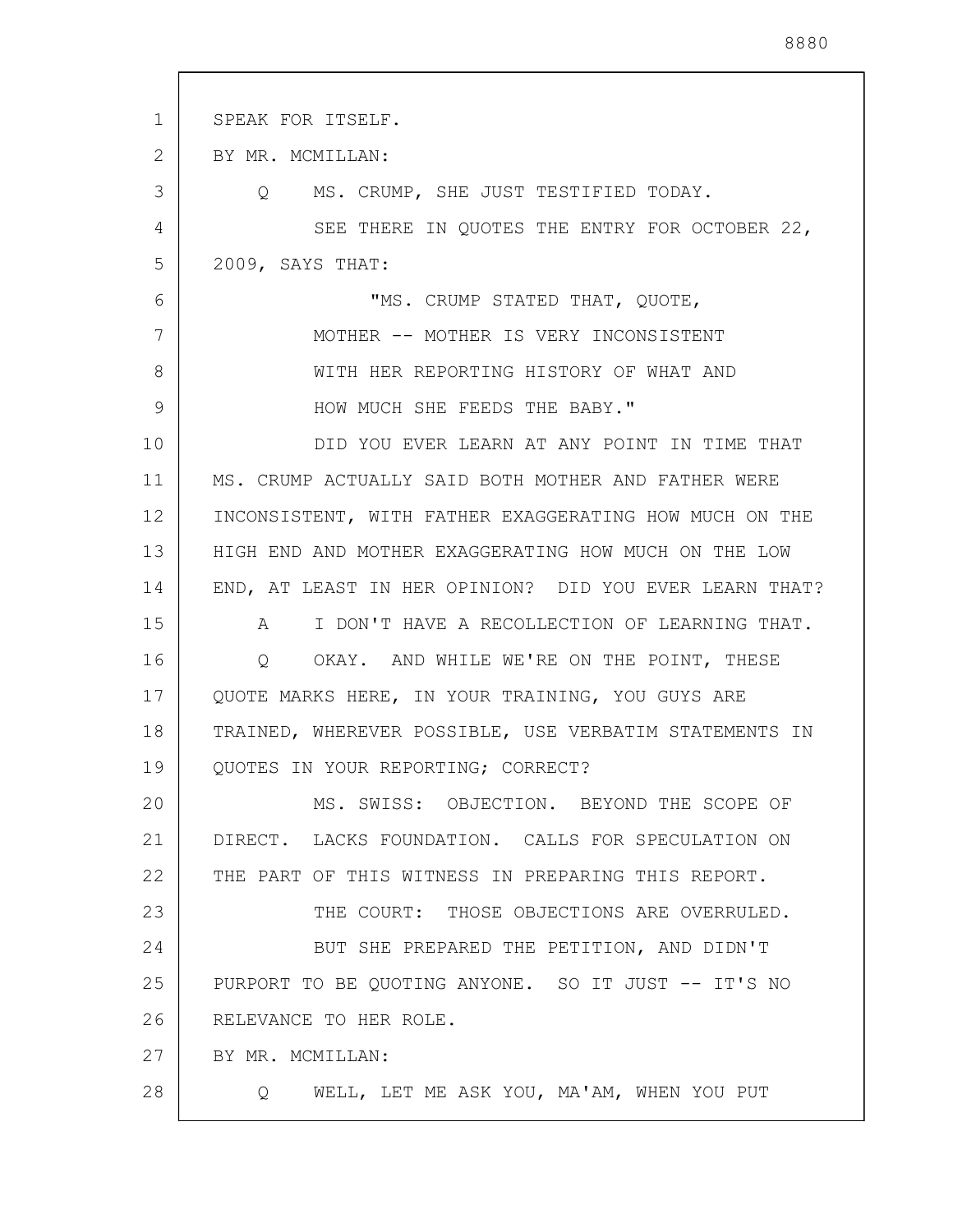SPEAK FOR ITSELF.

BY MR. MCMILLAN:

Q MS. CRUMP, SHE JUST TESTIFIED TODAY.

SEE THERE IN QUOTES THE ENTRY FOR OCTOBER 22, 2009, SAYS THAT:

> "MS. CRUMP STATED THAT, QUOTE, MOTHER -- MOTHER IS VERY INCONSISTENT WITH HER REPORTING HISTORY OF WHAT AND HOW MUCH SHE FEEDS THE BABY."

DID YOU EVER LEARN AT ANY POINT IN TIME THAT MS. CRUMP ACTUALLY SAID BOTH MOTHER AND FATHER WERE INCONSISTENT, WITH FATHER EXAGGERATING HOW MUCH ON THE HIGH END AND MOTHER EXAGGERATING HOW MUCH ON THE LOW END, AT LEAST IN HER OPINION? DID YOU EVER LEARN THAT?

A I DON'T HAVE A RECOLLECTION OF LEARNING THAT.

Q OKAY. AND WHILE WE'RE ON THE POINT, THESE QUOTE MARKS HERE, IN YOUR TRAINING, YOU GUYS ARE TRAINED, WHEREVER POSSIBLE, USE VERBATIM STATEMENTS IN QUOTES IN YOUR REPORTING; CORRECT?

MS. SWISS: OBJECTION. BEYOND THE SCOPE OF DIRECT. LACKS FOUNDATION. CALLS FOR SPECULATION ON THE PART OF THIS WITNESS IN PREPARING THIS REPORT.

THE COURT: THOSE OBJECTIONS ARE OVERRULED.

BUT SHE PREPARED THE PETITION, AND DIDN'T PURPORT TO BE QUOTING ANYONE. SO IT JUST -- IT'S NO RELEVANCE TO HER ROLE.

BY MR. MCMILLAN:

Q WELL, LET ME ASK YOU, MA'AM, WHEN YOU PUT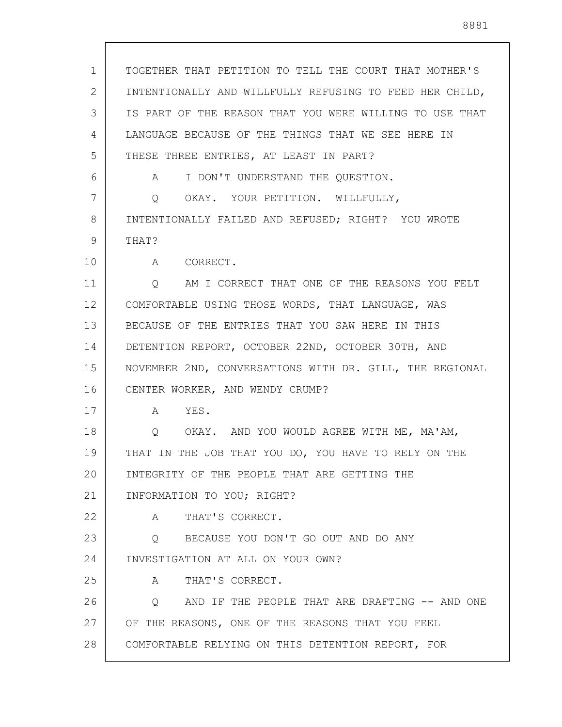TOGETHER THAT PETITION TO TELL THE COURT THAT MOTHER'S INTENTIONALLY AND WILLFULLY REFUSING TO FEED HER CHILD, IS PART OF THE REASON THAT YOU WERE WILLING TO USE THAT LANGUAGE BECAUSE OF THE THINGS THAT WE SEE HERE IN THESE THREE ENTRIES, AT LEAST IN PART?

A I DON'T UNDERSTAND THE QUESTION.

Q OKAY. YOUR PETITION. WILLFULLY, INTENTIONALLY FAILED AND REFUSED; RIGHT? YOU WROTE THAT?

A CORRECT.

Q AM I CORRECT THAT ONE OF THE REASONS YOU FELT COMFORTABLE USING THOSE WORDS, THAT LANGUAGE, WAS BECAUSE OF THE ENTRIES THAT YOU SAW HERE IN THIS DETENTION REPORT, OCTOBER 22ND, OCTOBER 30TH, AND NOVEMBER 2ND, CONVERSATIONS WITH DR. GILL, THE REGIONAL CENTER WORKER, AND WENDY CRUMP?

A YES.

Q OKAY. AND YOU WOULD AGREE WITH ME, MA'AM, THAT IN THE JOB THAT YOU DO, YOU HAVE TO RELY ON THE INTEGRITY OF THE PEOPLE THAT ARE GETTING THE INFORMATION TO YOU; RIGHT?

A THAT'S CORRECT.

Q BECAUSE YOU DON'T GO OUT AND DO ANY INVESTIGATION AT ALL ON YOUR OWN?

A THAT'S CORRECT.

Q AND IF THE PEOPLE THAT ARE DRAFTING -- AND ONE OF THE REASONS, ONE OF THE REASONS THAT YOU FEEL COMFORTABLE RELYING ON THIS DETENTION REPORT, FOR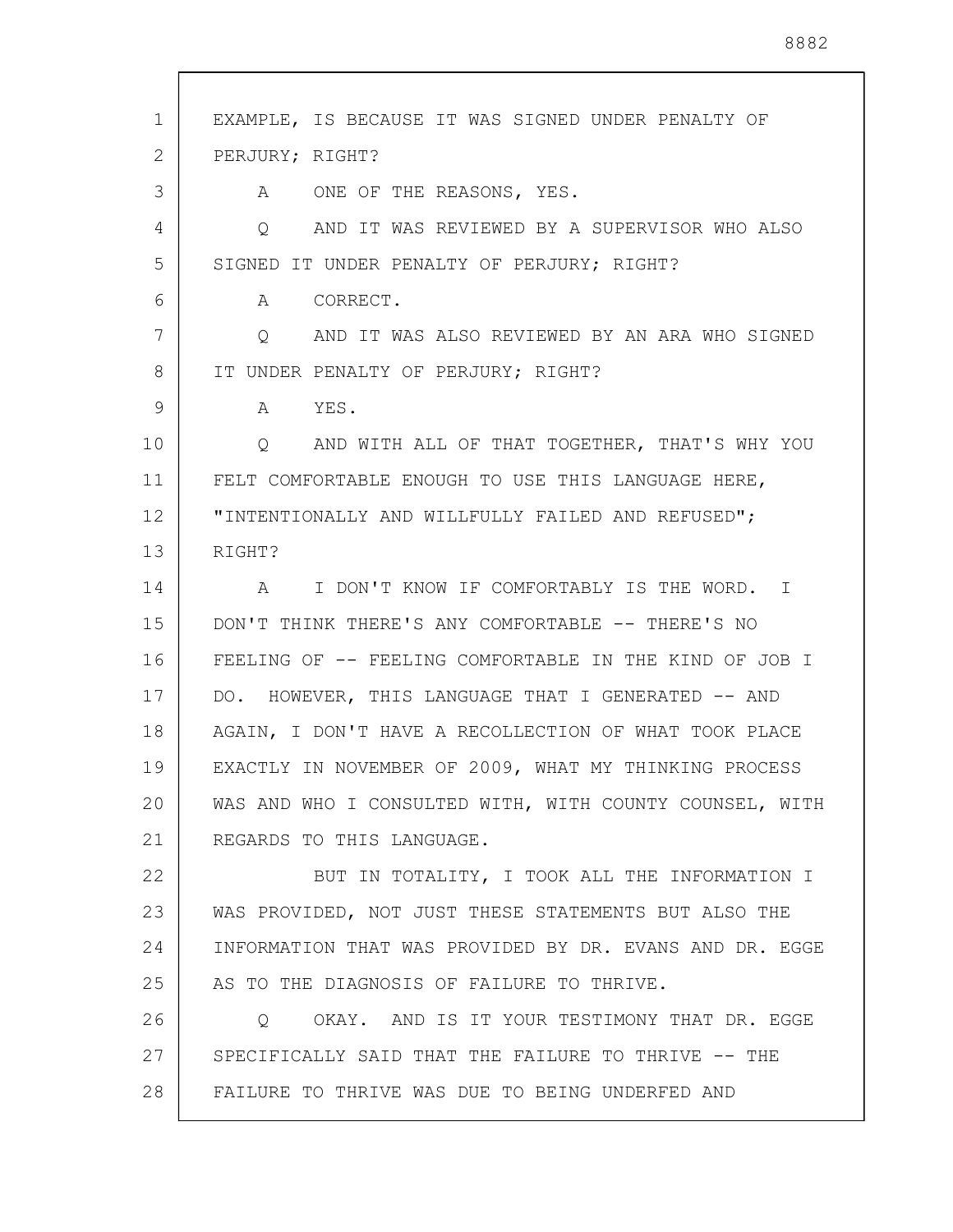EXAMPLE, IS BECAUSE IT WAS SIGNED UNDER PENALTY OF PERJURY; RIGHT?

A ONE OF THE REASONS, YES.

Q AND IT WAS REVIEWED BY A SUPERVISOR WHO ALSO SIGNED IT UNDER PENALTY OF PERJURY; RIGHT?

A CORRECT.

Q AND IT WAS ALSO REVIEWED BY AN ARA WHO SIGNED IT UNDER PENALTY OF PERJURY; RIGHT?

A YES.

Q AND WITH ALL OF THAT TOGETHER, THAT'S WHY YOU FELT COMFORTABLE ENOUGH TO USE THIS LANGUAGE HERE, "INTENTIONALLY AND WILLFULLY FAILED AND REFUSED"; RIGHT?

A I DON'T KNOW IF COMFORTABLY IS THE WORD. I DON'T THINK THERE'S ANY COMFORTABLE -- THERE'S NO FEELING OF -- FEELING COMFORTABLE IN THE KIND OF JOB I DO. HOWEVER, THIS LANGUAGE THAT I GENERATED -- AND AGAIN, I DON'T HAVE A RECOLLECTION OF WHAT TOOK PLACE EXACTLY IN NOVEMBER OF 2009, WHAT MY THINKING PROCESS WAS AND WHO I CONSULTED WITH, WITH COUNTY COUNSEL, WITH REGARDS TO THIS LANGUAGE.

BUT IN TOTALITY, I TOOK ALL THE INFORMATION I WAS PROVIDED, NOT JUST THESE STATEMENTS BUT ALSO THE INFORMATION THAT WAS PROVIDED BY DR. EVANS AND DR. EGGE AS TO THE DIAGNOSIS OF FAILURE TO THRIVE.

Q OKAY. AND IS IT YOUR TESTIMONY THAT DR. EGGE SPECIFICALLY SAID THAT THE FAILURE TO THRIVE -- THE FAILURE TO THRIVE WAS DUE TO BEING UNDERFED AND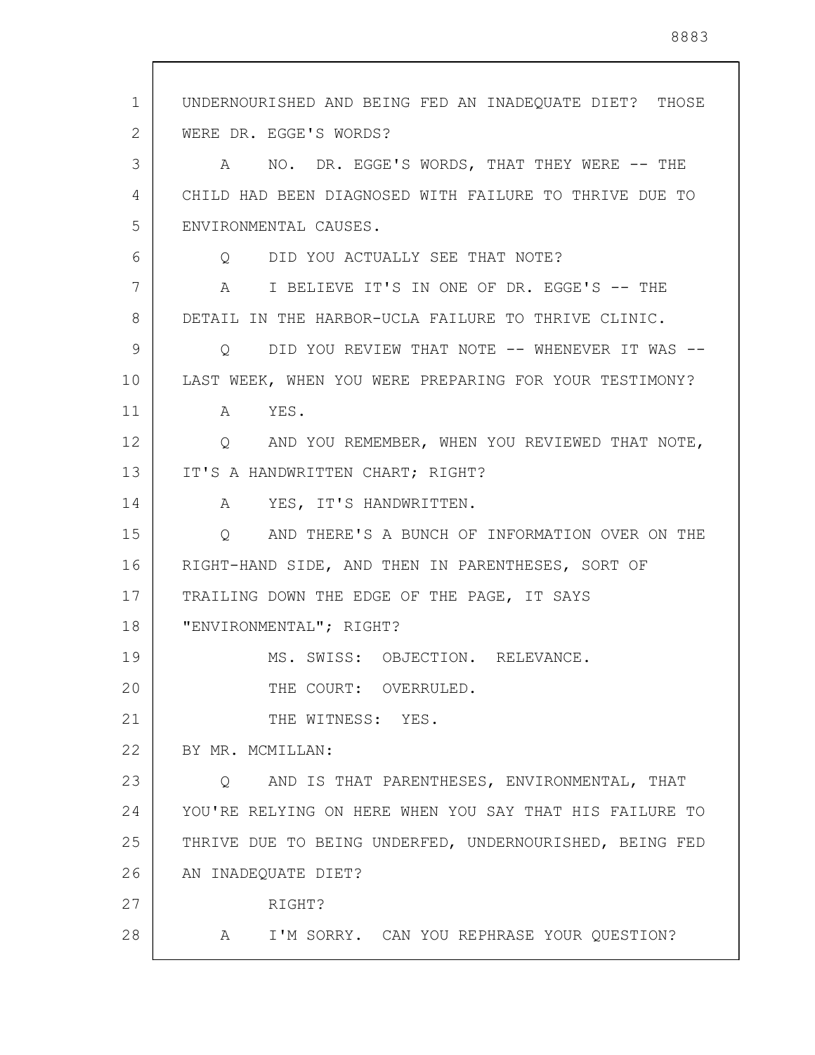UNDERNOURISHED AND BEING FED AN INADEQUATE DIET? THOSE WERE DR. EGGE'S WORDS?

A NO. DR. EGGE'S WORDS, THAT THEY WERE -- THE CHILD HAD BEEN DIAGNOSED WITH FAILURE TO THRIVE DUE TO ENVIRONMENTAL CAUSES.

Q DID YOU ACTUALLY SEE THAT NOTE?

A I BELIEVE IT'S IN ONE OF DR. EGGE'S -- THE DETAIL IN THE HARBOR-UCLA FAILURE TO THRIVE CLINIC.

Q DID YOU REVIEW THAT NOTE -- WHENEVER IT WAS -- LAST WEEK, WHEN YOU WERE PREPARING FOR YOUR TESTIMONY?

A YES.

Q AND YOU REMEMBER, WHEN YOU REVIEWED THAT NOTE, IT'S A HANDWRITTEN CHART; RIGHT?

A YES, IT'S HANDWRITTEN.

Q AND THERE'S A BUNCH OF INFORMATION OVER ON THE RIGHT-HAND SIDE, AND THEN IN PARENTHESES, SORT OF TRAILING DOWN THE EDGE OF THE PAGE, IT SAYS "ENVIRONMENTAL"; RIGHT?

MS. SWISS: OBJECTION. RELEVANCE.

THE COURT: OVERRULED.

THE WITNESS: YES.

BY MR. MCMILLAN:

Q AND IS THAT PARENTHESES, ENVIRONMENTAL, THAT YOU'RE RELYING ON HERE WHEN YOU SAY THAT HIS FAILURE TO THRIVE DUE TO BEING UNDERFED, UNDERNOURISHED, BEING FED AN INADEQUATE DIET?

RIGHT?

A I'M SORRY. CAN YOU REPHRASE YOUR QUESTION?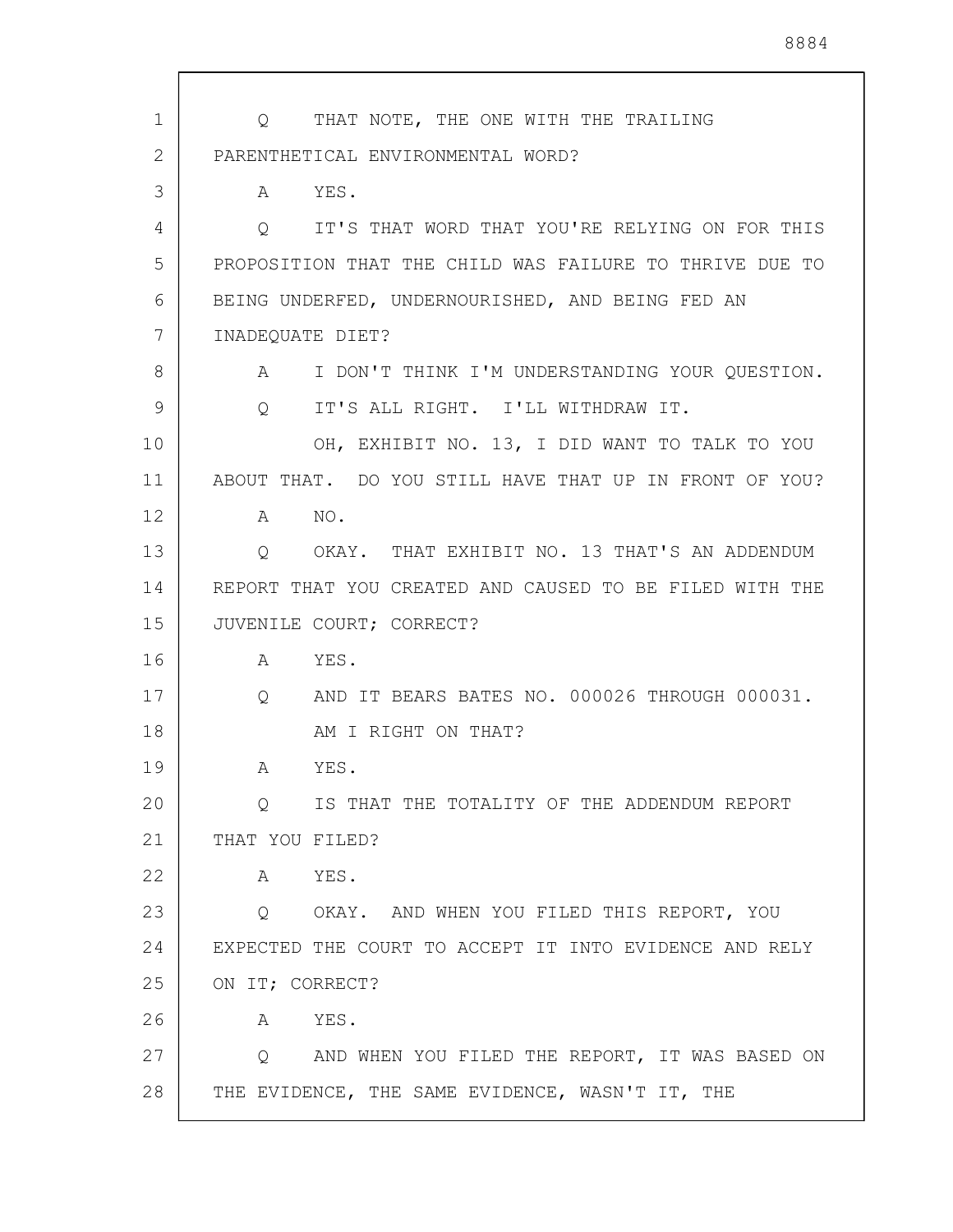Q THAT NOTE, THE ONE WITH THE TRAILING PARENTHETICAL ENVIRONMENTAL WORD?

A YES.

Q IT'S THAT WORD THAT YOU'RE RELYING ON FOR THIS PROPOSITION THAT THE CHILD WAS FAILURE TO THRIVE DUE TO BEING UNDERFED, UNDERNOURISHED, AND BEING FED AN INADEQUATE DIET?

A I DON'T THINK I'M UNDERSTANDING YOUR QUESTION.

Q IT'S ALL RIGHT. I'LL WITHDRAW IT.

OH, EXHIBIT NO. 13, I DID WANT TO TALK TO YOU ABOUT THAT. DO YOU STILL HAVE THAT UP IN FRONT OF YOU?

A NO.

Q OKAY. THAT EXHIBIT NO. 13 THAT'S AN ADDENDUM REPORT THAT YOU CREATED AND CAUSED TO BE FILED WITH THE JUVENILE COURT; CORRECT?

A YES.

Q AND IT BEARS BATES NO. 000026 THROUGH 000031.

AM I RIGHT ON THAT?

A YES.

Q IS THAT THE TOTALITY OF THE ADDENDUM REPORT THAT YOU FILED?

A YES.

Q OKAY. AND WHEN YOU FILED THIS REPORT, YOU EXPECTED THE COURT TO ACCEPT IT INTO EVIDENCE AND RELY ON IT; CORRECT?

A YES.

Q AND WHEN YOU FILED THE REPORT, IT WAS BASED ON THE EVIDENCE, THE SAME EVIDENCE, WASN'T IT, THE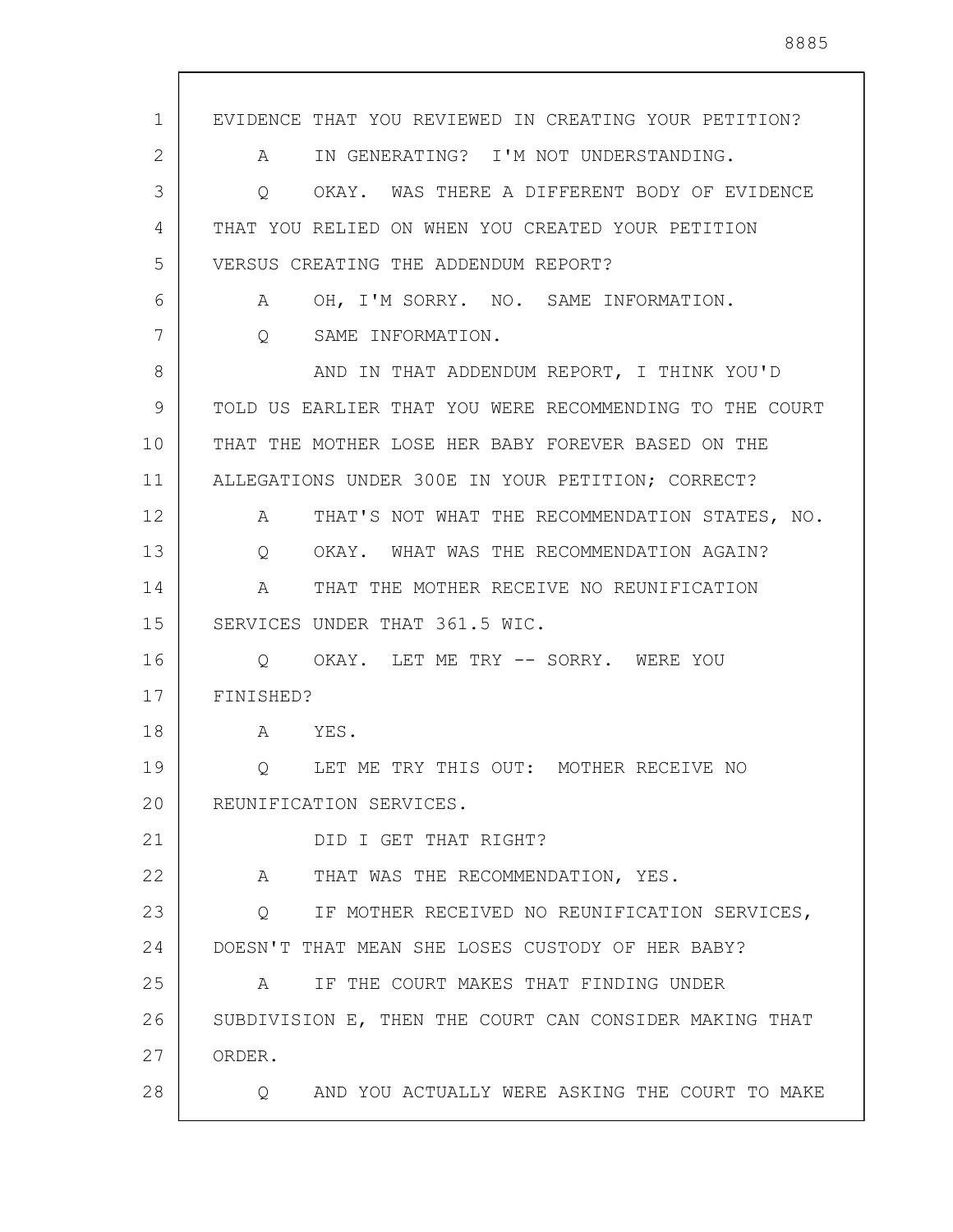EVIDENCE THAT YOU REVIEWED IN CREATING YOUR PETITION?

A IN GENERATING? I'M NOT UNDERSTANDING.

Q OKAY. WAS THERE A DIFFERENT BODY OF EVIDENCE THAT YOU RELIED ON WHEN YOU CREATED YOUR PETITION VERSUS CREATING THE ADDENDUM REPORT?

A OH, I'M SORRY. NO. SAME INFORMATION.

Q SAME INFORMATION.

AND IN THAT ADDENDUM REPORT, I THINK YOU'D TOLD US EARLIER THAT YOU WERE RECOMMENDING TO THE COURT THAT THE MOTHER LOSE HER BABY FOREVER BASED ON THE ALLEGATIONS UNDER 300E IN YOUR PETITION; CORRECT?

A THAT'S NOT WHAT THE RECOMMENDATION STATES, NO.

Q OKAY. WHAT WAS THE RECOMMENDATION AGAIN?

A THAT THE MOTHER RECEIVE NO REUNIFICATION SERVICES UNDER THAT 361.5 WIC.

Q OKAY. LET ME TRY -- SORRY. WERE YOU FINISHED?

A YES.

Q LET ME TRY THIS OUT: MOTHER RECEIVE NO REUNIFICATION SERVICES.

DID I GET THAT RIGHT?

A THAT WAS THE RECOMMENDATION, YES.

Q IF MOTHER RECEIVED NO REUNIFICATION SERVICES, DOESN'T THAT MEAN SHE LOSES CUSTODY OF HER BABY?

A IF THE COURT MAKES THAT FINDING UNDER SUBDIVISION E, THEN THE COURT CAN CONSIDER MAKING THAT ORDER.

Q AND YOU ACTUALLY WERE ASKING THE COURT TO MAKE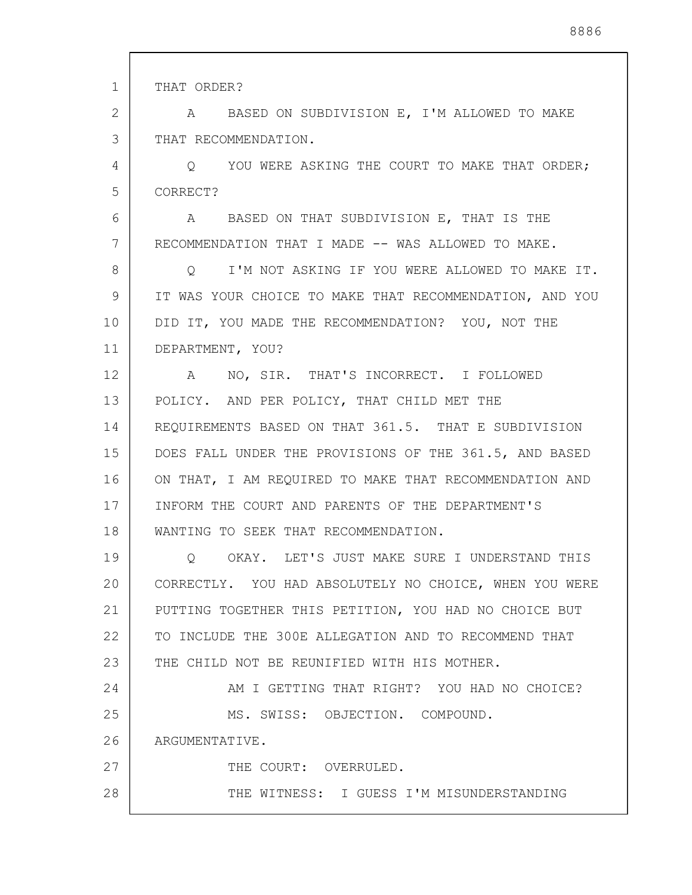THAT ORDER?

A BASED ON SUBDIVISION E, I'M ALLOWED TO MAKE THAT RECOMMENDATION.

Q YOU WERE ASKING THE COURT TO MAKE THAT ORDER; CORRECT?

A BASED ON THAT SUBDIVISION E, THAT IS THE RECOMMENDATION THAT I MADE -- WAS ALLOWED TO MAKE.

Q I'M NOT ASKING IF YOU WERE ALLOWED TO MAKE IT. IT WAS YOUR CHOICE TO MAKE THAT RECOMMENDATION, AND YOU DID IT, YOU MADE THE RECOMMENDATION? YOU, NOT THE DEPARTMENT, YOU?

A NO, SIR. THAT'S INCORRECT. I FOLLOWED POLICY. AND PER POLICY, THAT CHILD MET THE REQUIREMENTS BASED ON THAT 361.5. THAT E SUBDIVISION DOES FALL UNDER THE PROVISIONS OF THE 361.5, AND BASED ON THAT, I AM REQUIRED TO MAKE THAT RECOMMENDATION AND INFORM THE COURT AND PARENTS OF THE DEPARTMENT'S WANTING TO SEEK THAT RECOMMENDATION.

Q OKAY. LET'S JUST MAKE SURE I UNDERSTAND THIS CORRECTLY. YOU HAD ABSOLUTELY NO CHOICE, WHEN YOU WERE PUTTING TOGETHER THIS PETITION, YOU HAD NO CHOICE BUT TO INCLUDE THE 300E ALLEGATION AND TO RECOMMEND THAT THE CHILD NOT BE REUNIFIED WITH HIS MOTHER.

AM I GETTING THAT RIGHT? YOU HAD NO CHOICE?

MS. SWISS: OBJECTION. COMPOUND. ARGUMENTATIVE.

THE COURT: OVERRULED.

THE WITNESS: I GUESS I'M MISUNDERSTANDING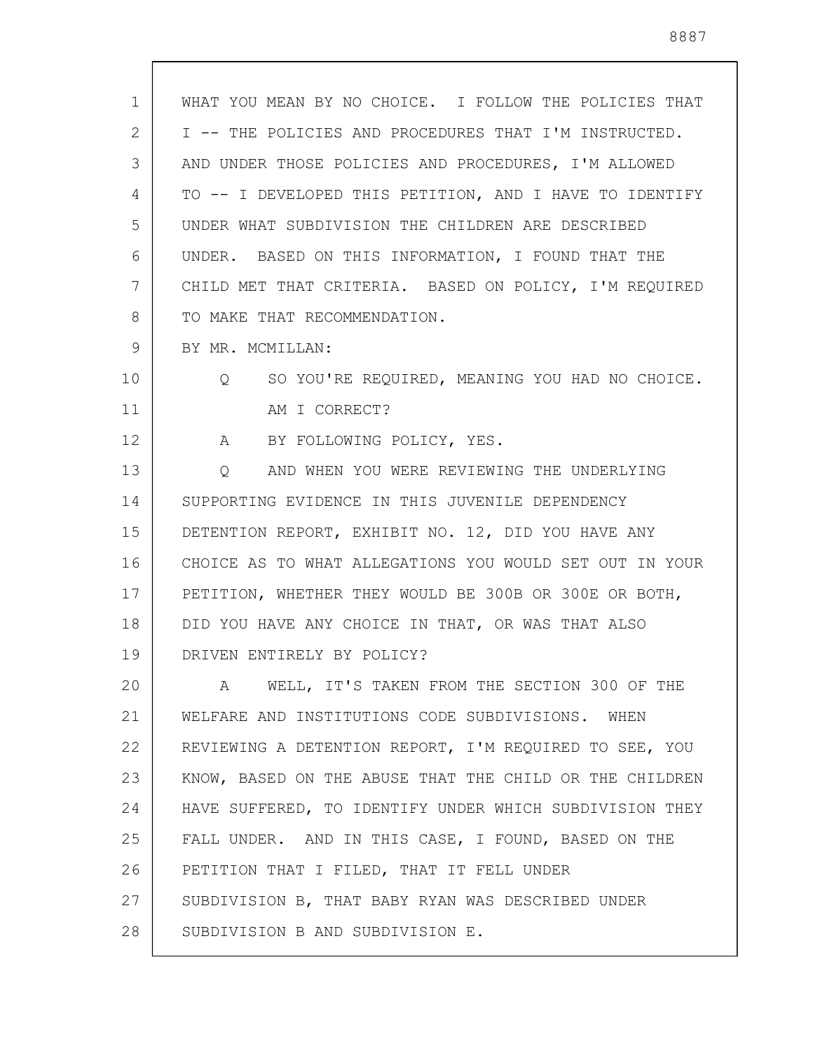WHAT YOU MEAN BY NO CHOICE. I FOLLOW THE POLICIES THAT I -- THE POLICIES AND PROCEDURES THAT I'M INSTRUCTED. AND UNDER THOSE POLICIES AND PROCEDURES, I'M ALLOWED TO -- I DEVELOPED THIS PETITION, AND I HAVE TO IDENTIFY UNDER WHAT SUBDIVISION THE CHILDREN ARE DESCRIBED UNDER. BASED ON THIS INFORMATION, I FOUND THAT THE CHILD MET THAT CRITERIA. BASED ON POLICY, I'M REQUIRED TO MAKE THAT RECOMMENDATION.

BY MR. MCMILLAN:

Q SO YOU'RE REQUIRED, MEANING YOU HAD NO CHOICE. AM I CORRECT?

A BY FOLLOWING POLICY, YES.

Q AND WHEN YOU WERE REVIEWING THE UNDERLYING SUPPORTING EVIDENCE IN THIS JUVENILE DEPENDENCY DETENTION REPORT, EXHIBIT NO. 12, DID YOU HAVE ANY CHOICE AS TO WHAT ALLEGATIONS YOU WOULD SET OUT IN YOUR PETITION, WHETHER THEY WOULD BE 300B OR 300E OR BOTH, DID YOU HAVE ANY CHOICE IN THAT, OR WAS THAT ALSO DRIVEN ENTIRELY BY POLICY?

A WELL, IT'S TAKEN FROM THE SECTION 300 OF THE WELFARE AND INSTITUTIONS CODE SUBDIVISIONS. WHEN REVIEWING A DETENTION REPORT, I'M REQUIRED TO SEE, YOU KNOW, BASED ON THE ABUSE THAT THE CHILD OR THE CHILDREN HAVE SUFFERED, TO IDENTIFY UNDER WHICH SUBDIVISION THEY FALL UNDER. AND IN THIS CASE, I FOUND, BASED ON THE PETITION THAT I FILED, THAT IT FELL UNDER SUBDIVISION B, THAT BABY RYAN WAS DESCRIBED UNDER SUBDIVISION B AND SUBDIVISION E.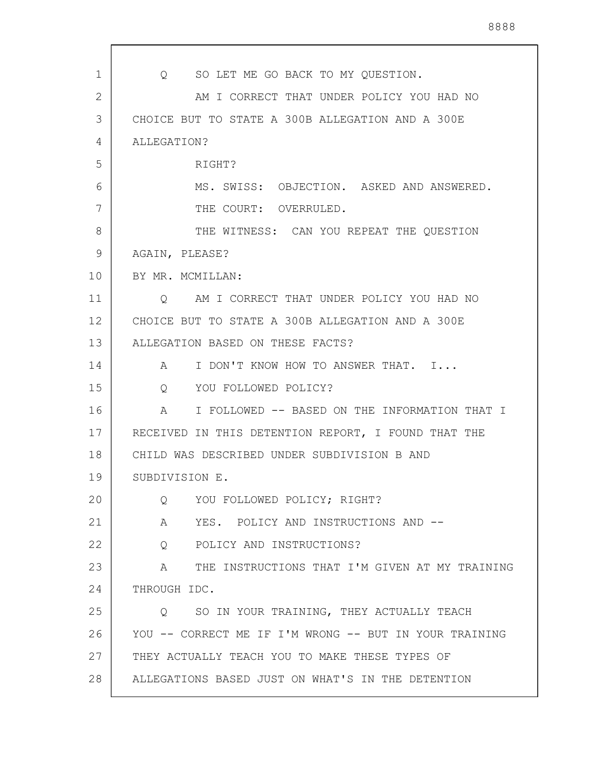Q SO LET ME GO BACK TO MY QUESTION.

AM I CORRECT THAT UNDER POLICY YOU HAD NO CHOICE BUT TO STATE A 300B ALLEGATION AND A 300E ALLEGATION?

RIGHT?

MS. SWISS: OBJECTION. ASKED AND ANSWERED.

THE COURT: OVERRULED.

THE WITNESS: CAN YOU REPEAT THE QUESTION AGAIN, PLEASE?

BY MR. MCMILLAN:

Q AM I CORRECT THAT UNDER POLICY YOU HAD NO CHOICE BUT TO STATE A 300B ALLEGATION AND A 300E ALLEGATION BASED ON THESE FACTS?

A I DON'T KNOW HOW TO ANSWER THAT. I...

Q YOU FOLLOWED POLICY?

A I FOLLOWED -- BASED ON THE INFORMATION THAT I RECEIVED IN THIS DETENTION REPORT, I FOUND THAT THE CHILD WAS DESCRIBED UNDER SUBDIVISION B AND SUBDIVISION E.

Q YOU FOLLOWED POLICY; RIGHT?

A YES. POLICY AND INSTRUCTIONS AND --

Q POLICY AND INSTRUCTIONS?

A THE INSTRUCTIONS THAT I'M GIVEN AT MY TRAINING THROUGH IDC.

Q SO IN YOUR TRAINING, THEY ACTUALLY TEACH YOU -- CORRECT ME IF I'M WRONG -- BUT IN YOUR TRAINING THEY ACTUALLY TEACH YOU TO MAKE THESE TYPES OF ALLEGATIONS BASED JUST ON WHAT'S IN THE DETENTION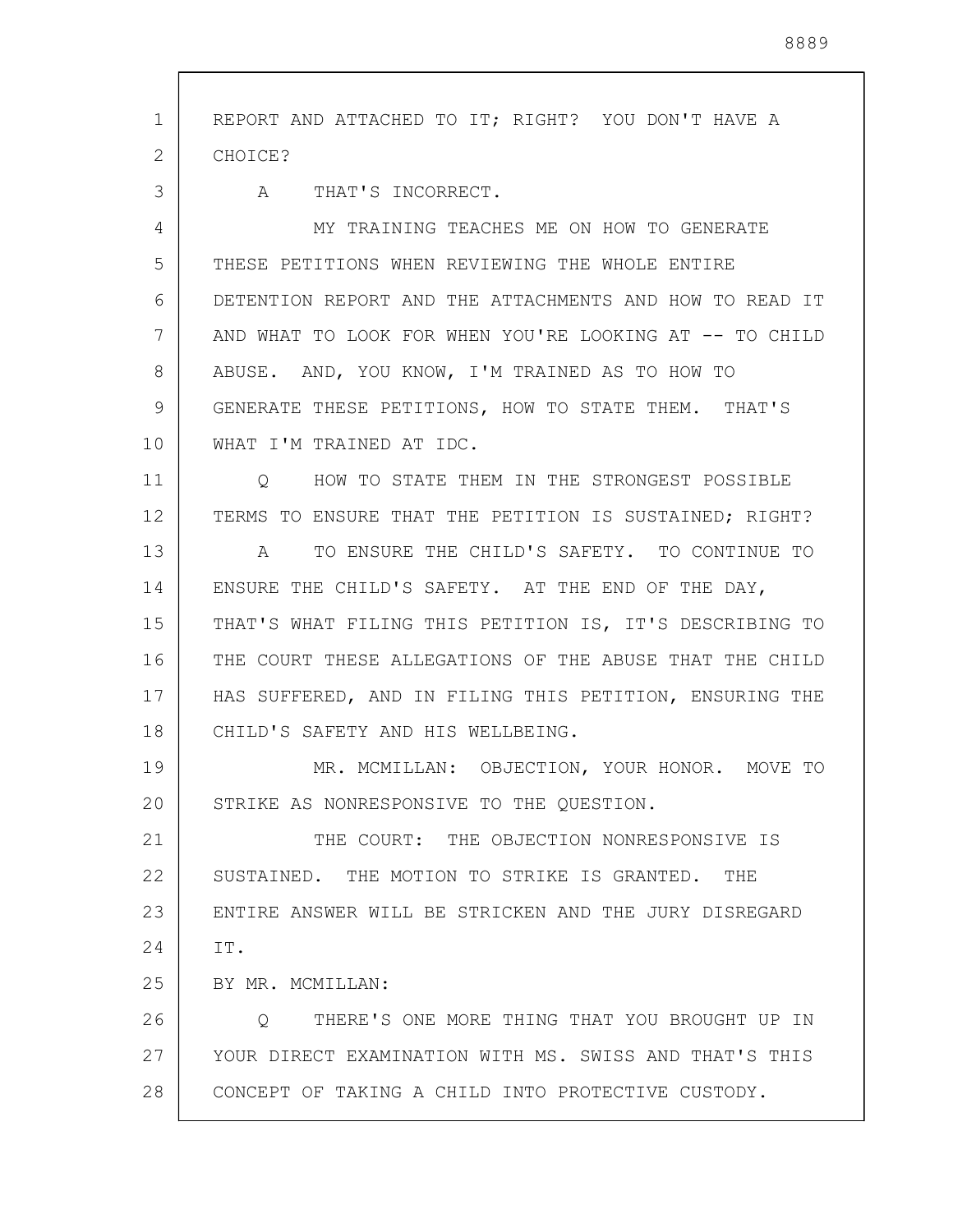REPORT AND ATTACHED TO IT; RIGHT? YOU DON'T HAVE A CHOICE?

A THAT'S INCORRECT.

MY TRAINING TEACHES ME ON HOW TO GENERATE THESE PETITIONS WHEN REVIEWING THE WHOLE ENTIRE DETENTION REPORT AND THE ATTACHMENTS AND HOW TO READ IT AND WHAT TO LOOK FOR WHEN YOU'RE LOOKING AT -- TO CHILD ABUSE. AND, YOU KNOW, I'M TRAINED AS TO HOW TO GENERATE THESE PETITIONS, HOW TO STATE THEM. THAT'S WHAT I'M TRAINED AT IDC.

Q HOW TO STATE THEM IN THE STRONGEST POSSIBLE TERMS TO ENSURE THAT THE PETITION IS SUSTAINED; RIGHT?

A TO ENSURE THE CHILD'S SAFETY. TO CONTINUE TO ENSURE THE CHILD'S SAFETY. AT THE END OF THE DAY, THAT'S WHAT FILING THIS PETITION IS, IT'S DESCRIBING TO THE COURT THESE ALLEGATIONS OF THE ABUSE THAT THE CHILD HAS SUFFERED, AND IN FILING THIS PETITION, ENSURING THE CHILD'S SAFETY AND HIS WELLBEING.

MR. MCMILLAN: OBJECTION, YOUR HONOR. MOVE TO STRIKE AS NONRESPONSIVE TO THE QUESTION.

THE COURT: THE OBJECTION NONRESPONSIVE IS SUSTAINED. THE MOTION TO STRIKE IS GRANTED. THE ENTIRE ANSWER WILL BE STRICKEN AND THE JURY DISREGARD IT.

BY MR. MCMILLAN:

Q THERE'S ONE MORE THING THAT YOU BROUGHT UP IN YOUR DIRECT EXAMINATION WITH MS. SWISS AND THAT'S THIS CONCEPT OF TAKING A CHILD INTO PROTECTIVE CUSTODY.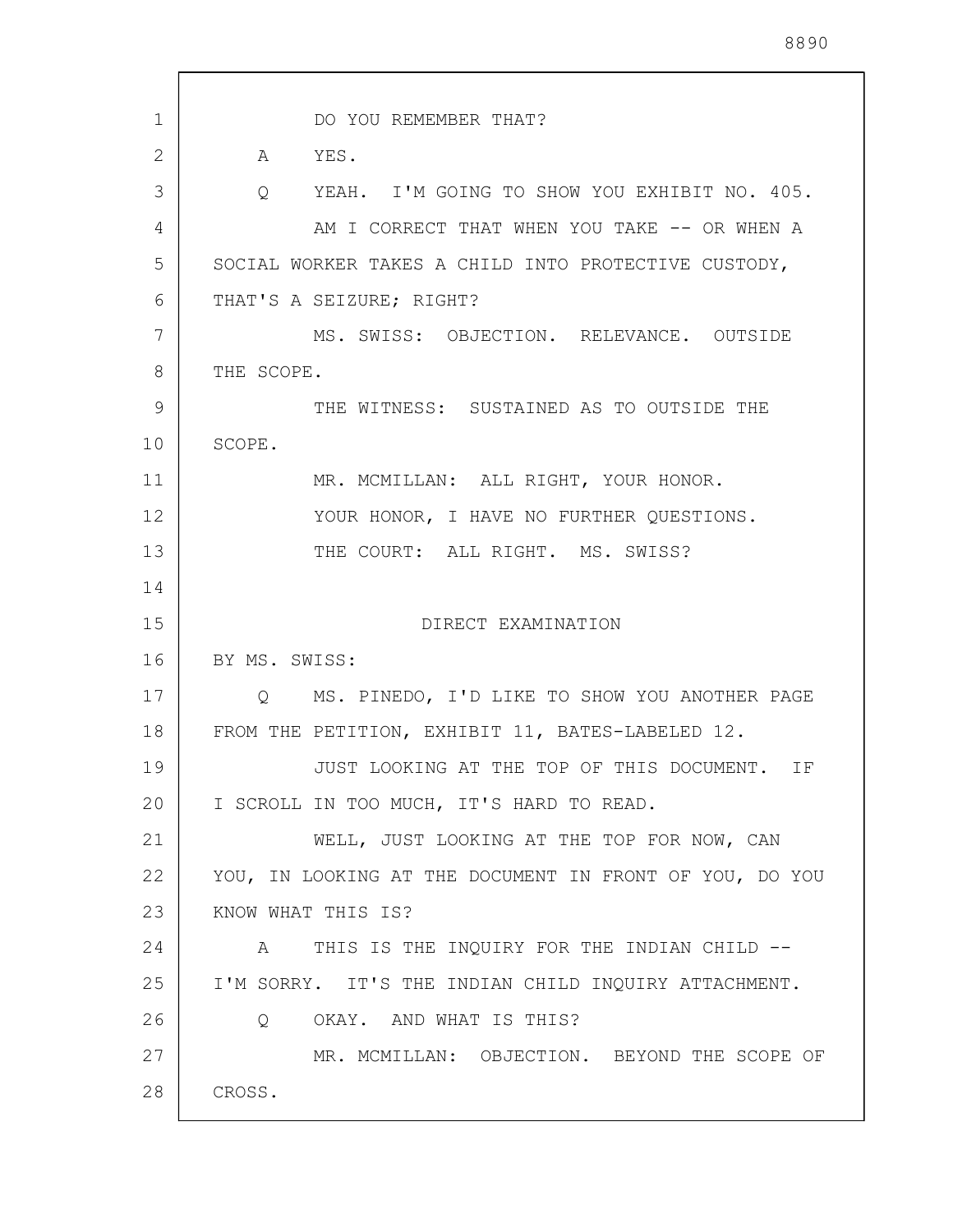DO YOU REMEMBER THAT?

A YES.

Q YEAH. I'M GOING TO SHOW YOU EXHIBIT NO. 405.

AM I CORRECT THAT WHEN YOU TAKE -- OR WHEN A SOCIAL WORKER TAKES A CHILD INTO PROTECTIVE CUSTODY, THAT'S A SEIZURE; RIGHT?

MS. SWISS: OBJECTION. RELEVANCE. OUTSIDE THE SCOPE.

THE WITNESS: SUSTAINED AS TO OUTSIDE THE SCOPE.

MR. MCMILLAN: ALL RIGHT, YOUR HONOR.

YOUR HONOR, I HAVE NO FURTHER QUESTIONS.

THE COURT: ALL RIGHT. MS. SWISS?

## DIRECT EXAMINATION

BY MS. SWISS:

Q MS. PINEDO, I'D LIKE TO SHOW YOU ANOTHER PAGE FROM THE PETITION, EXHIBIT 11, BATES-LABELED 12.

JUST LOOKING AT THE TOP OF THIS DOCUMENT. IF I SCROLL IN TOO MUCH, IT'S HARD TO READ.

WELL, JUST LOOKING AT THE TOP FOR NOW, CAN YOU, IN LOOKING AT THE DOCUMENT IN FRONT OF YOU, DO YOU KNOW WHAT THIS IS?

A THIS IS THE INQUIRY FOR THE INDIAN CHILD -- I'M SORRY. IT'S THE INDIAN CHILD INQUIRY ATTACHMENT.

Q OKAY. AND WHAT IS THIS?

MR. MCMILLAN: OBJECTION. BEYOND THE SCOPE OF CROSS.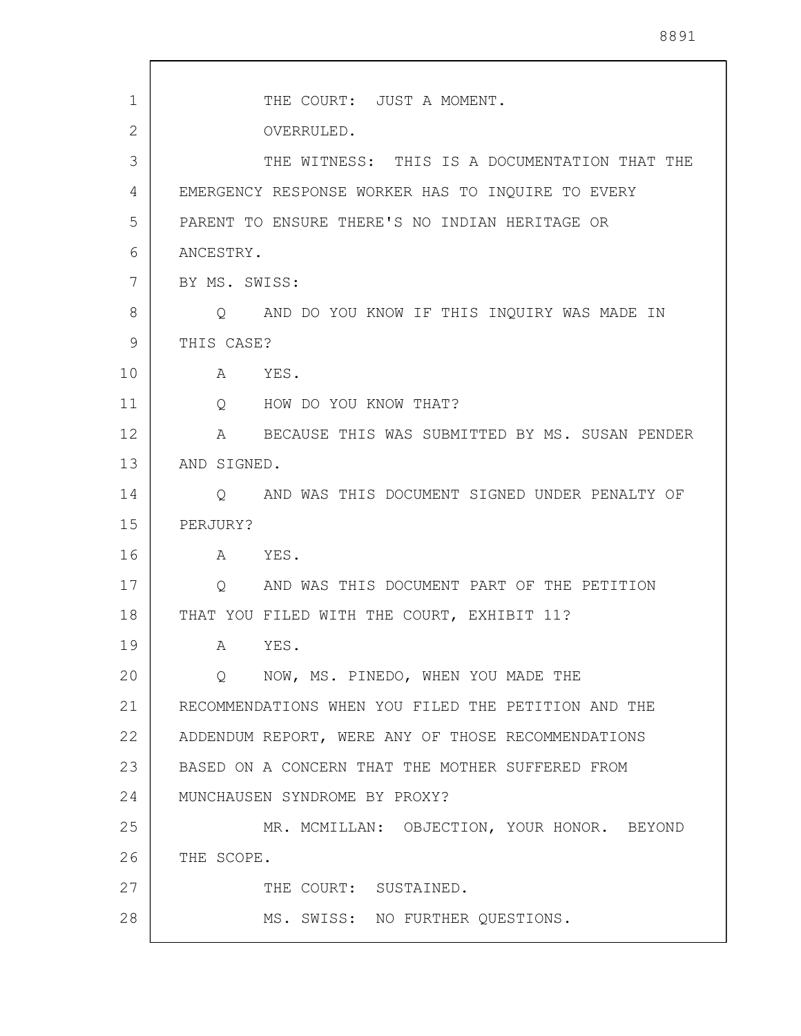THE COURT: JUST A MOMENT.

OVERRULED.

THE WITNESS: THIS IS A DOCUMENTATION THAT THE EMERGENCY RESPONSE WORKER HAS TO INQUIRE TO EVERY PARENT TO ENSURE THERE'S NO INDIAN HERITAGE OR ANCESTRY.

BY MS. SWISS:

Q AND DO YOU KNOW IF THIS INQUIRY WAS MADE IN THIS CASE?

A YES.

Q HOW DO YOU KNOW THAT?

A BECAUSE THIS WAS SUBMITTED BY MS. SUSAN PENDER AND SIGNED.

Q AND WAS THIS DOCUMENT SIGNED UNDER PENALTY OF PERJURY?

A YES.

Q AND WAS THIS DOCUMENT PART OF THE PETITION THAT YOU FILED WITH THE COURT, EXHIBIT 11?

A YES.

Q NOW, MS. PINEDO, WHEN YOU MADE THE RECOMMENDATIONS WHEN YOU FILED THE PETITION AND THE ADDENDUM REPORT, WERE ANY OF THOSE RECOMMENDATIONS BASED ON A CONCERN THAT THE MOTHER SUFFERED FROM MUNCHAUSEN SYNDROME BY PROXY?

MR. MCMILLAN: OBJECTION, YOUR HONOR. BEYOND THE SCOPE.

THE COURT: SUSTAINED.

MS. SWISS: NO FURTHER QUESTIONS.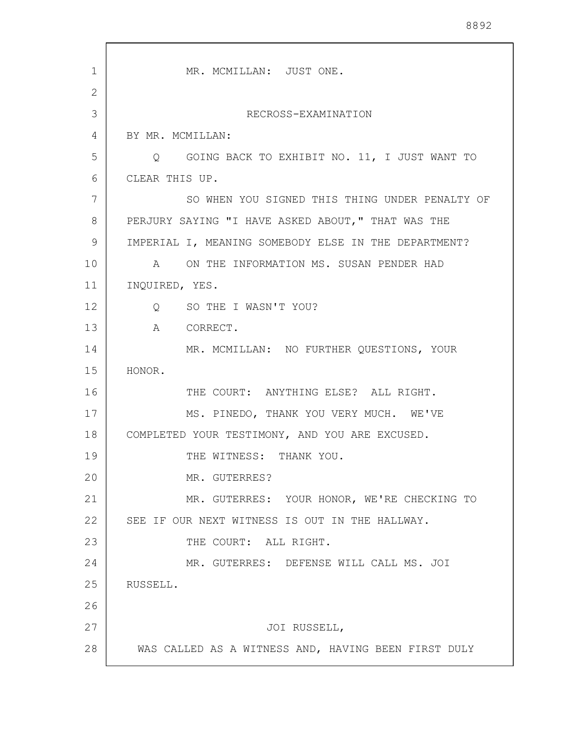MR. MCMILLAN: JUST ONE.

RECROSS-EXAMINATION

BY MR. MCMILLAN:

Q GOING BACK TO EXHIBIT NO. 11, I JUST WANT TO CLEAR THIS UP.

SO WHEN YOU SIGNED THIS THING UNDER PENALTY OF PERJURY SAYING "I HAVE ASKED ABOUT," THAT WAS THE IMPERIAL I, MEANING SOMEBODY ELSE IN THE DEPARTMENT?

A ON THE INFORMATION MS. SUSAN PENDER HAD INQUIRED, YES.

Q SO THE I WASN'T YOU?

A CORRECT.

MR. MCMILLAN: NO FURTHER QUESTIONS, YOUR HONOR.

THE COURT: ANYTHING ELSE? ALL RIGHT.

MS. PINEDO, THANK YOU VERY MUCH. WE'VE COMPLETED YOUR TESTIMONY, AND YOU ARE EXCUSED.

THE WITNESS: THANK YOU.

MR. GUTERRES?

MR. GUTERRES: YOUR HONOR, WE'RE CHECKING TO SEE IF OUR NEXT WITNESS IS OUT IN THE HALLWAY.

THE COURT: ALL RIGHT.

MR. GUTERRES: DEFENSE WILL CALL MS. JOI RUSSELL.

JOI RUSSELL,

WAS CALLED AS A WITNESS AND, HAVING BEEN FIRST DULY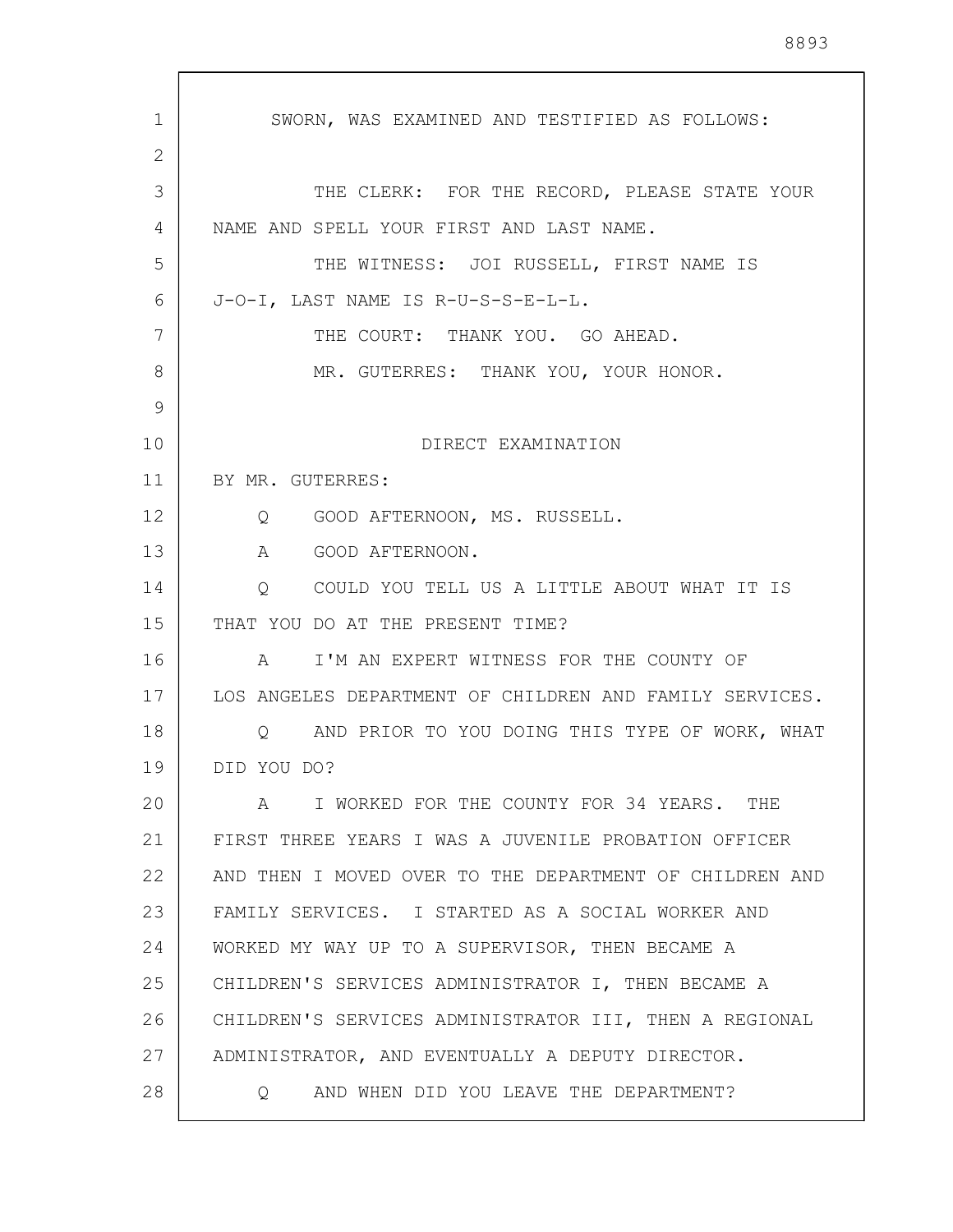SWORN, WAS EXAMINED AND TESTIFIED AS FOLLOWS:

THE CLERK: FOR THE RECORD, PLEASE STATE YOUR NAME AND SPELL YOUR FIRST AND LAST NAME.

THE WITNESS: JOI RUSSELL, FIRST NAME IS J-O-I, LAST NAME IS R-U-S-S-E-L-L.

THE COURT: THANK YOU. GO AHEAD.

MR. GUTERRES: THANK YOU, YOUR HONOR.

DIRECT EXAMINATION

BY MR. GUTERRES:

Q GOOD AFTERNOON, MS. RUSSELL.

A GOOD AFTERNOON.

Q COULD YOU TELL US A LITTLE ABOUT WHAT IT IS THAT YOU DO AT THE PRESENT TIME?

A I'M AN EXPERT WITNESS FOR THE COUNTY OF LOS ANGELES DEPARTMENT OF CHILDREN AND FAMILY SERVICES.

Q AND PRIOR TO YOU DOING THIS TYPE OF WORK, WHAT DID YOU DO?

A I WORKED FOR THE COUNTY FOR 34 YEARS. THE FIRST THREE YEARS I WAS A JUVENILE PROBATION OFFICER AND THEN I MOVED OVER TO THE DEPARTMENT OF CHILDREN AND FAMILY SERVICES. I STARTED AS A SOCIAL WORKER AND WORKED MY WAY UP TO A SUPERVISOR, THEN BECAME A CHILDREN'S SERVICES ADMINISTRATOR I, THEN BECAME A CHILDREN'S SERVICES ADMINISTRATOR III, THEN A REGIONAL ADMINISTRATOR, AND EVENTUALLY A DEPUTY DIRECTOR.

Q AND WHEN DID YOU LEAVE THE DEPARTMENT?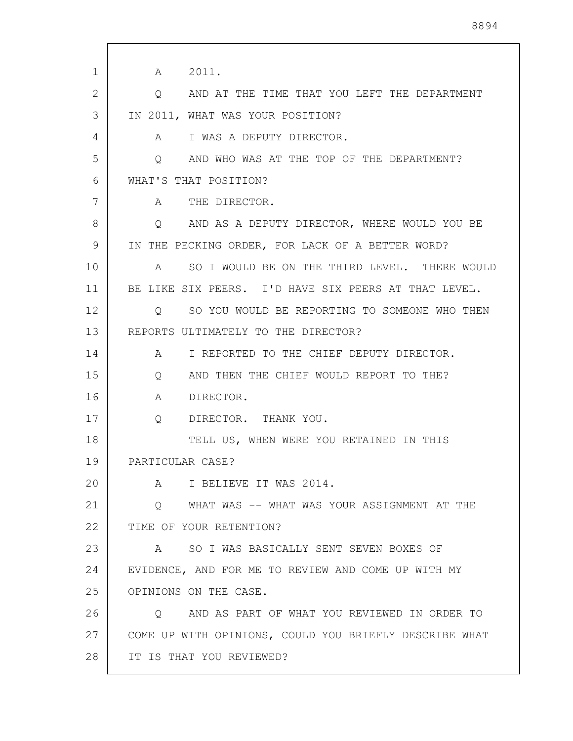A 2011.

Q AND AT THE TIME THAT YOU LEFT THE DEPARTMENT IN 2011, WHAT WAS YOUR POSITION?

A I WAS A DEPUTY DIRECTOR.

Q AND WHO WAS AT THE TOP OF THE DEPARTMENT? WHAT'S THAT POSITION?

A THE DIRECTOR.

Q AND AS A DEPUTY DIRECTOR, WHERE WOULD YOU BE IN THE PECKING ORDER, FOR LACK OF A BETTER WORD?

A SO I WOULD BE ON THE THIRD LEVEL. THERE WOULD BE LIKE SIX PEERS. I'D HAVE SIX PEERS AT THAT LEVEL.

Q SO YOU WOULD BE REPORTING TO SOMEONE WHO THEN REPORTS ULTIMATELY TO THE DIRECTOR?

A I REPORTED TO THE CHIEF DEPUTY DIRECTOR.

Q AND THEN THE CHIEF WOULD REPORT TO THE?

A DIRECTOR.

Q DIRECTOR. THANK YOU.

TELL US, WHEN WERE YOU RETAINED IN THIS PARTICULAR CASE?

A I BELIEVE IT WAS 2014.

Q WHAT WAS -- WHAT WAS YOUR ASSIGNMENT AT THE TIME OF YOUR RETENTION?

A SO I WAS BASICALLY SENT SEVEN BOXES OF EVIDENCE, AND FOR ME TO REVIEW AND COME UP WITH MY OPINIONS ON THE CASE.

Q AND AS PART OF WHAT YOU REVIEWED IN ORDER TO COME UP WITH OPINIONS, COULD YOU BRIEFLY DESCRIBE WHAT IT IS THAT YOU REVIEWED?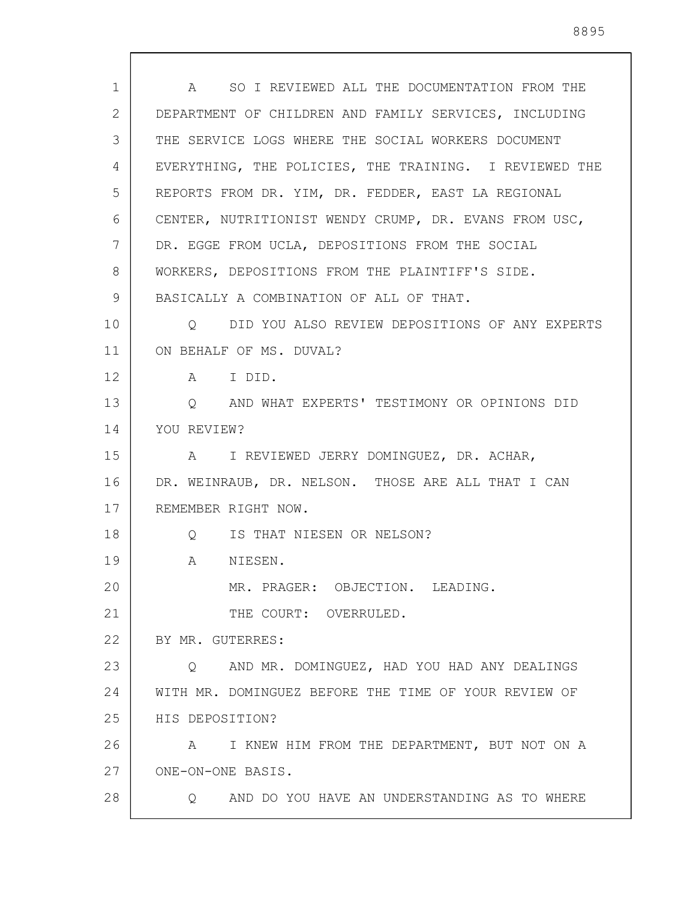A SO I REVIEWED ALL THE DOCUMENTATION FROM THE DEPARTMENT OF CHILDREN AND FAMILY SERVICES, INCLUDING THE SERVICE LOGS WHERE THE SOCIAL WORKERS DOCUMENT EVERYTHING, THE POLICIES, THE TRAINING. I REVIEWED THE REPORTS FROM DR. YIM, DR. FEDDER, EAST LA REGIONAL CENTER, NUTRITIONIST WENDY CRUMP, DR. EVANS FROM USC, DR. EGGE FROM UCLA, DEPOSITIONS FROM THE SOCIAL WORKERS, DEPOSITIONS FROM THE PLAINTIFF'S SIDE. BASICALLY A COMBINATION OF ALL OF THAT.

Q DID YOU ALSO REVIEW DEPOSITIONS OF ANY EXPERTS ON BEHALF OF MS. DUVAL?

A I DID.

Q AND WHAT EXPERTS' TESTIMONY OR OPINIONS DID YOU REVIEW?

A I REVIEWED JERRY DOMINGUEZ, DR. ACHAR, DR. WEINRAUB, DR. NELSON. THOSE ARE ALL THAT I CAN REMEMBER RIGHT NOW.

Q IS THAT NIESEN OR NELSON?

A NIESEN.

MR. PRAGER: OBJECTION. LEADING.

THE COURT: OVERRULED.

BY MR. GUTERRES:

Q AND MR. DOMINGUEZ, HAD YOU HAD ANY DEALINGS WITH MR. DOMINGUEZ BEFORE THE TIME OF YOUR REVIEW OF HIS DEPOSITION?

A I KNEW HIM FROM THE DEPARTMENT, BUT NOT ON A ONE-ON-ONE BASIS.

Q AND DO YOU HAVE AN UNDERSTANDING AS TO WHERE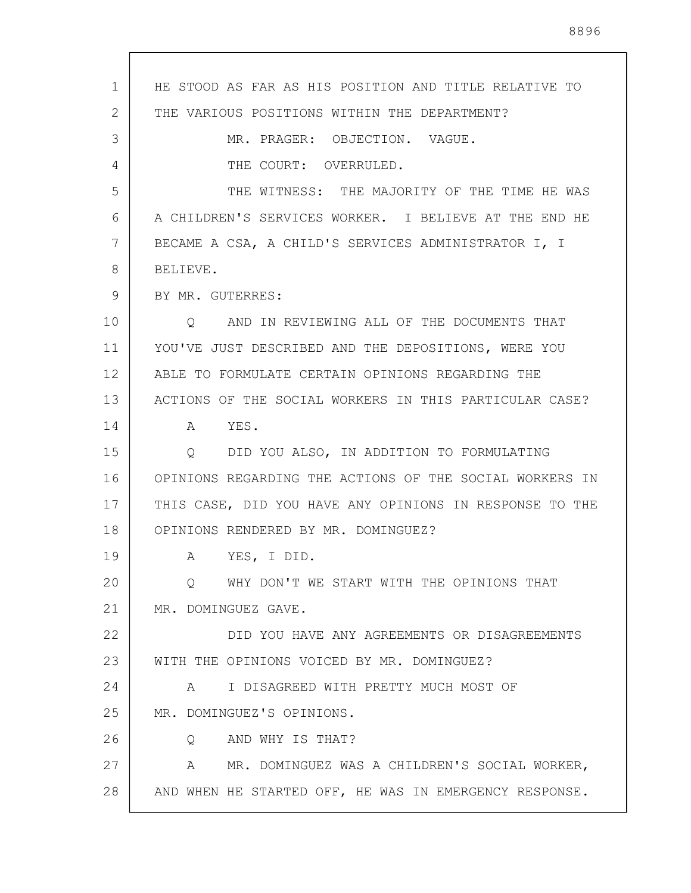HE STOOD AS FAR AS HIS POSITION AND TITLE RELATIVE TO THE VARIOUS POSITIONS WITHIN THE DEPARTMENT?

MR. PRAGER: OBJECTION. VAGUE.

THE COURT: OVERRULED.

THE WITNESS: THE MAJORITY OF THE TIME HE WAS A CHILDREN'S SERVICES WORKER. I BELIEVE AT THE END HE BECAME A CSA, A CHILD'S SERVICES ADMINISTRATOR I, I BELIEVE.

BY MR. GUTERRES:

Q AND IN REVIEWING ALL OF THE DOCUMENTS THAT YOU'VE JUST DESCRIBED AND THE DEPOSITIONS, WERE YOU ABLE TO FORMULATE CERTAIN OPINIONS REGARDING THE ACTIONS OF THE SOCIAL WORKERS IN THIS PARTICULAR CASE?

A YES.

Q DID YOU ALSO, IN ADDITION TO FORMULATING OPINIONS REGARDING THE ACTIONS OF THE SOCIAL WORKERS IN THIS CASE, DID YOU HAVE ANY OPINIONS IN RESPONSE TO THE OPINIONS RENDERED BY MR. DOMINGUEZ?

A YES, I DID.

Q WHY DON'T WE START WITH THE OPINIONS THAT MR. DOMINGUEZ GAVE.

DID YOU HAVE ANY AGREEMENTS OR DISAGREEMENTS WITH THE OPINIONS VOICED BY MR. DOMINGUEZ?

A I DISAGREED WITH PRETTY MUCH MOST OF MR. DOMINGUEZ'S OPINIONS.

Q AND WHY IS THAT?

A MR. DOMINGUEZ WAS A CHILDREN'S SOCIAL WORKER, AND WHEN HE STARTED OFF, HE WAS IN EMERGENCY RESPONSE.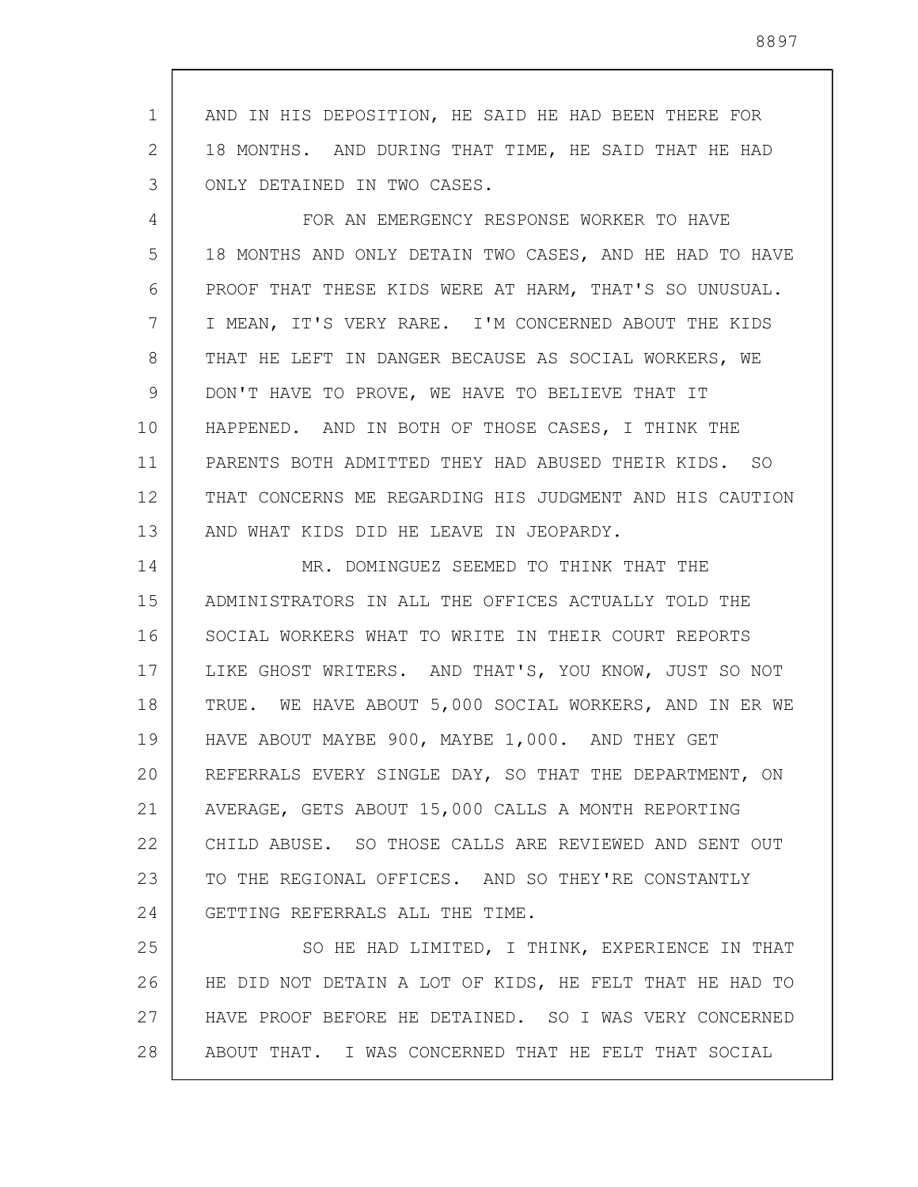AND IN HIS DEPOSITION, HE SAID HE HAD BEEN THERE FOR 18 MONTHS. AND DURING THAT TIME, HE SAID THAT HE HAD ONLY DETAINED IN TWO CASES.

FOR AN EMERGENCY RESPONSE WORKER TO HAVE 18 MONTHS AND ONLY DETAIN TWO CASES, AND HE HAD TO HAVE PROOF THAT THESE KIDS WERE AT HARM, THAT'S SO UNUSUAL. I MEAN, IT'S VERY RARE. I'M CONCERNED ABOUT THE KIDS THAT HE LEFT IN DANGER BECAUSE AS SOCIAL WORKERS, WE DON'T HAVE TO PROVE, WE HAVE TO BELIEVE THAT IT HAPPENED. AND IN BOTH OF THOSE CASES, I THINK THE PARENTS BOTH ADMITTED THEY HAD ABUSED THEIR KIDS. SO THAT CONCERNS ME REGARDING HIS JUDGMENT AND HIS CAUTION AND WHAT KIDS DID HE LEAVE IN JEOPARDY.

MR. DOMINGUEZ SEEMED TO THINK THAT THE ADMINISTRATORS IN ALL THE OFFICES ACTUALLY TOLD THE SOCIAL WORKERS WHAT TO WRITE IN THEIR COURT REPORTS LIKE GHOST WRITERS. AND THAT'S, YOU KNOW, JUST SO NOT TRUE. WE HAVE ABOUT 5,000 SOCIAL WORKERS, AND IN ER WE HAVE ABOUT MAYBE 900, MAYBE 1,000. AND THEY GET REFERRALS EVERY SINGLE DAY, SO THAT THE DEPARTMENT, ON AVERAGE, GETS ABOUT 15,000 CALLS A MONTH REPORTING CHILD ABUSE. SO THOSE CALLS ARE REVIEWED AND SENT OUT TO THE REGIONAL OFFICES. AND SO THEY'RE CONSTANTLY GETTING REFERRALS ALL THE TIME.

SO HE HAD LIMITED, I THINK, EXPERIENCE IN THAT HE DID NOT DETAIN A LOT OF KIDS, HE FELT THAT HE HAD TO HAVE PROOF BEFORE HE DETAINED. SO I WAS VERY CONCERNED ABOUT THAT. I WAS CONCERNED THAT HE FELT THAT SOCIAL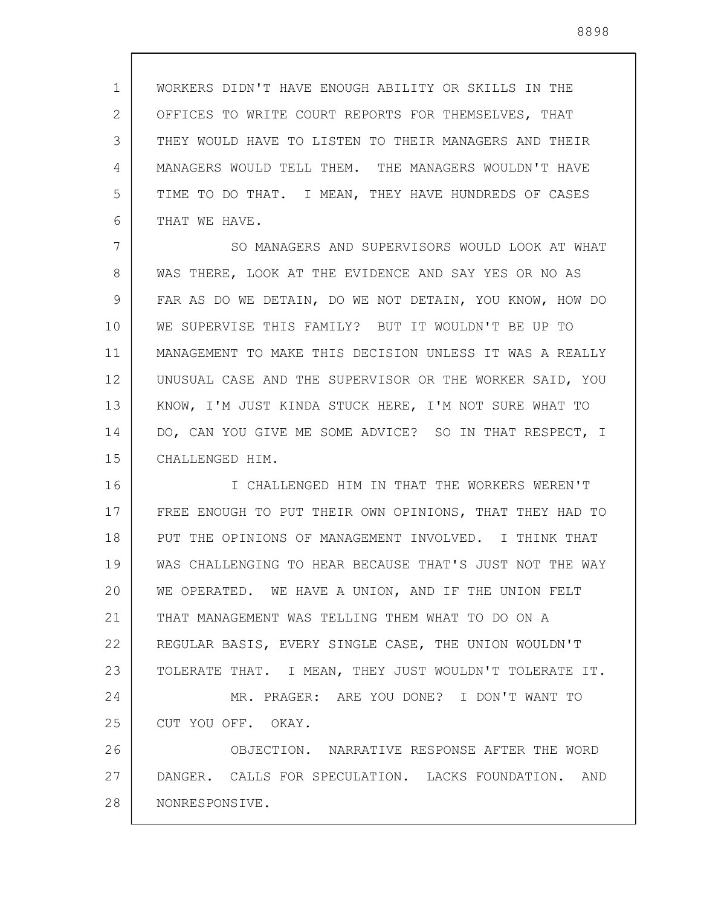WORKERS DIDN'T HAVE ENOUGH ABILITY OR SKILLS IN THE OFFICES TO WRITE COURT REPORTS FOR THEMSELVES, THAT THEY WOULD HAVE TO LISTEN TO THEIR MANAGERS AND THEIR MANAGERS WOULD TELL THEM. THE MANAGERS WOULDN'T HAVE TIME TO DO THAT. I MEAN, THEY HAVE HUNDREDS OF CASES THAT WE HAVE.

SO MANAGERS AND SUPERVISORS WOULD LOOK AT WHAT WAS THERE, LOOK AT THE EVIDENCE AND SAY YES OR NO AS FAR AS DO WE DETAIN, DO WE NOT DETAIN, YOU KNOW, HOW DO WE SUPERVISE THIS FAMILY? BUT IT WOULDN'T BE UP TO MANAGEMENT TO MAKE THIS DECISION UNLESS IT WAS A REALLY UNUSUAL CASE AND THE SUPERVISOR OR THE WORKER SAID, YOU KNOW, I'M JUST KINDA STUCK HERE, I'M NOT SURE WHAT TO DO, CAN YOU GIVE ME SOME ADVICE? SO IN THAT RESPECT, I CHALLENGED HIM.

I CHALLENGED HIM IN THAT THE WORKERS WEREN'T FREE ENOUGH TO PUT THEIR OWN OPINIONS, THAT THEY HAD TO PUT THE OPINIONS OF MANAGEMENT INVOLVED. I THINK THAT WAS CHALLENGING TO HEAR BECAUSE THAT'S JUST NOT THE WAY WE OPERATED. WE HAVE A UNION, AND IF THE UNION FELT THAT MANAGEMENT WAS TELLING THEM WHAT TO DO ON A REGULAR BASIS, EVERY SINGLE CASE, THE UNION WOULDN'T TOLERATE THAT. I MEAN, THEY JUST WOULDN'T TOLERATE IT.

MR. PRAGER: ARE YOU DONE? I DON'T WANT TO CUT YOU OFF. OKAY.

OBJECTION. NARRATIVE RESPONSE AFTER THE WORD DANGER. CALLS FOR SPECULATION. LACKS FOUNDATION. AND NONRESPONSIVE.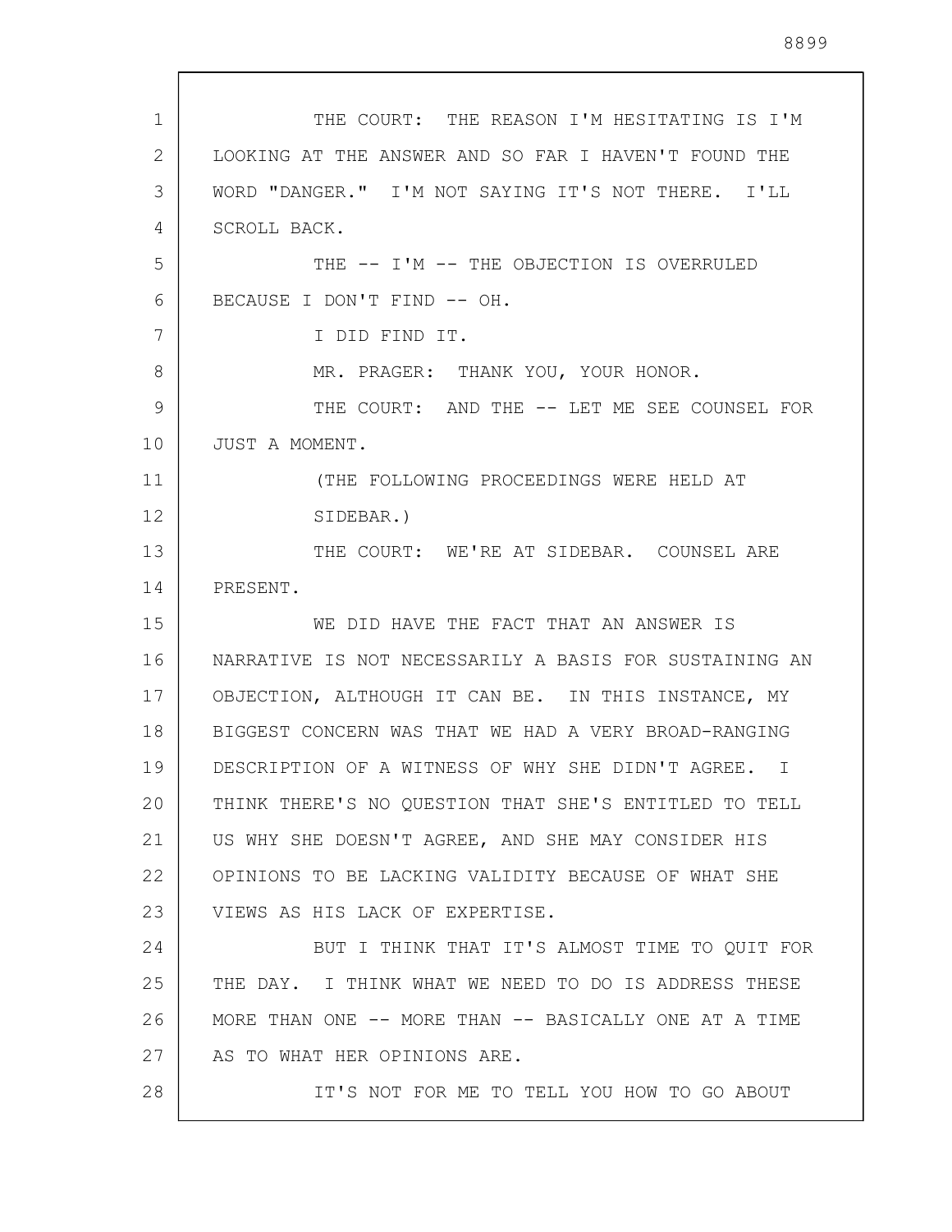THE COURT: THE REASON I'M HESITATING IS I'M LOOKING AT THE ANSWER AND SO FAR I HAVEN'T FOUND THE WORD "DANGER." I'M NOT SAYING IT'S NOT THERE. I'LL SCROLL BACK.

THE -- I'M -- THE OBJECTION IS OVERRULED BECAUSE I DON'T FIND -- OH.

I DID FIND IT.

MR. PRAGER: THANK YOU, YOUR HONOR.

THE COURT: AND THE -- LET ME SEE COUNSEL FOR JUST A MOMENT.

(THE FOLLOWING PROCEEDINGS WERE HELD AT SIDEBAR.)

THE COURT: WE'RE AT SIDEBAR. COUNSEL ARE PRESENT.

WE DID HAVE THE FACT THAT AN ANSWER IS NARRATIVE IS NOT NECESSARILY A BASIS FOR SUSTAINING AN OBJECTION, ALTHOUGH IT CAN BE. IN THIS INSTANCE, MY BIGGEST CONCERN WAS THAT WE HAD A VERY BROAD-RANGING DESCRIPTION OF A WITNESS OF WHY SHE DIDN'T AGREE. I THINK THERE'S NO QUESTION THAT SHE'S ENTITLED TO TELL US WHY SHE DOESN'T AGREE, AND SHE MAY CONSIDER HIS OPINIONS TO BE LACKING VALIDITY BECAUSE OF WHAT SHE VIEWS AS HIS LACK OF EXPERTISE.

BUT I THINK THAT IT'S ALMOST TIME TO QUIT FOR THE DAY. I THINK WHAT WE NEED TO DO IS ADDRESS THESE MORE THAN ONE -- MORE THAN -- BASICALLY ONE AT A TIME AS TO WHAT HER OPINIONS ARE.

IT'S NOT FOR ME TO TELL YOU HOW TO GO ABOUT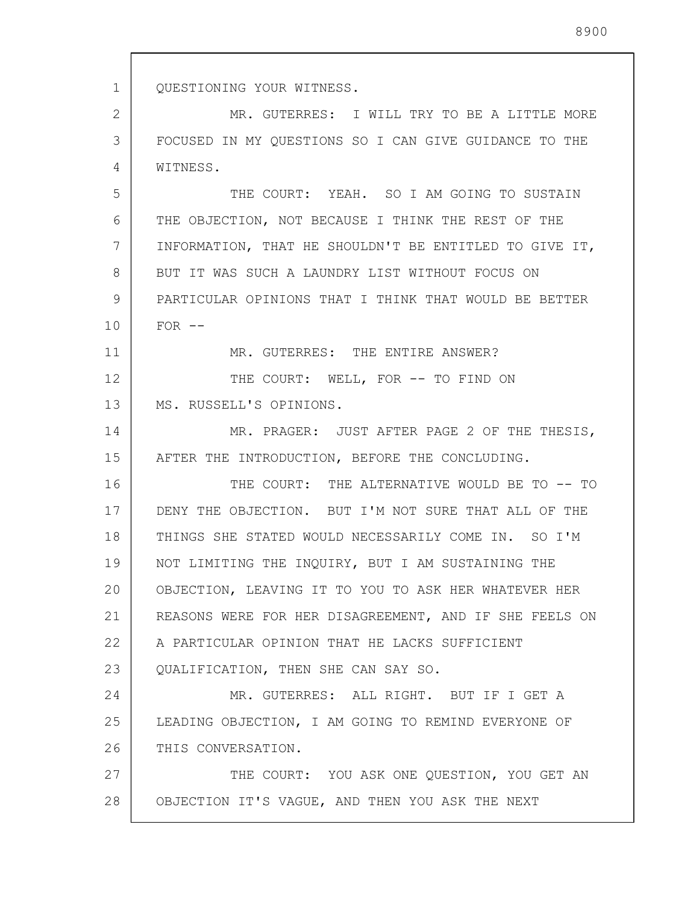QUESTIONING YOUR WITNESS.

MR. GUTERRES: I WILL TRY TO BE A LITTLE MORE FOCUSED IN MY QUESTIONS SO I CAN GIVE GUIDANCE TO THE WITNESS.

THE COURT: YEAH. SO I AM GOING TO SUSTAIN THE OBJECTION, NOT BECAUSE I THINK THE REST OF THE INFORMATION, THAT HE SHOULDN'T BE ENTITLED TO GIVE IT, BUT IT WAS SUCH A LAUNDRY LIST WITHOUT FOCUS ON PARTICULAR OPINIONS THAT I THINK THAT WOULD BE BETTER FOR --

MR. GUTERRES: THE ENTIRE ANSWER?

THE COURT: WELL, FOR -- TO FIND ON MS. RUSSELL'S OPINIONS.

MR. PRAGER: JUST AFTER PAGE 2 OF THE THESIS, AFTER THE INTRODUCTION, BEFORE THE CONCLUDING.

THE COURT: THE ALTERNATIVE WOULD BE TO -- TO DENY THE OBJECTION. BUT I'M NOT SURE THAT ALL OF THE THINGS SHE STATED WOULD NECESSARILY COME IN. SO I'M NOT LIMITING THE INQUIRY, BUT I AM SUSTAINING THE OBJECTION, LEAVING IT TO YOU TO ASK HER WHATEVER HER REASONS WERE FOR HER DISAGREEMENT, AND IF SHE FEELS ON A PARTICULAR OPINION THAT HE LACKS SUFFICIENT QUALIFICATION, THEN SHE CAN SAY SO.

MR. GUTERRES: ALL RIGHT. BUT IF I GET A LEADING OBJECTION, I AM GOING TO REMIND EVERYONE OF THIS CONVERSATION.

THE COURT: YOU ASK ONE QUESTION, YOU GET AN OBJECTION IT'S VAGUE, AND THEN YOU ASK THE NEXT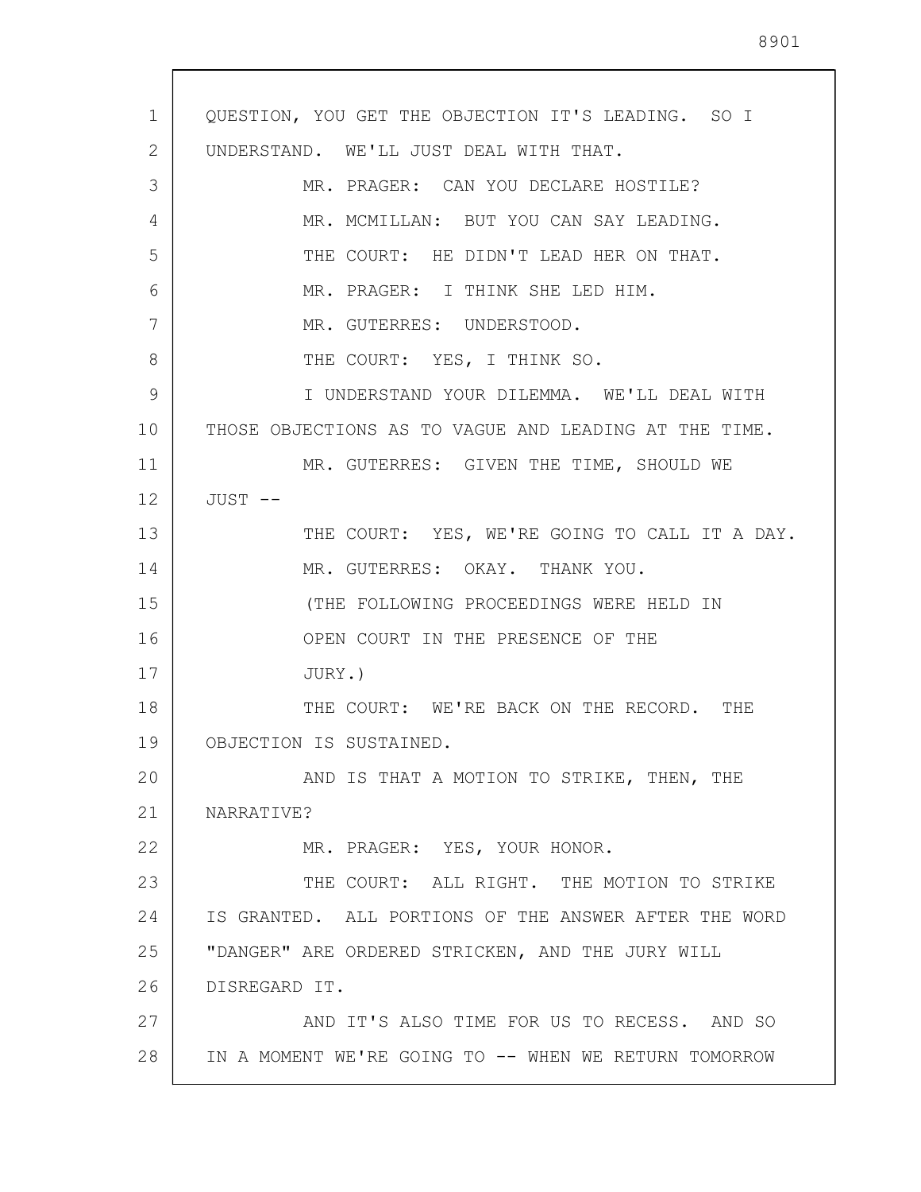QUESTION, YOU GET THE OBJECTION IT'S LEADING. SO I UNDERSTAND. WE'LL JUST DEAL WITH THAT.

MR. PRAGER: CAN YOU DECLARE HOSTILE?

MR. MCMILLAN: BUT YOU CAN SAY LEADING.

THE COURT: HE DIDN'T LEAD HER ON THAT.

MR. PRAGER: I THINK SHE LED HIM.

MR. GUTERRES: UNDERSTOOD.

THE COURT: YES, I THINK SO.

I UNDERSTAND YOUR DILEMMA. WE'LL DEAL WITH THOSE OBJECTIONS AS TO VAGUE AND LEADING AT THE TIME.

MR. GUTERRES: GIVEN THE TIME, SHOULD WE JUST --

THE COURT: YES, WE'RE GOING TO CALL IT A DAY.

MR. GUTERRES: OKAY. THANK YOU.

(THE FOLLOWING PROCEEDINGS WERE HELD IN OPEN COURT IN THE PRESENCE OF THE JURY.)

THE COURT: WE'RE BACK ON THE RECORD. THE OBJECTION IS SUSTAINED.

AND IS THAT A MOTION TO STRIKE, THEN, THE NARRATIVE?

MR. PRAGER: YES, YOUR HONOR.

THE COURT: ALL RIGHT. THE MOTION TO STRIKE IS GRANTED. ALL PORTIONS OF THE ANSWER AFTER THE WORD "DANGER" ARE ORDERED STRICKEN, AND THE JURY WILL DISREGARD IT.

AND IT'S ALSO TIME FOR US TO RECESS. AND SO IN A MOMENT WE'RE GOING TO -- WHEN WE RETURN TOMORROW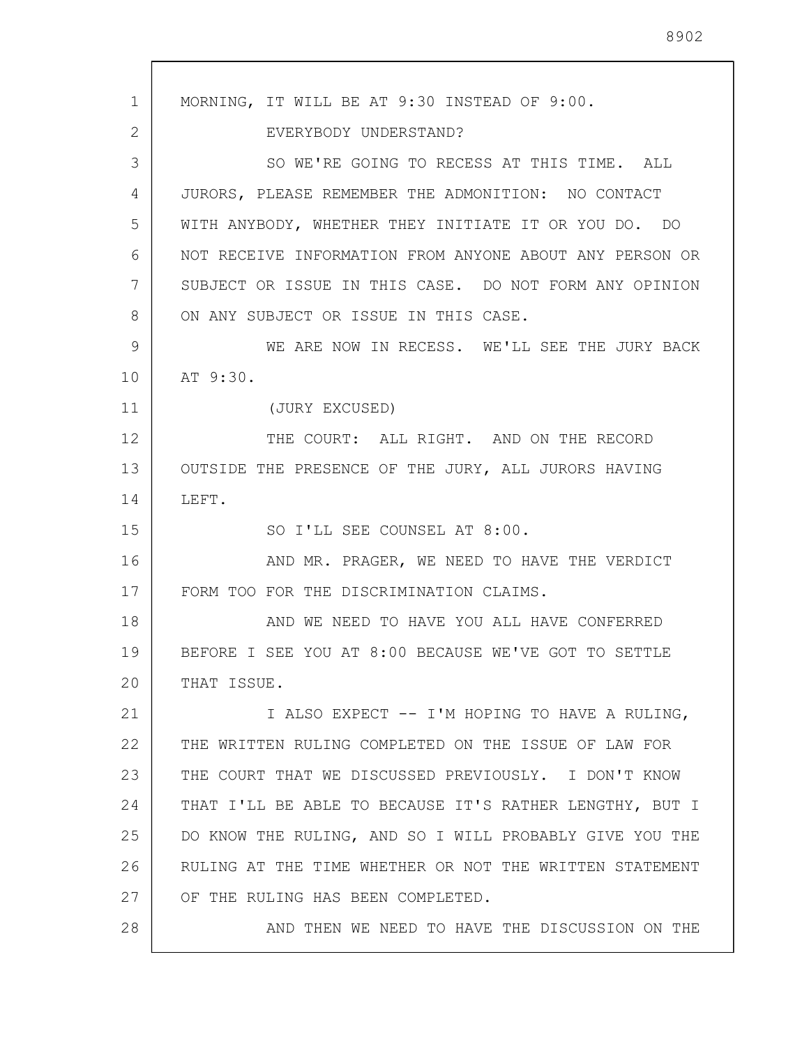MORNING, IT WILL BE AT 9:30 INSTEAD OF 9:00.

EVERYBODY UNDERSTAND?

SO WE'RE GOING TO RECESS AT THIS TIME. ALL JURORS, PLEASE REMEMBER THE ADMONITION: NO CONTACT WITH ANYBODY, WHETHER THEY INITIATE IT OR YOU DO. DO NOT RECEIVE INFORMATION FROM ANYONE ABOUT ANY PERSON OR SUBJECT OR ISSUE IN THIS CASE. DO NOT FORM ANY OPINION ON ANY SUBJECT OR ISSUE IN THIS CASE.

WE ARE NOW IN RECESS. WE'LL SEE THE JURY BACK AT 9:30.

(JURY EXCUSED)

THE COURT: ALL RIGHT. AND ON THE RECORD OUTSIDE THE PRESENCE OF THE JURY, ALL JURORS HAVING LEFT.

SO I'LL SEE COUNSEL AT 8:00.

AND MR. PRAGER, WE NEED TO HAVE THE VERDICT FORM TOO FOR THE DISCRIMINATION CLAIMS.

AND WE NEED TO HAVE YOU ALL HAVE CONFERRED BEFORE I SEE YOU AT 8:00 BECAUSE WE'VE GOT TO SETTLE THAT ISSUE.

I ALSO EXPECT -- I'M HOPING TO HAVE A RULING, THE WRITTEN RULING COMPLETED ON THE ISSUE OF LAW FOR THE COURT THAT WE DISCUSSED PREVIOUSLY. I DON'T KNOW THAT I'LL BE ABLE TO BECAUSE IT'S RATHER LENGTHY, BUT I DO KNOW THE RULING, AND SO I WILL PROBABLY GIVE YOU THE RULING AT THE TIME WHETHER OR NOT THE WRITTEN STATEMENT OF THE RULING HAS BEEN COMPLETED.

AND THEN WE NEED TO HAVE THE DISCUSSION ON THE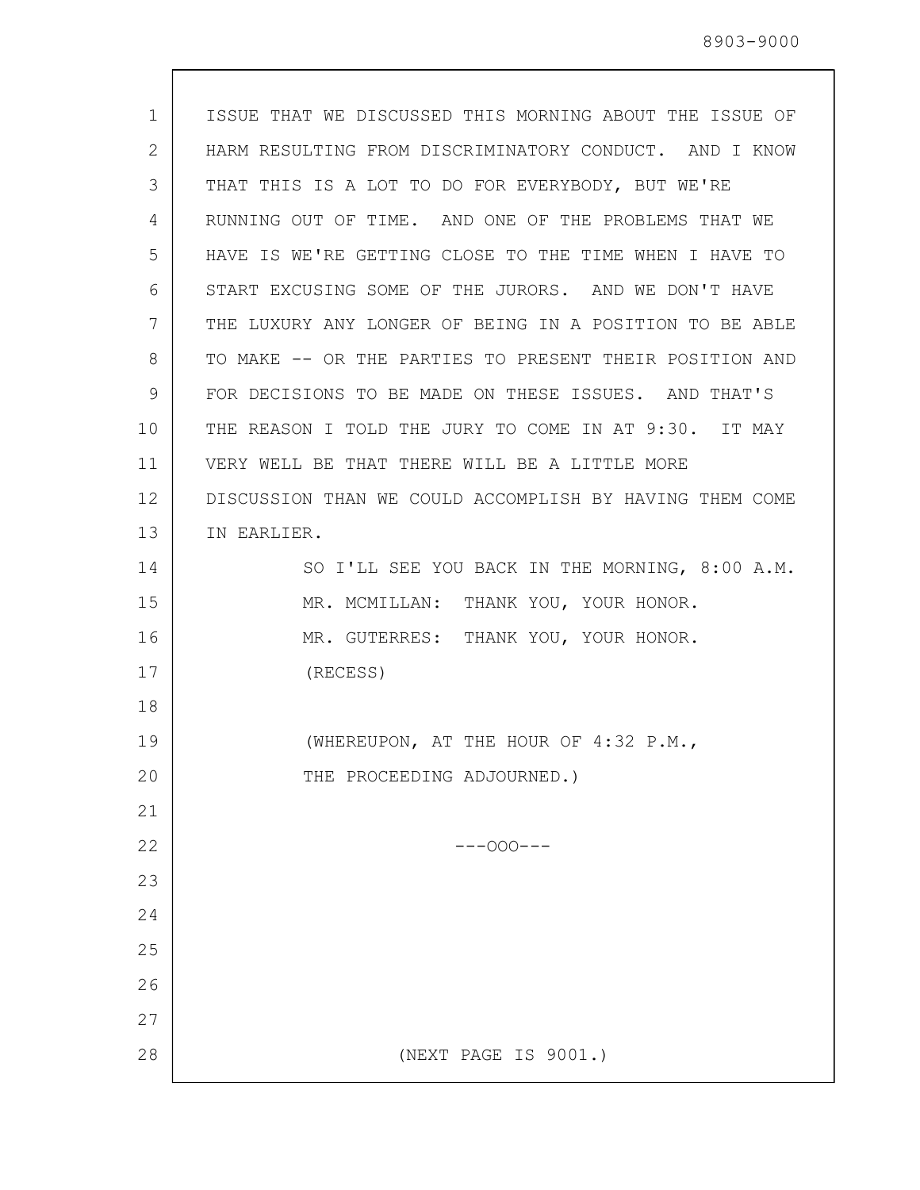ISSUE THAT WE DISCUSSED THIS MORNING ABOUT THE ISSUE OF HARM RESULTING FROM DISCRIMINATORY CONDUCT. AND I KNOW THAT THIS IS A LOT TO DO FOR EVERYBODY, BUT WE'RE RUNNING OUT OF TIME. AND ONE OF THE PROBLEMS THAT WE HAVE IS WE'RE GETTING CLOSE TO THE TIME WHEN I HAVE TO START EXCUSING SOME OF THE JURORS. AND WE DON'T HAVE THE LUXURY ANY LONGER OF BEING IN A POSITION TO BE ABLE TO MAKE -- OR THE PARTIES TO PRESENT THEIR POSITION AND FOR DECISIONS TO BE MADE ON THESE ISSUES. AND THAT'S THE REASON I TOLD THE JURY TO COME IN AT 9:30. IT MAY VERY WELL BE THAT THERE WILL BE A LITTLE MORE DISCUSSION THAN WE COULD ACCOMPLISH BY HAVING THEM COME IN EARLIER.

SO I'LL SEE YOU BACK IN THE MORNING, 8:00 A.M.

MR. MCMILLAN: THANK YOU, YOUR HONOR.

MR. GUTERRES: THANK YOU, YOUR HONOR.

(RECESS)

(WHEREUPON, AT THE HOUR OF 4:32 P.M., THE PROCEEDING ADJOURNED.)

---OOO---

(NEXT PAGE IS 9001.)